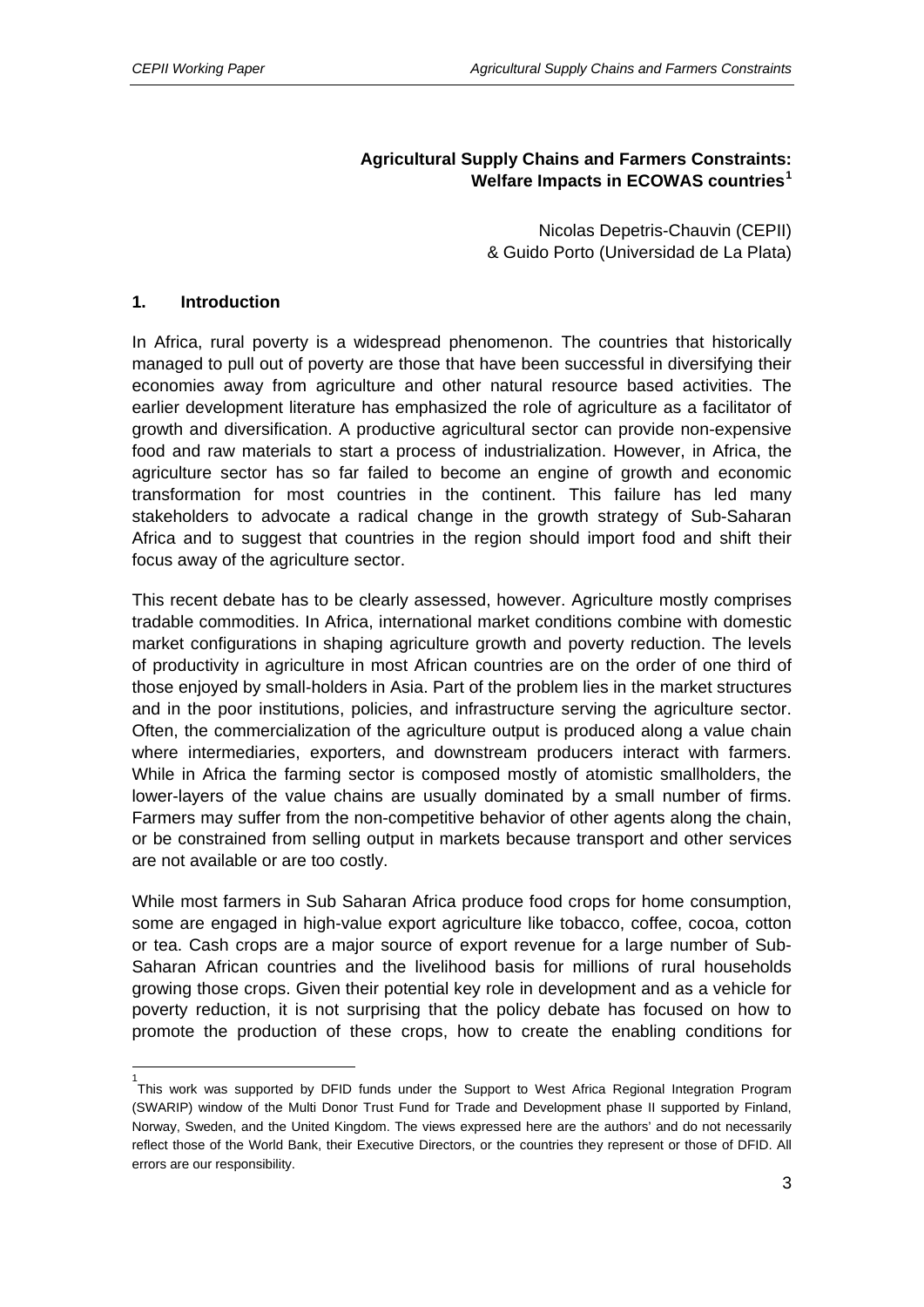# Agricultural Supply Chains and Farmers Constraints: Welfare Impacts in ECOWAS countries[1]

Nicolas Depetris-Chauvin (CEPII)
& Guido Porto (Universidad de La Plata)

## 1. Introduction

In Africa, rural poverty is a widespread phenomenon. The countries that historically managed to pull out of poverty are those that have been successful in diversifying their economies away from agriculture and other natural resource based activities. The earlier development literature has emphasized the role of agriculture as a facilitator of growth and diversification. A productive agricultural sector can provide non-expensive food and raw materials to start a process of industrialization. However, in Africa, the agriculture sector has so far failed to become an engine of growth and economic transformation for most countries in the continent. This failure has led many stakeholders to advocate a radical change in the growth strategy of Sub-Saharan Africa and to suggest that countries in the region should import food and shift their focus away of the agriculture sector.

This recent debate has to be clearly assessed, however. Agriculture mostly comprises tradable commodities. In Africa, international market conditions combine with domestic market configurations in shaping agriculture growth and poverty reduction. The levels of productivity in agriculture in most African countries are on the order of one third of those enjoyed by small-holders in Asia. Part of the problem lies in the market structures and in the poor institutions, policies, and infrastructure serving the agriculture sector. Often, the commercialization of the agriculture output is produced along a value chain where intermediaries, exporters, and downstream producers interact with farmers. While in Africa the farming sector is composed mostly of atomistic smallholders, the lower-layers of the value chains are usually dominated by a small number of firms. Farmers may suffer from the non-competitive behavior of other agents along the chain, or be constrained from selling output in markets because transport and other services are not available or are too costly.

While most farmers in Sub Saharan Africa produce food crops for home consumption, some are engaged in high-value export agriculture like tobacco, coffee, cocoa, cotton or tea. Cash crops are a major source of export revenue for a large number of Sub-Saharan African countries and the livelihood basis for millions of rural households growing those crops. Given their potential key role in development and as a vehicle for poverty reduction, it is not surprising that the policy debate has focused on how to promote the production of these crops, how to create the enabling conditions for

[1] This work was supported by DFID funds under the Support to West Africa Regional Integration Program (SWARIP) window of the Multi Donor Trust Fund for Trade and Development phase II supported by Finland, Norway, Sweden, and the United Kingdom. The views expressed here are the authors' and do not necessarily reflect those of the World Bank, their Executive Directors, or the countries they represent or those of DFID. All errors are our responsibility.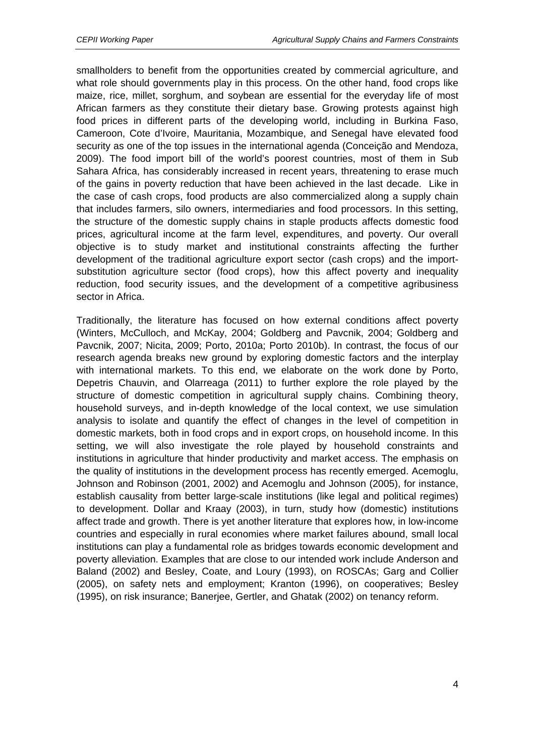smallholders to benefit from the opportunities created by commercial agriculture, and what role should governments play in this process. On the other hand, food crops like maize, rice, millet, sorghum, and soybean are essential for the everyday life of most African farmers as they constitute their dietary base. Growing protests against high food prices in different parts of the developing world, including in Burkina Faso, Cameroon, Cote d'Ivoire, Mauritania, Mozambique, and Senegal have elevated food security as one of the top issues in the international agenda (Conceição and Mendoza, 2009). The food import bill of the world's poorest countries, most of them in Sub Sahara Africa, has considerably increased in recent years, threatening to erase much of the gains in poverty reduction that have been achieved in the last decade. Like in the case of cash crops, food products are also commercialized along a supply chain that includes farmers, silo owners, intermediaries and food processors. In this setting, the structure of the domestic supply chains in staple products affects domestic food prices, agricultural income at the farm level, expenditures, and poverty. Our overall objective is to study market and institutional constraints affecting the further development of the traditional agriculture export sector (cash crops) and the import-substitution agriculture sector (food crops), how this affect poverty and inequality reduction, food security issues, and the development of a competitive agribusiness sector in Africa.

Traditionally, the literature has focused on how external conditions affect poverty (Winters, McCulloch, and McKay, 2004; Goldberg and Pavcnik, 2004; Goldberg and Pavcnik, 2007; Nicita, 2009; Porto, 2010a; Porto 2010b). In contrast, the focus of our research agenda breaks new ground by exploring domestic factors and the interplay with international markets. To this end, we elaborate on the work done by Porto, Depetris Chauvin, and Olarreaga (2011) to further explore the role played by the structure of domestic competition in agricultural supply chains. Combining theory, household surveys, and in-depth knowledge of the local context, we use simulation analysis to isolate and quantify the effect of changes in the level of competition in domestic markets, both in food crops and in export crops, on household income. In this setting, we will also investigate the role played by household constraints and institutions in agriculture that hinder productivity and market access. The emphasis on the quality of institutions in the development process has recently emerged. Acemoglu, Johnson and Robinson (2001, 2002) and Acemoglu and Johnson (2005), for instance, establish causality from better large-scale institutions (like legal and political regimes) to development. Dollar and Kraay (2003), in turn, study how (domestic) institutions affect trade and growth. There is yet another literature that explores how, in low-income countries and especially in rural economies where market failures abound, small local institutions can play a fundamental role as bridges towards economic development and poverty alleviation. Examples that are close to our intended work include Anderson and Baland (2002) and Besley, Coate, and Loury (1993), on ROSCAs; Garg and Collier (2005), on safety nets and employment; Kranton (1996), on cooperatives; Besley (1995), on risk insurance; Banerjee, Gertler, and Ghatak (2002) on tenancy reform.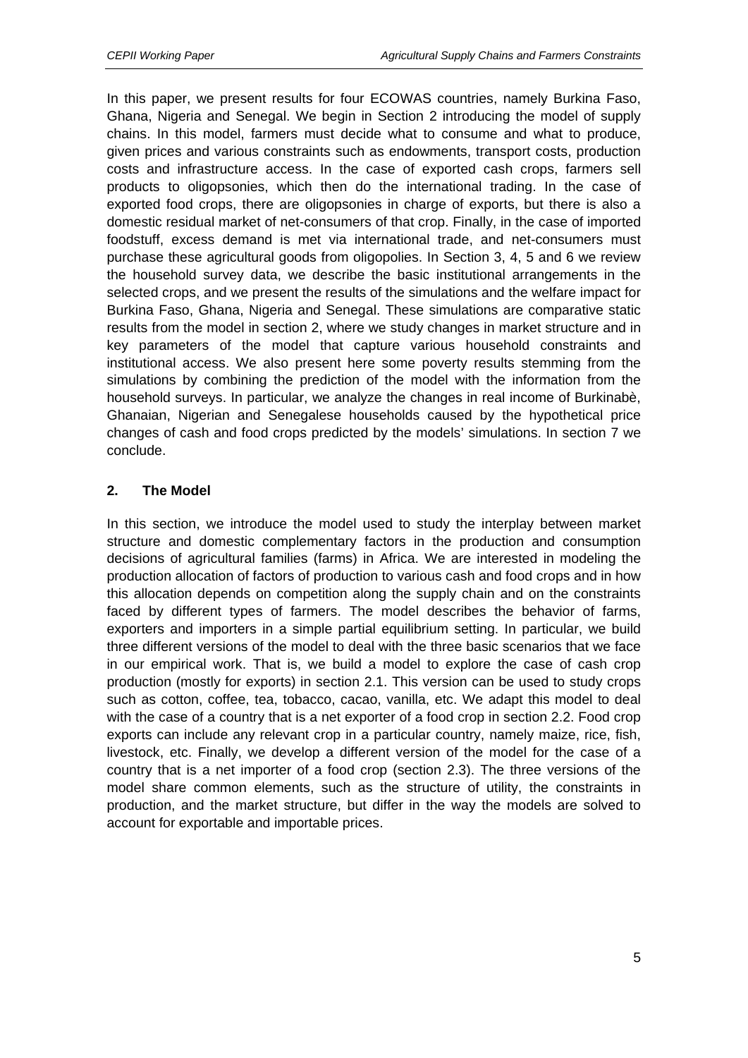In this paper, we present results for four ECOWAS countries, namely Burkina Faso, Ghana, Nigeria and Senegal. We begin in Section 2 introducing the model of supply chains. In this model, farmers must decide what to consume and what to produce, given prices and various constraints such as endowments, transport costs, production costs and infrastructure access. In the case of exported cash crops, farmers sell products to oligopsonies, which then do the international trading. In the case of exported food crops, there are oligopsonies in charge of exports, but there is also a domestic residual market of net-consumers of that crop. Finally, in the case of imported foodstuff, excess demand is met via international trade, and net-consumers must purchase these agricultural goods from oligopolies. In Section 3, 4, 5 and 6 we review the household survey data, we describe the basic institutional arrangements in the selected crops, and we present the results of the simulations and the welfare impact for Burkina Faso, Ghana, Nigeria and Senegal. These simulations are comparative static results from the model in section 2, where we study changes in market structure and in key parameters of the model that capture various household constraints and institutional access. We also present here some poverty results stemming from the simulations by combining the prediction of the model with the information from the household surveys. In particular, we analyze the changes in real income of Burkinabè, Ghanaian, Nigerian and Senegalese households caused by the hypothetical price changes of cash and food crops predicted by the models' simulations. In section 7 we conclude.

## 2. The Model

In this section, we introduce the model used to study the interplay between market structure and domestic complementary factors in the production and consumption decisions of agricultural families (farms) in Africa. We are interested in modeling the production allocation of factors of production to various cash and food crops and in how this allocation depends on competition along the supply chain and on the constraints faced by different types of farmers. The model describes the behavior of farms, exporters and importers in a simple partial equilibrium setting. In particular, we build three different versions of the model to deal with the three basic scenarios that we face in our empirical work. That is, we build a model to explore the case of cash crop production (mostly for exports) in section 2.1. This version can be used to study crops such as cotton, coffee, tea, tobacco, cacao, vanilla, etc. We adapt this model to deal with the case of a country that is a net exporter of a food crop in section 2.2. Food crop exports can include any relevant crop in a particular country, namely maize, rice, fish, livestock, etc. Finally, we develop a different version of the model for the case of a country that is a net importer of a food crop (section 2.3). The three versions of the model share common elements, such as the structure of utility, the constraints in production, and the market structure, but differ in the way the models are solved to account for exportable and importable prices.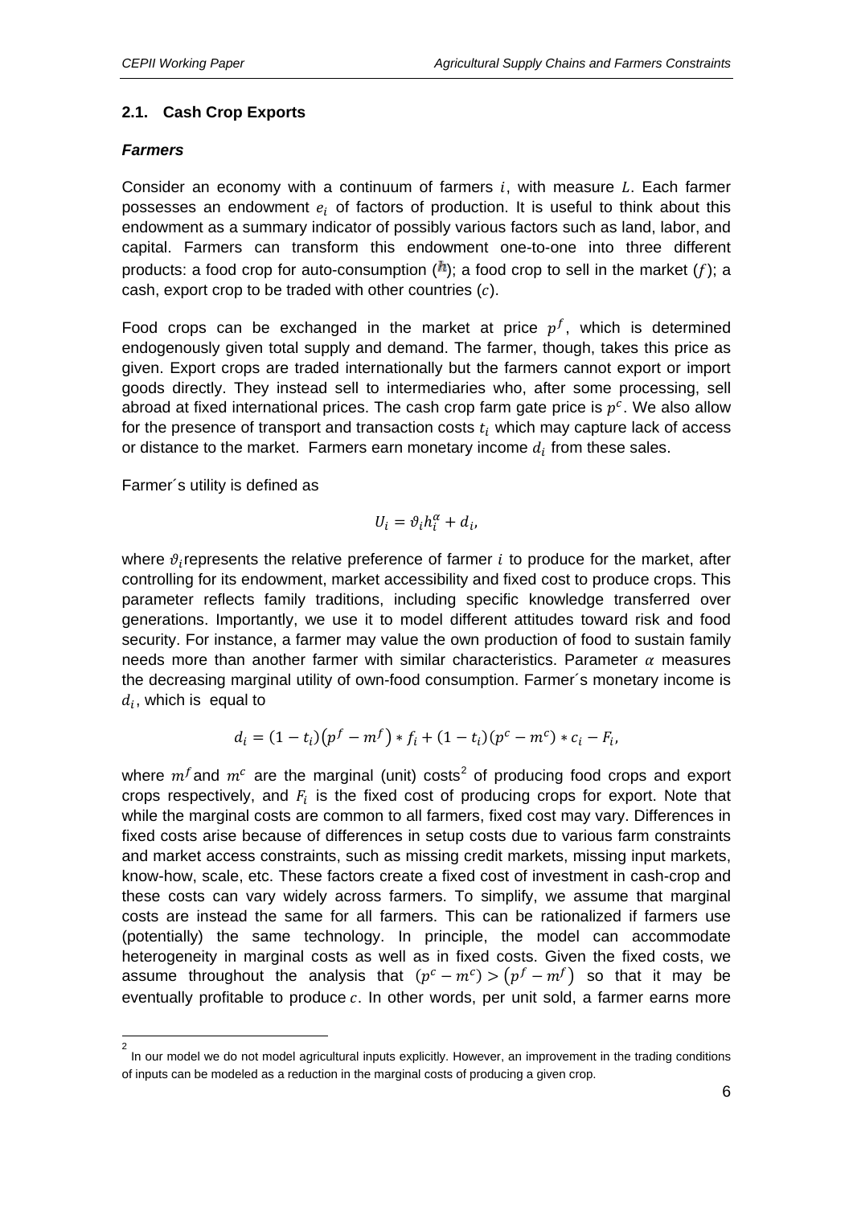## 2.1. Cash Crop Exports

### *Farmers*

Consider an economy with a continuum of farmers $i$, with measure $L$. Each farmer possesses an endowment $e_i$ of factors of production. It is useful to think about this endowment as a summary indicator of possibly various factors such as land, labor, and capital. Farmers can transform this endowment one-to-one into three different products: a food crop for auto-consumption ($h$); a food crop to sell in the market ($f$); a cash, export crop to be traded with other countries ($c$).

Food crops can be exchanged in the market at price $p^f$, which is determined endogenously given total supply and demand. The farmer, though, takes this price as given. Export crops are traded internationally but the farmers cannot export or import goods directly. They instead sell to intermediaries who, after some processing, sell abroad at fixed international prices. The cash crop farm gate price is $p^c$. We also allow for the presence of transport and transaction costs $t_i$ which may capture lack of access or distance to the market. Farmers earn monetary income $d_i$ from these sales.

Farmer´s utility is defined as

$$U_i = \vartheta_i h_i^{\alpha} + d_i,$$

where $\vartheta_i$ represents the relative preference of farmer $i$ to produce for the market, after controlling for its endowment, market accessibility and fixed cost to produce crops. This parameter reflects family traditions, including specific knowledge transferred over generations. Importantly, we use it to model different attitudes toward risk and food security. For instance, a farmer may value the own production of food to sustain family needs more than another farmer with similar characteristics. Parameter $\alpha$ measures the decreasing marginal utility of own-food consumption. Farmer´s monetary income is $d_i$, which is equal to

$$d_i = (1 - t_i)\left(p^f - m^f\right) * f_i + (1 - t_i)(p^c - m^c) * c_i - F_i,$$

where $m^f$ and $m^c$ are the marginal (unit) costs[2] of producing food crops and export crops respectively, and $F_i$ is the fixed cost of producing crops for export. Note that while the marginal costs are common to all farmers, fixed cost may vary. Differences in fixed costs arise because of differences in setup costs due to various farm constraints and market access constraints, such as missing credit markets, missing input markets, know-how, scale, etc. These factors create a fixed cost of investment in cash-crop and these costs can vary widely across farmers. To simplify, we assume that marginal costs are instead the same for all farmers. This can be rationalized if farmers use (potentially) the same technology. In principle, the model can accommodate heterogeneity in marginal costs as well as in fixed costs. Given the fixed costs, we assume throughout the analysis that $(p^c - m^c) > \left(p^f - m^f\right)$ so that it may be eventually profitable to produce $c$. In other words, per unit sold, a farmer earns more

---

[2] In our model we do not model agricultural inputs explicitly. However, an improvement in the trading conditions of inputs can be modeled as a reduction in the marginal costs of producing a given crop.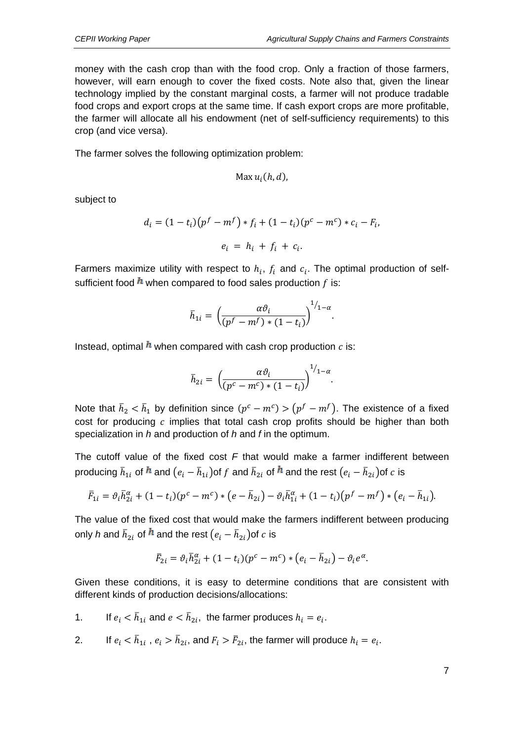money with the cash crop than with the food crop. Only a fraction of those farmers, however, will earn enough to cover the fixed costs. Note also that, given the linear technology implied by the constant marginal costs, a farmer will not produce tradable food crops and export crops at the same time. If cash export crops are more profitable, the farmer will allocate all his endowment (net of self-sufficiency requirements) to this crop (and vice versa).

The farmer solves the following optimization problem:

$$\text{Max}\, u_i(h, d),$$

subject to

$$d_i = (1 - t_i)\left(p^f - m^f\right) * f_i + (1 - t_i)(p^c - m^c) * c_i - F_i,$$

$$e_i = h_i + f_i + c_i.$$

Farmers maximize utility with respect to $h_i$, $f_i$ and $c_i$. The optimal production of self-sufficient food $h$ when compared to food sales production $f$ is:

$$\bar{h}_{1i} = \left(\frac{\alpha\vartheta_i}{(p^f - m^f) * (1 - t_i)}\right)^{1/_{1-\alpha}}.$$

Instead, optimal $h$ when compared with cash crop production $c$ is:

$$\bar{h}_{2i} = \left(\frac{\alpha\vartheta_i}{(p^c - m^c) * (1 - t_i)}\right)^{1/_{1-\alpha}}.$$

Note that $\bar{h}_2 < \bar{h}_1$ by definition since $(p^c - m^c) > \left(p^f - m^f\right)$. The existence of a fixed cost for producing $c$ implies that total cash crop profits should be higher than both specialization in *h* and production of *h* and *f* in the optimum.

The cutoff value of the fixed cost *F* that would make a farmer indifferent between producing $\bar{h}_{1i}$ of $h$ and $\left(e_i - \bar{h}_{1i}\right)$of $f$ and $\bar{h}_{2i}$ of $h$ and the rest $\left(e_i - \bar{h}_{2i}\right)$of $c$ is

$$\bar{F}_{1i} = \vartheta_i\bar{h}_{2i}^{\alpha} + (1 - t_i)(p^c - m^c) * \left(e - \bar{h}_{2i}\right) - \vartheta_i\bar{h}_{1i}^{\alpha} + (1 - t_i)\left(p^f - m^f\right) * \left(e_i - \bar{h}_{1i}\right).$$

The value of the fixed cost that would make the farmers indifferent between producing only *h* and $\bar{h}_{2i}$ of $h$ and the rest $\left(e_i - \bar{h}_{2i}\right)$of $c$ is

$$\bar{F}_{2i} = \vartheta_i\bar{h}_{2i}^{\alpha} + (1 - t_i)(p^c - m^c) * \left(e_i - \bar{h}_{2i}\right) - \vartheta_i e^{\alpha}.$$

Given these conditions, it is easy to determine conditions that are consistent with different kinds of production decisions/allocations:

1. If $e_i < \bar{h}_{1i}$ and $e < \bar{h}_{2i}$, the farmer produces $h_i = e_i$.
2. If $e_i < \bar{h}_{1i}$ , $e_i > \bar{h}_{2i}$, and $F_i > \bar{F}_{2i}$, the farmer will produce $h_i = e_i$.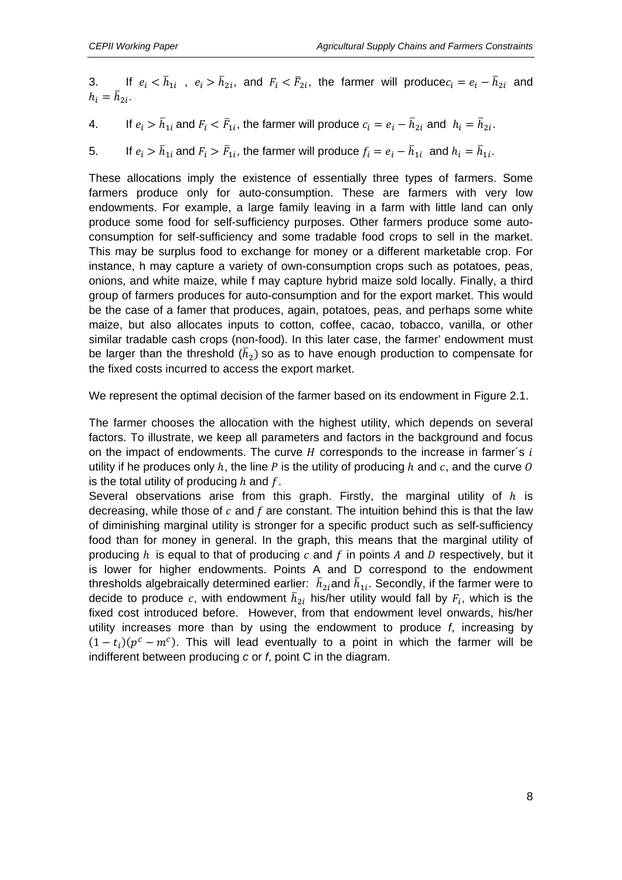3. If $e_i < \bar{h}_{1i}$ , $e_i > \bar{h}_{2i}$, and $F_i < \bar{F}_{2i}$, the farmer will produce $c_i = e_i - \bar{h}_{2i}$ and $h_i = \bar{h}_{2i}$.

4. If $e_i > \bar{h}_{1i}$ and $F_i < \bar{F}_{1i}$, the farmer will produce $c_i = e_i - \bar{h}_{2i}$ and $h_i = \bar{h}_{2i}$.

5. If $e_i > \bar{h}_{1i}$ and $F_i > \bar{F}_{1i}$, the farmer will produce $f_i = e_i - \bar{h}_{1i}$ and $h_i = \bar{h}_{1i}$.

These allocations imply the existence of essentially three types of farmers. Some farmers produce only for auto-consumption. These are farmers with very low endowments. For example, a large family leaving in a farm with little land can only produce some food for self-sufficiency purposes. Other farmers produce some auto-consumption for self-sufficiency and some tradable food crops to sell in the market. This may be surplus food to exchange for money or a different marketable crop. For instance, h may capture a variety of own-consumption crops such as potatoes, peas, onions, and white maize, while f may capture hybrid maize sold locally. Finally, a third group of farmers produces for auto-consumption and for the export market. This would be the case of a famer that produces, again, potatoes, peas, and perhaps some white maize, but also allocates inputs to cotton, coffee, cacao, tobacco, vanilla, or other similar tradable cash crops (non-food). In this later case, the farmer' endowment must be larger than the threshold ($\bar{h}_2$) so as to have enough production to compensate for the fixed costs incurred to access the export market.

We represent the optimal decision of the farmer based on its endowment in Figure 2.1.

The farmer chooses the allocation with the highest utility, which depends on several factors. To illustrate, we keep all parameters and factors in the background and focus on the impact of endowments. The curve $H$ corresponds to the increase in farmer´s $i$ utility if he produces only $h$, the line $P$ is the utility of producing $h$ and $c$, and the curve $O$ is the total utility of producing $h$ and $f$.

Several observations arise from this graph. Firstly, the marginal utility of $h$ is decreasing, while those of $c$ and $f$ are constant. The intuition behind this is that the law of diminishing marginal utility is stronger for a specific product such as self-sufficiency food than for money in general. In the graph, this means that the marginal utility of producing $h$ is equal to that of producing $c$ and $f$ in points $A$ and $D$ respectively, but it is lower for higher endowments. Points A and D correspond to the endowment thresholds algebraically determined earlier: $\bar{h}_{2i}$ and $\bar{h}_{1i}$. Secondly, if the farmer were to decide to produce $c$, with endowment $\bar{h}_{2i}$ his/her utility would fall by $F_i$, which is the fixed cost introduced before. However, from that endowment level onwards, his/her utility increases more than by using the endowment to produce *f*, increasing by $(1 - t_i)(p^c - m^c)$. This will lead eventually to a point in which the farmer will be indifferent between producing *c* or *f*, point C in the diagram.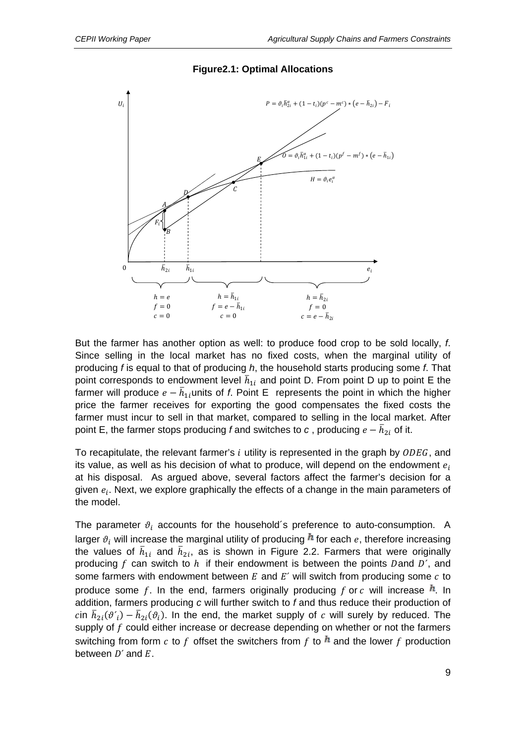**Figure2.1: Optimal Allocations**

But the farmer has another option as well: to produce food crop to be sold locally, *f*. Since selling in the local market has no fixed costs, when the marginal utility of producing *f* is equal to that of producing *h*, the household starts producing some *f*. That point corresponds to endowment level $\bar{h}_{1i}$ and point D. From point D up to point E the farmer will produce $e - \bar{h}_{1i}$units of *f*. Point E represents the point in which the higher price the farmer receives for exporting the good compensates the fixed costs the farmer must incur to sell in that market, compared to selling in the local market. After point E, the farmer stops producing *f* and switches to *c* , producing $e - \bar{h}_{2i}$ of it.

To recapitulate, the relevant farmer's $i$ utility is represented in the graph by $ODEG$, and its value, as well as his decision of what to produce, will depend on the endowment $e_i$ at his disposal. As argued above, several factors affect the farmer's decision for a given $e_i$. Next, we explore graphically the effects of a change in the main parameters of the model.

The parameter $\vartheta_i$ accounts for the household´s preference to auto-consumption. A larger $\vartheta_i$ will increase the marginal utility of producing $h$ for each $e$, therefore increasing the values of $\bar{h}_{1i}$ and $\bar{h}_{2i}$, as is shown in Figure 2.2. Farmers that were originally producing $f$ can switch to $h$ if their endowment is between the points $D$and $D'$, and some farmers with endowment between $E$ and $E'$ will switch from producing some $c$ to produce some $f$. In the end, farmers originally producing $f$ or $c$ will increase $h$. In addition, farmers producing *c* will further switch to *f* and thus reduce their production of $c$in $\bar{h}_{2i}(\vartheta'_i) - \bar{h}_{2i}(\vartheta_i)$. In the end, the market supply of $c$ will surely by reduced. The supply of $f$ could either increase or decrease depending on whether or not the farmers switching from form $c$ to $f$ offset the switchers from $f$ to $h$ and the lower $f$ production between $D'$ and $E$.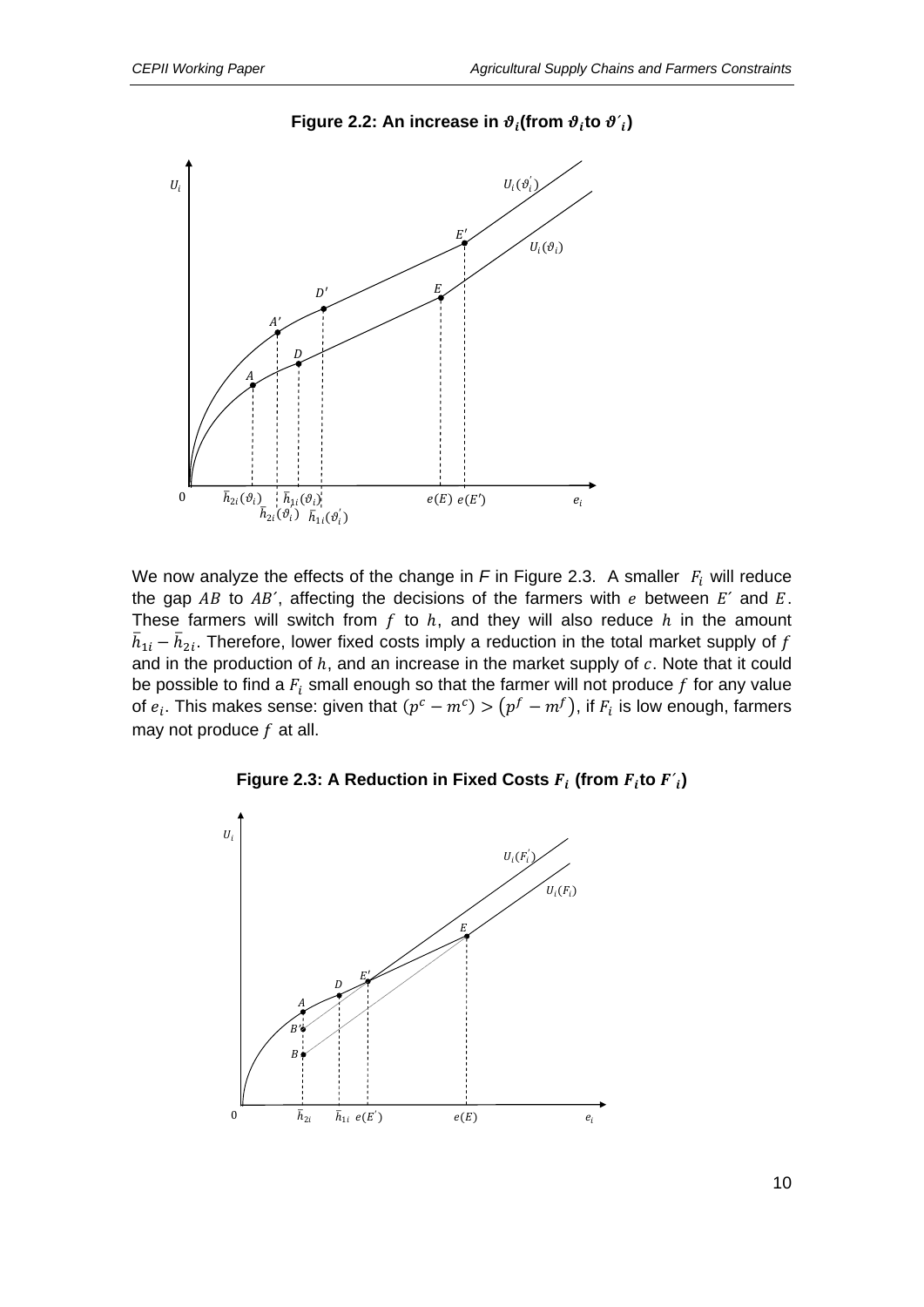**Figure 2.2: An increase in $\vartheta_i$(from $\vartheta_i$to $\vartheta'_i$)**

We now analyze the effects of the change in *F* in Figure 2.3. A smaller $F_i$ will reduce the gap $AB$ to $AB'$, affecting the decisions of the farmers with $e$ between $E'$ and $E$. These farmers will switch from $f$ to $h$, and they will also reduce $h$ in the amount $\bar{h}_{1i} - \bar{h}_{2i}$. Therefore, lower fixed costs imply a reduction in the total market supply of $f$ and in the production of $h$, and an increase in the market supply of $c$. Note that it could be possible to find a $F_i$ small enough so that the farmer will not produce $f$ for any value of $e_i$. This makes sense: given that $(p^c - m^c) > (p^f - m^f)$, if $F_i$ is low enough, farmers may not produce $f$ at all.

**Figure 2.3: A Reduction in Fixed Costs $F_i$ (from $F_i$to $F'_i$)**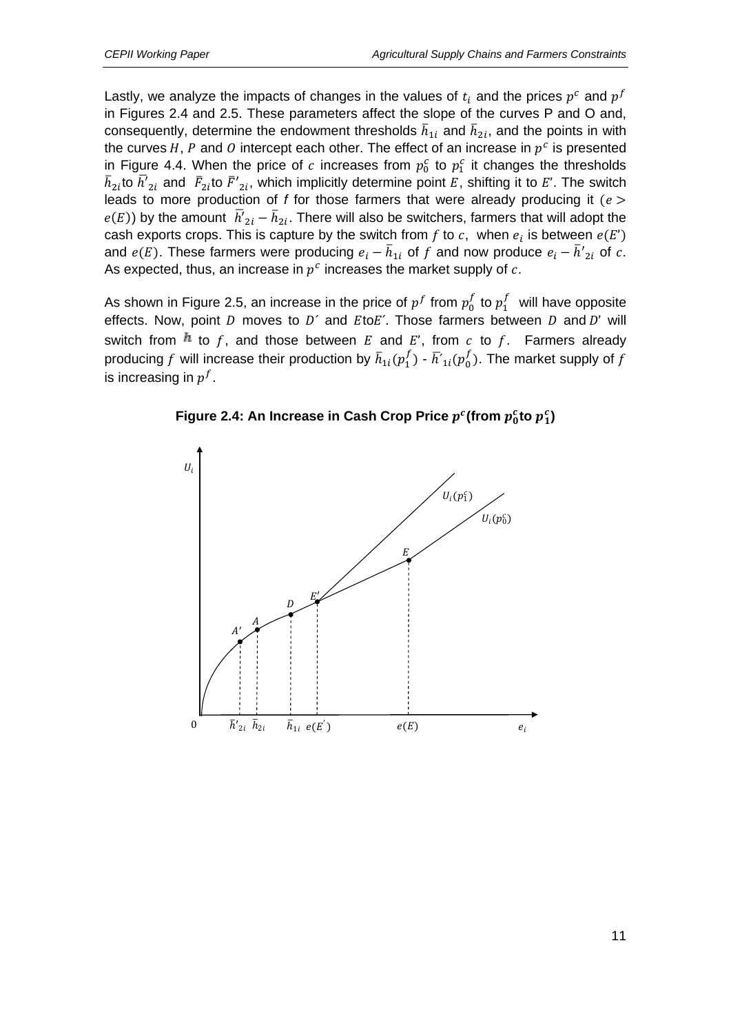Lastly, we analyze the impacts of changes in the values of $t_i$ and the prices $p^c$ and $p^f$ in Figures 2.4 and 2.5. These parameters affect the slope of the curves P and O and, consequently, determine the endowment thresholds $\bar{h}_{1i}$ and $\bar{h}_{2i}$, and the points in with the curves $H$, $P$ and $O$ intercept each other. The effect of an increase in $p^c$ is presented in Figure 4.4. When the price of $c$ increases from $p_0^c$ to $p_1^c$ it changes the thresholds $\bar{h}_{2i}$to $\bar{h'}_{2i}$ and $\bar{F}_{2i}$to $\bar{F'}_{2i}$, which implicitly determine point $E$, shifting it to $E'$. The switch leads to more production of f for those farmers that were already producing it ($e > e(E)$) by the amount $\bar{h'}_{2i} - \bar{h}_{2i}$. There will also be switchers, farmers that will adopt the cash exports crops. This is capture by the switch from $f$ to $c$, when $e_i$ is between $e(E')$ and $e(E)$. These farmers were producing $e_i - \bar{h}_{1i}$ of $f$ and now produce $e_i - \bar{h'}_{2i}$ of $c$. As expected, thus, an increase in $p^c$ increases the market supply of $c$.

As shown in Figure 2.5, an increase in the price of $p^f$ from $p_0^f$ to $p_1^f$ will have opposite effects. Now, point $D$ moves to $D'$ and $E$to$E'$. Those farmers between $D$ and $D'$ will switch from $h$ to $f$, and those between $E$ and $E'$, from $c$ to $f$. Farmers already producing $f$ will increase their production by $\bar{h}_{1i}(p_1^f)$ - $\bar{h'}_{1i}(p_0^f)$. The market supply of $f$ is increasing in $p^f$.

**Figure 2.4: An Increase in Cash Crop Price $p^c$(from $p_0^c$to $p_1^c$)**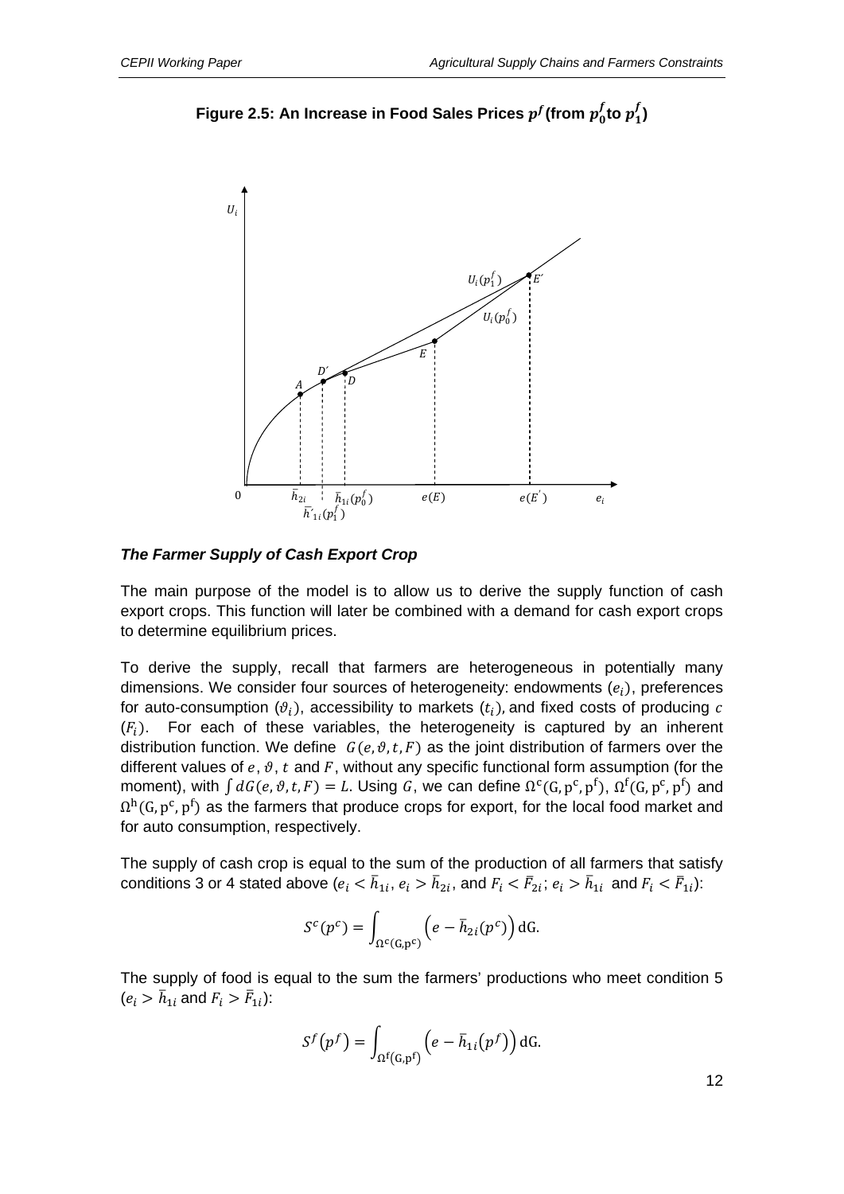**Figure 2.5: An Increase in Food Sales Prices $p^f$ (from $p_0^f$ to $p_1^f$)**

***The Farmer Supply of Cash Export Crop***

The main purpose of the model is to allow us to derive the supply function of cash export crops. This function will later be combined with a demand for cash export crops to determine equilibrium prices.

To derive the supply, recall that farmers are heterogeneous in potentially many dimensions. We consider four sources of heterogeneity: endowments ($e_i$), preferences for auto-consumption ($\vartheta_i$), accessibility to markets ($t_i$), and fixed costs of producing $c$ ($F_i$). For each of these variables, the heterogeneity is captured by an inherent distribution function. We define $G(e, \vartheta, t, F)$ as the joint distribution of farmers over the different values of $e$, $\vartheta$, $t$ and $F$, without any specific functional form assumption (for the moment), with $\int dG(e, \vartheta, t, F) = L$. Using $G$, we can define $\Omega^c(G, p^c, p^f)$, $\Omega^f(G, p^c, p^f)$ and $\Omega^h(G, p^c, p^f)$ as the farmers that produce crops for export, for the local food market and for auto consumption, respectively.

The supply of cash crop is equal to the sum of the production of all farmers that satisfy conditions 3 or 4 stated above ($e_i < \bar{h}_{1i}$, $e_i > \bar{h}_{2i}$, and $F_i < \bar{F}_{2i}$; $e_i > \bar{h}_{1i}$ and $F_i < \bar{F}_{1i}$):

$$S^c(p^c) = \int_{\Omega^c(G, p^c)} \left(e - \bar{h}_{2i}(p^c)\right) \mathrm{dG}.$$

The supply of food is equal to the sum the farmers' productions who meet condition 5 ($e_i > \bar{h}_{1i}$ and $F_i > \bar{F}_{1i}$):

$$S^f(p^f) = \int_{\Omega^f(G, p^f)} \left(e - \bar{h}_{1i}(p^f)\right) \mathrm{dG}.$$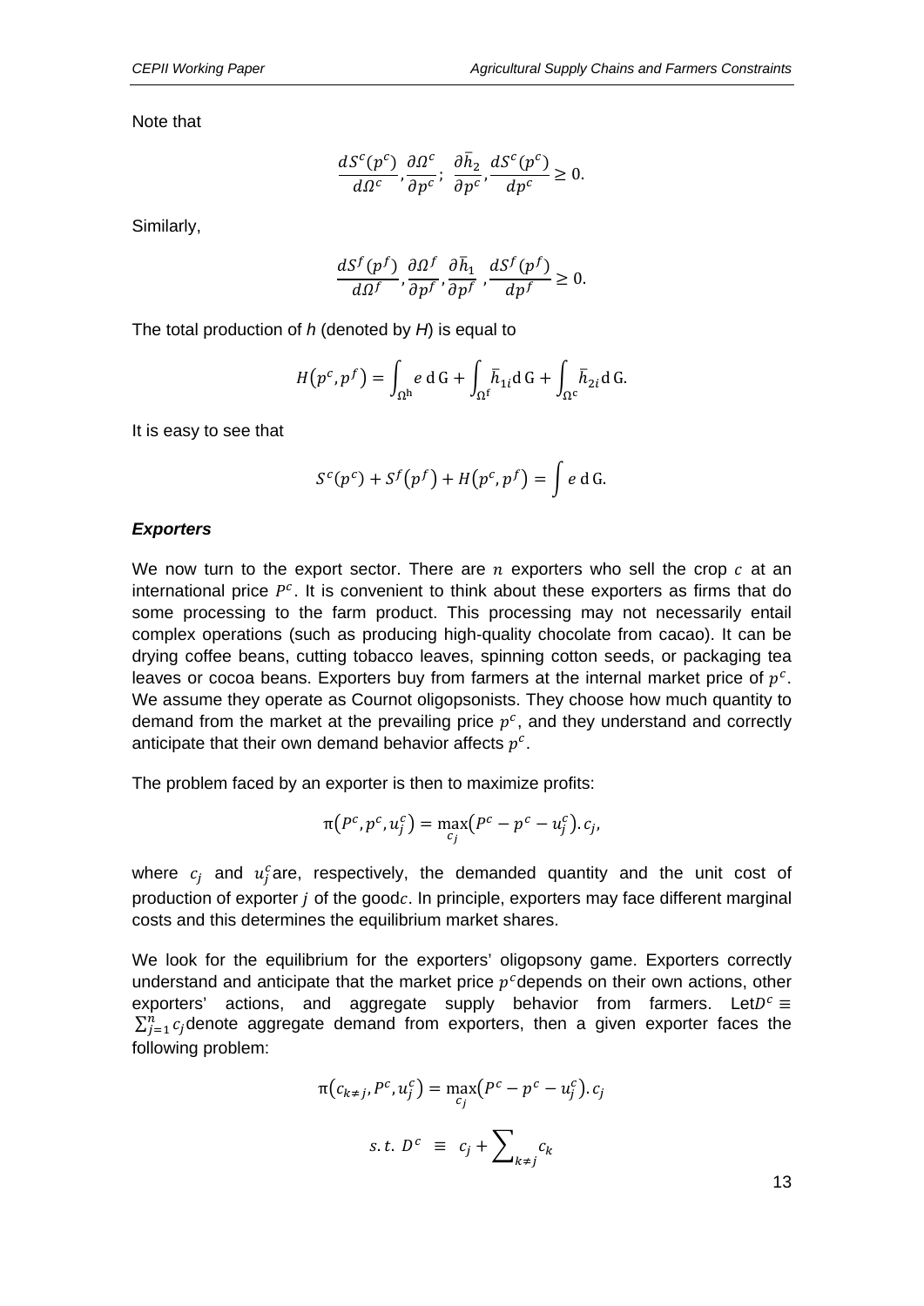Note that

$$\frac{dS^c(p^c)}{d\Omega^c}, \frac{\partial \Omega^c}{\partial p^c}; \ \frac{\partial \bar{h}_2}{\partial p^c}, \frac{dS^c(p^c)}{dp^c} \geq 0.$$

Similarly,

$$\frac{dS^f(p^f)}{d\Omega^f}, \frac{\partial \Omega^f}{\partial p^f}, \frac{\partial \bar{h}_1}{\partial p^f}, \frac{dS^f(p^f)}{dp^f} \geq 0.$$

The total production of *h* (denoted by *H*) is equal to

$$H(p^c, p^f) = \int_{\Omega^h} e \, \mathrm{d}\, \mathrm{G} + \int_{\Omega^f} \bar{h}_{1i} \mathrm{d}\, \mathrm{G} + \int_{\Omega^c} \bar{h}_{2i} \mathrm{d}\, \mathrm{G}.$$

It is easy to see that

$$S^c(p^c) + S^f(p^f) + H(p^c, p^f) = \int e \, \mathrm{d}\, \mathrm{G}.$$

### *Exporters*

We now turn to the export sector. There are $n$ exporters who sell the crop $c$ at an international price $P^c$. It is convenient to think about these exporters as firms that do some processing to the farm product. This processing may not necessarily entail complex operations (such as producing high-quality chocolate from cacao). It can be drying coffee beans, cutting tobacco leaves, spinning cotton seeds, or packaging tea leaves or cocoa beans. Exporters buy from farmers at the internal market price of $p^c$. We assume they operate as Cournot oligopsonists. They choose how much quantity to demand from the market at the prevailing price $p^c$, and they understand and correctly anticipate that their own demand behavior affects $p^c$.

The problem faced by an exporter is then to maximize profits:

$$\pi(P^c, p^c, u_j^c) = \max_{c_j} (P^c - p^c - u_j^c).\, c_j,$$

where $c_j$ and $u_j^c$ are, respectively, the demanded quantity and the unit cost of production of exporter $j$ of the good $c$. In principle, exporters may face different marginal costs and this determines the equilibrium market shares.

We look for the equilibrium for the exporters' oligopsony game. Exporters correctly understand and anticipate that the market price $p^c$ depends on their own actions, other exporters' actions, and aggregate supply behavior from farmers. Let $D^c \equiv \sum_{j=1}^{n} c_j$ denote aggregate demand from exporters, then a given exporter faces the following problem:

$$\pi(c_{k \neq j}, P^c, u_j^c) = \max_{c_j} (P^c - p^c - u_j^c).\, c_j$$

$$s.t. \ D^c \ \equiv \ c_j + \sum_{k \neq j} c_k$$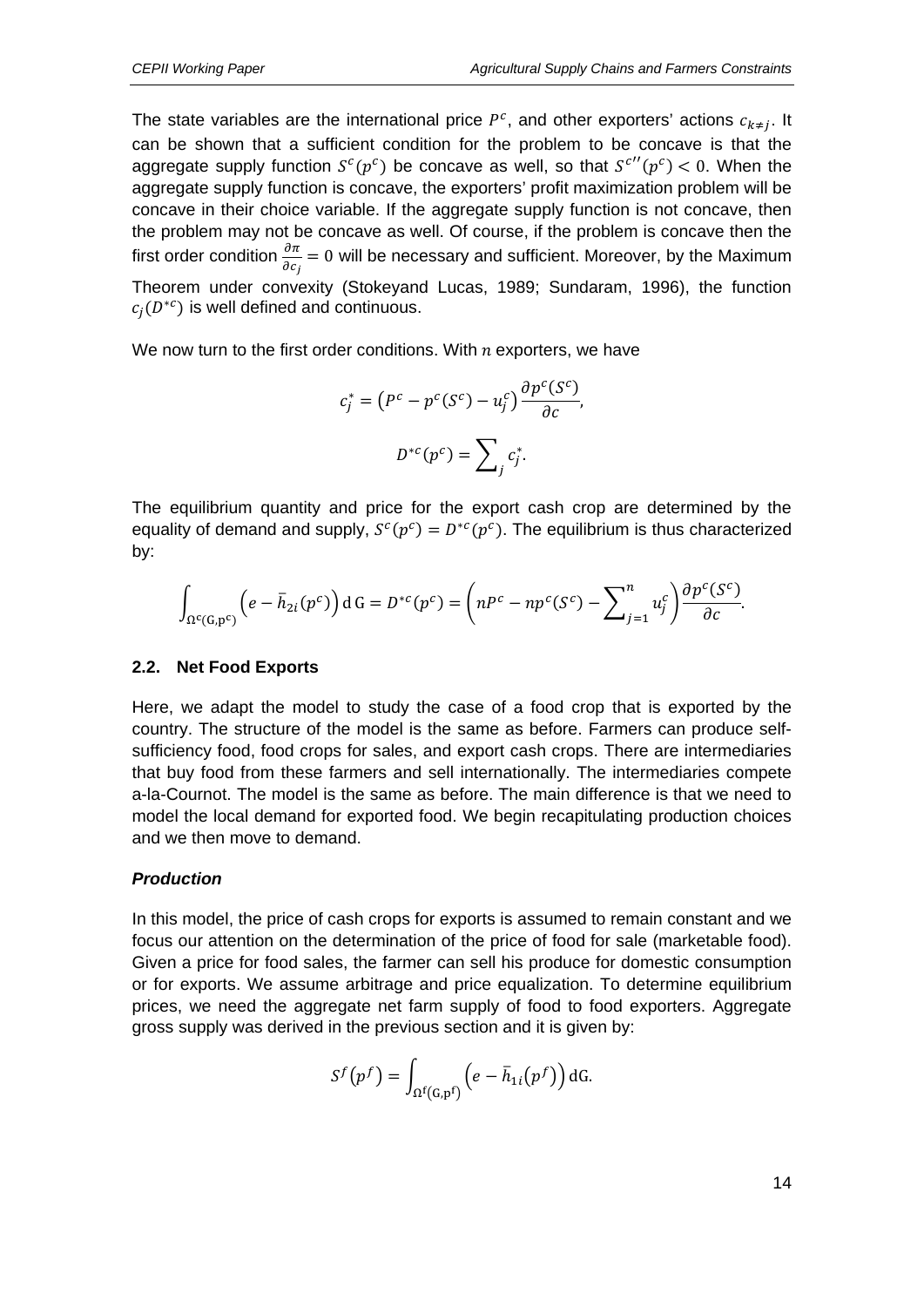The state variables are the international price $P^c$, and other exporters' actions $c_{k\neq j}$. It can be shown that a sufficient condition for the problem to be concave is that the aggregate supply function $S^c(p^c)$ be concave as well, so that $S^{c''}(p^c) < 0$. When the aggregate supply function is concave, the exporters' profit maximization problem will be concave in their choice variable. If the aggregate supply function is not concave, then the problem may not be concave as well. Of course, if the problem is concave then the first order condition $\frac{\partial \pi}{\partial c_j} = 0$ will be necessary and sufficient. Moreover, by the Maximum Theorem under convexity (Stokeyand Lucas, 1989; Sundaram, 1996), the function $c_j(D^{*c})$ is well defined and continuous.

We now turn to the first order conditions. With $n$ exporters, we have

$$c_j^* = \left(P^c - p^c(S^c) - u_j^c\right)\frac{\partial p^c(S^c)}{\partial c},$$

$$D^{*c}(p^c) = \sum\nolimits_j c_j^*.$$

The equilibrium quantity and price for the export cash crop are determined by the equality of demand and supply, $S^c(p^c) = D^{*c}(p^c)$. The equilibrium is thus characterized by:

$$\int_{\Omega^c(G,p^c)} \left(e - \bar{h}_{2i}(p^c)\right) \mathrm{d}\,G = D^{*c}(p^c) = \left(nP^c - np^c(S^c) - \sum\nolimits_{j=1}^{n} u_j^c\right)\frac{\partial p^c(S^c)}{\partial c}.$$

### 2.2. Net Food Exports

Here, we adapt the model to study the case of a food crop that is exported by the country. The structure of the model is the same as before. Farmers can produce self-sufficiency food, food crops for sales, and export cash crops. There are intermediaries that buy food from these farmers and sell internationally. The intermediaries compete a-la-Cournot. The model is the same as before. The main difference is that we need to model the local demand for exported food. We begin recapitulating production choices and we then move to demand.

#### *Production*

In this model, the price of cash crops for exports is assumed to remain constant and we focus our attention on the determination of the price of food for sale (marketable food). Given a price for food sales, the farmer can sell his produce for domestic consumption or for exports. We assume arbitrage and price equalization. To determine equilibrium prices, we need the aggregate net farm supply of food to food exporters. Aggregate gross supply was derived in the previous section and it is given by:

$$S^f(p^f) = \int_{\Omega^f(G,p^f)} \left(e - \bar{h}_{1i}(p^f)\right) \mathrm{d}G.$$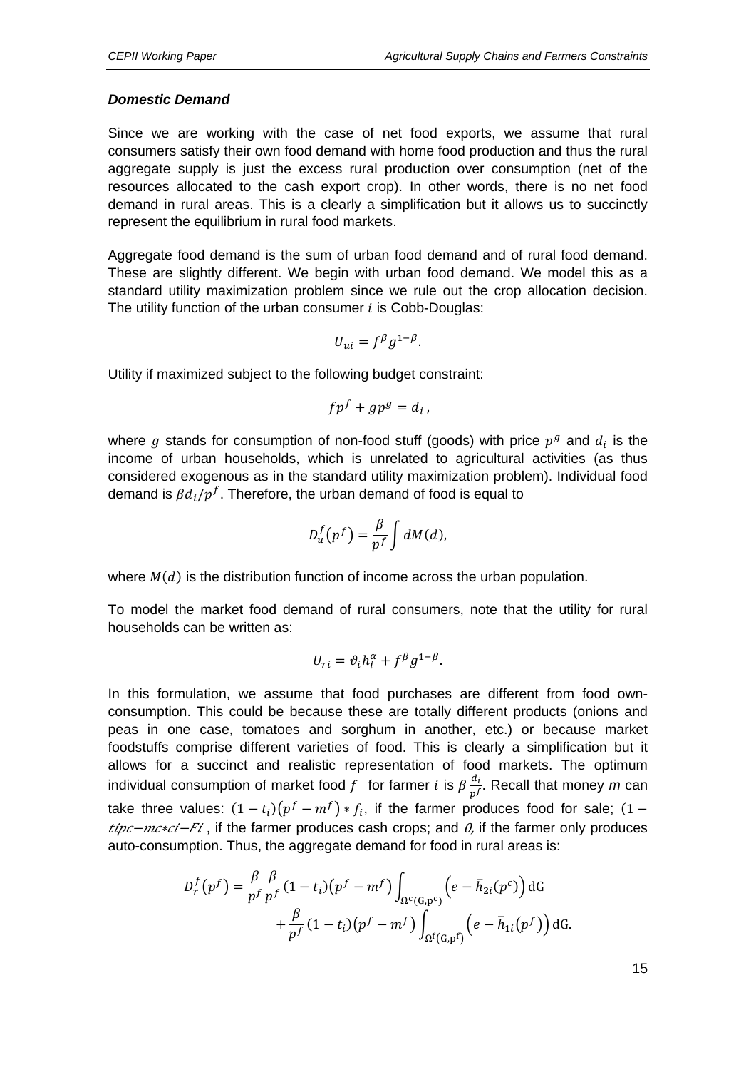***Domestic Demand***

Since we are working with the case of net food exports, we assume that rural consumers satisfy their own food demand with home food production and thus the rural aggregate supply is just the excess rural production over consumption (net of the resources allocated to the cash export crop). In other words, there is no net food demand in rural areas. This is a clearly a simplification but it allows us to succinctly represent the equilibrium in rural food markets.

Aggregate food demand is the sum of urban food demand and of rural food demand. These are slightly different. We begin with urban food demand. We model this as a standard utility maximization problem since we rule out the crop allocation decision. The utility function of the urban consumer $i$ is Cobb-Douglas:

$$U_{ui} = f^{\beta} g^{1-\beta}.$$

Utility if maximized subject to the following budget constraint:

$$fp^f + gp^g = d_i\,,$$

where $g$ stands for consumption of non-food stuff (goods) with price $p^g$ and $d_i$ is the income of urban households, which is unrelated to agricultural activities (as thus considered exogenous as in the standard utility maximization problem). Individual food demand is $\beta d_i / p^f$. Therefore, the urban demand of food is equal to

$$D_u^f(p^f) = \frac{\beta}{p^f} \int dM(d),$$

where $M(d)$ is the distribution function of income across the urban population.

To model the market food demand of rural consumers, note that the utility for rural households can be written as:

$$U_{ri} = \vartheta_i h_i^{\alpha} + f^{\beta} g^{1-\beta}.$$

In this formulation, we assume that food purchases are different from food own-consumption. This could be because these are totally different products (onions and peas in one case, tomatoes and sorghum in another, etc.) or because market foodstuffs comprise different varieties of food. This is clearly a simplification but it allows for a succinct and realistic representation of food markets. The optimum individual consumption of market food $f$ for farmer $i$ is $\beta \frac{d_i}{p^f}$. Recall that money *m* can take three values: $(1-t_i)(p^f - m^f) * f_i$, if the farmer produces food for sale; $(1-t_i p c - m c * c_i - F_i$ , if the farmer produces cash crops; and *0,* if the farmer only produces auto-consumption. Thus, the aggregate demand for food in rural areas is:

$$D_r^f(p^f) = \frac{\beta}{p^f}\frac{\beta}{p^f}(1-t_i)(p^f - m^f)\int_{\Omega^c(G,p^c)} \left(e - \bar{h}_{2i}(p^c)\right) \mathrm{dG} + \frac{\beta}{p^f}(1-t_i)(p^f - m^f)\int_{\Omega^f(G,p^f)} \left(e - \bar{h}_{1i}(p^f)\right) \mathrm{dG}.$$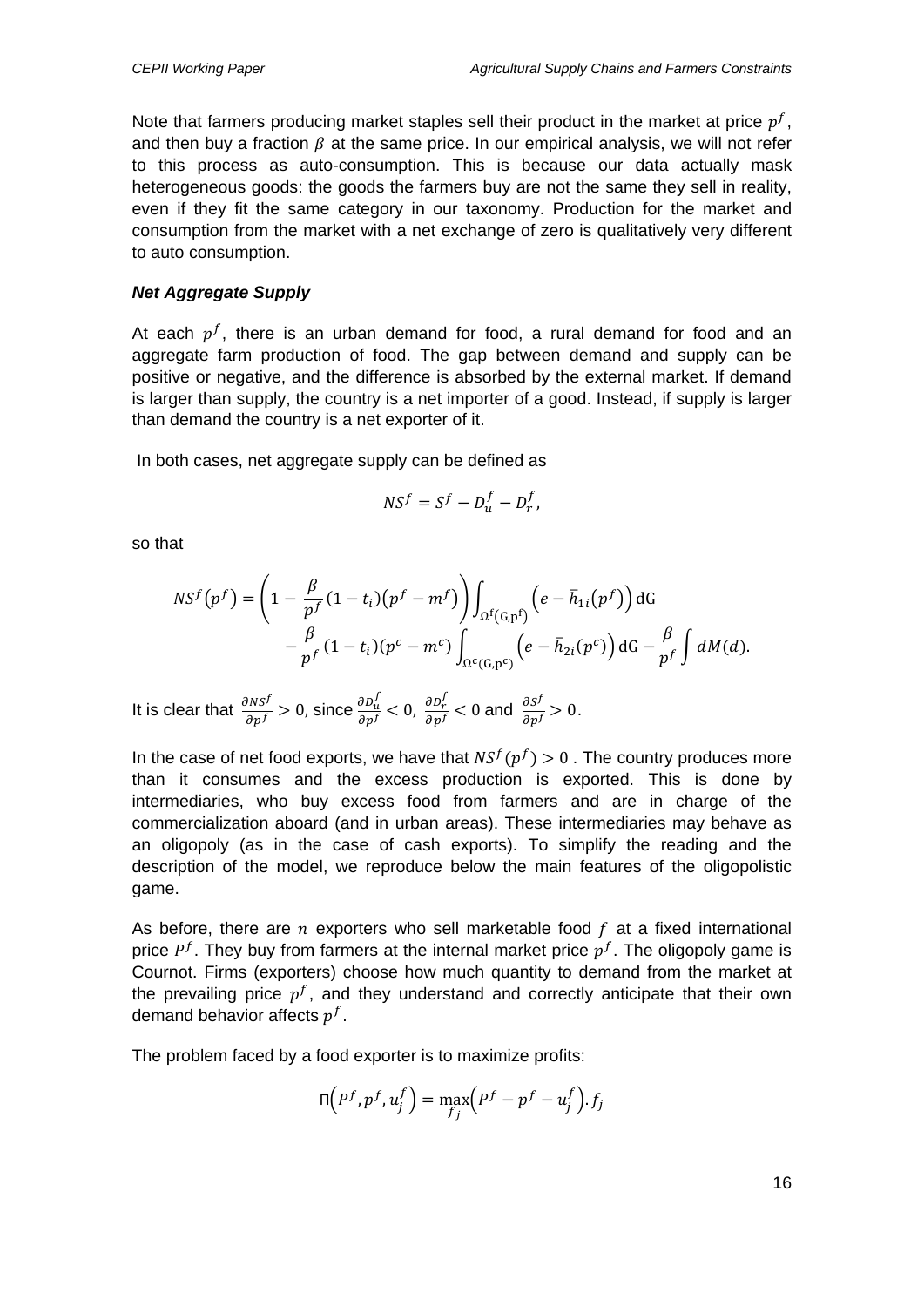Note that farmers producing market staples sell their product in the market at price $p^f$, and then buy a fraction $\beta$ at the same price. In our empirical analysis, we will not refer to this process as auto-consumption. This is because our data actually mask heterogeneous goods: the goods the farmers buy are not the same they sell in reality, even if they fit the same category in our taxonomy. Production for the market and consumption from the market with a net exchange of zero is qualitatively very different to auto consumption.

***Net Aggregate Supply***

At each $p^f$, there is an urban demand for food, a rural demand for food and an aggregate farm production of food. The gap between demand and supply can be positive or negative, and the difference is absorbed by the external market. If demand is larger than supply, the country is a net importer of a good. Instead, if supply is larger than demand the country is a net exporter of it.

In both cases, net aggregate supply can be defined as

$$NS^f = S^f - D_u^f - D_r^f,$$

so that

$$NS^f(p^f) = \left(1 - \frac{\beta}{p^f}(1-t_i)(p^f - m^f)\right)\int_{\Omega^f(G,p^f)} \left(e - \bar{h}_{1i}(p^f)\right) dG - \frac{\beta}{p^f}(1-t_i)(p^c - m^c)\int_{\Omega^c(G,p^c)} \left(e - \bar{h}_{2i}(p^c)\right) dG - \frac{\beta}{p^f}\int dM(d).$$

It is clear that $\frac{\partial NS^f}{\partial p^f} > 0$, since $\frac{\partial D_u^f}{\partial p^f} < 0$, $\frac{\partial D_r^f}{\partial p^f} < 0$ and $\frac{\partial S^f}{\partial p^f} > 0$.

In the case of net food exports, we have that $NS^f(p^f) > 0$. The country produces more than it consumes and the excess production is exported. This is done by intermediaries, who buy excess food from farmers and are in charge of the commercialization aboard (and in urban areas). These intermediaries may behave as an oligopoly (as in the case of cash exports). To simplify the reading and the description of the model, we reproduce below the main features of the oligopolistic game.

As before, there are $n$ exporters who sell marketable food $f$ at a fixed international price $P^f$. They buy from farmers at the internal market price $p^f$. The oligopoly game is Cournot. Firms (exporters) choose how much quantity to demand from the market at the prevailing price $p^f$, and they understand and correctly anticipate that their own demand behavior affects $p^f$.

The problem faced by a food exporter is to maximize profits:

$$\Pi\left(P^f, p^f, u_j^f\right) = \max_{f_j}\left(P^f - p^f - u_j^f\right).f_j$$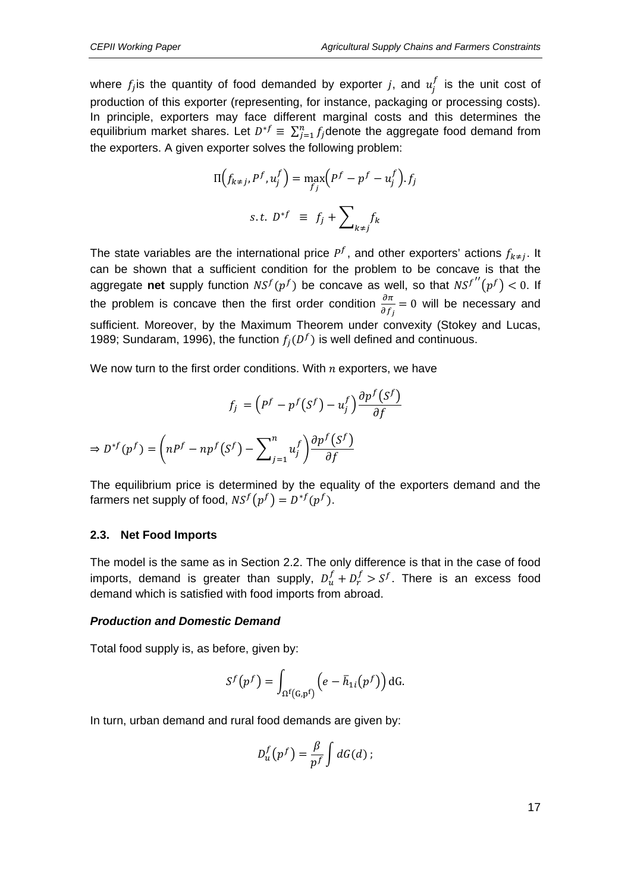where $f_j$ is the quantity of food demanded by exporter $j$, and $u_j^f$ is the unit cost of production of this exporter (representing, for instance, packaging or processing costs). In principle, exporters may face different marginal costs and this determines the equilibrium market shares. Let $D^{*f} \equiv \sum_{j=1}^{n} f_j$ denote the aggregate food demand from the exporters. A given exporter solves the following problem:

$$\Pi\left(f_{k\neq j}, P^f, u_j^f\right) = \max_{f_j}\left(P^f - p^f - u_j^f\right).f_j$$

$$s.t.\ D^{*f} \ \equiv \ f_j + \sum\nolimits_{k\neq j} f_k$$

The state variables are the international price $P^f$, and other exporters' actions $f_{k\neq j}$. It can be shown that a sufficient condition for the problem to be concave is that the aggregate **net** supply function $NS^f(p^f)$ be concave as well, so that $NS^{f''}(p^f) < 0$. If the problem is concave then the first order condition $\frac{\partial \pi}{\partial f_j} = 0$ will be necessary and sufficient. Moreover, by the Maximum Theorem under convexity (Stokey and Lucas, 1989; Sundaram, 1996), the function $f_j(D^f)$ is well defined and continuous.

We now turn to the first order conditions. With $n$ exporters, we have

$$f_j = \left(P^f - p^f(S^f) - u_j^f\right)\frac{\partial p^f(S^f)}{\partial f}$$

$$\Rightarrow D^{*f}(p^f) = \left(nP^f - np^f(S^f) - \sum\nolimits_{j=1}^{n} u_j^f\right)\frac{\partial p^f(S^f)}{\partial f}$$

The equilibrium price is determined by the equality of the exporters demand and the farmers net supply of food, $NS^f(p^f) = D^{*f}(p^f)$.

### 2.3. Net Food Imports

The model is the same as in Section 2.2. The only difference is that in the case of food imports, demand is greater than supply, $D_u^f + D_r^f > S^f$. There is an excess food demand which is satisfied with food imports from abroad.

#### *Production and Domestic Demand*

Total food supply is, as before, given by:

$$S^f(p^f) = \int_{\Omega^f(G,p^f)} \left(e - \bar{h}_{1i}(p^f)\right) \mathrm{dG}.$$

In turn, urban demand and rural food demands are given by:

$$D_u^f(p^f) = \frac{\beta}{p^f}\int dG(d)\,;$$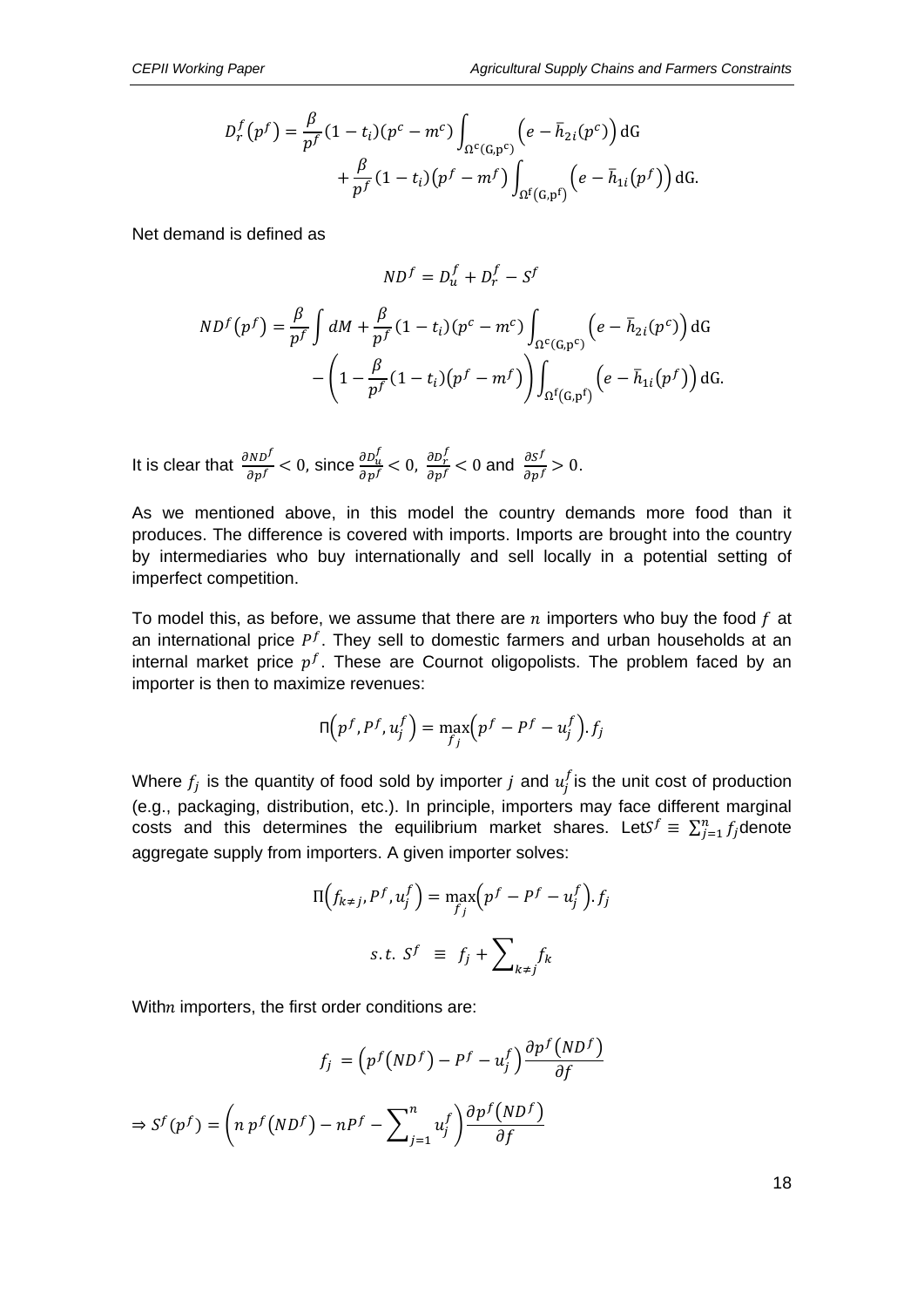$$D_r^f\left(p^f\right) = \frac{\beta}{p^f}(1-t_i)(p^c - m^c)\int_{\Omega^c(G,p^c)}\left(e - \bar{h}_{2i}(p^c)\right)\mathrm{dG} + \frac{\beta}{p^f}(1-t_i)\left(p^f - m^f\right)\int_{\Omega^f(G,p^f)}\left(e - \bar{h}_{1i}\left(p^f\right)\right)\mathrm{dG}.$$

Net demand is defined as

$$ND^f = D_u^f + D_r^f - S^f$$

$$ND^f\left(p^f\right) = \frac{\beta}{p^f}\int dM + \frac{\beta}{p^f}(1-t_i)(p^c - m^c)\int_{\Omega^c(G,p^c)}\left(e - \bar{h}_{2i}(p^c)\right)\mathrm{dG} - \left(1 - \frac{\beta}{p^f}(1-t_i)\left(p^f - m^f\right)\right)\int_{\Omega^f(G,p^f)}\left(e - \bar{h}_{1i}\left(p^f\right)\right)\mathrm{dG}.$$

It is clear that $\frac{\partial ND^f}{\partial p^f} < 0$, since $\frac{\partial D_u^f}{\partial p^f} < 0$, $\frac{\partial D_r^f}{\partial p^f} < 0$ and $\frac{\partial S^f}{\partial p^f} > 0$.

As we mentioned above, in this model the country demands more food than it produces. The difference is covered with imports. Imports are brought into the country by intermediaries who buy internationally and sell locally in a potential setting of imperfect competition.

To model this, as before, we assume that there are $n$ importers who buy the food $f$ at an international price $P^f$. They sell to domestic farmers and urban households at an internal market price $p^f$. These are Cournot oligopolists. The problem faced by an importer is then to maximize revenues:

$$\Pi\left(p^f, P^f, u_j^f\right) = \max_{f_j}\left(p^f - P^f - u_j^f\right).f_j$$

Where $f_j$ is the quantity of food sold by importer $j$ and $u_j^f$ is the unit cost of production (e.g., packaging, distribution, etc.). In principle, importers may face different marginal costs and this determines the equilibrium market shares. Let $S^f \equiv \sum_{j=1}^{n} f_j$ denote aggregate supply from importers. A given importer solves:

$$\Pi\left(f_{k\neq j}, P^f, u_j^f\right) = \max_{f_j}\left(p^f - P^f - u_j^f\right).f_j$$

$$s.t.\ S^f \equiv f_j + \sum_{k\neq j} f_k$$

With $n$ importers, the first order conditions are:

$$f_j = \left(p^f\left(ND^f\right) - P^f - u_j^f\right)\frac{\partial p^f\left(ND^f\right)}{\partial f}$$

$$\Rightarrow S^f(p^f) = \left(n\, p^f\left(ND^f\right) - nP^f - \sum_{j=1}^{n} u_j^f\right)\frac{\partial p^f\left(ND^f\right)}{\partial f}$$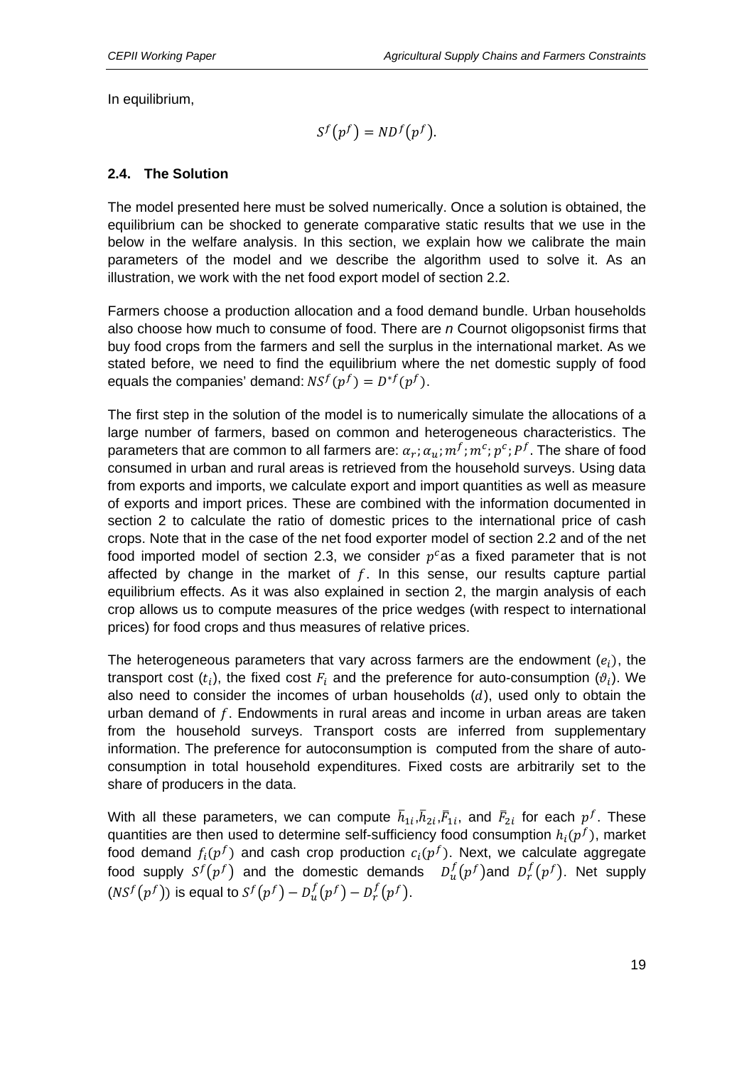In equilibrium,

$$S^f(p^f) = ND^f(p^f).$$

### 2.4. The Solution

The model presented here must be solved numerically. Once a solution is obtained, the equilibrium can be shocked to generate comparative static results that we use in the below in the welfare analysis. In this section, we explain how we calibrate the main parameters of the model and we describe the algorithm used to solve it. As an illustration, we work with the net food export model of section 2.2.

Farmers choose a production allocation and a food demand bundle. Urban households also choose how much to consume of food. There are *n* Cournot oligopsonist firms that buy food crops from the farmers and sell the surplus in the international market. As we stated before, we need to find the equilibrium where the net domestic supply of food equals the companies' demand: $NS^f(p^f) = D^{*f}(p^f)$.

The first step in the solution of the model is to numerically simulate the allocations of a large number of farmers, based on common and heterogeneous characteristics. The parameters that are common to all farmers are: $\alpha_r; \alpha_u; m^f; m^c; p^c; P^f$. The share of food consumed in urban and rural areas is retrieved from the household surveys. Using data from exports and imports, we calculate export and import quantities as well as measure of exports and import prices. These are combined with the information documented in section 2 to calculate the ratio of domestic prices to the international price of cash crops. Note that in the case of the net food exporter model of section 2.2 and of the net food imported model of section 2.3, we consider $p^c$as a fixed parameter that is not affected by change in the market of $f$. In this sense, our results capture partial equilibrium effects. As it was also explained in section 2, the margin analysis of each crop allows us to compute measures of the price wedges (with respect to international prices) for food crops and thus measures of relative prices.

The heterogeneous parameters that vary across farmers are the endowment ($e_i$), the transport cost ($t_i$), the fixed cost $F_i$ and the preference for auto-consumption ($\vartheta_i$). We also need to consider the incomes of urban households ($d$), used only to obtain the urban demand of $f$. Endowments in rural areas and income in urban areas are taken from the household surveys. Transport costs are inferred from supplementary information. The preference for autoconsumption is computed from the share of auto-consumption in total household expenditures. Fixed costs are arbitrarily set to the share of producers in the data.

With all these parameters, we can compute $\bar{h}_{1i}$,$\bar{h}_{2i}$,$\bar{F}_{1i}$, and $\bar{F}_{2i}$ for each $p^f$. These quantities are then used to determine self-sufficiency food consumption $h_i(p^f)$, market food demand $f_i(p^f)$ and cash crop production $c_i(p^f)$. Next, we calculate aggregate food supply $S^f(p^f)$ and the domestic demands $D_u^f(p^f)$and $D_r^f(p^f)$. Net supply ($NS^f(p^f)$) is equal to $S^f(p^f) - D_u^f(p^f) - D_r^f(p^f)$.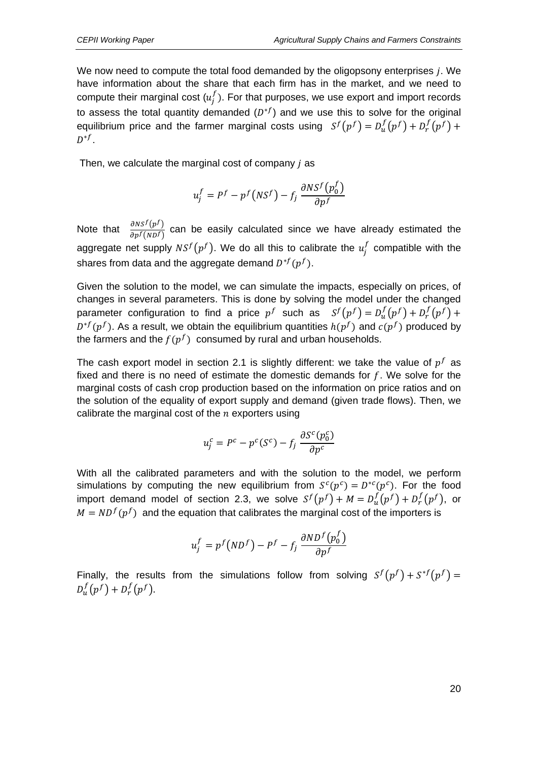We now need to compute the total food demanded by the oligopsony enterprises $j$. We have information about the share that each firm has in the market, and we need to compute their marginal cost ($u_j^f$). For that purposes, we use export and import records to assess the total quantity demanded ($D^{*f}$) and we use this to solve for the original equilibrium price and the farmer marginal costs using $S^f(p^f) = D_u^f(p^f) + D_r^f(p^f) + D^{*f}$.

Then, we calculate the marginal cost of company $j$ as

$$u_j^f = P^f - p^f(NS^f) - f_j \frac{\partial NS^f(p_0^f)}{\partial p^f}$$

Note that $\frac{\partial NS^f(p^f)}{\partial p^f(ND^f)}$ can be easily calculated since we have already estimated the aggregate net supply $NS^f(p^f)$. We do all this to calibrate the $u_j^f$ compatible with the shares from data and the aggregate demand $D^{*f}(p^f)$.

Given the solution to the model, we can simulate the impacts, especially on prices, of changes in several parameters. This is done by solving the model under the changed parameter configuration to find a price $p^f$ such as $S^f(p^f) = D_u^f(p^f) + D_r^f(p^f) + D^{*f}(p^f)$. As a result, we obtain the equilibrium quantities $h(p^f)$ and $c(p^f)$ produced by the farmers and the $f(p^f)$ consumed by rural and urban households.

The cash export model in section 2.1 is slightly different: we take the value of $p^f$ as fixed and there is no need of estimate the domestic demands for $f$. We solve for the marginal costs of cash crop production based on the information on price ratios and on the solution of the equality of export supply and demand (given trade flows). Then, we calibrate the marginal cost of the $n$ exporters using

$$u_j^c = P^c - p^c(S^c) - f_j \frac{\partial S^c(p_0^c)}{\partial p^c}$$

With all the calibrated parameters and with the solution to the model, we perform simulations by computing the new equilibrium from $S^c(p^c) = D^{*c}(p^c)$. For the food import demand model of section 2.3, we solve $S^f(p^f) + M = D_u^f(p^f) + D_r^f(p^f)$, or $M = ND^f(p^f)$ and the equation that calibrates the marginal cost of the importers is

$$u_j^f = p^f(ND^f) - P^f - f_j \frac{\partial ND^f(p_0^f)}{\partial p^f}$$

Finally, the results from the simulations follow from solving $S^f(p^f) + S^{*f}(p^f) = D_u^f(p^f) + D_r^f(p^f)$.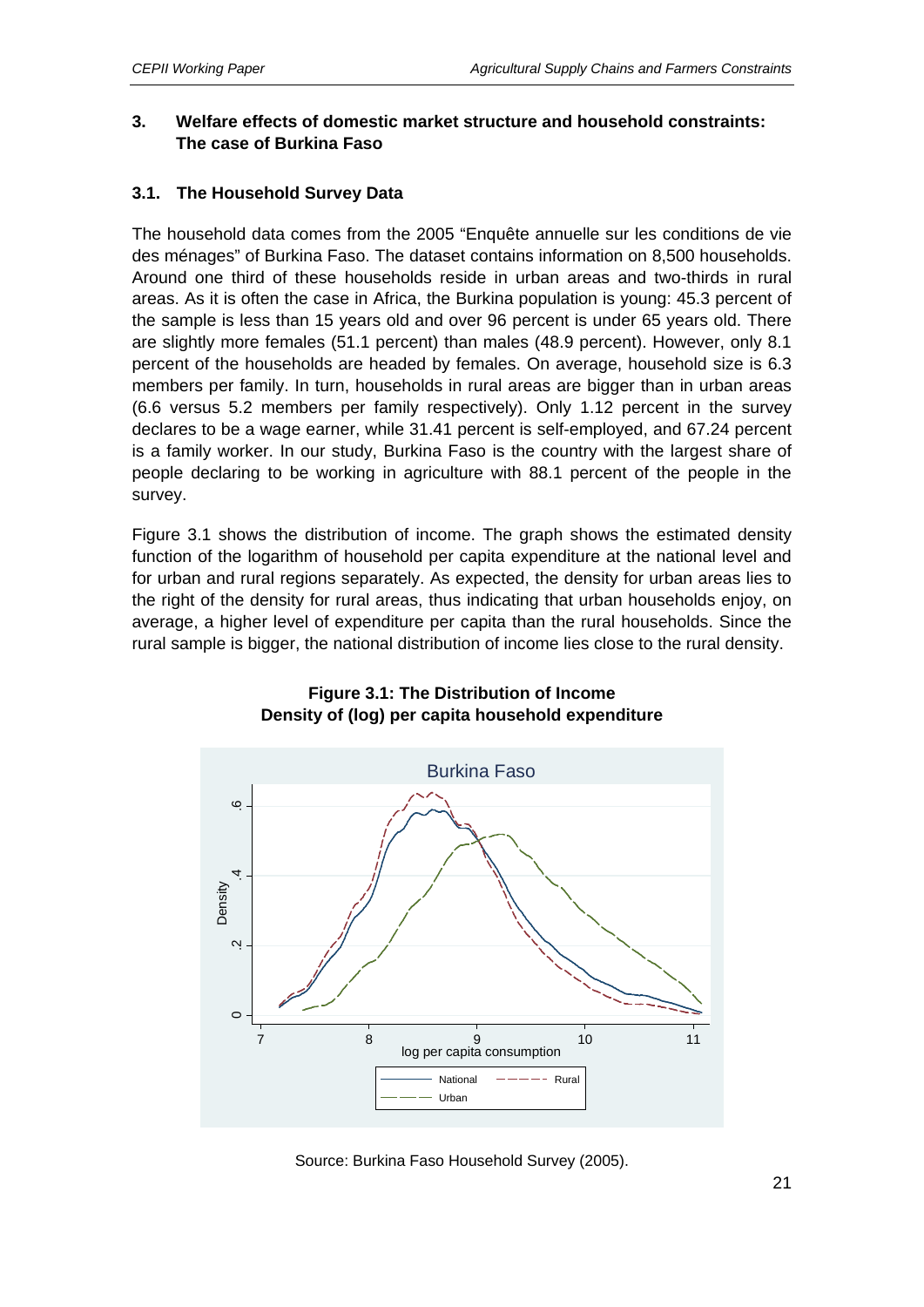## 3. Welfare effects of domestic market structure and household constraints: The case of Burkina Faso

### 3.1. The Household Survey Data

The household data comes from the 2005 "Enquête annuelle sur les conditions de vie des ménages" of Burkina Faso. The dataset contains information on 8,500 households. Around one third of these households reside in urban areas and two-thirds in rural areas. As it is often the case in Africa, the Burkina population is young: 45.3 percent of the sample is less than 15 years old and over 96 percent is under 65 years old. There are slightly more females (51.1 percent) than males (48.9 percent). However, only 8.1 percent of the households are headed by females. On average, household size is 6.3 members per family. In turn, households in rural areas are bigger than in urban areas (6.6 versus 5.2 members per family respectively). Only 1.12 percent in the survey declares to be a wage earner, while 31.41 percent is self-employed, and 67.24 percent is a family worker. In our study, Burkina Faso is the country with the largest share of people declaring to be working in agriculture with 88.1 percent of the people in the survey.

Figure 3.1 shows the distribution of income. The graph shows the estimated density function of the logarithm of household per capita expenditure at the national level and for urban and rural regions separately. As expected, the density for urban areas lies to the right of the density for rural areas, thus indicating that urban households enjoy, on average, a higher level of expenditure per capita than the rural households. Since the rural sample is bigger, the national distribution of income lies close to the rural density.

**Figure 3.1: The Distribution of Income**
**Density of (log) per capita household expenditure**

Source: Burkina Faso Household Survey (2005).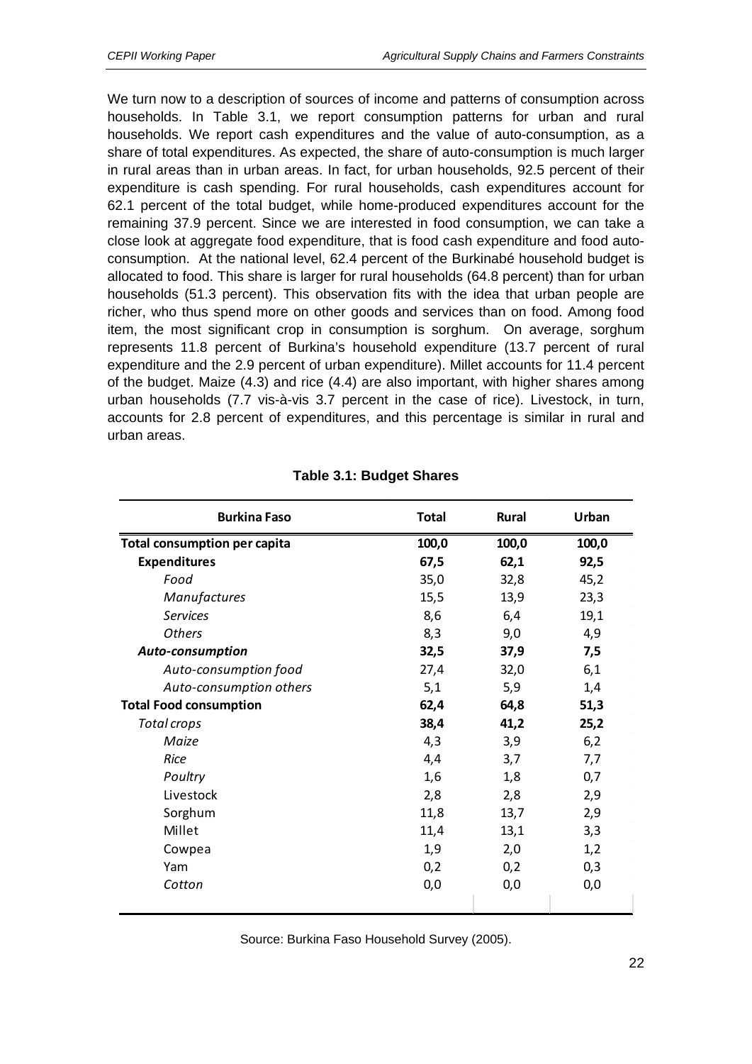We turn now to a description of sources of income and patterns of consumption across households. In Table 3.1, we report consumption patterns for urban and rural households. We report cash expenditures and the value of auto-consumption, as a share of total expenditures. As expected, the share of auto-consumption is much larger in rural areas than in urban areas. In fact, for urban households, 92.5 percent of their expenditure is cash spending. For rural households, cash expenditures account for 62.1 percent of the total budget, while home-produced expenditures account for the remaining 37.9 percent. Since we are interested in food consumption, we can take a close look at aggregate food expenditure, that is food cash expenditure and food auto-consumption. At the national level, 62.4 percent of the Burkinabé household budget is allocated to food. This share is larger for rural households (64.8 percent) than for urban households (51.3 percent). This observation fits with the idea that urban people are richer, who thus spend more on other goods and services than on food. Among food item, the most significant crop in consumption is sorghum. On average, sorghum represents 11.8 percent of Burkina's household expenditure (13.7 percent of rural expenditure and the 2.9 percent of urban expenditure). Millet accounts for 11.4 percent of the budget. Maize (4.3) and rice (4.4) are also important, with higher shares among urban households (7.7 vis-à-vis 3.7 percent in the case of rice). Livestock, in turn, accounts for 2.8 percent of expenditures, and this percentage is similar in rural and urban areas.

**Table 3.1: Budget Shares**

| Burkina Faso | Total | Rural | Urban |
|---|---|---|---|
| **Total consumption per capita** | **100,0** | **100,0** | **100,0** |
| **Expenditures** | **67,5** | **62,1** | **92,5** |
| *Food* | 35,0 | 32,8 | 45,2 |
| *Manufactures* | 15,5 | 13,9 | 23,3 |
| *Services* | 8,6 | 6,4 | 19,1 |
| *Others* | 8,3 | 9,0 | 4,9 |
| ***Auto-consumption*** | **32,5** | **37,9** | **7,5** |
| *Auto-consumption food* | 27,4 | 32,0 | 6,1 |
| *Auto-consumption others* | 5,1 | 5,9 | 1,4 |
| **Total Food consumption** | **62,4** | **64,8** | **51,3** |
| *Total crops* | **38,4** | **41,2** | **25,2** |
| *Maize* | 4,3 | 3,9 | 6,2 |
| *Rice* | 4,4 | 3,7 | 7,7 |
| *Poultry* | 1,6 | 1,8 | 0,7 |
| Livestock | 2,8 | 2,8 | 2,9 |
| Sorghum | 11,8 | 13,7 | 2,9 |
| Millet | 11,4 | 13,1 | 3,3 |
| Cowpea | 1,9 | 2,0 | 1,2 |
| Yam | 0,2 | 0,2 | 0,3 |
| *Cotton* | 0,0 | 0,0 | 0,0 |

Source: Burkina Faso Household Survey (2005).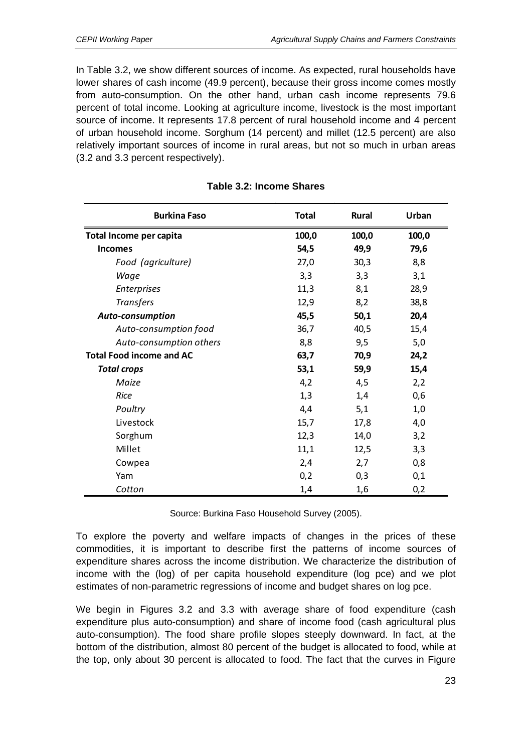In Table 3.2, we show different sources of income. As expected, rural households have lower shares of cash income (49.9 percent), because their gross income comes mostly from auto-consumption. On the other hand, urban cash income represents 79.6 percent of total income. Looking at agriculture income, livestock is the most important source of income. It represents 17.8 percent of rural household income and 4 percent of urban household income. Sorghum (14 percent) and millet (12.5 percent) are also relatively important sources of income in rural areas, but not so much in urban areas (3.2 and 3.3 percent respectively).

**Table 3.2: Income Shares**

| Burkina Faso | Total | Rural | Urban |
|---|---|---|---|
| **Total Income per capita** | **100,0** | **100,0** | **100,0** |
| **Incomes** | **54,5** | **49,9** | **79,6** |
| *Food (agriculture)* | 27,0 | 30,3 | 8,8 |
| *Wage* | 3,3 | 3,3 | 3,1 |
| *Enterprises* | 11,3 | 8,1 | 28,9 |
| *Transfers* | 12,9 | 8,2 | 38,8 |
| ***Auto-consumption*** | **45,5** | **50,1** | **20,4** |
| *Auto-consumption food* | 36,7 | 40,5 | 15,4 |
| *Auto-consumption others* | 8,8 | 9,5 | 5,0 |
| **Total Food income and AC** | **63,7** | **70,9** | **24,2** |
| ***Total crops*** | **53,1** | **59,9** | **15,4** |
| *Maize* | 4,2 | 4,5 | 2,2 |
| *Rice* | 1,3 | 1,4 | 0,6 |
| *Poultry* | 4,4 | 5,1 | 1,0 |
| Livestock | 15,7 | 17,8 | 4,0 |
| Sorghum | 12,3 | 14,0 | 3,2 |
| Millet | 11,1 | 12,5 | 3,3 |
| Cowpea | 2,4 | 2,7 | 0,8 |
| Yam | 0,2 | 0,3 | 0,1 |
| *Cotton* | 1,4 | 1,6 | 0,2 |

Source: Burkina Faso Household Survey (2005).

To explore the poverty and welfare impacts of changes in the prices of these commodities, it is important to describe first the patterns of income sources of expenditure shares across the income distribution. We characterize the distribution of income with the (log) of per capita household expenditure (log pce) and we plot estimates of non-parametric regressions of income and budget shares on log pce.

We begin in Figures 3.2 and 3.3 with average share of food expenditure (cash expenditure plus auto-consumption) and share of income food (cash agricultural plus auto-consumption). The food share profile slopes steeply downward. In fact, at the bottom of the distribution, almost 80 percent of the budget is allocated to food, while at the top, only about 30 percent is allocated to food. The fact that the curves in Figure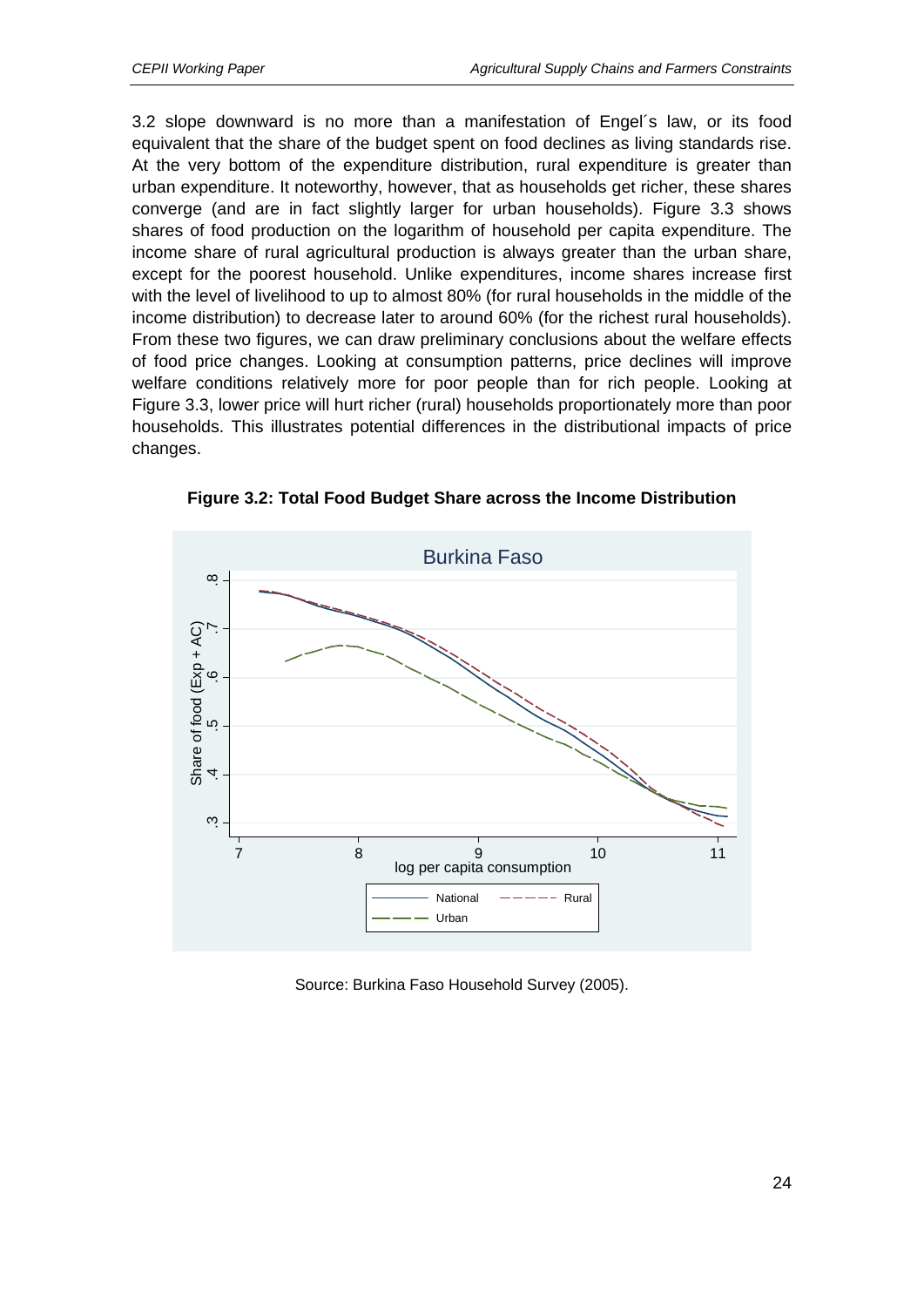3.2 slope downward is no more than a manifestation of Engel´s law, or its food equivalent that the share of the budget spent on food declines as living standards rise. At the very bottom of the expenditure distribution, rural expenditure is greater than urban expenditure. It noteworthy, however, that as households get richer, these shares converge (and are in fact slightly larger for urban households). Figure 3.3 shows shares of food production on the logarithm of household per capita expenditure. The income share of rural agricultural production is always greater than the urban share, except for the poorest household. Unlike expenditures, income shares increase first with the level of livelihood to up to almost 80% (for rural households in the middle of the income distribution) to decrease later to around 60% (for the richest rural households). From these two figures, we can draw preliminary conclusions about the welfare effects of food price changes. Looking at consumption patterns, price declines will improve welfare conditions relatively more for poor people than for rich people. Looking at Figure 3.3, lower price will hurt richer (rural) households proportionately more than poor households. This illustrates potential differences in the distributional impacts of price changes.

**Figure 3.2: Total Food Budget Share across the Income Distribution**

Source: Burkina Faso Household Survey (2005).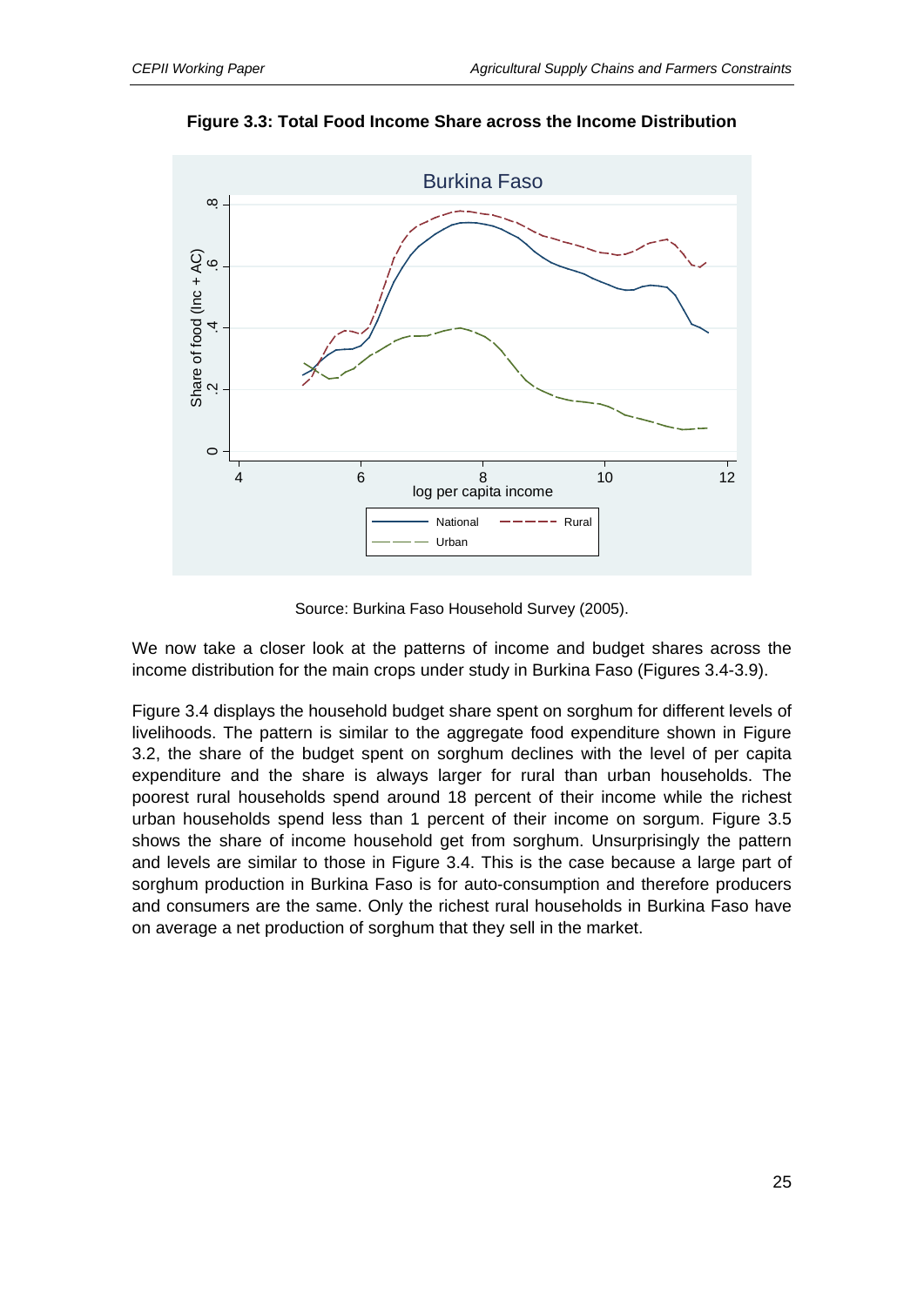**Figure 3.3: Total Food Income Share across the Income Distribution**

Source: Burkina Faso Household Survey (2005).

We now take a closer look at the patterns of income and budget shares across the income distribution for the main crops under study in Burkina Faso (Figures 3.4-3.9).

Figure 3.4 displays the household budget share spent on sorghum for different levels of livelihoods. The pattern is similar to the aggregate food expenditure shown in Figure 3.2, the share of the budget spent on sorghum declines with the level of per capita expenditure and the share is always larger for rural than urban households. The poorest rural households spend around 18 percent of their income while the richest urban households spend less than 1 percent of their income on sorgum. Figure 3.5 shows the share of income household get from sorghum. Unsurprisingly the pattern and levels are similar to those in Figure 3.4. This is the case because a large part of sorghum production in Burkina Faso is for auto-consumption and therefore producers and consumers are the same. Only the richest rural households in Burkina Faso have on average a net production of sorghum that they sell in the market.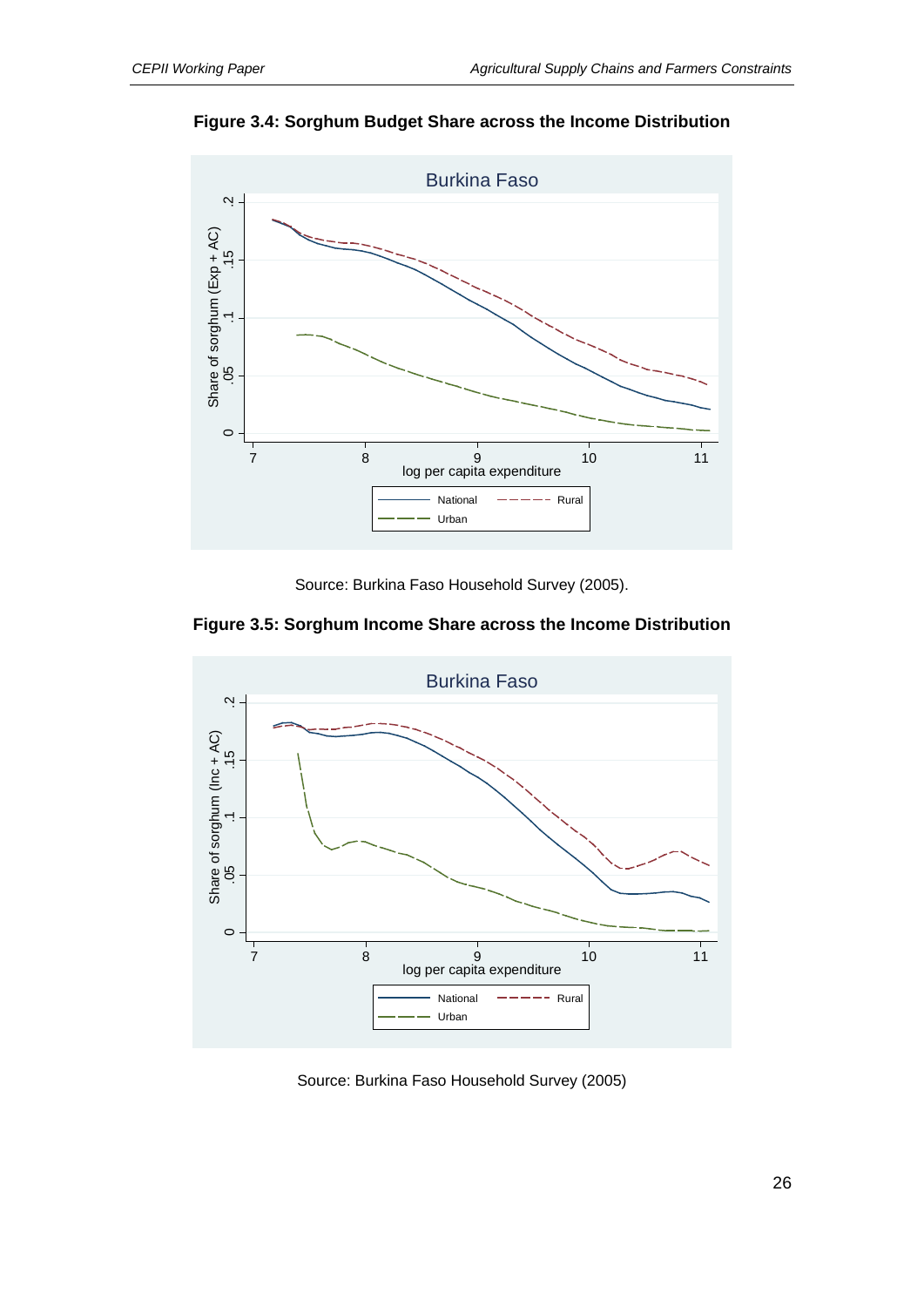**Figure 3.4: Sorghum Budget Share across the Income Distribution**

Source: Burkina Faso Household Survey (2005).

**Figure 3.5: Sorghum Income Share across the Income Distribution**

Source: Burkina Faso Household Survey (2005)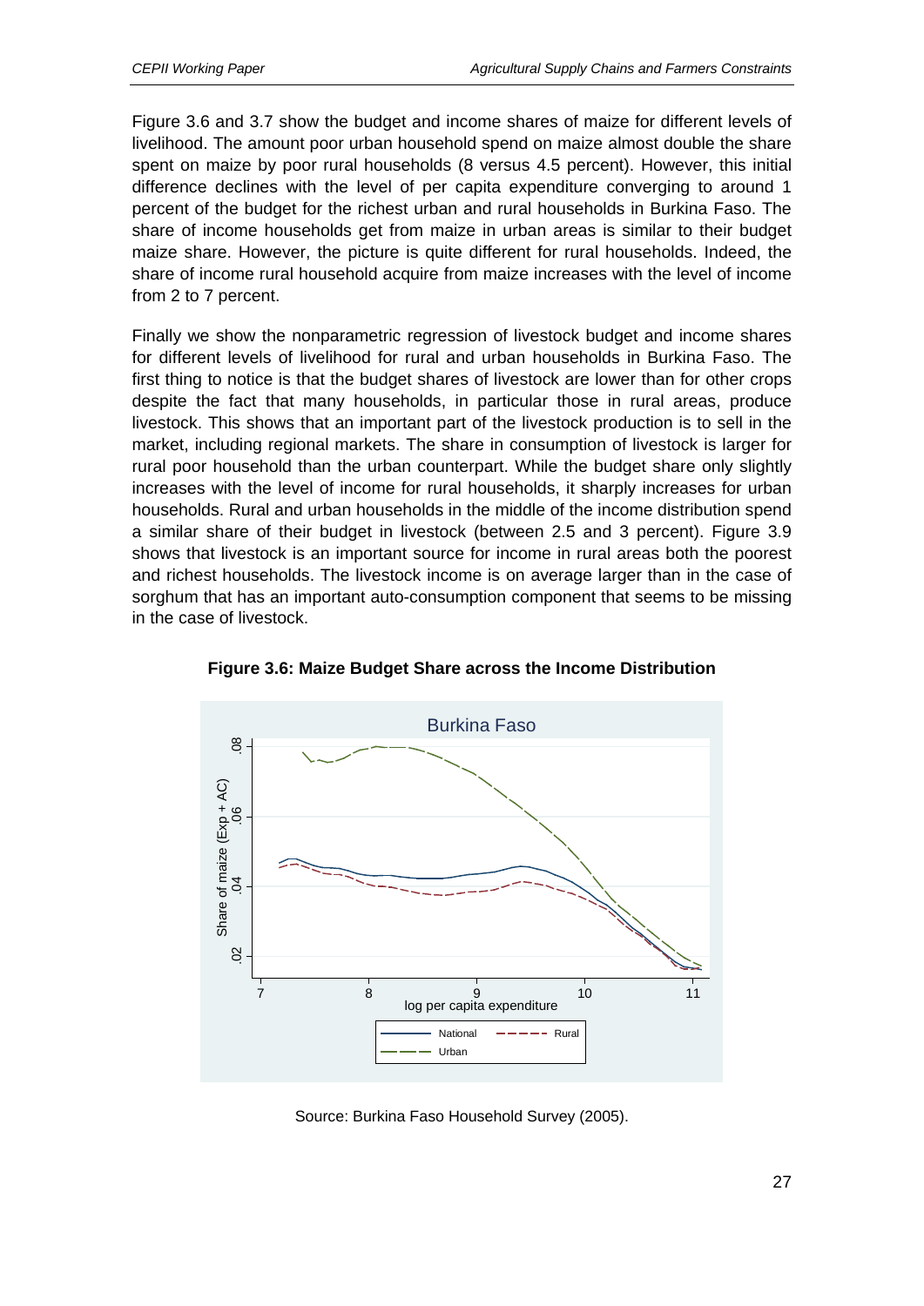Figure 3.6 and 3.7 show the budget and income shares of maize for different levels of livelihood. The amount poor urban household spend on maize almost double the share spent on maize by poor rural households (8 versus 4.5 percent). However, this initial difference declines with the level of per capita expenditure converging to around 1 percent of the budget for the richest urban and rural households in Burkina Faso. The share of income households get from maize in urban areas is similar to their budget maize share. However, the picture is quite different for rural households. Indeed, the share of income rural household acquire from maize increases with the level of income from 2 to 7 percent.

Finally we show the nonparametric regression of livestock budget and income shares for different levels of livelihood for rural and urban households in Burkina Faso. The first thing to notice is that the budget shares of livestock are lower than for other crops despite the fact that many households, in particular those in rural areas, produce livestock. This shows that an important part of the livestock production is to sell in the market, including regional markets. The share in consumption of livestock is larger for rural poor household than the urban counterpart. While the budget share only slightly increases with the level of income for rural households, it sharply increases for urban households. Rural and urban households in the middle of the income distribution spend a similar share of their budget in livestock (between 2.5 and 3 percent). Figure 3.9 shows that livestock is an important source for income in rural areas both the poorest and richest households. The livestock income is on average larger than in the case of sorghum that has an important auto-consumption component that seems to be missing in the case of livestock.

**Figure 3.6: Maize Budget Share across the Income Distribution**

Source: Burkina Faso Household Survey (2005).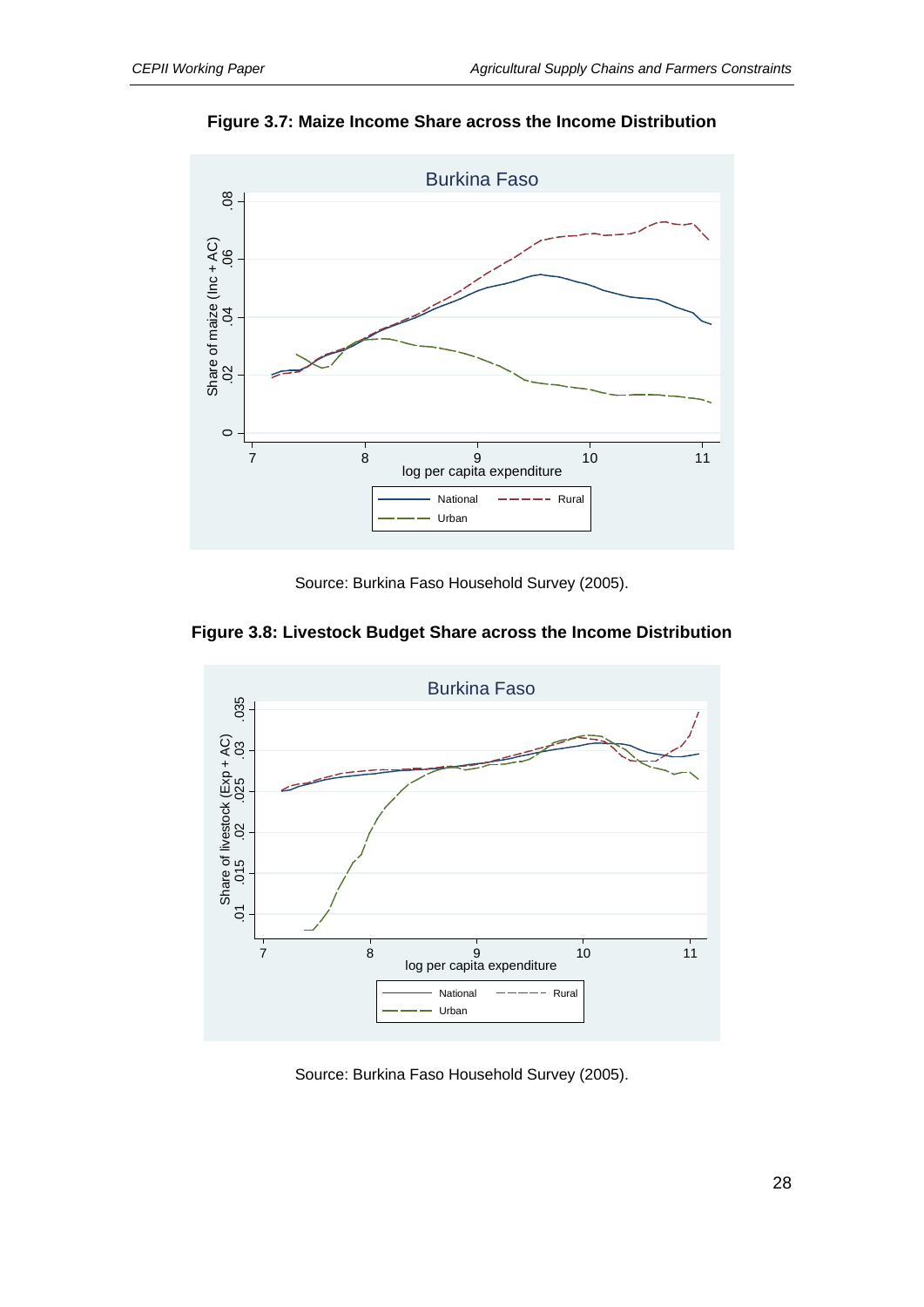**Figure 3.7: Maize Income Share across the Income Distribution**

Source: Burkina Faso Household Survey (2005).

**Figure 3.8: Livestock Budget Share across the Income Distribution**

Source: Burkina Faso Household Survey (2005).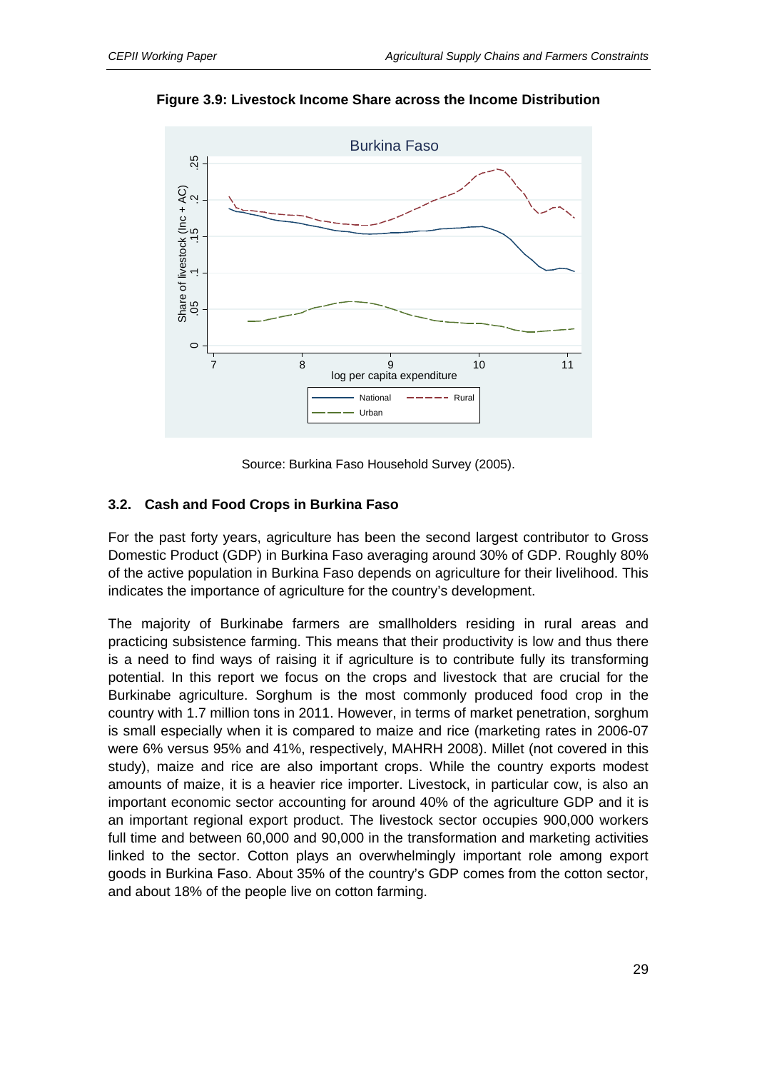**Figure 3.9: Livestock Income Share across the Income Distribution**

Source: Burkina Faso Household Survey (2005).

### 3.2. Cash and Food Crops in Burkina Faso

For the past forty years, agriculture has been the second largest contributor to Gross Domestic Product (GDP) in Burkina Faso averaging around 30% of GDP. Roughly 80% of the active population in Burkina Faso depends on agriculture for their livelihood. This indicates the importance of agriculture for the country's development.

The majority of Burkinabe farmers are smallholders residing in rural areas and practicing subsistence farming. This means that their productivity is low and thus there is a need to find ways of raising it if agriculture is to contribute fully its transforming potential. In this report we focus on the crops and livestock that are crucial for the Burkinabe agriculture. Sorghum is the most commonly produced food crop in the country with 1.7 million tons in 2011. However, in terms of market penetration, sorghum is small especially when it is compared to maize and rice (marketing rates in 2006-07 were 6% versus 95% and 41%, respectively, MAHRH 2008). Millet (not covered in this study), maize and rice are also important crops. While the country exports modest amounts of maize, it is a heavier rice importer. Livestock, in particular cow, is also an important economic sector accounting for around 40% of the agriculture GDP and it is an important regional export product. The livestock sector occupies 900,000 workers full time and between 60,000 and 90,000 in the transformation and marketing activities linked to the sector. Cotton plays an overwhelmingly important role among export goods in Burkina Faso. About 35% of the country's GDP comes from the cotton sector, and about 18% of the people live on cotton farming.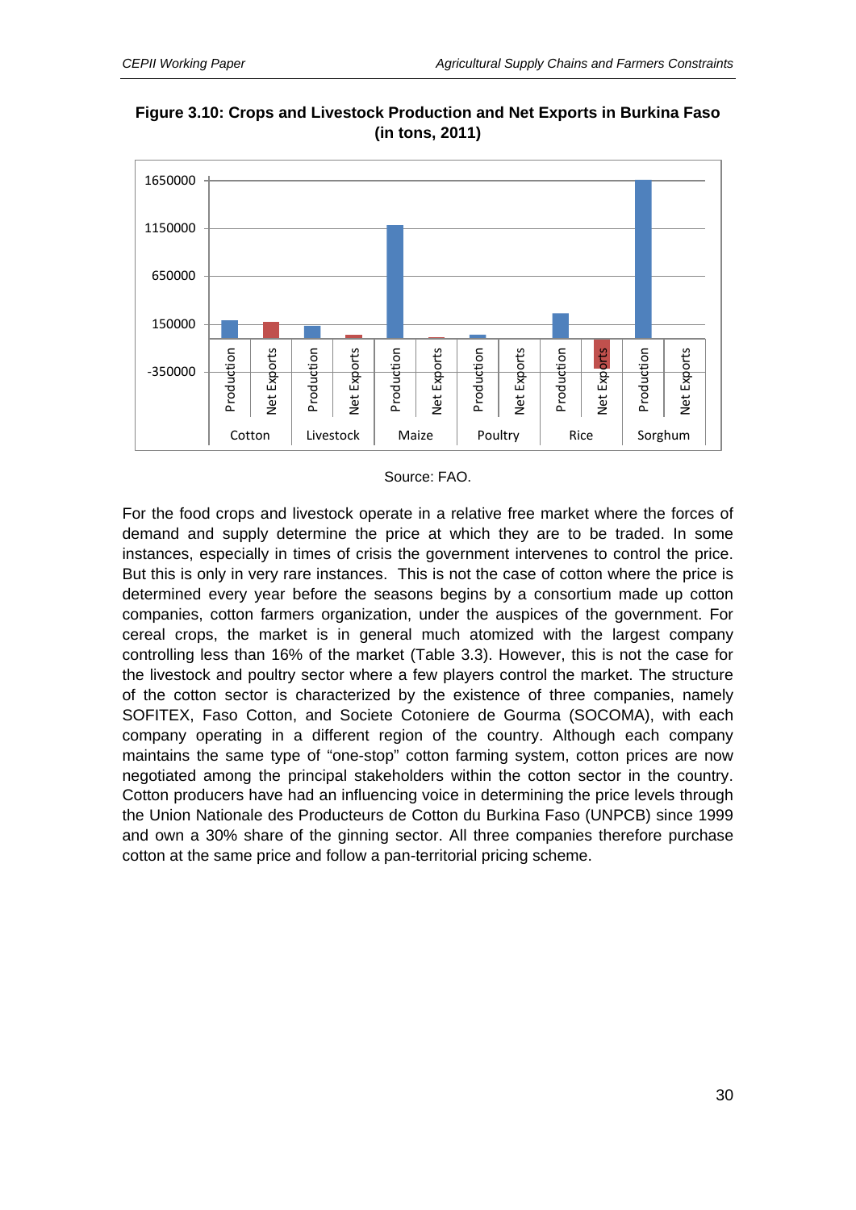**Figure 3.10: Crops and Livestock Production and Net Exports in Burkina Faso (in tons, 2011)**

Source: FAO.

For the food crops and livestock operate in a relative free market where the forces of demand and supply determine the price at which they are to be traded. In some instances, especially in times of crisis the government intervenes to control the price. But this is only in very rare instances. This is not the case of cotton where the price is determined every year before the seasons begins by a consortium made up cotton companies, cotton farmers organization, under the auspices of the government. For cereal crops, the market is in general much atomized with the largest company controlling less than 16% of the market (Table 3.3). However, this is not the case for the livestock and poultry sector where a few players control the market. The structure of the cotton sector is characterized by the existence of three companies, namely SOFITEX, Faso Cotton, and Societe Cotoniere de Gourma (SOCOMA), with each company operating in a different region of the country. Although each company maintains the same type of "one-stop" cotton farming system, cotton prices are now negotiated among the principal stakeholders within the cotton sector in the country. Cotton producers have had an influencing voice in determining the price levels through the Union Nationale des Producteurs de Cotton du Burkina Faso (UNPCB) since 1999 and own a 30% share of the ginning sector. All three companies therefore purchase cotton at the same price and follow a pan-territorial pricing scheme.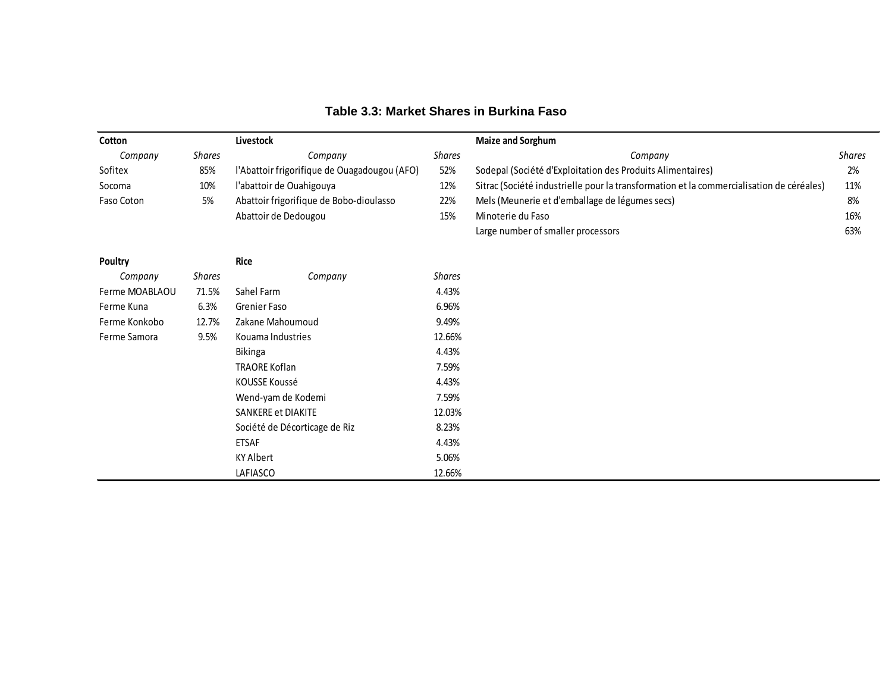**Table 3.3: Market Shares in Burkina Faso**

**Cotton**

| *Company* | *Shares* |
|---|---|
| Sofitex | 85% |
| Socoma | 10% |
| Faso Coton | 5% |

**Livestock**

| *Company* | *Shares* |
|---|---|
| l'Abattoir frigorifique de Ouagadougou (AFO) | 52% |
| l'abattoir de Ouahigouya | 12% |
| Abattoir frigorifique de Bobo-dioulasso | 22% |
| Abattoir de Dedougou | 15% |

**Maize and Sorghum**

| *Company* | *Shares* |
|---|---|
| Sodepal (Société d'Exploitation des Produits Alimentaires) | 2% |
| Sitrac (Société industrielle pour la transformation et la commercialisation de céréales) | 11% |
| Mels (Meunerie et d'emballage de légumes secs) | 8% |
| Minoterie du Faso | 16% |
| Large number of smaller processors | 63% |

**Poultry**

| *Company* | *Shares* |
|---|---|
| Ferme MOABLAOU | 71.5% |
| Ferme Kuna | 6.3% |
| Ferme Konkobo | 12.7% |
| Ferme Samora | 9.5% |

**Rice**

| *Company* | *Shares* |
|---|---|
| Sahel Farm | 4.43% |
| Grenier Faso | 6.96% |
| Zakane Mahoumoud | 9.49% |
| Kouama Industries | 12.66% |
| Bikinga | 4.43% |
| TRAORE Koflan | 7.59% |
| KOUSSE Koussé | 4.43% |
| Wend-yam de Kodemi | 7.59% |
| SANKERE et DIAKITE | 12.03% |
| Société de Décorticage de Riz | 8.23% |
| ETSAF | 4.43% |
| KY Albert | 5.06% |
| LAFIASCO | 12.66% |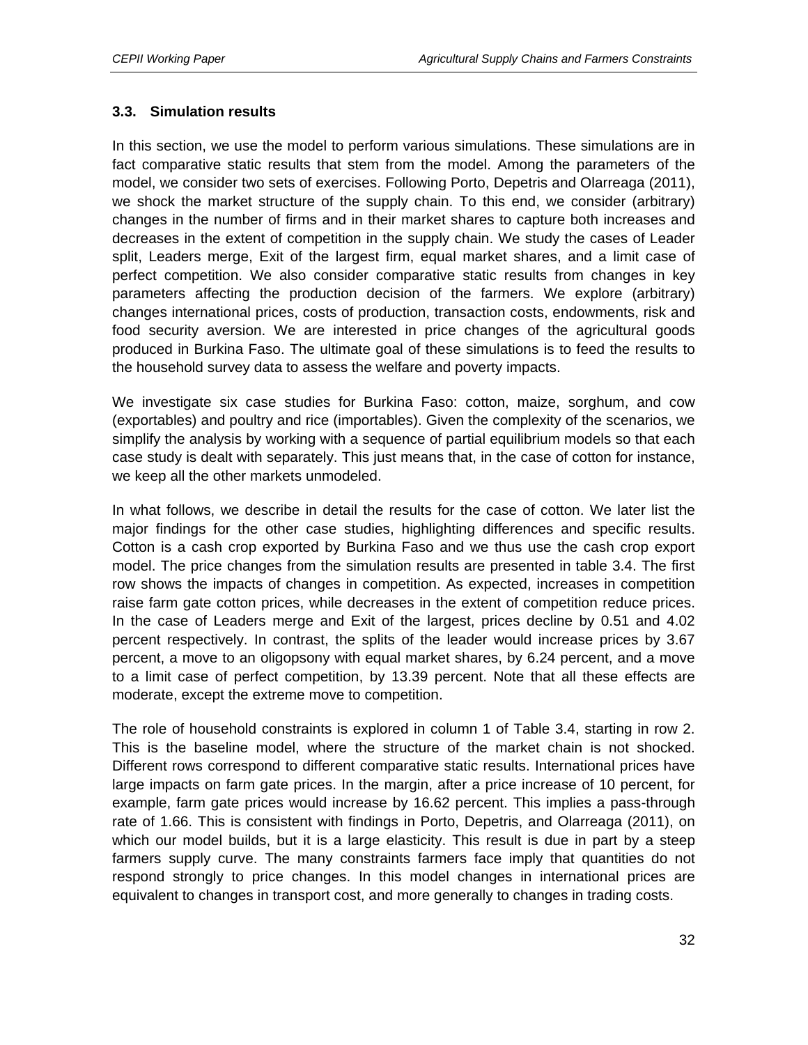### 3.3. Simulation results

In this section, we use the model to perform various simulations. These simulations are in fact comparative static results that stem from the model. Among the parameters of the model, we consider two sets of exercises. Following Porto, Depetris and Olarreaga (2011), we shock the market structure of the supply chain. To this end, we consider (arbitrary) changes in the number of firms and in their market shares to capture both increases and decreases in the extent of competition in the supply chain. We study the cases of Leader split, Leaders merge, Exit of the largest firm, equal market shares, and a limit case of perfect competition. We also consider comparative static results from changes in key parameters affecting the production decision of the farmers. We explore (arbitrary) changes international prices, costs of production, transaction costs, endowments, risk and food security aversion. We are interested in price changes of the agricultural goods produced in Burkina Faso. The ultimate goal of these simulations is to feed the results to the household survey data to assess the welfare and poverty impacts.

We investigate six case studies for Burkina Faso: cotton, maize, sorghum, and cow (exportables) and poultry and rice (importables). Given the complexity of the scenarios, we simplify the analysis by working with a sequence of partial equilibrium models so that each case study is dealt with separately. This just means that, in the case of cotton for instance, we keep all the other markets unmodeled.

In what follows, we describe in detail the results for the case of cotton. We later list the major findings for the other case studies, highlighting differences and specific results. Cotton is a cash crop exported by Burkina Faso and we thus use the cash crop export model. The price changes from the simulation results are presented in table 3.4. The first row shows the impacts of changes in competition. As expected, increases in competition raise farm gate cotton prices, while decreases in the extent of competition reduce prices. In the case of Leaders merge and Exit of the largest, prices decline by 0.51 and 4.02 percent respectively. In contrast, the splits of the leader would increase prices by 3.67 percent, a move to an oligopsony with equal market shares, by 6.24 percent, and a move to a limit case of perfect competition, by 13.39 percent. Note that all these effects are moderate, except the extreme move to competition.

The role of household constraints is explored in column 1 of Table 3.4, starting in row 2. This is the baseline model, where the structure of the market chain is not shocked. Different rows correspond to different comparative static results. International prices have large impacts on farm gate prices. In the margin, after a price increase of 10 percent, for example, farm gate prices would increase by 16.62 percent. This implies a pass-through rate of 1.66. This is consistent with findings in Porto, Depetris, and Olarreaga (2011), on which our model builds, but it is a large elasticity. This result is due in part by a steep farmers supply curve. The many constraints farmers face imply that quantities do not respond strongly to price changes. In this model changes in international prices are equivalent to changes in transport cost, and more generally to changes in trading costs.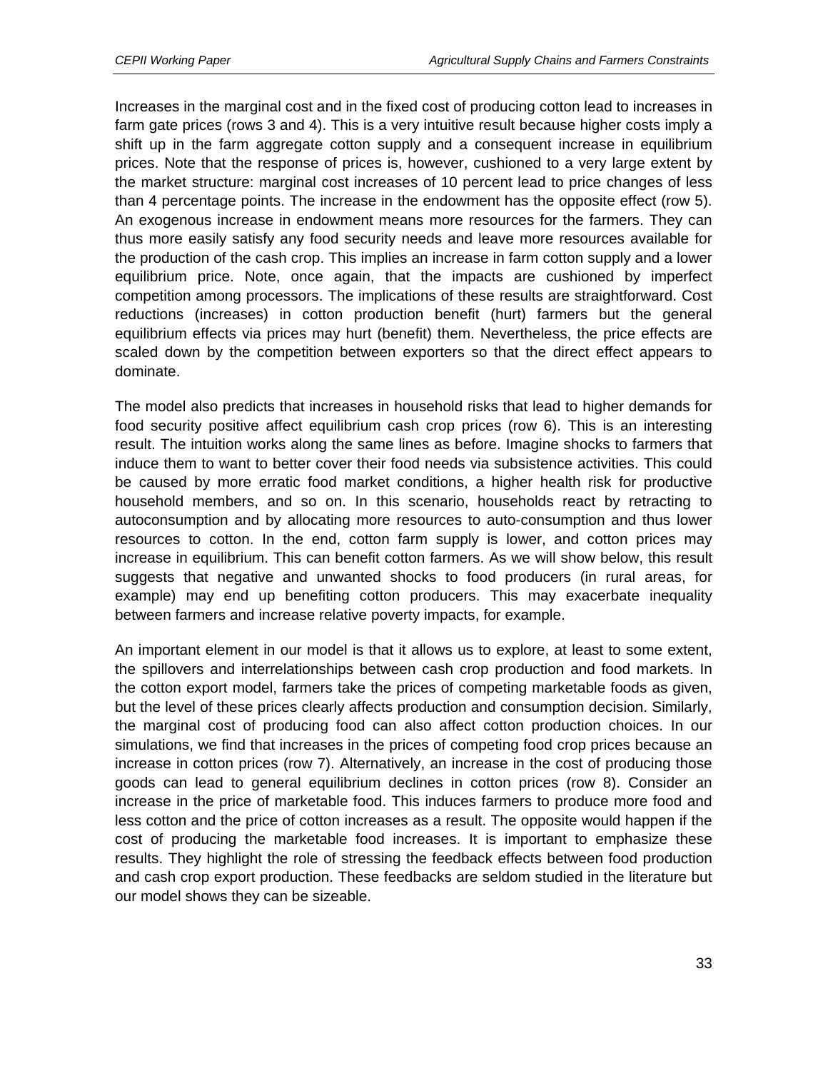Increases in the marginal cost and in the fixed cost of producing cotton lead to increases in farm gate prices (rows 3 and 4). This is a very intuitive result because higher costs imply a shift up in the farm aggregate cotton supply and a consequent increase in equilibrium prices. Note that the response of prices is, however, cushioned to a very large extent by the market structure: marginal cost increases of 10 percent lead to price changes of less than 4 percentage points. The increase in the endowment has the opposite effect (row 5). An exogenous increase in endowment means more resources for the farmers. They can thus more easily satisfy any food security needs and leave more resources available for the production of the cash crop. This implies an increase in farm cotton supply and a lower equilibrium price. Note, once again, that the impacts are cushioned by imperfect competition among processors. The implications of these results are straightforward. Cost reductions (increases) in cotton production benefit (hurt) farmers but the general equilibrium effects via prices may hurt (benefit) them. Nevertheless, the price effects are scaled down by the competition between exporters so that the direct effect appears to dominate.

The model also predicts that increases in household risks that lead to higher demands for food security positive affect equilibrium cash crop prices (row 6). This is an interesting result. The intuition works along the same lines as before. Imagine shocks to farmers that induce them to want to better cover their food needs via subsistence activities. This could be caused by more erratic food market conditions, a higher health risk for productive household members, and so on. In this scenario, households react by retracting to autoconsumption and by allocating more resources to auto-consumption and thus lower resources to cotton. In the end, cotton farm supply is lower, and cotton prices may increase in equilibrium. This can benefit cotton farmers. As we will show below, this result suggests that negative and unwanted shocks to food producers (in rural areas, for example) may end up benefiting cotton producers. This may exacerbate inequality between farmers and increase relative poverty impacts, for example.

An important element in our model is that it allows us to explore, at least to some extent, the spillovers and interrelationships between cash crop production and food markets. In the cotton export model, farmers take the prices of competing marketable foods as given, but the level of these prices clearly affects production and consumption decision. Similarly, the marginal cost of producing food can also affect cotton production choices. In our simulations, we find that increases in the prices of competing food crop prices because an increase in cotton prices (row 7). Alternatively, an increase in the cost of producing those goods can lead to general equilibrium declines in cotton prices (row 8). Consider an increase in the price of marketable food. This induces farmers to produce more food and less cotton and the price of cotton increases as a result. The opposite would happen if the cost of producing the marketable food increases. It is important to emphasize these results. They highlight the role of stressing the feedback effects between food production and cash crop export production. These feedbacks are seldom studied in the literature but our model shows they can be sizeable.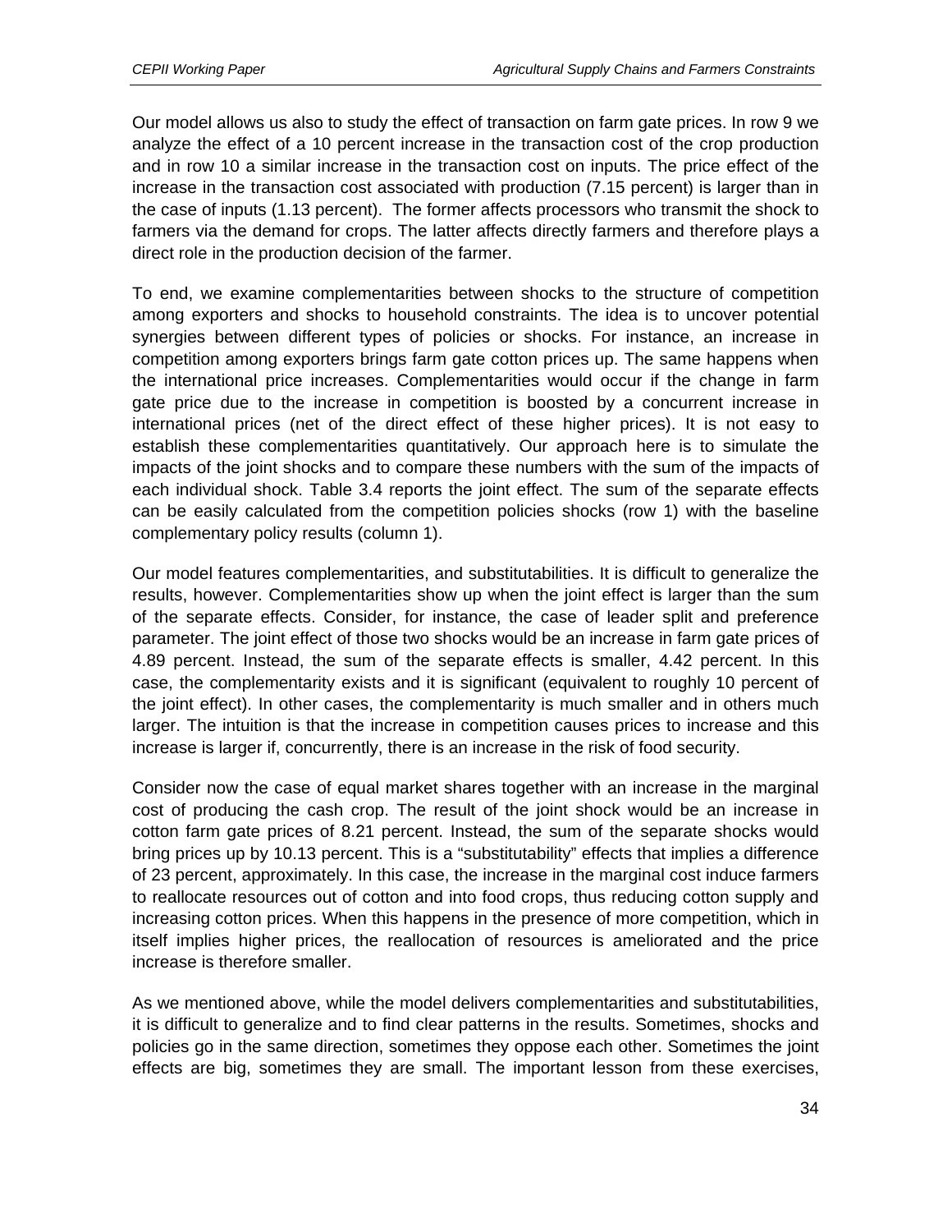Our model allows us also to study the effect of transaction on farm gate prices. In row 9 we analyze the effect of a 10 percent increase in the transaction cost of the crop production and in row 10 a similar increase in the transaction cost on inputs. The price effect of the increase in the transaction cost associated with production (7.15 percent) is larger than in the case of inputs (1.13 percent). The former affects processors who transmit the shock to farmers via the demand for crops. The latter affects directly farmers and therefore plays a direct role in the production decision of the farmer.

To end, we examine complementarities between shocks to the structure of competition among exporters and shocks to household constraints. The idea is to uncover potential synergies between different types of policies or shocks. For instance, an increase in competition among exporters brings farm gate cotton prices up. The same happens when the international price increases. Complementarities would occur if the change in farm gate price due to the increase in competition is boosted by a concurrent increase in international prices (net of the direct effect of these higher prices). It is not easy to establish these complementarities quantitatively. Our approach here is to simulate the impacts of the joint shocks and to compare these numbers with the sum of the impacts of each individual shock. Table 3.4 reports the joint effect. The sum of the separate effects can be easily calculated from the competition policies shocks (row 1) with the baseline complementary policy results (column 1).

Our model features complementarities, and substitutabilities. It is difficult to generalize the results, however. Complementarities show up when the joint effect is larger than the sum of the separate effects. Consider, for instance, the case of leader split and preference parameter. The joint effect of those two shocks would be an increase in farm gate prices of 4.89 percent. Instead, the sum of the separate effects is smaller, 4.42 percent. In this case, the complementarity exists and it is significant (equivalent to roughly 10 percent of the joint effect). In other cases, the complementarity is much smaller and in others much larger. The intuition is that the increase in competition causes prices to increase and this increase is larger if, concurrently, there is an increase in the risk of food security.

Consider now the case of equal market shares together with an increase in the marginal cost of producing the cash crop. The result of the joint shock would be an increase in cotton farm gate prices of 8.21 percent. Instead, the sum of the separate shocks would bring prices up by 10.13 percent. This is a "substitutability" effects that implies a difference of 23 percent, approximately. In this case, the increase in the marginal cost induce farmers to reallocate resources out of cotton and into food crops, thus reducing cotton supply and increasing cotton prices. When this happens in the presence of more competition, which in itself implies higher prices, the reallocation of resources is ameliorated and the price increase is therefore smaller.

As we mentioned above, while the model delivers complementarities and substitutabilities, it is difficult to generalize and to find clear patterns in the results. Sometimes, shocks and policies go in the same direction, sometimes they oppose each other. Sometimes the joint effects are big, sometimes they are small. The important lesson from these exercises,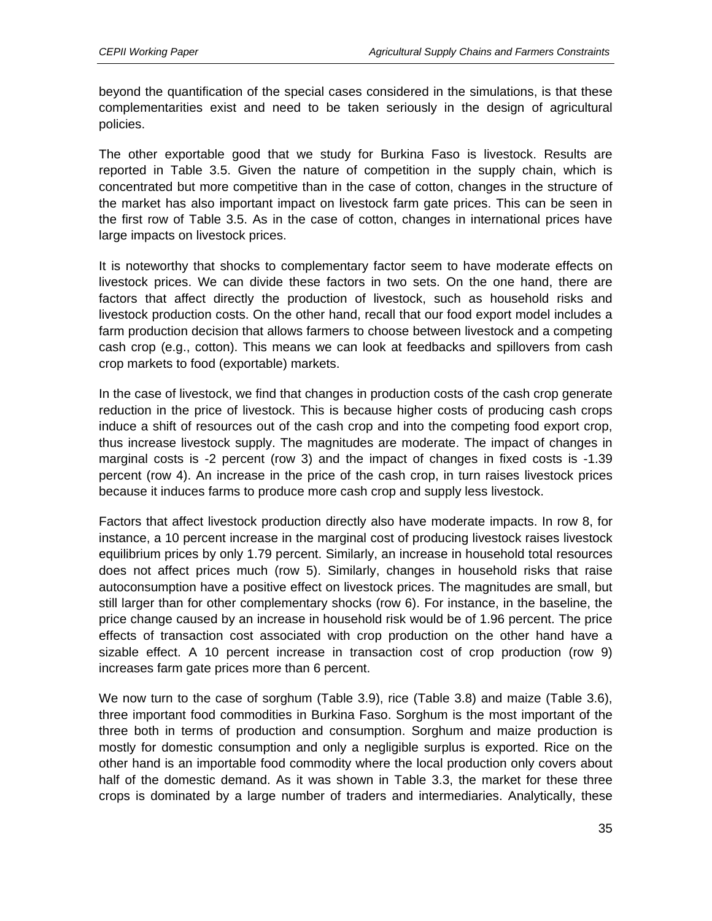beyond the quantification of the special cases considered in the simulations, is that these complementarities exist and need to be taken seriously in the design of agricultural policies.

The other exportable good that we study for Burkina Faso is livestock. Results are reported in Table 3.5. Given the nature of competition in the supply chain, which is concentrated but more competitive than in the case of cotton, changes in the structure of the market has also important impact on livestock farm gate prices. This can be seen in the first row of Table 3.5. As in the case of cotton, changes in international prices have large impacts on livestock prices.

It is noteworthy that shocks to complementary factor seem to have moderate effects on livestock prices. We can divide these factors in two sets. On the one hand, there are factors that affect directly the production of livestock, such as household risks and livestock production costs. On the other hand, recall that our food export model includes a farm production decision that allows farmers to choose between livestock and a competing cash crop (e.g., cotton). This means we can look at feedbacks and spillovers from cash crop markets to food (exportable) markets.

In the case of livestock, we find that changes in production costs of the cash crop generate reduction in the price of livestock. This is because higher costs of producing cash crops induce a shift of resources out of the cash crop and into the competing food export crop, thus increase livestock supply. The magnitudes are moderate. The impact of changes in marginal costs is -2 percent (row 3) and the impact of changes in fixed costs is -1.39 percent (row 4). An increase in the price of the cash crop, in turn raises livestock prices because it induces farms to produce more cash crop and supply less livestock.

Factors that affect livestock production directly also have moderate impacts. In row 8, for instance, a 10 percent increase in the marginal cost of producing livestock raises livestock equilibrium prices by only 1.79 percent. Similarly, an increase in household total resources does not affect prices much (row 5). Similarly, changes in household risks that raise autoconsumption have a positive effect on livestock prices. The magnitudes are small, but still larger than for other complementary shocks (row 6). For instance, in the baseline, the price change caused by an increase in household risk would be of 1.96 percent. The price effects of transaction cost associated with crop production on the other hand have a sizable effect. A 10 percent increase in transaction cost of crop production (row 9) increases farm gate prices more than 6 percent.

We now turn to the case of sorghum (Table 3.9), rice (Table 3.8) and maize (Table 3.6), three important food commodities in Burkina Faso. Sorghum is the most important of the three both in terms of production and consumption. Sorghum and maize production is mostly for domestic consumption and only a negligible surplus is exported. Rice on the other hand is an importable food commodity where the local production only covers about half of the domestic demand. As it was shown in Table 3.3, the market for these three crops is dominated by a large number of traders and intermediaries. Analytically, these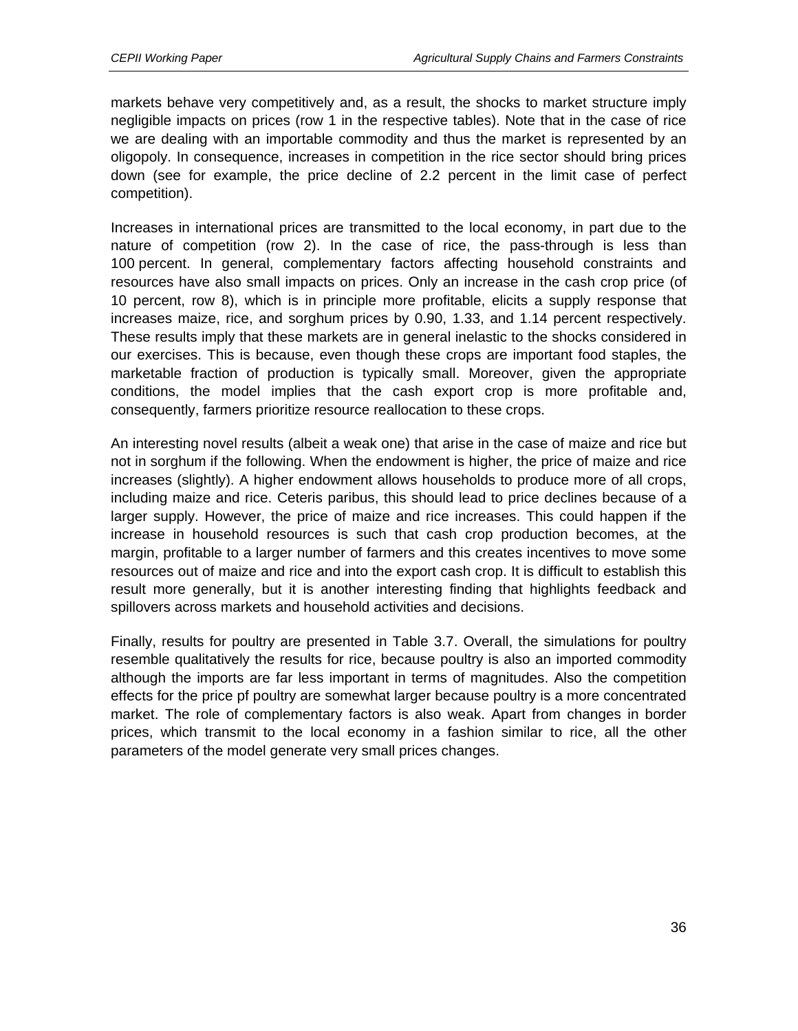markets behave very competitively and, as a result, the shocks to market structure imply negligible impacts on prices (row 1 in the respective tables). Note that in the case of rice we are dealing with an importable commodity and thus the market is represented by an oligopoly. In consequence, increases in competition in the rice sector should bring prices down (see for example, the price decline of 2.2 percent in the limit case of perfect competition).

Increases in international prices are transmitted to the local economy, in part due to the nature of competition (row 2). In the case of rice, the pass-through is less than 100 percent. In general, complementary factors affecting household constraints and resources have also small impacts on prices. Only an increase in the cash crop price (of 10 percent, row 8), which is in principle more profitable, elicits a supply response that increases maize, rice, and sorghum prices by 0.90, 1.33, and 1.14 percent respectively. These results imply that these markets are in general inelastic to the shocks considered in our exercises. This is because, even though these crops are important food staples, the marketable fraction of production is typically small. Moreover, given the appropriate conditions, the model implies that the cash export crop is more profitable and, consequently, farmers prioritize resource reallocation to these crops.

An interesting novel results (albeit a weak one) that arise in the case of maize and rice but not in sorghum if the following. When the endowment is higher, the price of maize and rice increases (slightly). A higher endowment allows households to produce more of all crops, including maize and rice. Ceteris paribus, this should lead to price declines because of a larger supply. However, the price of maize and rice increases. This could happen if the increase in household resources is such that cash crop production becomes, at the margin, profitable to a larger number of farmers and this creates incentives to move some resources out of maize and rice and into the export cash crop. It is difficult to establish this result more generally, but it is another interesting finding that highlights feedback and spillovers across markets and household activities and decisions.

Finally, results for poultry are presented in Table 3.7. Overall, the simulations for poultry resemble qualitatively the results for rice, because poultry is also an imported commodity although the imports are far less important in terms of magnitudes. Also the competition effects for the price pf poultry are somewhat larger because poultry is a more concentrated market. The role of complementary factors is also weak. Apart from changes in border prices, which transmit to the local economy in a fashion similar to rice, all the other parameters of the model generate very small prices changes.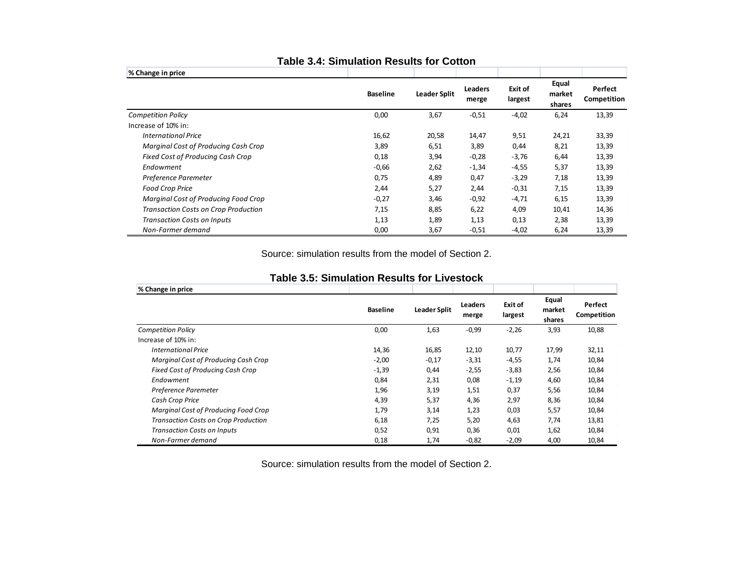**Table 3.4: Simulation Results for Cotton**

| % Change in price | Baseline | Leader Split | Leaders merge | Exit of largest | Equal market shares | Perfect Competition |
|---|---|---|---|---|---|---|
| *Competition Policy* | 0,00 | 3,67 | -0,51 | -4,02 | 6,24 | 13,39 |
| Increase of 10% in: | | | | | | |
| *International Price* | 16,62 | 20,58 | 14,47 | 9,51 | 24,21 | 33,39 |
| *Marginal Cost of Producing Cash Crop* | 3,89 | 6,51 | 3,89 | 0,44 | 8,21 | 13,39 |
| *Fixed Cost of Producing Cash Crop* | 0,18 | 3,94 | -0,28 | -3,76 | 6,44 | 13,39 |
| *Endowment* | -0,66 | 2,62 | -1,34 | -4,55 | 5,37 | 13,39 |
| *Preference Paremeter* | 0,75 | 4,89 | 0,47 | -3,29 | 7,18 | 13,39 |
| *Food Crop Price* | 2,44 | 5,27 | 2,44 | -0,31 | 7,15 | 13,39 |
| *Marginal Cost of Producing Food Crop* | -0,27 | 3,46 | -0,92 | -4,71 | 6,15 | 13,39 |
| *Transaction Costs on Crop Production* | 7,15 | 8,85 | 6,22 | 4,09 | 10,41 | 14,36 |
| *Transaction Costs on Inputs* | 1,13 | 1,89 | 1,13 | 0,13 | 2,38 | 13,39 |
| *Non-Farmer demand* | 0,00 | 3,67 | -0,51 | -4,02 | 6,24 | 13,39 |

Source: simulation results from the model of Section 2.

**Table 3.5: Simulation Results for Livestock**

| % Change in price | Baseline | Leader Split | Leaders merge | Exit of largest | Equal market shares | Perfect Competition |
|---|---|---|---|---|---|---|
| *Competition Policy* | 0,00 | 1,63 | -0,99 | -2,26 | 3,93 | 10,88 |
| Increase of 10% in: | | | | | | |
| *International Price* | 14,36 | 16,85 | 12,10 | 10,77 | 17,99 | 32,11 |
| *Marginal Cost of Producing Cash Crop* | -2,00 | -0,17 | -3,31 | -4,55 | 1,74 | 10,84 |
| *Fixed Cost of Producing Cash Crop* | -1,39 | 0,44 | -2,55 | -3,83 | 2,56 | 10,84 |
| *Endowment* | 0,84 | 2,31 | 0,08 | -1,19 | 4,60 | 10,84 |
| *Preference Paremeter* | 1,96 | 3,19 | 1,51 | 0,37 | 5,56 | 10,84 |
| *Cash Crop Price* | 4,39 | 5,37 | 4,36 | 2,97 | 8,36 | 10,84 |
| *Marginal Cost of Producing Food Crop* | 1,79 | 3,14 | 1,23 | 0,03 | 5,57 | 10,84 |
| *Transaction Costs on Crop Production* | 6,18 | 7,25 | 5,20 | 4,63 | 7,74 | 13,81 |
| *Transaction Costs on Inputs* | 0,52 | 0,91 | 0,36 | 0,01 | 1,62 | 10,84 |
| *Non-Farmer demand* | 0,18 | 1,74 | -0,82 | -2,09 | 4,00 | 10,84 |

Source: simulation results from the model of Section 2.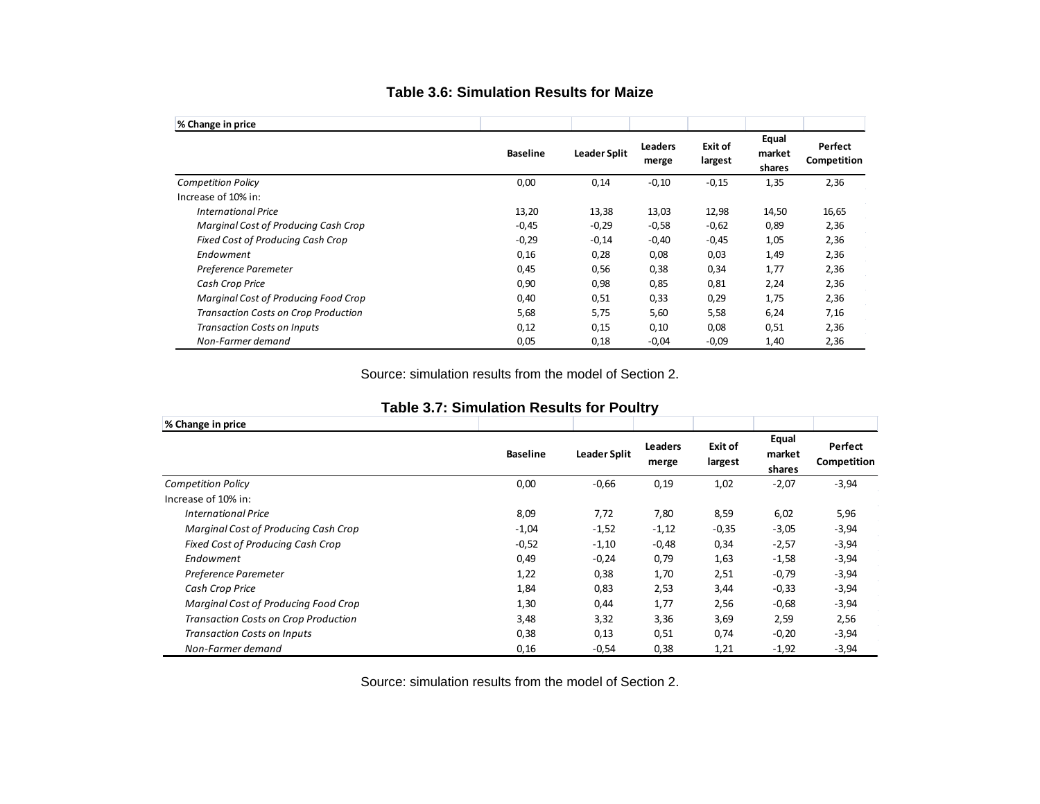### Table 3.6: Simulation Results for Maize

| % Change in price | Baseline | Leader Split | Leaders merge | Exit of largest | Equal market shares | Perfect Competition |
|---|---|---|---|---|---|---|
| *Competition Policy* | 0,00 | 0,14 | -0,10 | -0,15 | 1,35 | 2,36 |
| Increase of 10% in: | | | | | | |
| *International Price* | 13,20 | 13,38 | 13,03 | 12,98 | 14,50 | 16,65 |
| *Marginal Cost of Producing Cash Crop* | -0,45 | -0,29 | -0,58 | -0,62 | 0,89 | 2,36 |
| *Fixed Cost of Producing Cash Crop* | -0,29 | -0,14 | -0,40 | -0,45 | 1,05 | 2,36 |
| *Endowment* | 0,16 | 0,28 | 0,08 | 0,03 | 1,49 | 2,36 |
| *Preference Paremeter* | 0,45 | 0,56 | 0,38 | 0,34 | 1,77 | 2,36 |
| *Cash Crop Price* | 0,90 | 0,98 | 0,85 | 0,81 | 2,24 | 2,36 |
| *Marginal Cost of Producing Food Crop* | 0,40 | 0,51 | 0,33 | 0,29 | 1,75 | 2,36 |
| *Transaction Costs on Crop Production* | 5,68 | 5,75 | 5,60 | 5,58 | 6,24 | 7,16 |
| *Transaction Costs on Inputs* | 0,12 | 0,15 | 0,10 | 0,08 | 0,51 | 2,36 |
| *Non-Farmer demand* | 0,05 | 0,18 | -0,04 | -0,09 | 1,40 | 2,36 |

Source: simulation results from the model of Section 2.

### Table 3.7: Simulation Results for Poultry

| % Change in price | Baseline | Leader Split | Leaders merge | Exit of largest | Equal market shares | Perfect Competition |
|---|---|---|---|---|---|---|
| *Competition Policy* | 0,00 | -0,66 | 0,19 | 1,02 | -2,07 | -3,94 |
| Increase of 10% in: | | | | | | |
| *International Price* | 8,09 | 7,72 | 7,80 | 8,59 | 6,02 | 5,96 |
| *Marginal Cost of Producing Cash Crop* | -1,04 | -1,52 | -1,12 | -0,35 | -3,05 | -3,94 |
| *Fixed Cost of Producing Cash Crop* | -0,52 | -1,10 | -0,48 | 0,34 | -2,57 | -3,94 |
| *Endowment* | 0,49 | -0,24 | 0,79 | 1,63 | -1,58 | -3,94 |
| *Preference Paremeter* | 1,22 | 0,38 | 1,70 | 2,51 | -0,79 | -3,94 |
| *Cash Crop Price* | 1,84 | 0,83 | 2,53 | 3,44 | -0,33 | -3,94 |
| *Marginal Cost of Producing Food Crop* | 1,30 | 0,44 | 1,77 | 2,56 | -0,68 | -3,94 |
| *Transaction Costs on Crop Production* | 3,48 | 3,32 | 3,36 | 3,69 | 2,59 | 2,56 |
| *Transaction Costs on Inputs* | 0,38 | 0,13 | 0,51 | 0,74 | -0,20 | -3,94 |
| *Non-Farmer demand* | 0,16 | -0,54 | 0,38 | 1,21 | -1,92 | -3,94 |

Source: simulation results from the model of Section 2.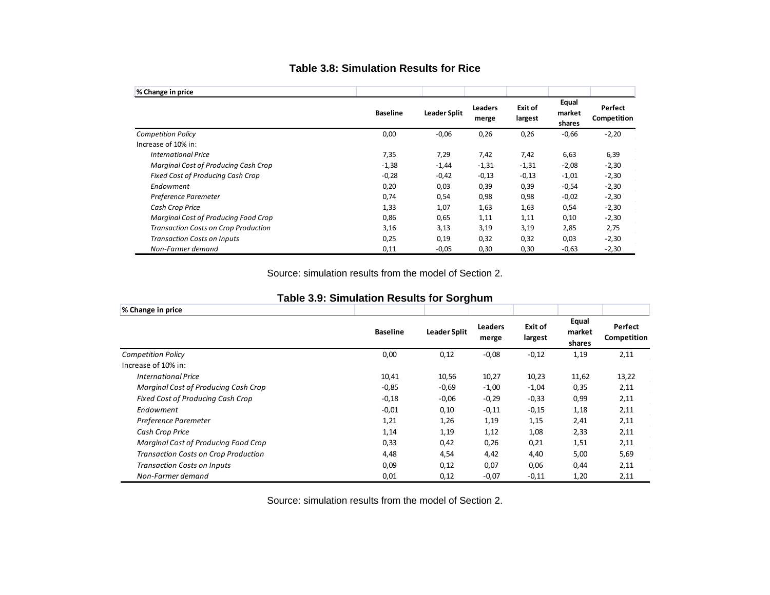### Table 3.8: Simulation Results for Rice

| % Change in price | Baseline | Leader Split | Leaders merge | Exit of largest | Equal market shares | Perfect Competition |
|---|---|---|---|---|---|---|
| *Competition Policy* | 0,00 | -0,06 | 0,26 | 0,26 | -0,66 | -2,20 |
| Increase of 10% in: | | | | | | |
| *International Price* | 7,35 | 7,29 | 7,42 | 7,42 | 6,63 | 6,39 |
| *Marginal Cost of Producing Cash Crop* | -1,38 | -1,44 | -1,31 | -1,31 | -2,08 | -2,30 |
| *Fixed Cost of Producing Cash Crop* | -0,28 | -0,42 | -0,13 | -0,13 | -1,01 | -2,30 |
| *Endowment* | 0,20 | 0,03 | 0,39 | 0,39 | -0,54 | -2,30 |
| *Preference Paremeter* | 0,74 | 0,54 | 0,98 | 0,98 | -0,02 | -2,30 |
| *Cash Crop Price* | 1,33 | 1,07 | 1,63 | 1,63 | 0,54 | -2,30 |
| *Marginal Cost of Producing Food Crop* | 0,86 | 0,65 | 1,11 | 1,11 | 0,10 | -2,30 |
| *Transaction Costs on Crop Production* | 3,16 | 3,13 | 3,19 | 3,19 | 2,85 | 2,75 |
| *Transaction Costs on Inputs* | 0,25 | 0,19 | 0,32 | 0,32 | 0,03 | -2,30 |
| *Non-Farmer demand* | 0,11 | -0,05 | 0,30 | 0,30 | -0,63 | -2,30 |

Source: simulation results from the model of Section 2.

### Table 3.9: Simulation Results for Sorghum

| % Change in price | Baseline | Leader Split | Leaders merge | Exit of largest | Equal market shares | Perfect Competition |
|---|---|---|---|---|---|---|
| *Competition Policy* | 0,00 | 0,12 | -0,08 | -0,12 | 1,19 | 2,11 |
| Increase of 10% in: | | | | | | |
| *International Price* | 10,41 | 10,56 | 10,27 | 10,23 | 11,62 | 13,22 |
| *Marginal Cost of Producing Cash Crop* | -0,85 | -0,69 | -1,00 | -1,04 | 0,35 | 2,11 |
| *Fixed Cost of Producing Cash Crop* | -0,18 | -0,06 | -0,29 | -0,33 | 0,99 | 2,11 |
| *Endowment* | -0,01 | 0,10 | -0,11 | -0,15 | 1,18 | 2,11 |
| *Preference Paremeter* | 1,21 | 1,26 | 1,19 | 1,15 | 2,41 | 2,11 |
| *Cash Crop Price* | 1,14 | 1,19 | 1,12 | 1,08 | 2,33 | 2,11 |
| *Marginal Cost of Producing Food Crop* | 0,33 | 0,42 | 0,26 | 0,21 | 1,51 | 2,11 |
| *Transaction Costs on Crop Production* | 4,48 | 4,54 | 4,42 | 4,40 | 5,00 | 5,69 |
| *Transaction Costs on Inputs* | 0,09 | 0,12 | 0,07 | 0,06 | 0,44 | 2,11 |
| *Non-Farmer demand* | 0,01 | 0,12 | -0,07 | -0,11 | 1,20 | 2,11 |

Source: simulation results from the model of Section 2.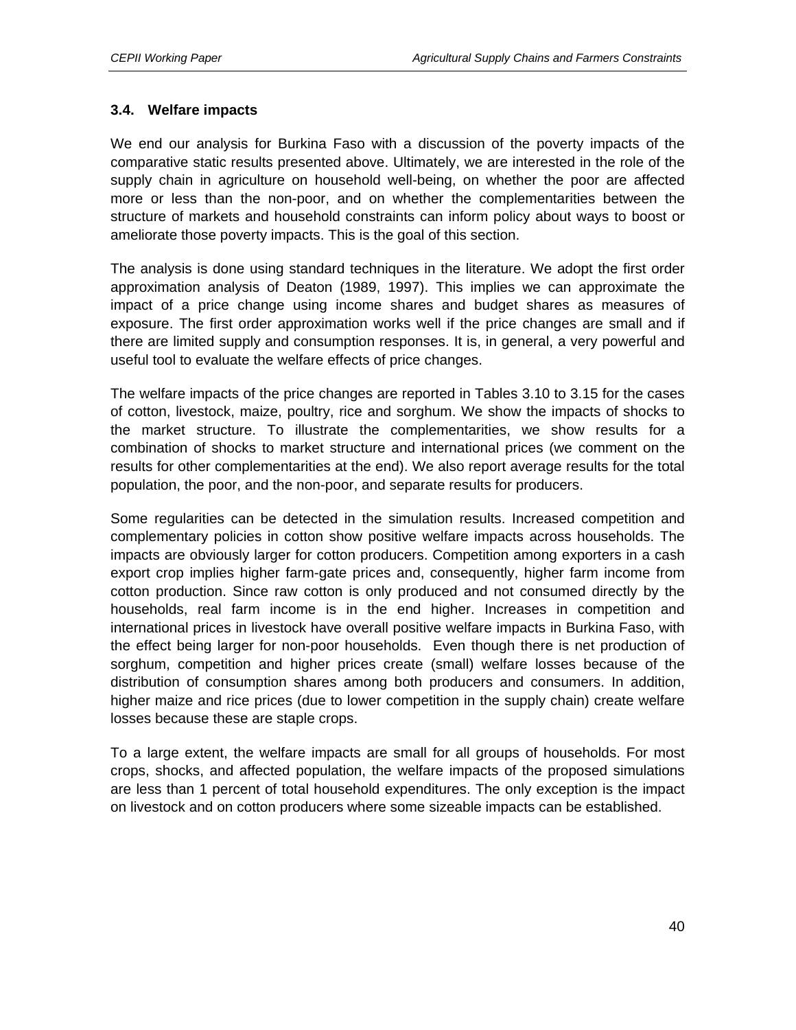### 3.4. Welfare impacts

We end our analysis for Burkina Faso with a discussion of the poverty impacts of the comparative static results presented above. Ultimately, we are interested in the role of the supply chain in agriculture on household well-being, on whether the poor are affected more or less than the non-poor, and on whether the complementarities between the structure of markets and household constraints can inform policy about ways to boost or ameliorate those poverty impacts. This is the goal of this section.

The analysis is done using standard techniques in the literature. We adopt the first order approximation analysis of Deaton (1989, 1997). This implies we can approximate the impact of a price change using income shares and budget shares as measures of exposure. The first order approximation works well if the price changes are small and if there are limited supply and consumption responses. It is, in general, a very powerful and useful tool to evaluate the welfare effects of price changes.

The welfare impacts of the price changes are reported in Tables 3.10 to 3.15 for the cases of cotton, livestock, maize, poultry, rice and sorghum. We show the impacts of shocks to the market structure. To illustrate the complementarities, we show results for a combination of shocks to market structure and international prices (we comment on the results for other complementarities at the end). We also report average results for the total population, the poor, and the non-poor, and separate results for producers.

Some regularities can be detected in the simulation results. Increased competition and complementary policies in cotton show positive welfare impacts across households. The impacts are obviously larger for cotton producers. Competition among exporters in a cash export crop implies higher farm-gate prices and, consequently, higher farm income from cotton production. Since raw cotton is only produced and not consumed directly by the households, real farm income is in the end higher. Increases in competition and international prices in livestock have overall positive welfare impacts in Burkina Faso, with the effect being larger for non-poor households. Even though there is net production of sorghum, competition and higher prices create (small) welfare losses because of the distribution of consumption shares among both producers and consumers. In addition, higher maize and rice prices (due to lower competition in the supply chain) create welfare losses because these are staple crops.

To a large extent, the welfare impacts are small for all groups of households. For most crops, shocks, and affected population, the welfare impacts of the proposed simulations are less than 1 percent of total household expenditures. The only exception is the impact on livestock and on cotton producers where some sizeable impacts can be established.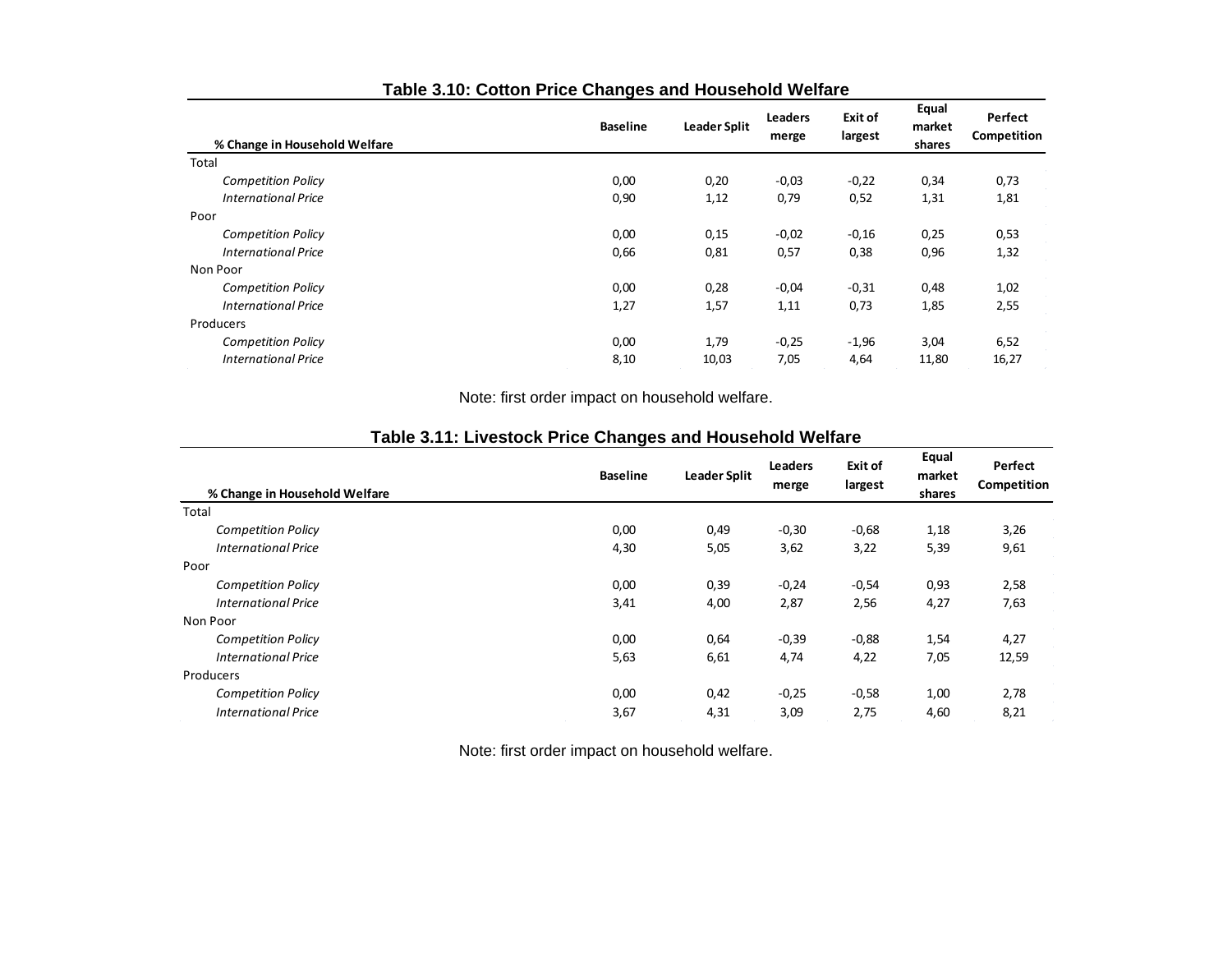**Table 3.10: Cotton Price Changes and Household Welfare**

| % Change in Household Welfare | Baseline | Leader Split | Leaders merge | Exit of largest | Equal market shares | Perfect Competition |
|---|---|---|---|---|---|---|
| Total | | | | | | |
| *Competition Policy* | 0,00 | 0,20 | -0,03 | -0,22 | 0,34 | 0,73 |
| *International Price* | 0,90 | 1,12 | 0,79 | 0,52 | 1,31 | 1,81 |
| Poor | | | | | | |
| *Competition Policy* | 0,00 | 0,15 | -0,02 | -0,16 | 0,25 | 0,53 |
| *International Price* | 0,66 | 0,81 | 0,57 | 0,38 | 0,96 | 1,32 |
| Non Poor | | | | | | |
| *Competition Policy* | 0,00 | 0,28 | -0,04 | -0,31 | 0,48 | 1,02 |
| *International Price* | 1,27 | 1,57 | 1,11 | 0,73 | 1,85 | 2,55 |
| Producers | | | | | | |
| *Competition Policy* | 0,00 | 1,79 | -0,25 | -1,96 | 3,04 | 6,52 |
| *International Price* | 8,10 | 10,03 | 7,05 | 4,64 | 11,80 | 16,27 |

Note: first order impact on household welfare.

**Table 3.11: Livestock Price Changes and Household Welfare**

| % Change in Household Welfare | Baseline | Leader Split | Leaders merge | Exit of largest | Equal market shares | Perfect Competition |
|---|---|---|---|---|---|---|
| Total | | | | | | |
| *Competition Policy* | 0,00 | 0,49 | -0,30 | -0,68 | 1,18 | 3,26 |
| *International Price* | 4,30 | 5,05 | 3,62 | 3,22 | 5,39 | 9,61 |
| Poor | | | | | | |
| *Competition Policy* | 0,00 | 0,39 | -0,24 | -0,54 | 0,93 | 2,58 |
| *International Price* | 3,41 | 4,00 | 2,87 | 2,56 | 4,27 | 7,63 |
| Non Poor | | | | | | |
| *Competition Policy* | 0,00 | 0,64 | -0,39 | -0,88 | 1,54 | 4,27 |
| *International Price* | 5,63 | 6,61 | 4,74 | 4,22 | 7,05 | 12,59 |
| Producers | | | | | | |
| *Competition Policy* | 0,00 | 0,42 | -0,25 | -0,58 | 1,00 | 2,78 |
| *International Price* | 3,67 | 4,31 | 3,09 | 2,75 | 4,60 | 8,21 |

Note: first order impact on household welfare.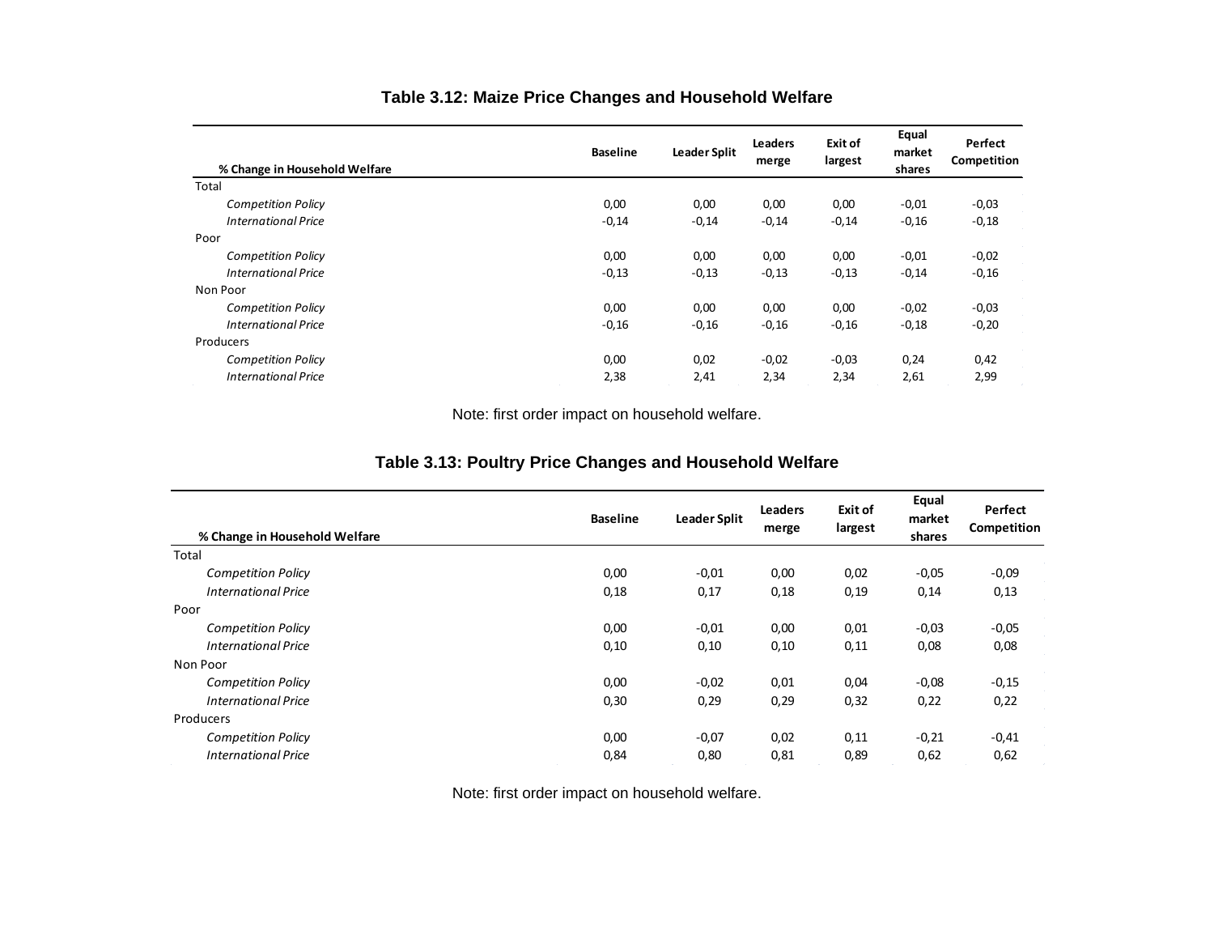**Table 3.12: Maize Price Changes and Household Welfare**

| % Change in Household Welfare | Baseline | Leader Split | Leaders merge | Exit of largest | Equal market shares | Perfect Competition |
|---|---|---|---|---|---|---|
| Total | | | | | | |
| *Competition Policy* | 0,00 | 0,00 | 0,00 | 0,00 | -0,01 | -0,03 |
| *International Price* | -0,14 | -0,14 | -0,14 | -0,14 | -0,16 | -0,18 |
| Poor | | | | | | |
| *Competition Policy* | 0,00 | 0,00 | 0,00 | 0,00 | -0,01 | -0,02 |
| *International Price* | -0,13 | -0,13 | -0,13 | -0,13 | -0,14 | -0,16 |
| Non Poor | | | | | | |
| *Competition Policy* | 0,00 | 0,00 | 0,00 | 0,00 | -0,02 | -0,03 |
| *International Price* | -0,16 | -0,16 | -0,16 | -0,16 | -0,18 | -0,20 |
| Producers | | | | | | |
| *Competition Policy* | 0,00 | 0,02 | -0,02 | -0,03 | 0,24 | 0,42 |
| *International Price* | 2,38 | 2,41 | 2,34 | 2,34 | 2,61 | 2,99 |

Note: first order impact on household welfare.

**Table 3.13: Poultry Price Changes and Household Welfare**

| % Change in Household Welfare | Baseline | Leader Split | Leaders merge | Exit of largest | Equal market shares | Perfect Competition |
|---|---|---|---|---|---|---|
| Total | | | | | | |
| *Competition Policy* | 0,00 | -0,01 | 0,00 | 0,02 | -0,05 | -0,09 |
| *International Price* | 0,18 | 0,17 | 0,18 | 0,19 | 0,14 | 0,13 |
| Poor | | | | | | |
| *Competition Policy* | 0,00 | -0,01 | 0,00 | 0,01 | -0,03 | -0,05 |
| *International Price* | 0,10 | 0,10 | 0,10 | 0,11 | 0,08 | 0,08 |
| Non Poor | | | | | | |
| *Competition Policy* | 0,00 | -0,02 | 0,01 | 0,04 | -0,08 | -0,15 |
| *International Price* | 0,30 | 0,29 | 0,29 | 0,32 | 0,22 | 0,22 |
| Producers | | | | | | |
| *Competition Policy* | 0,00 | -0,07 | 0,02 | 0,11 | -0,21 | -0,41 |
| *International Price* | 0,84 | 0,80 | 0,81 | 0,89 | 0,62 | 0,62 |

Note: first order impact on household welfare.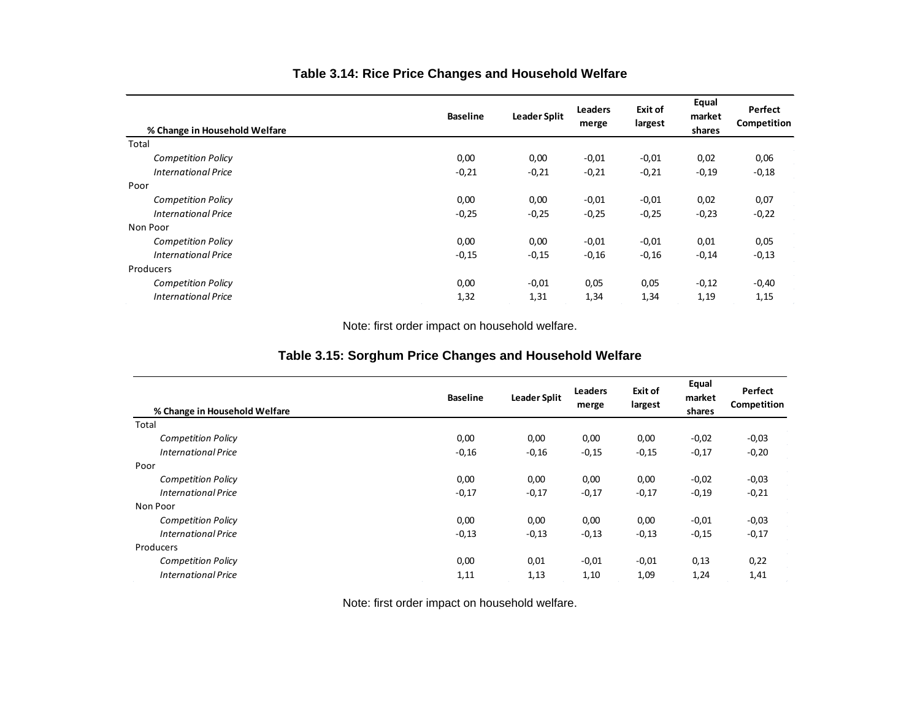**Table 3.14: Rice Price Changes and Household Welfare**

| % Change in Household Welfare | Baseline | Leader Split | Leaders merge | Exit of largest | Equal market shares | Perfect Competition |
|---|---|---|---|---|---|---|
| Total | | | | | | |
| *Competition Policy* | 0,00 | 0,00 | -0,01 | -0,01 | 0,02 | 0,06 |
| *International Price* | -0,21 | -0,21 | -0,21 | -0,21 | -0,19 | -0,18 |
| Poor | | | | | | |
| *Competition Policy* | 0,00 | 0,00 | -0,01 | -0,01 | 0,02 | 0,07 |
| *International Price* | -0,25 | -0,25 | -0,25 | -0,25 | -0,23 | -0,22 |
| Non Poor | | | | | | |
| *Competition Policy* | 0,00 | 0,00 | -0,01 | -0,01 | 0,01 | 0,05 |
| *International Price* | -0,15 | -0,15 | -0,16 | -0,16 | -0,14 | -0,13 |
| Producers | | | | | | |
| *Competition Policy* | 0,00 | -0,01 | 0,05 | 0,05 | -0,12 | -0,40 |
| *International Price* | 1,32 | 1,31 | 1,34 | 1,34 | 1,19 | 1,15 |

Note: first order impact on household welfare.

**Table 3.15: Sorghum Price Changes and Household Welfare**

| % Change in Household Welfare | Baseline | Leader Split | Leaders merge | Exit of largest | Equal market shares | Perfect Competition |
|---|---|---|---|---|---|---|
| Total | | | | | | |
| *Competition Policy* | 0,00 | 0,00 | 0,00 | 0,00 | -0,02 | -0,03 |
| *International Price* | -0,16 | -0,16 | -0,15 | -0,15 | -0,17 | -0,20 |
| Poor | | | | | | |
| *Competition Policy* | 0,00 | 0,00 | 0,00 | 0,00 | -0,02 | -0,03 |
| *International Price* | -0,17 | -0,17 | -0,17 | -0,17 | -0,19 | -0,21 |
| Non Poor | | | | | | |
| *Competition Policy* | 0,00 | 0,00 | 0,00 | 0,00 | -0,01 | -0,03 |
| *International Price* | -0,13 | -0,13 | -0,13 | -0,13 | -0,15 | -0,17 |
| Producers | | | | | | |
| *Competition Policy* | 0,00 | 0,01 | -0,01 | -0,01 | 0,13 | 0,22 |
| *International Price* | 1,11 | 1,13 | 1,10 | 1,09 | 1,24 | 1,41 |

Note: first order impact on household welfare.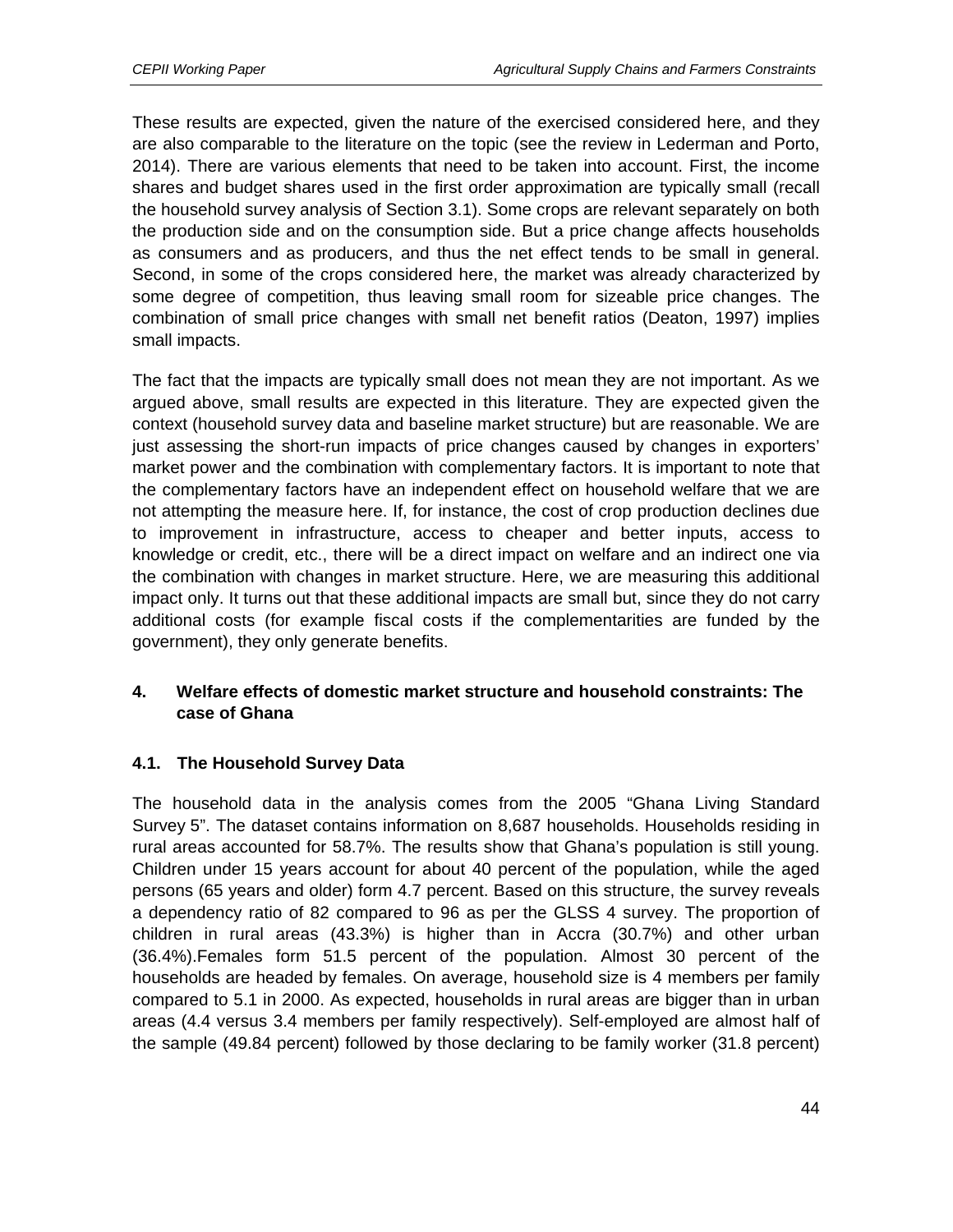These results are expected, given the nature of the exercised considered here, and they are also comparable to the literature on the topic (see the review in Lederman and Porto, 2014). There are various elements that need to be taken into account. First, the income shares and budget shares used in the first order approximation are typically small (recall the household survey analysis of Section 3.1). Some crops are relevant separately on both the production side and on the consumption side. But a price change affects households as consumers and as producers, and thus the net effect tends to be small in general. Second, in some of the crops considered here, the market was already characterized by some degree of competition, thus leaving small room for sizeable price changes. The combination of small price changes with small net benefit ratios (Deaton, 1997) implies small impacts.

The fact that the impacts are typically small does not mean they are not important. As we argued above, small results are expected in this literature. They are expected given the context (household survey data and baseline market structure) but are reasonable. We are just assessing the short-run impacts of price changes caused by changes in exporters' market power and the combination with complementary factors. It is important to note that the complementary factors have an independent effect on household welfare that we are not attempting the measure here. If, for instance, the cost of crop production declines due to improvement in infrastructure, access to cheaper and better inputs, access to knowledge or credit, etc., there will be a direct impact on welfare and an indirect one via the combination with changes in market structure. Here, we are measuring this additional impact only. It turns out that these additional impacts are small but, since they do not carry additional costs (for example fiscal costs if the complementarities are funded by the government), they only generate benefits.

## 4. Welfare effects of domestic market structure and household constraints: The case of Ghana

### 4.1. The Household Survey Data

The household data in the analysis comes from the 2005 "Ghana Living Standard Survey 5". The dataset contains information on 8,687 households. Households residing in rural areas accounted for 58.7%. The results show that Ghana's population is still young. Children under 15 years account for about 40 percent of the population, while the aged persons (65 years and older) form 4.7 percent. Based on this structure, the survey reveals a dependency ratio of 82 compared to 96 as per the GLSS 4 survey. The proportion of children in rural areas (43.3%) is higher than in Accra (30.7%) and other urban (36.4%).Females form 51.5 percent of the population. Almost 30 percent of the households are headed by females. On average, household size is 4 members per family compared to 5.1 in 2000. As expected, households in rural areas are bigger than in urban areas (4.4 versus 3.4 members per family respectively). Self-employed are almost half of the sample (49.84 percent) followed by those declaring to be family worker (31.8 percent)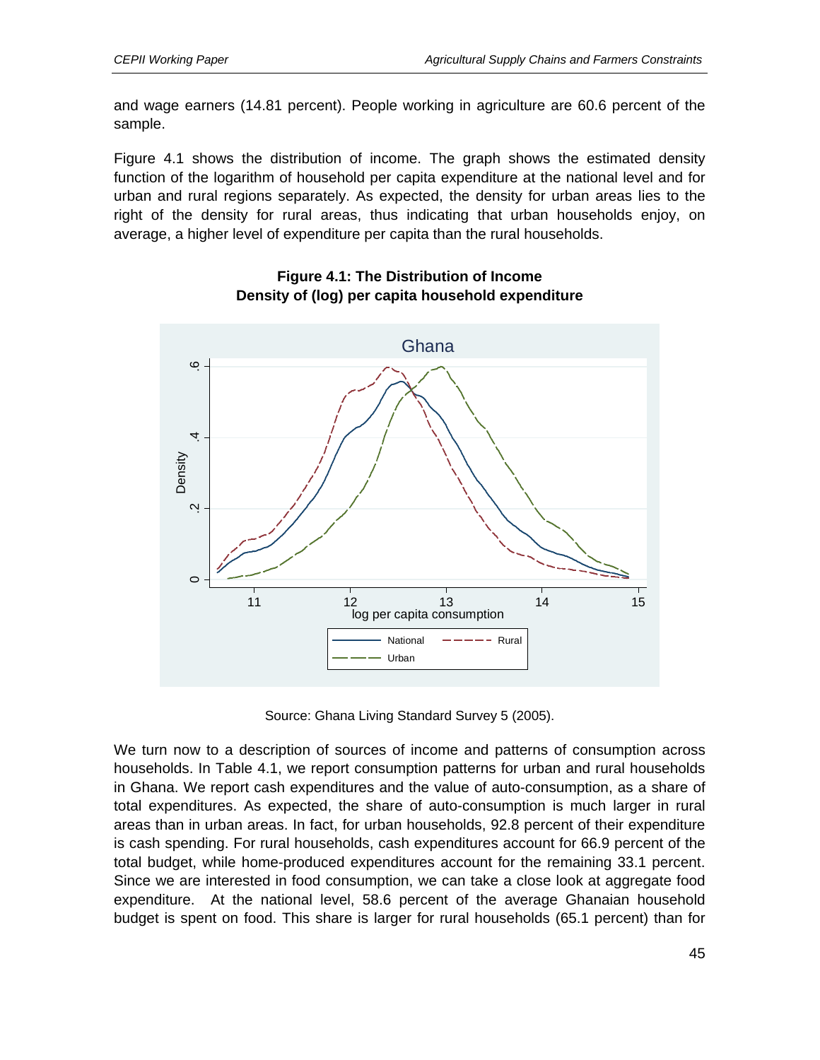and wage earners (14.81 percent). People working in agriculture are 60.6 percent of the sample.

Figure 4.1 shows the distribution of income. The graph shows the estimated density function of the logarithm of household per capita expenditure at the national level and for urban and rural regions separately. As expected, the density for urban areas lies to the right of the density for rural areas, thus indicating that urban households enjoy, on average, a higher level of expenditure per capita than the rural households.

**Figure 4.1: The Distribution of Income**
**Density of (log) per capita household expenditure**

Source: Ghana Living Standard Survey 5 (2005).

We turn now to a description of sources of income and patterns of consumption across households. In Table 4.1, we report consumption patterns for urban and rural households in Ghana. We report cash expenditures and the value of auto-consumption, as a share of total expenditures. As expected, the share of auto-consumption is much larger in rural areas than in urban areas. In fact, for urban households, 92.8 percent of their expenditure is cash spending. For rural households, cash expenditures account for 66.9 percent of the total budget, while home-produced expenditures account for the remaining 33.1 percent. Since we are interested in food consumption, we can take a close look at aggregate food expenditure. At the national level, 58.6 percent of the average Ghanaian household budget is spent on food. This share is larger for rural households (65.1 percent) than for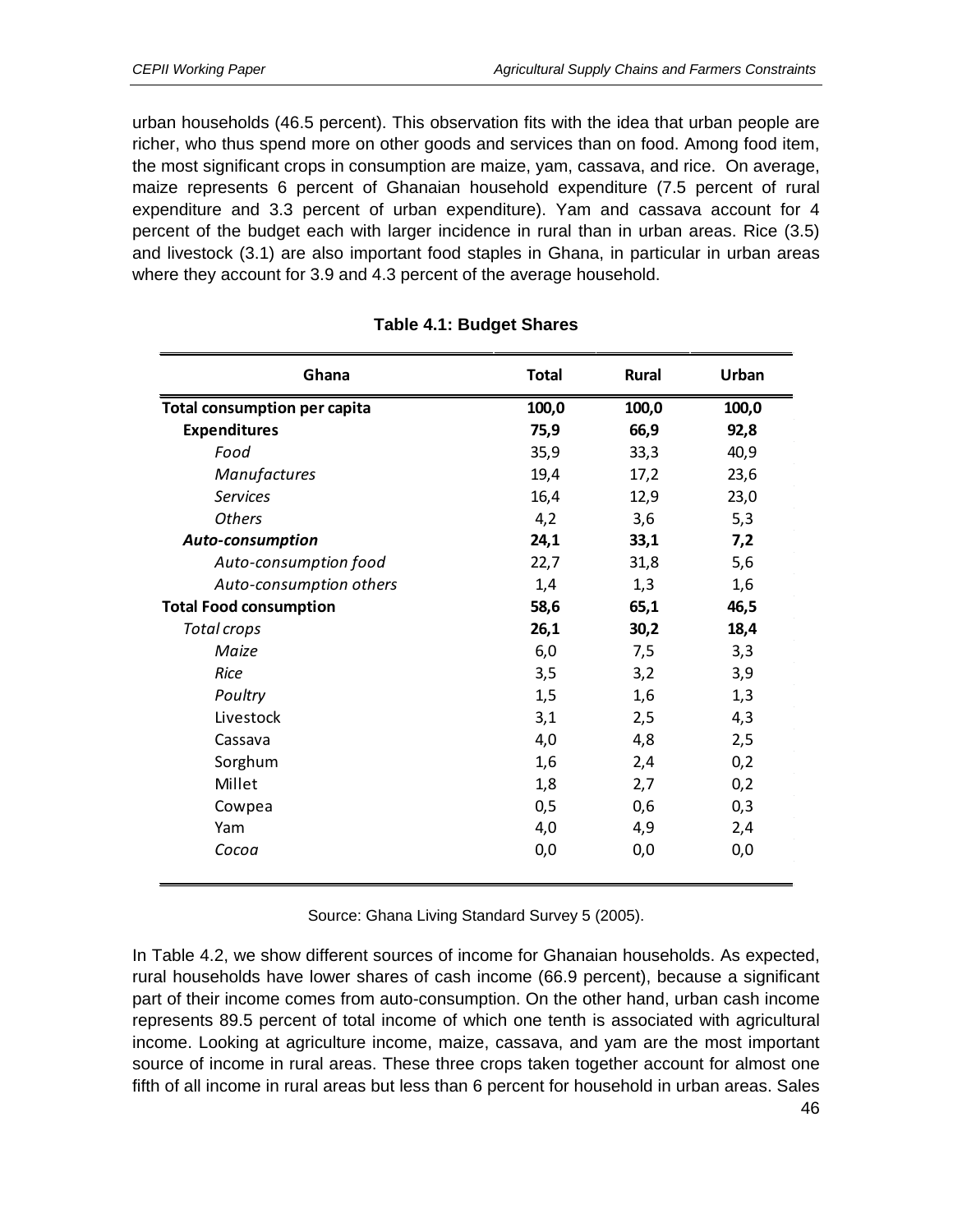urban households (46.5 percent). This observation fits with the idea that urban people are richer, who thus spend more on other goods and services than on food. Among food item, the most significant crops in consumption are maize, yam, cassava, and rice. On average, maize represents 6 percent of Ghanaian household expenditure (7.5 percent of rural expenditure and 3.3 percent of urban expenditure). Yam and cassava account for 4 percent of the budget each with larger incidence in rural than in urban areas. Rice (3.5) and livestock (3.1) are also important food staples in Ghana, in particular in urban areas where they account for 3.9 and 4.3 percent of the average household.

**Table 4.1: Budget Shares**

| Ghana | Total | Rural | Urban |
|---|---|---|---|
| **Total consumption per capita** | **100,0** | **100,0** | **100,0** |
| **Expenditures** | **75,9** | **66,9** | **92,8** |
| *Food* | 35,9 | 33,3 | 40,9 |
| *Manufactures* | 19,4 | 17,2 | 23,6 |
| *Services* | 16,4 | 12,9 | 23,0 |
| *Others* | 4,2 | 3,6 | 5,3 |
| ***Auto-consumption*** | **24,1** | **33,1** | **7,2** |
| *Auto-consumption food* | 22,7 | 31,8 | 5,6 |
| *Auto-consumption others* | 1,4 | 1,3 | 1,6 |
| **Total Food consumption** | **58,6** | **65,1** | **46,5** |
| *Total crops* | **26,1** | **30,2** | **18,4** |
| *Maize* | 6,0 | 7,5 | 3,3 |
| *Rice* | 3,5 | 3,2 | 3,9 |
| *Poultry* | 1,5 | 1,6 | 1,3 |
| Livestock | 3,1 | 2,5 | 4,3 |
| Cassava | 4,0 | 4,8 | 2,5 |
| Sorghum | 1,6 | 2,4 | 0,2 |
| Millet | 1,8 | 2,7 | 0,2 |
| Cowpea | 0,5 | 0,6 | 0,3 |
| Yam | 4,0 | 4,9 | 2,4 |
| *Cocoa* | 0,0 | 0,0 | 0,0 |

Source: Ghana Living Standard Survey 5 (2005).

In Table 4.2, we show different sources of income for Ghanaian households. As expected, rural households have lower shares of cash income (66.9 percent), because a significant part of their income comes from auto-consumption. On the other hand, urban cash income represents 89.5 percent of total income of which one tenth is associated with agricultural income. Looking at agriculture income, maize, cassava, and yam are the most important source of income in rural areas. These three crops taken together account for almost one fifth of all income in rural areas but less than 6 percent for household in urban areas. Sales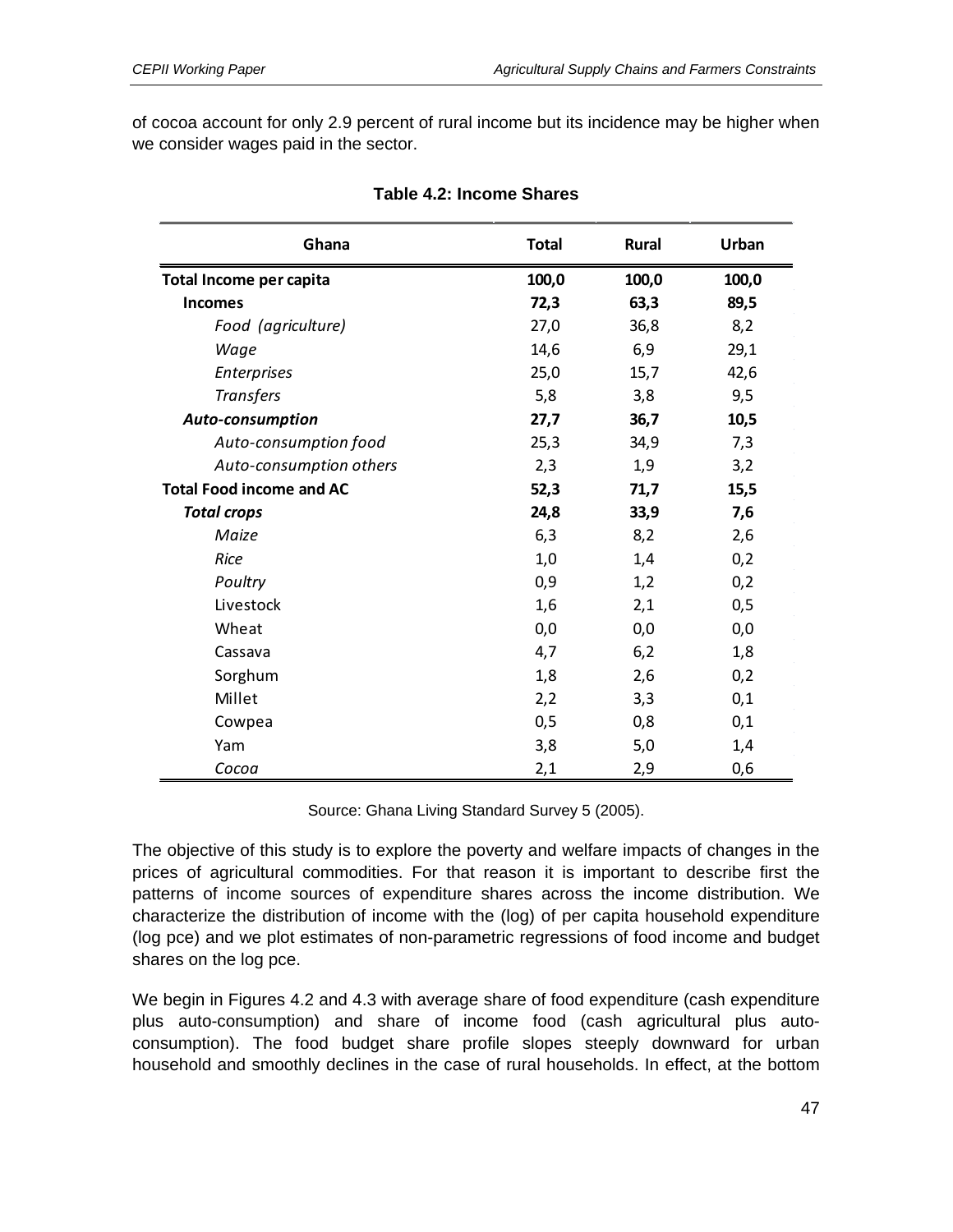of cocoa account for only 2.9 percent of rural income but its incidence may be higher when we consider wages paid in the sector.

**Table 4.2: Income Shares**

| Ghana | Total | Rural | Urban |
|---|---|---|---|
| **Total Income per capita** | **100,0** | **100,0** | **100,0** |
| **Incomes** | **72,3** | **63,3** | **89,5** |
| *Food (agriculture)* | 27,0 | 36,8 | 8,2 |
| *Wage* | 14,6 | 6,9 | 29,1 |
| *Enterprises* | 25,0 | 15,7 | 42,6 |
| *Transfers* | 5,8 | 3,8 | 9,5 |
| ***Auto-consumption*** | **27,7** | **36,7** | **10,5** |
| *Auto-consumption food* | 25,3 | 34,9 | 7,3 |
| *Auto-consumption others* | 2,3 | 1,9 | 3,2 |
| **Total Food income and AC** | **52,3** | **71,7** | **15,5** |
| ***Total crops*** | **24,8** | **33,9** | **7,6** |
| *Maize* | 6,3 | 8,2 | 2,6 |
| *Rice* | 1,0 | 1,4 | 0,2 |
| *Poultry* | 0,9 | 1,2 | 0,2 |
| Livestock | 1,6 | 2,1 | 0,5 |
| Wheat | 0,0 | 0,0 | 0,0 |
| Cassava | 4,7 | 6,2 | 1,8 |
| Sorghum | 1,8 | 2,6 | 0,2 |
| Millet | 2,2 | 3,3 | 0,1 |
| Cowpea | 0,5 | 0,8 | 0,1 |
| Yam | 3,8 | 5,0 | 1,4 |
| *Cocoa* | 2,1 | 2,9 | 0,6 |

Source: Ghana Living Standard Survey 5 (2005).

The objective of this study is to explore the poverty and welfare impacts of changes in the prices of agricultural commodities. For that reason it is important to describe first the patterns of income sources of expenditure shares across the income distribution. We characterize the distribution of income with the (log) of per capita household expenditure (log pce) and we plot estimates of non-parametric regressions of food income and budget shares on the log pce.

We begin in Figures 4.2 and 4.3 with average share of food expenditure (cash expenditure plus auto-consumption) and share of income food (cash agricultural plus auto-consumption). The food budget share profile slopes steeply downward for urban household and smoothly declines in the case of rural households. In effect, at the bottom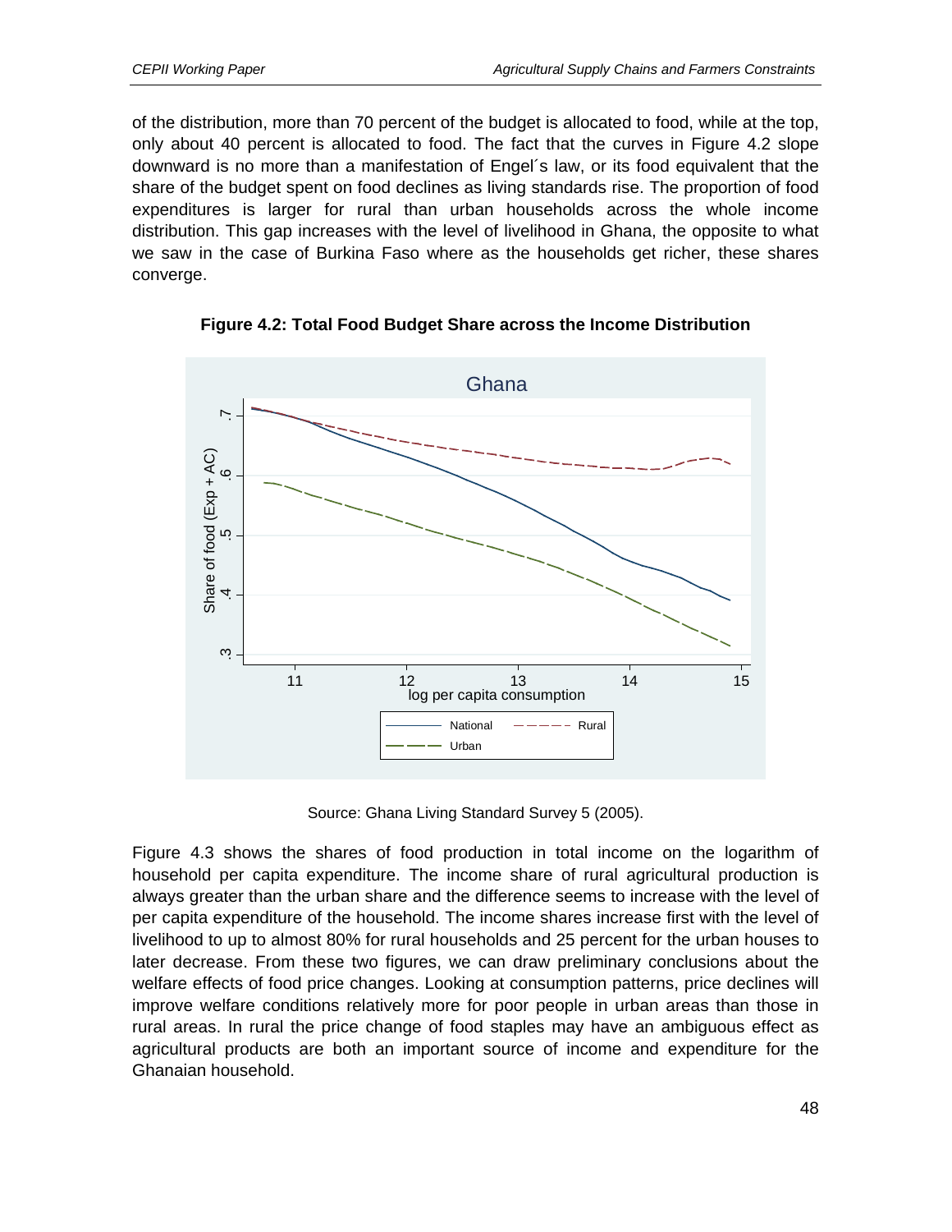of the distribution, more than 70 percent of the budget is allocated to food, while at the top, only about 40 percent is allocated to food. The fact that the curves in Figure 4.2 slope downward is no more than a manifestation of Engel´s law, or its food equivalent that the share of the budget spent on food declines as living standards rise. The proportion of food expenditures is larger for rural than urban households across the whole income distribution. This gap increases with the level of livelihood in Ghana, the opposite to what we saw in the case of Burkina Faso where as the households get richer, these shares converge.

**Figure 4.2: Total Food Budget Share across the Income Distribution**

Source: Ghana Living Standard Survey 5 (2005).

Figure 4.3 shows the shares of food production in total income on the logarithm of household per capita expenditure. The income share of rural agricultural production is always greater than the urban share and the difference seems to increase with the level of per capita expenditure of the household. The income shares increase first with the level of livelihood to up to almost 80% for rural households and 25 percent for the urban houses to later decrease. From these two figures, we can draw preliminary conclusions about the welfare effects of food price changes. Looking at consumption patterns, price declines will improve welfare conditions relatively more for poor people in urban areas than those in rural areas. In rural the price change of food staples may have an ambiguous effect as agricultural products are both an important source of income and expenditure for the Ghanaian household.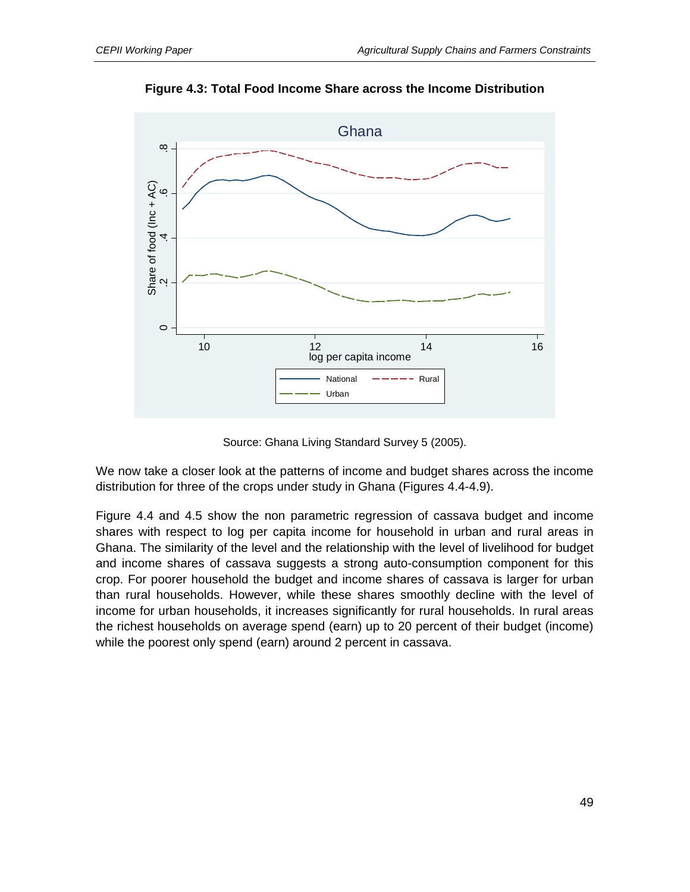**Figure 4.3: Total Food Income Share across the Income Distribution**

Source: Ghana Living Standard Survey 5 (2005).

We now take a closer look at the patterns of income and budget shares across the income distribution for three of the crops under study in Ghana (Figures 4.4-4.9).

Figure 4.4 and 4.5 show the non parametric regression of cassava budget and income shares with respect to log per capita income for household in urban and rural areas in Ghana. The similarity of the level and the relationship with the level of livelihood for budget and income shares of cassava suggests a strong auto-consumption component for this crop. For poorer household the budget and income shares of cassava is larger for urban than rural households. However, while these shares smoothly decline with the level of income for urban households, it increases significantly for rural households. In rural areas the richest households on average spend (earn) up to 20 percent of their budget (income) while the poorest only spend (earn) around 2 percent in cassava.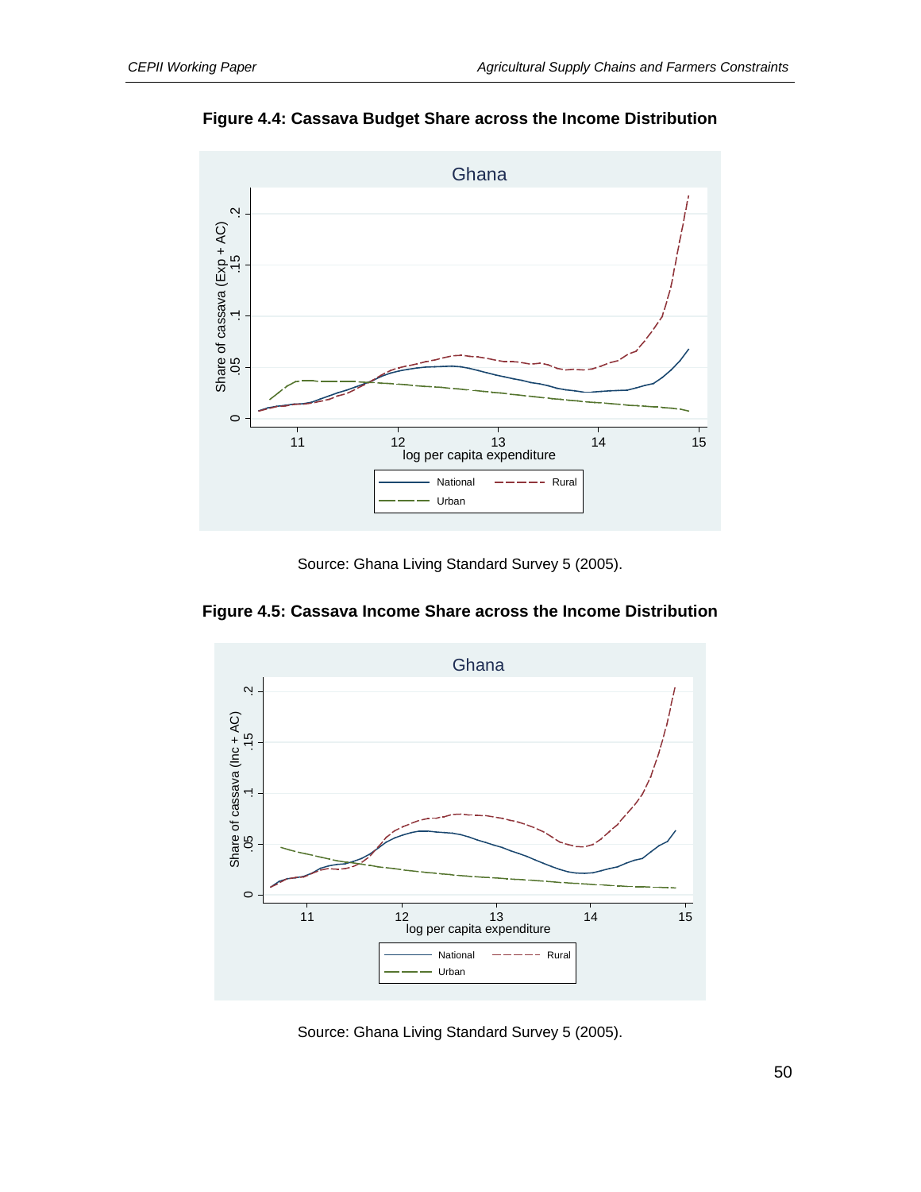**Figure 4.4: Cassava Budget Share across the Income Distribution**

Source: Ghana Living Standard Survey 5 (2005).

**Figure 4.5: Cassava Income Share across the Income Distribution**

Source: Ghana Living Standard Survey 5 (2005).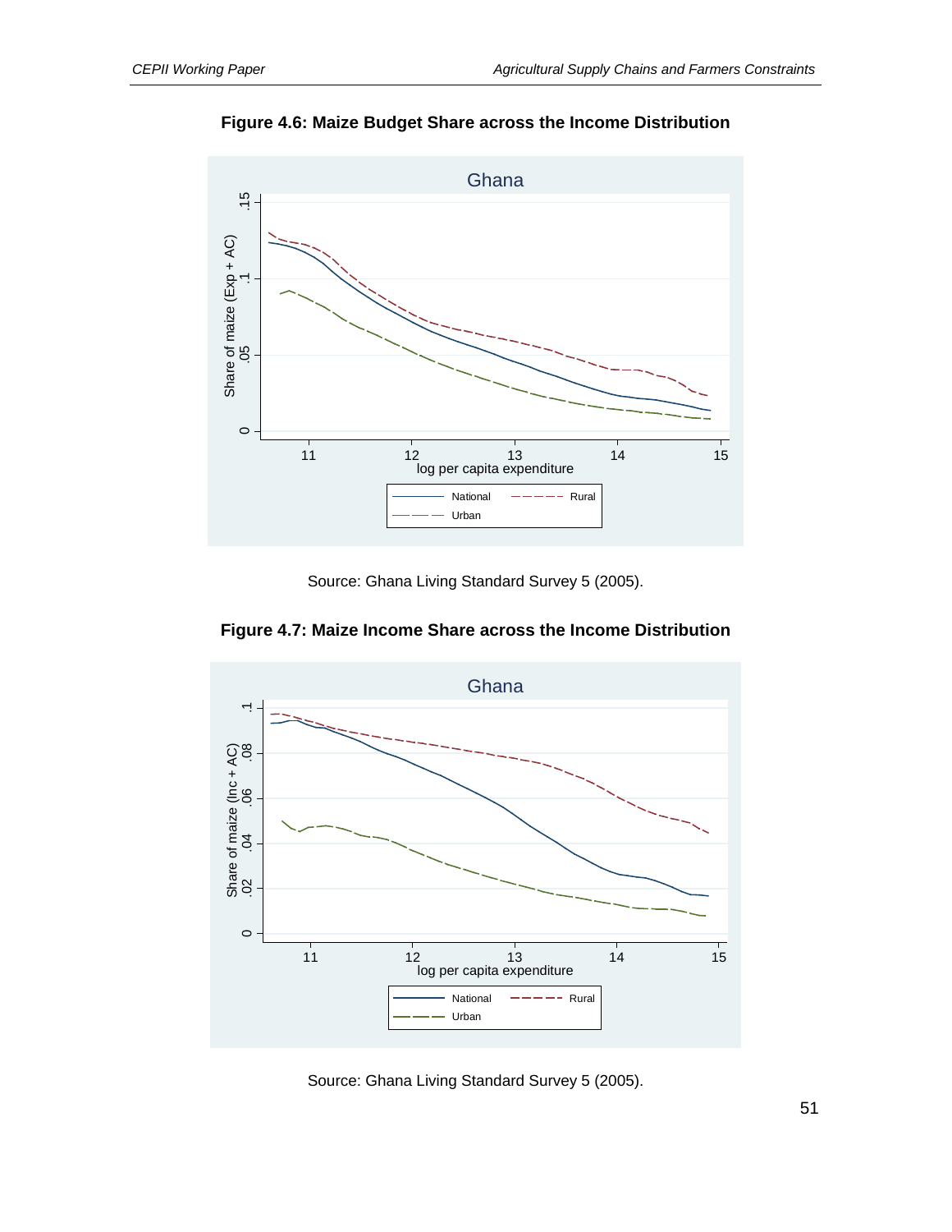**Figure 4.6: Maize Budget Share across the Income Distribution**

Source: Ghana Living Standard Survey 5 (2005).

**Figure 4.7: Maize Income Share across the Income Distribution**

Source: Ghana Living Standard Survey 5 (2005).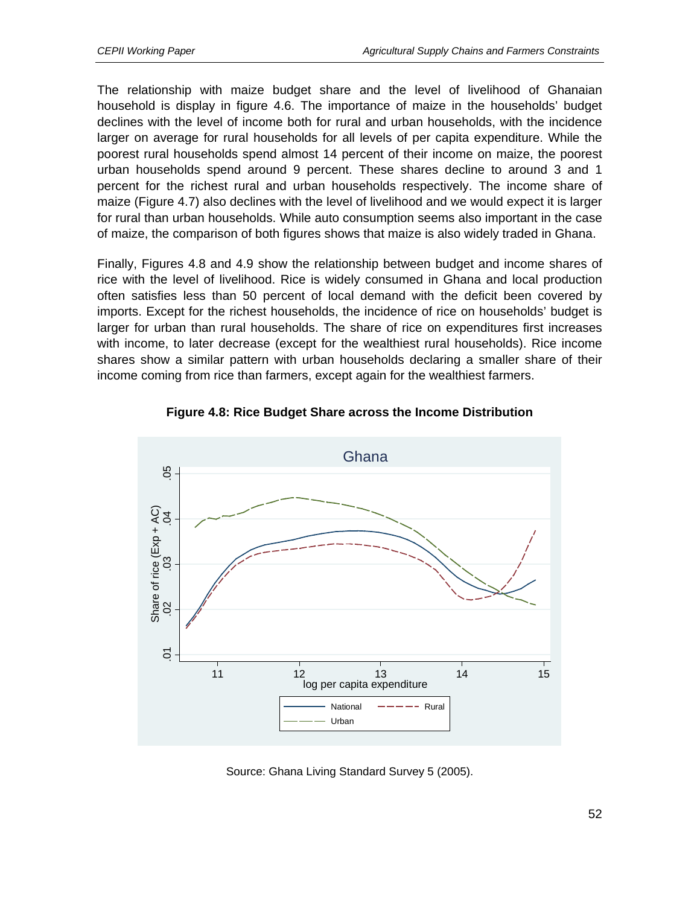The relationship with maize budget share and the level of livelihood of Ghanaian household is display in figure 4.6. The importance of maize in the households' budget declines with the level of income both for rural and urban households, with the incidence larger on average for rural households for all levels of per capita expenditure. While the poorest rural households spend almost 14 percent of their income on maize, the poorest urban households spend around 9 percent. These shares decline to around 3 and 1 percent for the richest rural and urban households respectively. The income share of maize (Figure 4.7) also declines with the level of livelihood and we would expect it is larger for rural than urban households. While auto consumption seems also important in the case of maize, the comparison of both figures shows that maize is also widely traded in Ghana.

Finally, Figures 4.8 and 4.9 show the relationship between budget and income shares of rice with the level of livelihood. Rice is widely consumed in Ghana and local production often satisfies less than 50 percent of local demand with the deficit been covered by imports. Except for the richest households, the incidence of rice on households' budget is larger for urban than rural households. The share of rice on expenditures first increases with income, to later decrease (except for the wealthiest rural households). Rice income shares show a similar pattern with urban households declaring a smaller share of their income coming from rice than farmers, except again for the wealthiest farmers.

**Figure 4.8: Rice Budget Share across the Income Distribution**

Source: Ghana Living Standard Survey 5 (2005).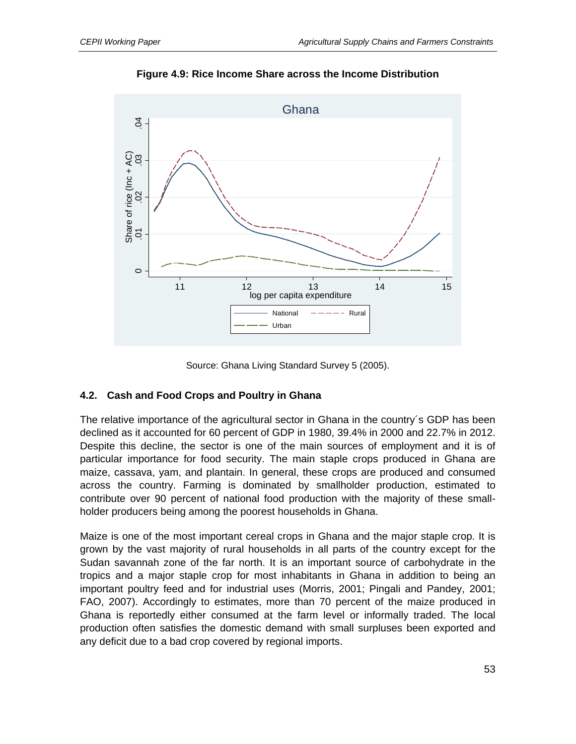**Figure 4.9: Rice Income Share across the Income Distribution**

Source: Ghana Living Standard Survey 5 (2005).

### 4.2. Cash and Food Crops and Poultry in Ghana

The relative importance of the agricultural sector in Ghana in the country´s GDP has been declined as it accounted for 60 percent of GDP in 1980, 39.4% in 2000 and 22.7% in 2012. Despite this decline, the sector is one of the main sources of employment and it is of particular importance for food security. The main staple crops produced in Ghana are maize, cassava, yam, and plantain. In general, these crops are produced and consumed across the country. Farming is dominated by smallholder production, estimated to contribute over 90 percent of national food production with the majority of these small-holder producers being among the poorest households in Ghana.

Maize is one of the most important cereal crops in Ghana and the major staple crop. It is grown by the vast majority of rural households in all parts of the country except for the Sudan savannah zone of the far north. It is an important source of carbohydrate in the tropics and a major staple crop for most inhabitants in Ghana in addition to being an important poultry feed and for industrial uses (Morris, 2001; Pingali and Pandey, 2001; FAO, 2007). Accordingly to estimates, more than 70 percent of the maize produced in Ghana is reportedly either consumed at the farm level or informally traded. The local production often satisfies the domestic demand with small surpluses been exported and any deficit due to a bad crop covered by regional imports.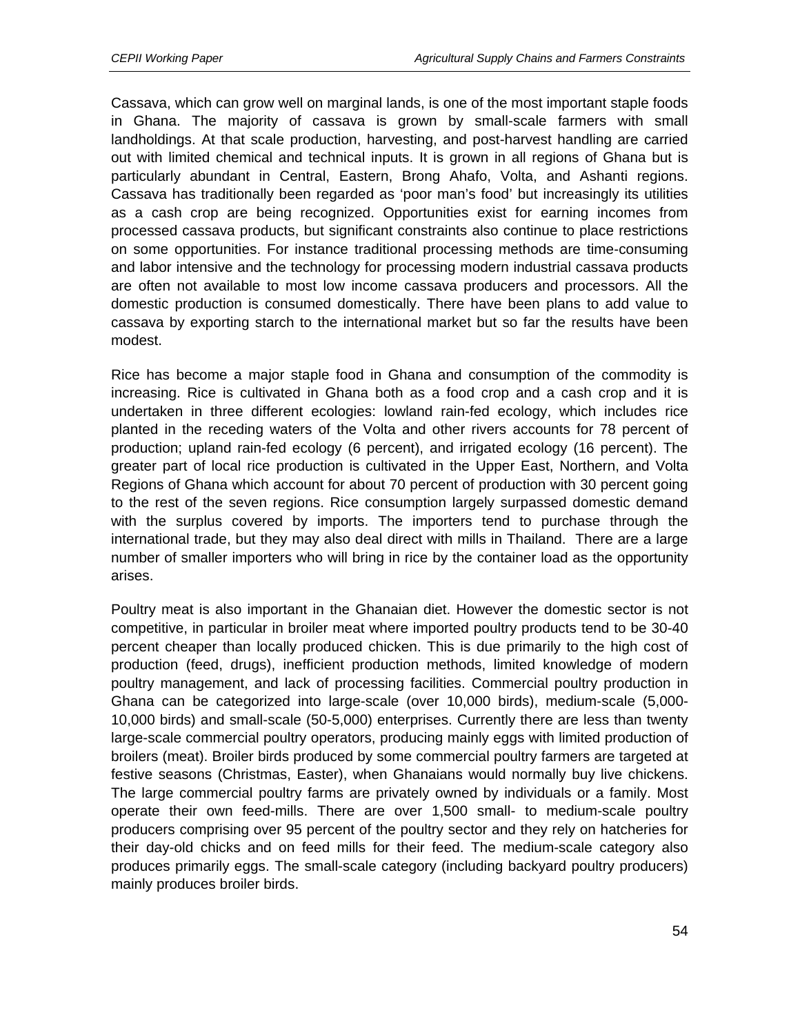Cassava, which can grow well on marginal lands, is one of the most important staple foods in Ghana. The majority of cassava is grown by small-scale farmers with small landholdings. At that scale production, harvesting, and post-harvest handling are carried out with limited chemical and technical inputs. It is grown in all regions of Ghana but is particularly abundant in Central, Eastern, Brong Ahafo, Volta, and Ashanti regions. Cassava has traditionally been regarded as 'poor man's food' but increasingly its utilities as a cash crop are being recognized. Opportunities exist for earning incomes from processed cassava products, but significant constraints also continue to place restrictions on some opportunities. For instance traditional processing methods are time-consuming and labor intensive and the technology for processing modern industrial cassava products are often not available to most low income cassava producers and processors. All the domestic production is consumed domestically. There have been plans to add value to cassava by exporting starch to the international market but so far the results have been modest.

Rice has become a major staple food in Ghana and consumption of the commodity is increasing. Rice is cultivated in Ghana both as a food crop and a cash crop and it is undertaken in three different ecologies: lowland rain-fed ecology, which includes rice planted in the receding waters of the Volta and other rivers accounts for 78 percent of production; upland rain-fed ecology (6 percent), and irrigated ecology (16 percent). The greater part of local rice production is cultivated in the Upper East, Northern, and Volta Regions of Ghana which account for about 70 percent of production with 30 percent going to the rest of the seven regions. Rice consumption largely surpassed domestic demand with the surplus covered by imports. The importers tend to purchase through the international trade, but they may also deal direct with mills in Thailand. There are a large number of smaller importers who will bring in rice by the container load as the opportunity arises.

Poultry meat is also important in the Ghanaian diet. However the domestic sector is not competitive, in particular in broiler meat where imported poultry products tend to be 30-40 percent cheaper than locally produced chicken. This is due primarily to the high cost of production (feed, drugs), inefficient production methods, limited knowledge of modern poultry management, and lack of processing facilities. Commercial poultry production in Ghana can be categorized into large-scale (over 10,000 birds), medium-scale (5,000-10,000 birds) and small-scale (50-5,000) enterprises. Currently there are less than twenty large-scale commercial poultry operators, producing mainly eggs with limited production of broilers (meat). Broiler birds produced by some commercial poultry farmers are targeted at festive seasons (Christmas, Easter), when Ghanaians would normally buy live chickens. The large commercial poultry farms are privately owned by individuals or a family. Most operate their own feed-mills. There are over 1,500 small- to medium-scale poultry producers comprising over 95 percent of the poultry sector and they rely on hatcheries for their day-old chicks and on feed mills for their feed. The medium-scale category also produces primarily eggs. The small-scale category (including backyard poultry producers) mainly produces broiler birds.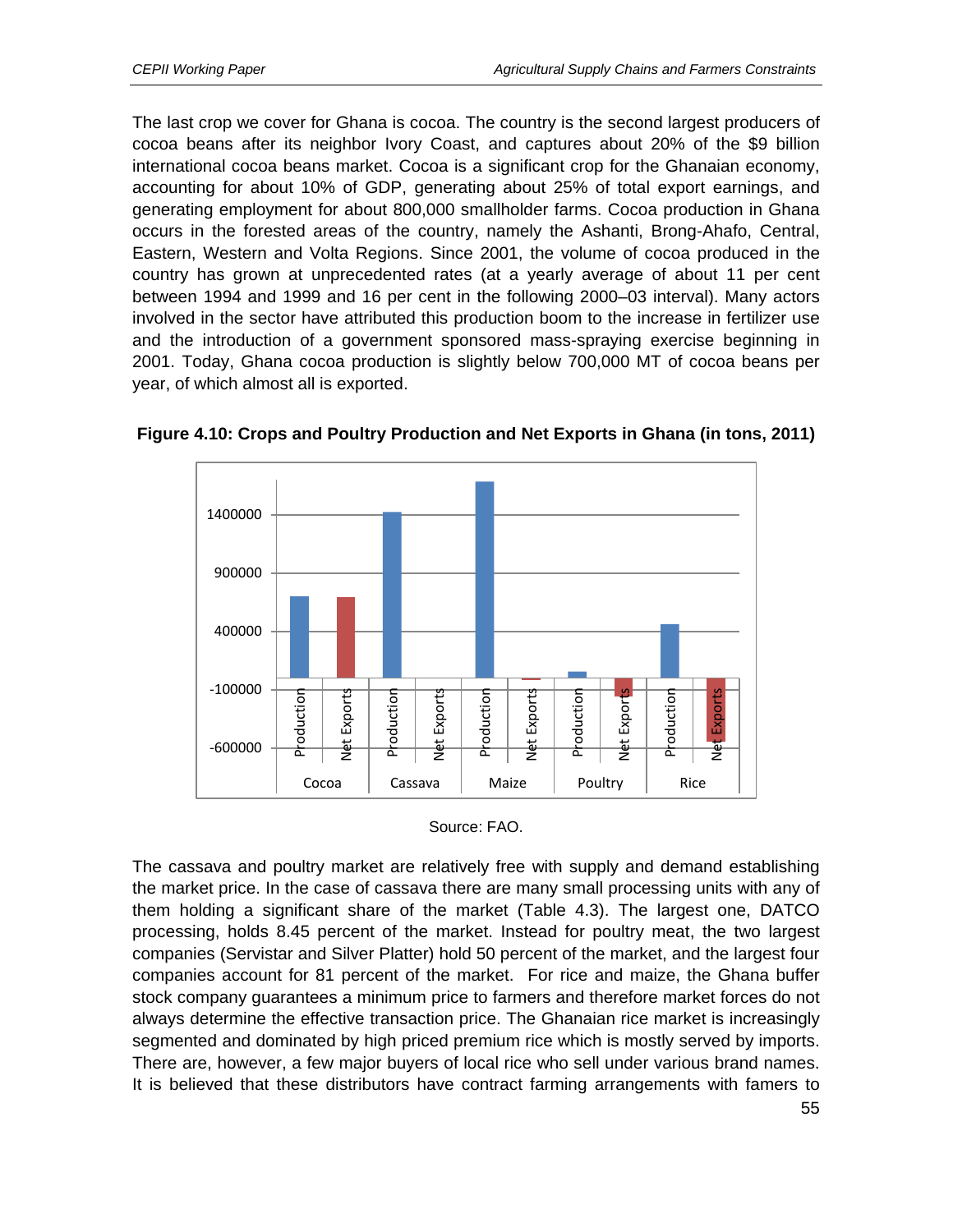The last crop we cover for Ghana is cocoa. The country is the second largest producers of cocoa beans after its neighbor Ivory Coast, and captures about 20% of the $9 billion international cocoa beans market. Cocoa is a significant crop for the Ghanaian economy, accounting for about 10% of GDP, generating about 25% of total export earnings, and generating employment for about 800,000 smallholder farms. Cocoa production in Ghana occurs in the forested areas of the country, namely the Ashanti, Brong-Ahafo, Central, Eastern, Western and Volta Regions. Since 2001, the volume of cocoa produced in the country has grown at unprecedented rates (at a yearly average of about 11 per cent between 1994 and 1999 and 16 per cent in the following 2000–03 interval). Many actors involved in the sector have attributed this production boom to the increase in fertilizer use and the introduction of a government sponsored mass-spraying exercise beginning in 2001. Today, Ghana cocoa production is slightly below 700,000 MT of cocoa beans per year, of which almost all is exported.

**Figure 4.10: Crops and Poultry Production and Net Exports in Ghana (in tons, 2011)**

Source: FAO.

The cassava and poultry market are relatively free with supply and demand establishing the market price. In the case of cassava there are many small processing units with any of them holding a significant share of the market (Table 4.3). The largest one, DATCO processing, holds 8.45 percent of the market. Instead for poultry meat, the two largest companies (Servistar and Silver Platter) hold 50 percent of the market, and the largest four companies account for 81 percent of the market. For rice and maize, the Ghana buffer stock company guarantees a minimum price to farmers and therefore market forces do not always determine the effective transaction price. The Ghanaian rice market is increasingly segmented and dominated by high priced premium rice which is mostly served by imports. There are, however, a few major buyers of local rice who sell under various brand names. It is believed that these distributors have contract farming arrangements with famers to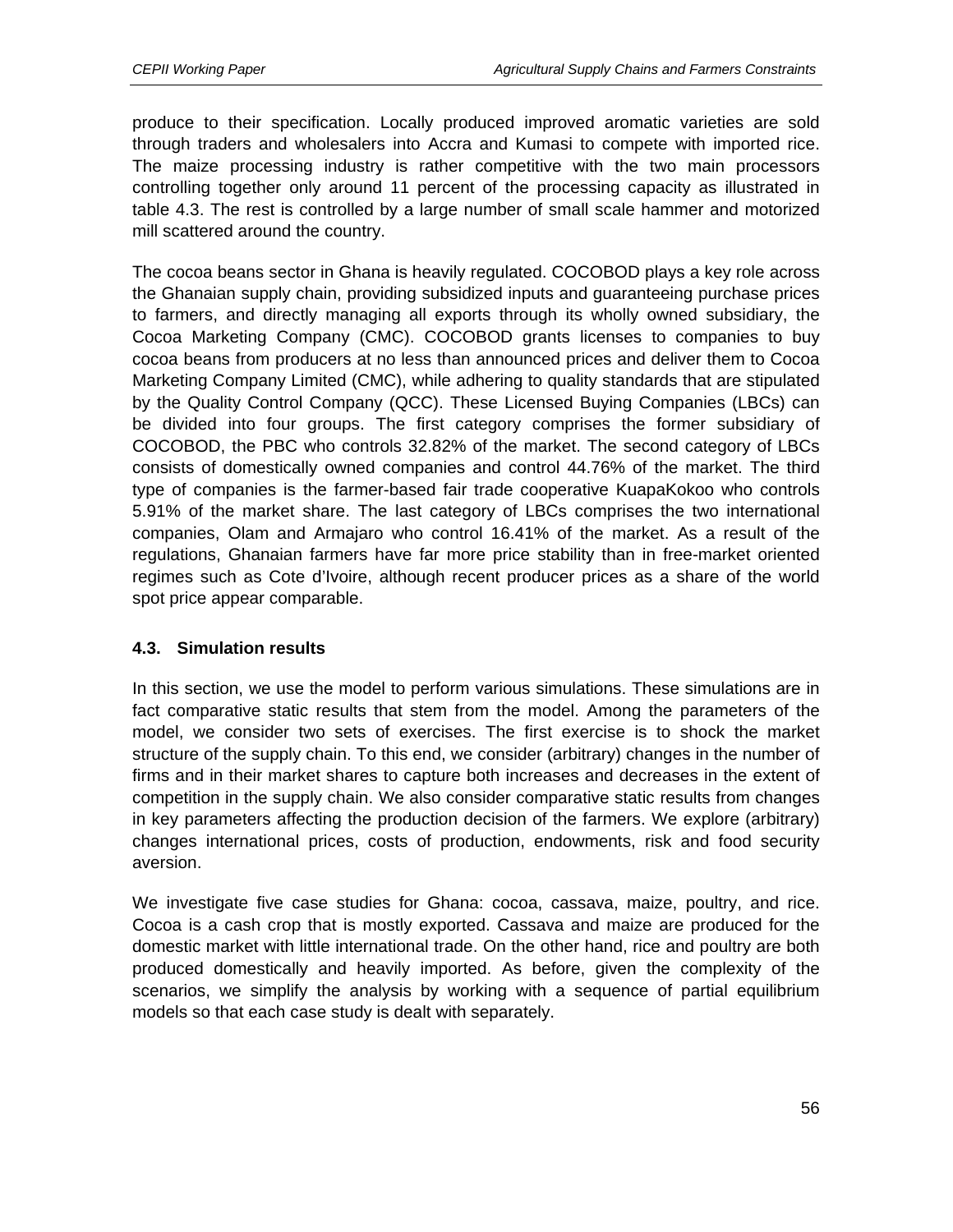produce to their specification. Locally produced improved aromatic varieties are sold through traders and wholesalers into Accra and Kumasi to compete with imported rice. The maize processing industry is rather competitive with the two main processors controlling together only around 11 percent of the processing capacity as illustrated in table 4.3. The rest is controlled by a large number of small scale hammer and motorized mill scattered around the country.

The cocoa beans sector in Ghana is heavily regulated. COCOBOD plays a key role across the Ghanaian supply chain, providing subsidized inputs and guaranteeing purchase prices to farmers, and directly managing all exports through its wholly owned subsidiary, the Cocoa Marketing Company (CMC). COCOBOD grants licenses to companies to buy cocoa beans from producers at no less than announced prices and deliver them to Cocoa Marketing Company Limited (CMC), while adhering to quality standards that are stipulated by the Quality Control Company (QCC). These Licensed Buying Companies (LBCs) can be divided into four groups. The first category comprises the former subsidiary of COCOBOD, the PBC who controls 32.82% of the market. The second category of LBCs consists of domestically owned companies and control 44.76% of the market. The third type of companies is the farmer-based fair trade cooperative KuapaKokoo who controls 5.91% of the market share. The last category of LBCs comprises the two international companies, Olam and Armajaro who control 16.41% of the market. As a result of the regulations, Ghanaian farmers have far more price stability than in free-market oriented regimes such as Cote d'Ivoire, although recent producer prices as a share of the world spot price appear comparable.

### 4.3. Simulation results

In this section, we use the model to perform various simulations. These simulations are in fact comparative static results that stem from the model. Among the parameters of the model, we consider two sets of exercises. The first exercise is to shock the market structure of the supply chain. To this end, we consider (arbitrary) changes in the number of firms and in their market shares to capture both increases and decreases in the extent of competition in the supply chain. We also consider comparative static results from changes in key parameters affecting the production decision of the farmers. We explore (arbitrary) changes international prices, costs of production, endowments, risk and food security aversion.

We investigate five case studies for Ghana: cocoa, cassava, maize, poultry, and rice. Cocoa is a cash crop that is mostly exported. Cassava and maize are produced for the domestic market with little international trade. On the other hand, rice and poultry are both produced domestically and heavily imported. As before, given the complexity of the scenarios, we simplify the analysis by working with a sequence of partial equilibrium models so that each case study is dealt with separately.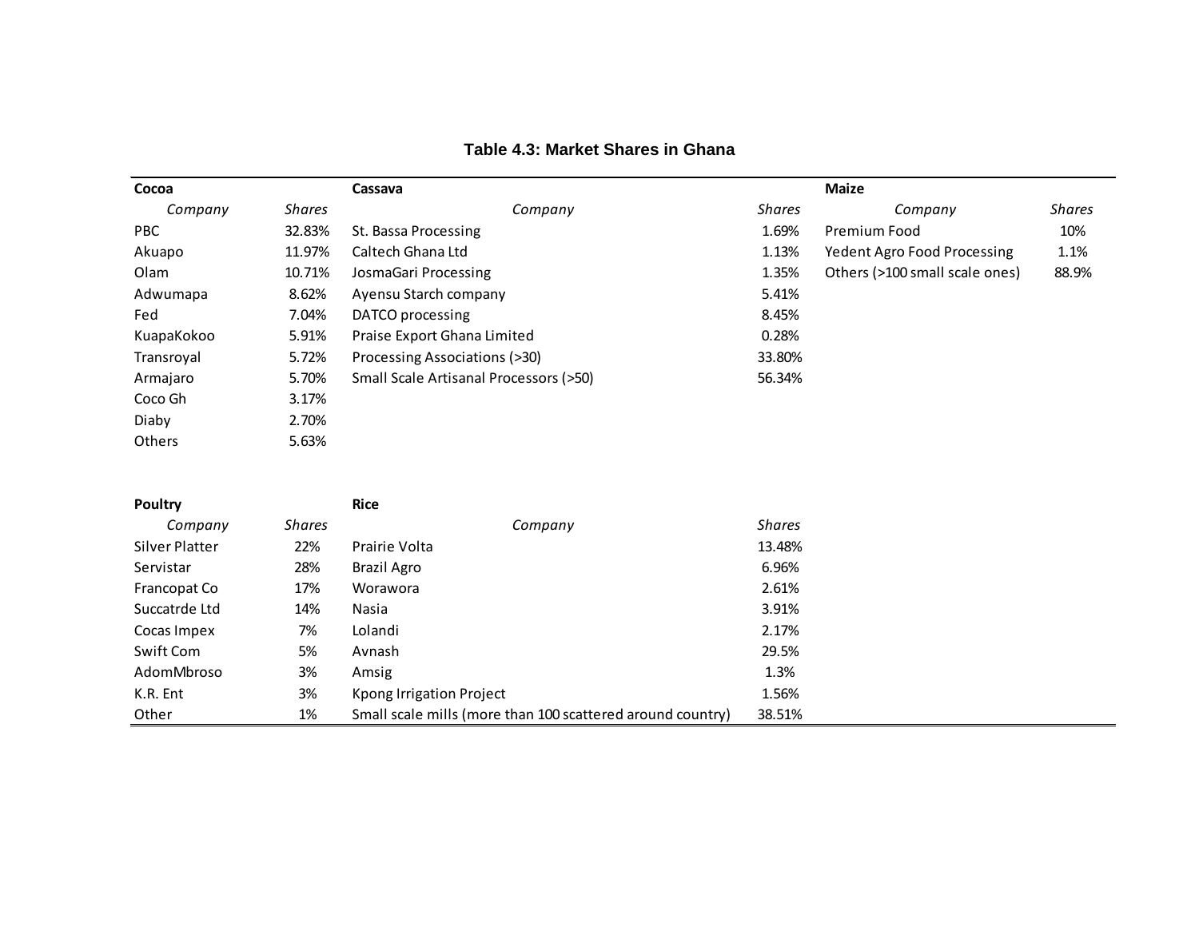**Table 4.3: Market Shares in Ghana**

**Cocoa**

| Company | Shares |
|---|---|
| PBC | 32.83% |
| Akuapo | 11.97% |
| Olam | 10.71% |
| Adwumapa | 8.62% |
| Fed | 7.04% |
| KuapaKokoo | 5.91% |
| Transroyal | 5.72% |
| Armajaro | 5.70% |
| Coco Gh | 3.17% |
| Diaby | 2.70% |
| Others | 5.63% |

**Cassava**

| Company | Shares |
|---|---|
| St. Bassa Processing | 1.69% |
| Caltech Ghana Ltd | 1.13% |
| JosmaGari Processing | 1.35% |
| Ayensu Starch company | 5.41% |
| DATCO processing | 8.45% |
| Praise Export Ghana Limited | 0.28% |
| Processing Associations (>30) | 33.80% |
| Small Scale Artisanal Processors (>50) | 56.34% |

**Maize**

| Company | Shares |
|---|---|
| Premium Food | 10% |
| Yedent Agro Food Processing | 1.1% |
| Others (>100 small scale ones) | 88.9% |

**Poultry**

| Company | Shares |
|---|---|
| Silver Platter | 22% |
| Servistar | 28% |
| Francopat Co | 17% |
| Succatrde Ltd | 14% |
| Cocas Impex | 7% |
| Swift Com | 5% |
| AdomMbroso | 3% |
| K.R. Ent | 3% |
| Other | 1% |

**Rice**

| Company | Shares |
|---|---|
| Prairie Volta | 13.48% |
| Brazil Agro | 6.96% |
| Worawora | 2.61% |
| Nasia | 3.91% |
| Lolandi | 2.17% |
| Avnash | 29.5% |
| Amsig | 1.3% |
| Kpong Irrigation Project | 1.56% |
| Small scale mills (more than 100 scattered around country) | 38.51% |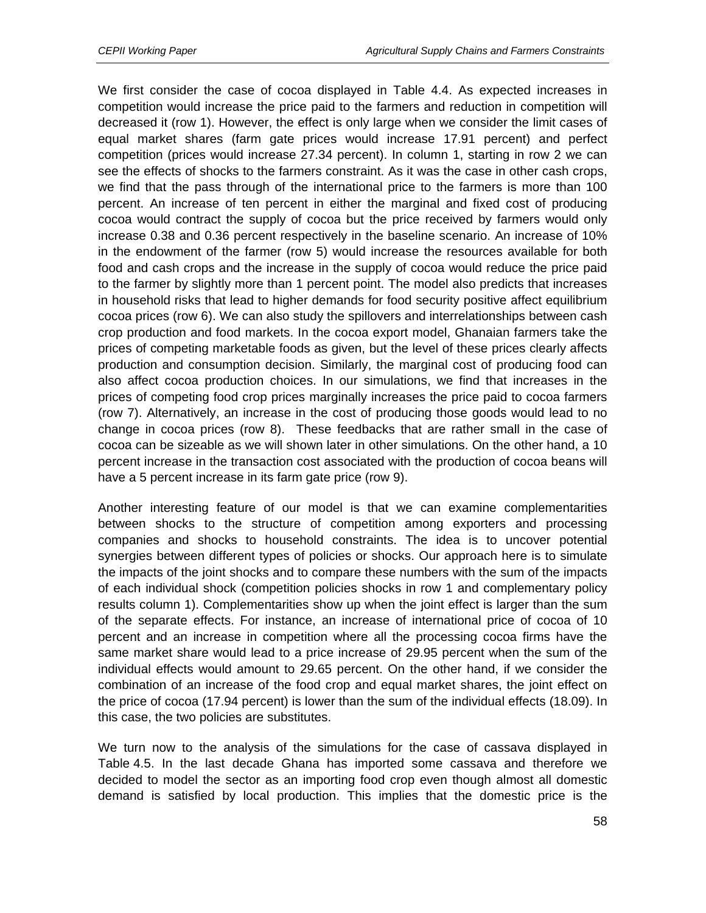We first consider the case of cocoa displayed in Table 4.4. As expected increases in competition would increase the price paid to the farmers and reduction in competition will decreased it (row 1). However, the effect is only large when we consider the limit cases of equal market shares (farm gate prices would increase 17.91 percent) and perfect competition (prices would increase 27.34 percent). In column 1, starting in row 2 we can see the effects of shocks to the farmers constraint. As it was the case in other cash crops, we find that the pass through of the international price to the farmers is more than 100 percent. An increase of ten percent in either the marginal and fixed cost of producing cocoa would contract the supply of cocoa but the price received by farmers would only increase 0.38 and 0.36 percent respectively in the baseline scenario. An increase of 10% in the endowment of the farmer (row 5) would increase the resources available for both food and cash crops and the increase in the supply of cocoa would reduce the price paid to the farmer by slightly more than 1 percent point. The model also predicts that increases in household risks that lead to higher demands for food security positive affect equilibrium cocoa prices (row 6). We can also study the spillovers and interrelationships between cash crop production and food markets. In the cocoa export model, Ghanaian farmers take the prices of competing marketable foods as given, but the level of these prices clearly affects production and consumption decision. Similarly, the marginal cost of producing food can also affect cocoa production choices. In our simulations, we find that increases in the prices of competing food crop prices marginally increases the price paid to cocoa farmers (row 7). Alternatively, an increase in the cost of producing those goods would lead to no change in cocoa prices (row 8). These feedbacks that are rather small in the case of cocoa can be sizeable as we will shown later in other simulations. On the other hand, a 10 percent increase in the transaction cost associated with the production of cocoa beans will have a 5 percent increase in its farm gate price (row 9).

Another interesting feature of our model is that we can examine complementarities between shocks to the structure of competition among exporters and processing companies and shocks to household constraints. The idea is to uncover potential synergies between different types of policies or shocks. Our approach here is to simulate the impacts of the joint shocks and to compare these numbers with the sum of the impacts of each individual shock (competition policies shocks in row 1 and complementary policy results column 1). Complementarities show up when the joint effect is larger than the sum of the separate effects. For instance, an increase of international price of cocoa of 10 percent and an increase in competition where all the processing cocoa firms have the same market share would lead to a price increase of 29.95 percent when the sum of the individual effects would amount to 29.65 percent. On the other hand, if we consider the combination of an increase of the food crop and equal market shares, the joint effect on the price of cocoa (17.94 percent) is lower than the sum of the individual effects (18.09). In this case, the two policies are substitutes.

We turn now to the analysis of the simulations for the case of cassava displayed in Table 4.5. In the last decade Ghana has imported some cassava and therefore we decided to model the sector as an importing food crop even though almost all domestic demand is satisfied by local production. This implies that the domestic price is the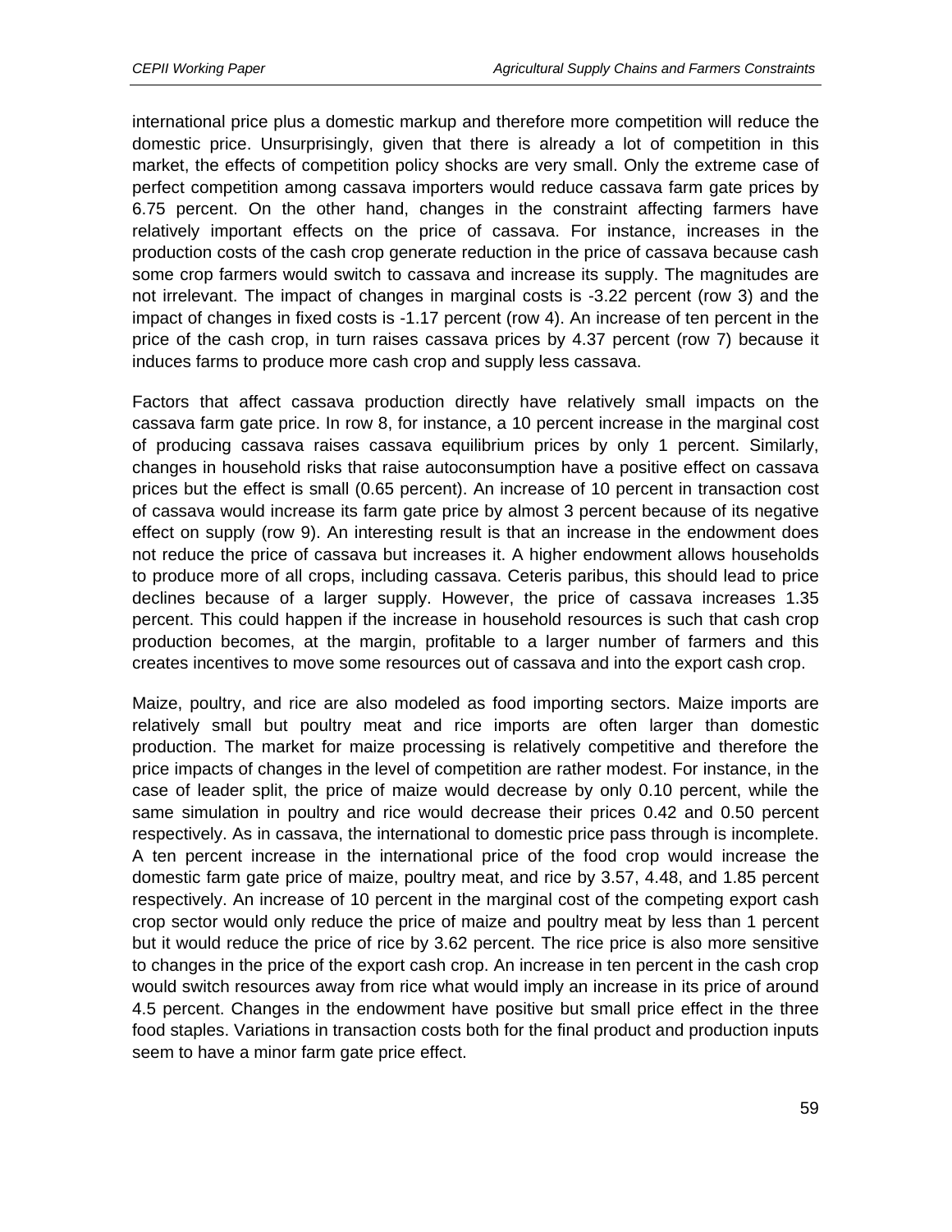international price plus a domestic markup and therefore more competition will reduce the domestic price. Unsurprisingly, given that there is already a lot of competition in this market, the effects of competition policy shocks are very small. Only the extreme case of perfect competition among cassava importers would reduce cassava farm gate prices by 6.75 percent. On the other hand, changes in the constraint affecting farmers have relatively important effects on the price of cassava. For instance, increases in the production costs of the cash crop generate reduction in the price of cassava because cash some crop farmers would switch to cassava and increase its supply. The magnitudes are not irrelevant. The impact of changes in marginal costs is -3.22 percent (row 3) and the impact of changes in fixed costs is -1.17 percent (row 4). An increase of ten percent in the price of the cash crop, in turn raises cassava prices by 4.37 percent (row 7) because it induces farms to produce more cash crop and supply less cassava.

Factors that affect cassava production directly have relatively small impacts on the cassava farm gate price. In row 8, for instance, a 10 percent increase in the marginal cost of producing cassava raises cassava equilibrium prices by only 1 percent. Similarly, changes in household risks that raise autoconsumption have a positive effect on cassava prices but the effect is small (0.65 percent). An increase of 10 percent in transaction cost of cassava would increase its farm gate price by almost 3 percent because of its negative effect on supply (row 9). An interesting result is that an increase in the endowment does not reduce the price of cassava but increases it. A higher endowment allows households to produce more of all crops, including cassava. Ceteris paribus, this should lead to price declines because of a larger supply. However, the price of cassava increases 1.35 percent. This could happen if the increase in household resources is such that cash crop production becomes, at the margin, profitable to a larger number of farmers and this creates incentives to move some resources out of cassava and into the export cash crop.

Maize, poultry, and rice are also modeled as food importing sectors. Maize imports are relatively small but poultry meat and rice imports are often larger than domestic production. The market for maize processing is relatively competitive and therefore the price impacts of changes in the level of competition are rather modest. For instance, in the case of leader split, the price of maize would decrease by only 0.10 percent, while the same simulation in poultry and rice would decrease their prices 0.42 and 0.50 percent respectively. As in cassava, the international to domestic price pass through is incomplete. A ten percent increase in the international price of the food crop would increase the domestic farm gate price of maize, poultry meat, and rice by 3.57, 4.48, and 1.85 percent respectively. An increase of 10 percent in the marginal cost of the competing export cash crop sector would only reduce the price of maize and poultry meat by less than 1 percent but it would reduce the price of rice by 3.62 percent. The rice price is also more sensitive to changes in the price of the export cash crop. An increase in ten percent in the cash crop would switch resources away from rice what would imply an increase in its price of around 4.5 percent. Changes in the endowment have positive but small price effect in the three food staples. Variations in transaction costs both for the final product and production inputs seem to have a minor farm gate price effect.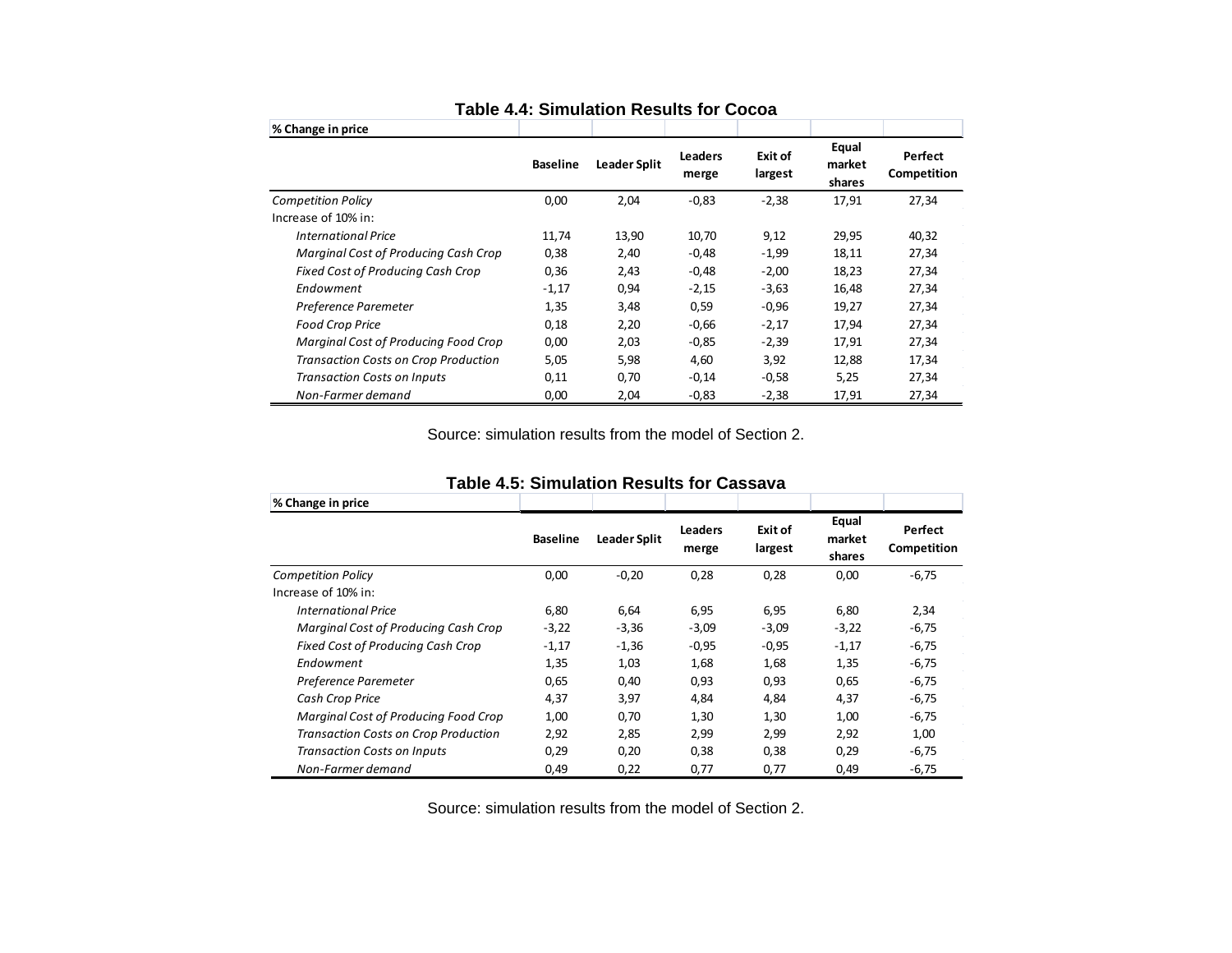**Table 4.4: Simulation Results for Cocoa**

| % Change in price | Baseline | Leader Split | Leaders merge | Exit of largest | Equal market shares | Perfect Competition |
|---|---|---|---|---|---|---|
| *Competition Policy* | 0,00 | 2,04 | -0,83 | -2,38 | 17,91 | 27,34 |
| Increase of 10% in: | | | | | | |
| *International Price* | 11,74 | 13,90 | 10,70 | 9,12 | 29,95 | 40,32 |
| *Marginal Cost of Producing Cash Crop* | 0,38 | 2,40 | -0,48 | -1,99 | 18,11 | 27,34 |
| *Fixed Cost of Producing Cash Crop* | 0,36 | 2,43 | -0,48 | -2,00 | 18,23 | 27,34 |
| *Endowment* | -1,17 | 0,94 | -2,15 | -3,63 | 16,48 | 27,34 |
| *Preference Paremeter* | 1,35 | 3,48 | 0,59 | -0,96 | 19,27 | 27,34 |
| *Food Crop Price* | 0,18 | 2,20 | -0,66 | -2,17 | 17,94 | 27,34 |
| *Marginal Cost of Producing Food Crop* | 0,00 | 2,03 | -0,85 | -2,39 | 17,91 | 27,34 |
| *Transaction Costs on Crop Production* | 5,05 | 5,98 | 4,60 | 3,92 | 12,88 | 17,34 |
| *Transaction Costs on Inputs* | 0,11 | 0,70 | -0,14 | -0,58 | 5,25 | 27,34 |
| *Non-Farmer demand* | 0,00 | 2,04 | -0,83 | -2,38 | 17,91 | 27,34 |

Source: simulation results from the model of Section 2.

**Table 4.5: Simulation Results for Cassava**

| % Change in price | Baseline | Leader Split | Leaders merge | Exit of largest | Equal market shares | Perfect Competition |
|---|---|---|---|---|---|---|
| *Competition Policy* | 0,00 | -0,20 | 0,28 | 0,28 | 0,00 | -6,75 |
| Increase of 10% in: | | | | | | |
| *International Price* | 6,80 | 6,64 | 6,95 | 6,95 | 6,80 | 2,34 |
| *Marginal Cost of Producing Cash Crop* | -3,22 | -3,36 | -3,09 | -3,09 | -3,22 | -6,75 |
| *Fixed Cost of Producing Cash Crop* | -1,17 | -1,36 | -0,95 | -0,95 | -1,17 | -6,75 |
| *Endowment* | 1,35 | 1,03 | 1,68 | 1,68 | 1,35 | -6,75 |
| *Preference Paremeter* | 0,65 | 0,40 | 0,93 | 0,93 | 0,65 | -6,75 |
| *Cash Crop Price* | 4,37 | 3,97 | 4,84 | 4,84 | 4,37 | -6,75 |
| *Marginal Cost of Producing Food Crop* | 1,00 | 0,70 | 1,30 | 1,30 | 1,00 | -6,75 |
| *Transaction Costs on Crop Production* | 2,92 | 2,85 | 2,99 | 2,99 | 2,92 | 1,00 |
| *Transaction Costs on Inputs* | 0,29 | 0,20 | 0,38 | 0,38 | 0,29 | -6,75 |
| *Non-Farmer demand* | 0,49 | 0,22 | 0,77 | 0,77 | 0,49 | -6,75 |

Source: simulation results from the model of Section 2.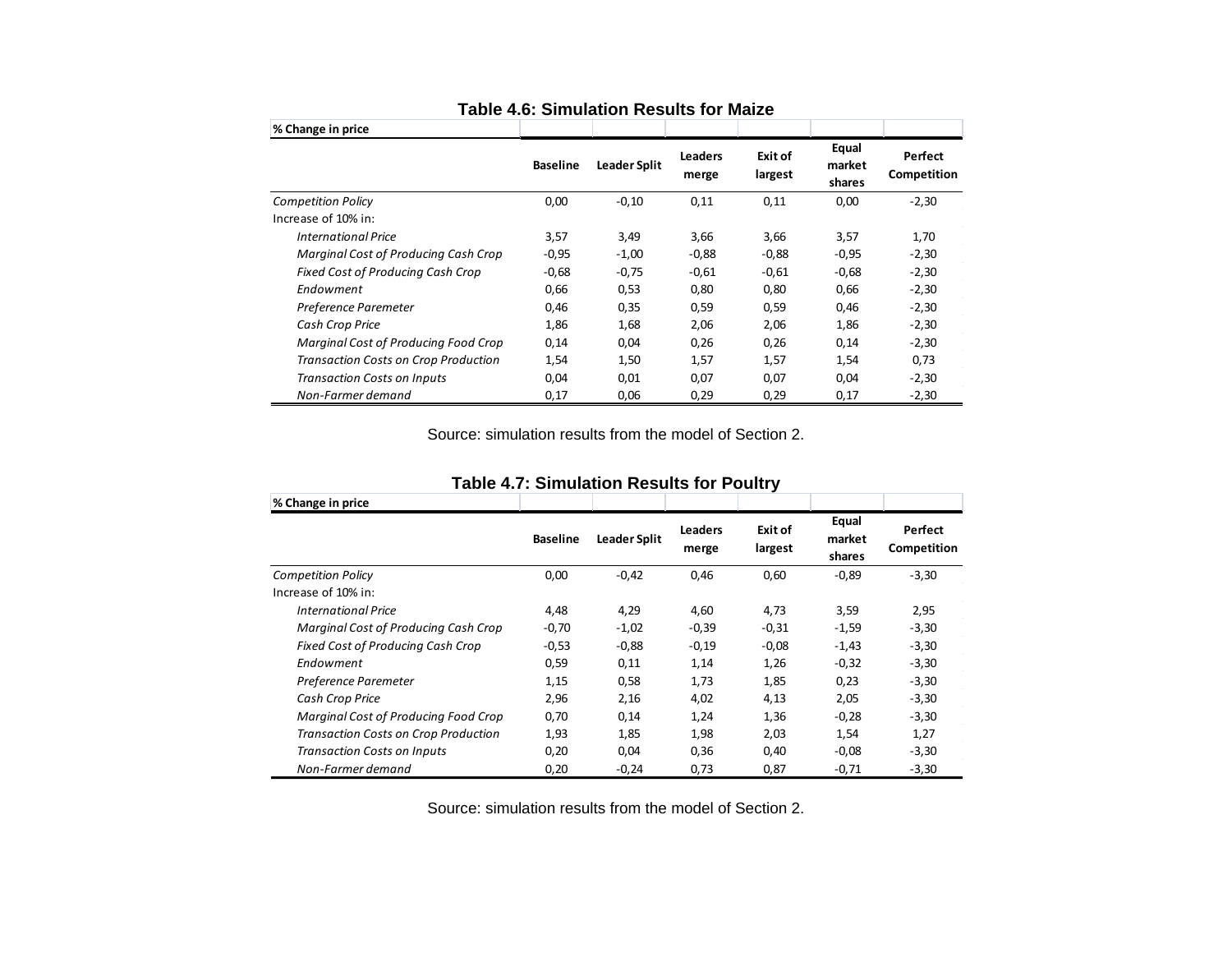**Table 4.6: Simulation Results for Maize**

| % Change in price | Baseline | Leader Split | Leaders merge | Exit of largest | Equal market shares | Perfect Competition |
|---|---|---|---|---|---|---|
| *Competition Policy* | 0,00 | -0,10 | 0,11 | 0,11 | 0,00 | -2,30 |
| Increase of 10% in: | | | | | | |
| *International Price* | 3,57 | 3,49 | 3,66 | 3,66 | 3,57 | 1,70 |
| *Marginal Cost of Producing Cash Crop* | -0,95 | -1,00 | -0,88 | -0,88 | -0,95 | -2,30 |
| *Fixed Cost of Producing Cash Crop* | -0,68 | -0,75 | -0,61 | -0,61 | -0,68 | -2,30 |
| *Endowment* | 0,66 | 0,53 | 0,80 | 0,80 | 0,66 | -2,30 |
| *Preference Paremeter* | 0,46 | 0,35 | 0,59 | 0,59 | 0,46 | -2,30 |
| *Cash Crop Price* | 1,86 | 1,68 | 2,06 | 2,06 | 1,86 | -2,30 |
| *Marginal Cost of Producing Food Crop* | 0,14 | 0,04 | 0,26 | 0,26 | 0,14 | -2,30 |
| *Transaction Costs on Crop Production* | 1,54 | 1,50 | 1,57 | 1,57 | 1,54 | 0,73 |
| *Transaction Costs on Inputs* | 0,04 | 0,01 | 0,07 | 0,07 | 0,04 | -2,30 |
| *Non-Farmer demand* | 0,17 | 0,06 | 0,29 | 0,29 | 0,17 | -2,30 |

Source: simulation results from the model of Section 2.

**Table 4.7: Simulation Results for Poultry**

| % Change in price | Baseline | Leader Split | Leaders merge | Exit of largest | Equal market shares | Perfect Competition |
|---|---|---|---|---|---|---|
| *Competition Policy* | 0,00 | -0,42 | 0,46 | 0,60 | -0,89 | -3,30 |
| Increase of 10% in: | | | | | | |
| *International Price* | 4,48 | 4,29 | 4,60 | 4,73 | 3,59 | 2,95 |
| *Marginal Cost of Producing Cash Crop* | -0,70 | -1,02 | -0,39 | -0,31 | -1,59 | -3,30 |
| *Fixed Cost of Producing Cash Crop* | -0,53 | -0,88 | -0,19 | -0,08 | -1,43 | -3,30 |
| *Endowment* | 0,59 | 0,11 | 1,14 | 1,26 | -0,32 | -3,30 |
| *Preference Paremeter* | 1,15 | 0,58 | 1,73 | 1,85 | 0,23 | -3,30 |
| *Cash Crop Price* | 2,96 | 2,16 | 4,02 | 4,13 | 2,05 | -3,30 |
| *Marginal Cost of Producing Food Crop* | 0,70 | 0,14 | 1,24 | 1,36 | -0,28 | -3,30 |
| *Transaction Costs on Crop Production* | 1,93 | 1,85 | 1,98 | 2,03 | 1,54 | 1,27 |
| *Transaction Costs on Inputs* | 0,20 | 0,04 | 0,36 | 0,40 | -0,08 | -3,30 |
| *Non-Farmer demand* | 0,20 | -0,24 | 0,73 | 0,87 | -0,71 | -3,30 |

Source: simulation results from the model of Section 2.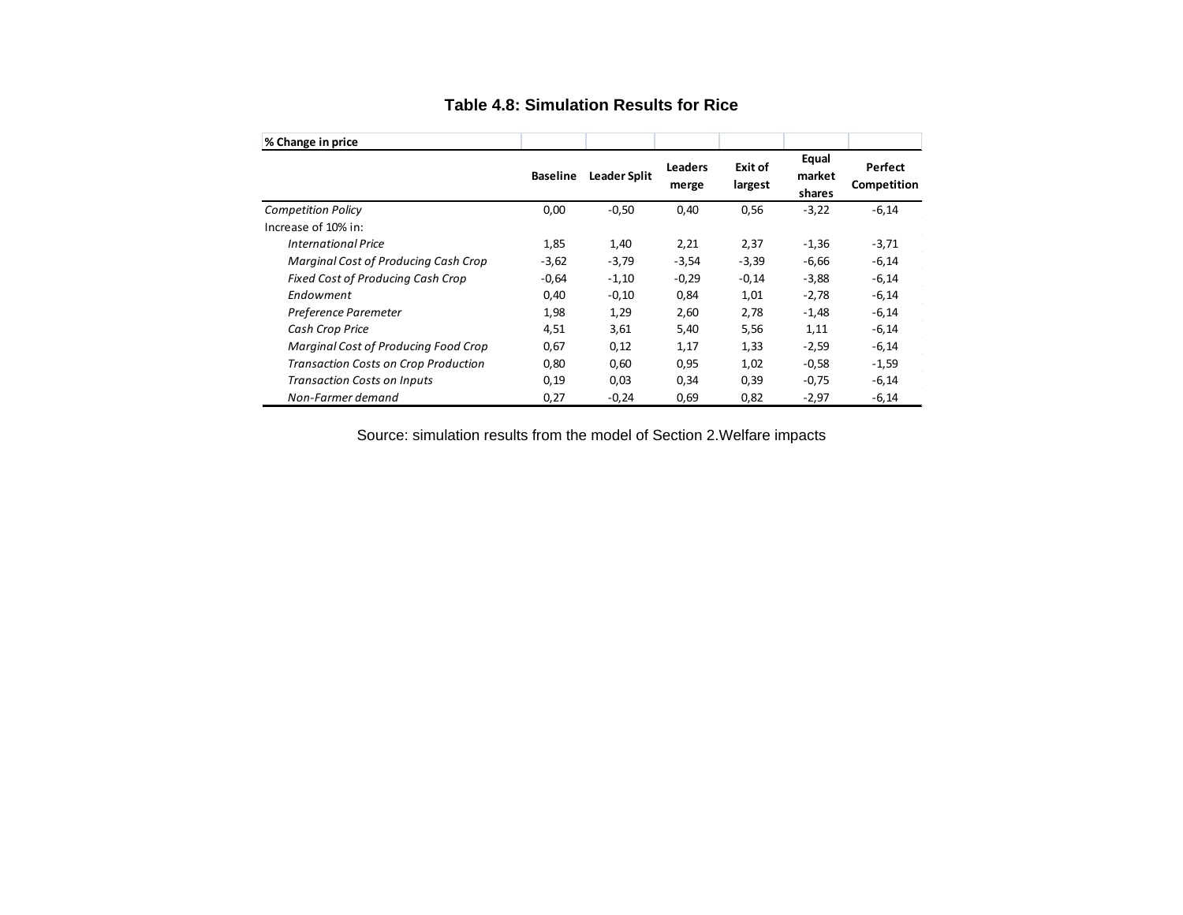### Table 4.8: Simulation Results for Rice

| % Change in price | Baseline | Leader Split | Leaders merge | Exit of largest | Equal market shares | Perfect Competition |
|---|---|---|---|---|---|---|
| *Competition Policy* | 0,00 | -0,50 | 0,40 | 0,56 | -3,22 | -6,14 |
| Increase of 10% in: | | | | | | |
| *International Price* | 1,85 | 1,40 | 2,21 | 2,37 | -1,36 | -3,71 |
| *Marginal Cost of Producing Cash Crop* | -3,62 | -3,79 | -3,54 | -3,39 | -6,66 | -6,14 |
| *Fixed Cost of Producing Cash Crop* | -0,64 | -1,10 | -0,29 | -0,14 | -3,88 | -6,14 |
| *Endowment* | 0,40 | -0,10 | 0,84 | 1,01 | -2,78 | -6,14 |
| *Preference Paremeter* | 1,98 | 1,29 | 2,60 | 2,78 | -1,48 | -6,14 |
| *Cash Crop Price* | 4,51 | 3,61 | 5,40 | 5,56 | 1,11 | -6,14 |
| *Marginal Cost of Producing Food Crop* | 0,67 | 0,12 | 1,17 | 1,33 | -2,59 | -6,14 |
| *Transaction Costs on Crop Production* | 0,80 | 0,60 | 0,95 | 1,02 | -0,58 | -1,59 |
| *Transaction Costs on Inputs* | 0,19 | 0,03 | 0,34 | 0,39 | -0,75 | -6,14 |
| *Non-Farmer demand* | 0,27 | -0,24 | 0,69 | 0,82 | -2,97 | -6,14 |

Source: simulation results from the model of Section 2.Welfare impacts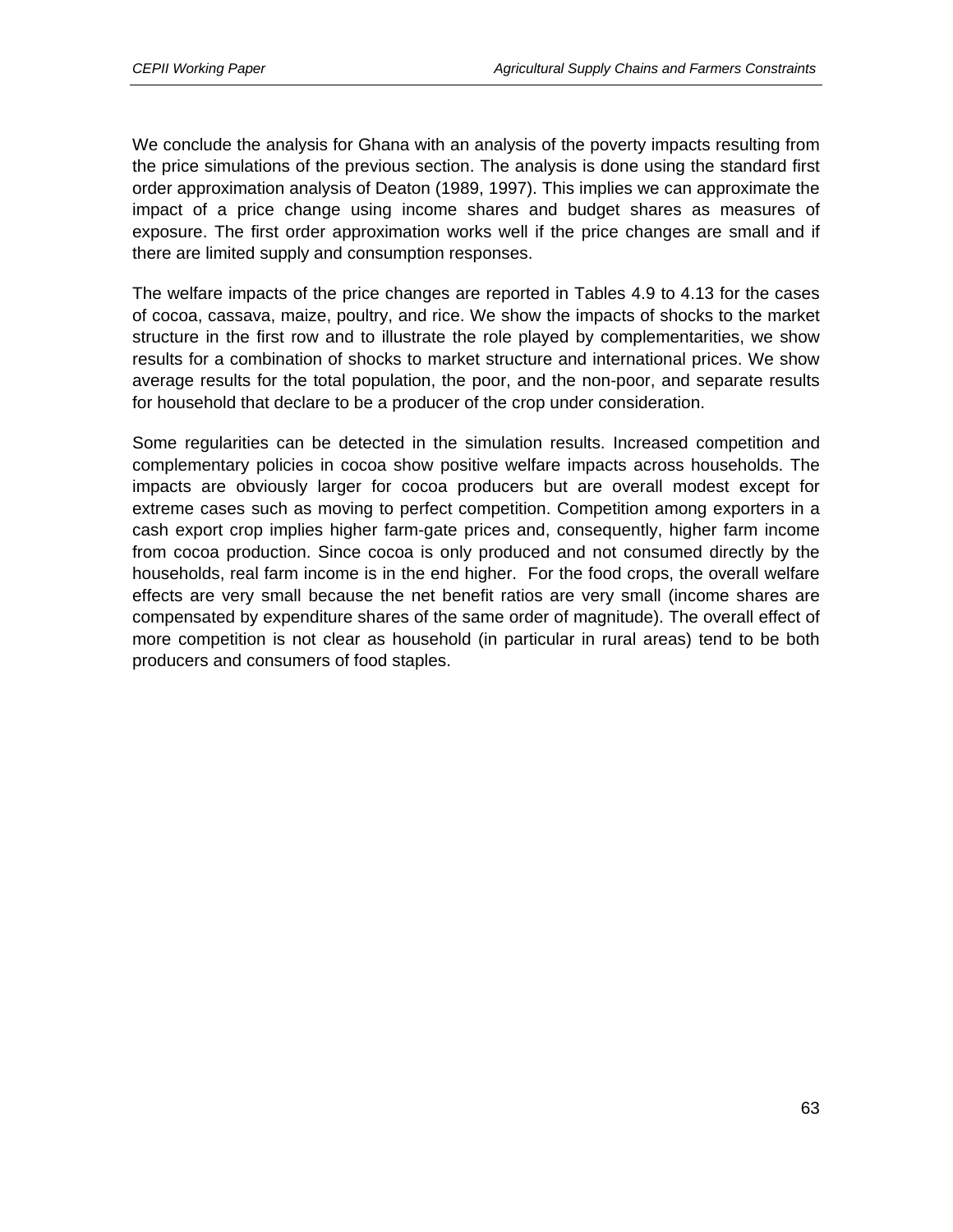We conclude the analysis for Ghana with an analysis of the poverty impacts resulting from the price simulations of the previous section. The analysis is done using the standard first order approximation analysis of Deaton (1989, 1997). This implies we can approximate the impact of a price change using income shares and budget shares as measures of exposure. The first order approximation works well if the price changes are small and if there are limited supply and consumption responses.

The welfare impacts of the price changes are reported in Tables 4.9 to 4.13 for the cases of cocoa, cassava, maize, poultry, and rice. We show the impacts of shocks to the market structure in the first row and to illustrate the role played by complementarities, we show results for a combination of shocks to market structure and international prices. We show average results for the total population, the poor, and the non-poor, and separate results for household that declare to be a producer of the crop under consideration.

Some regularities can be detected in the simulation results. Increased competition and complementary policies in cocoa show positive welfare impacts across households. The impacts are obviously larger for cocoa producers but are overall modest except for extreme cases such as moving to perfect competition. Competition among exporters in a cash export crop implies higher farm-gate prices and, consequently, higher farm income from cocoa production. Since cocoa is only produced and not consumed directly by the households, real farm income is in the end higher. For the food crops, the overall welfare effects are very small because the net benefit ratios are very small (income shares are compensated by expenditure shares of the same order of magnitude). The overall effect of more competition is not clear as household (in particular in rural areas) tend to be both producers and consumers of food staples.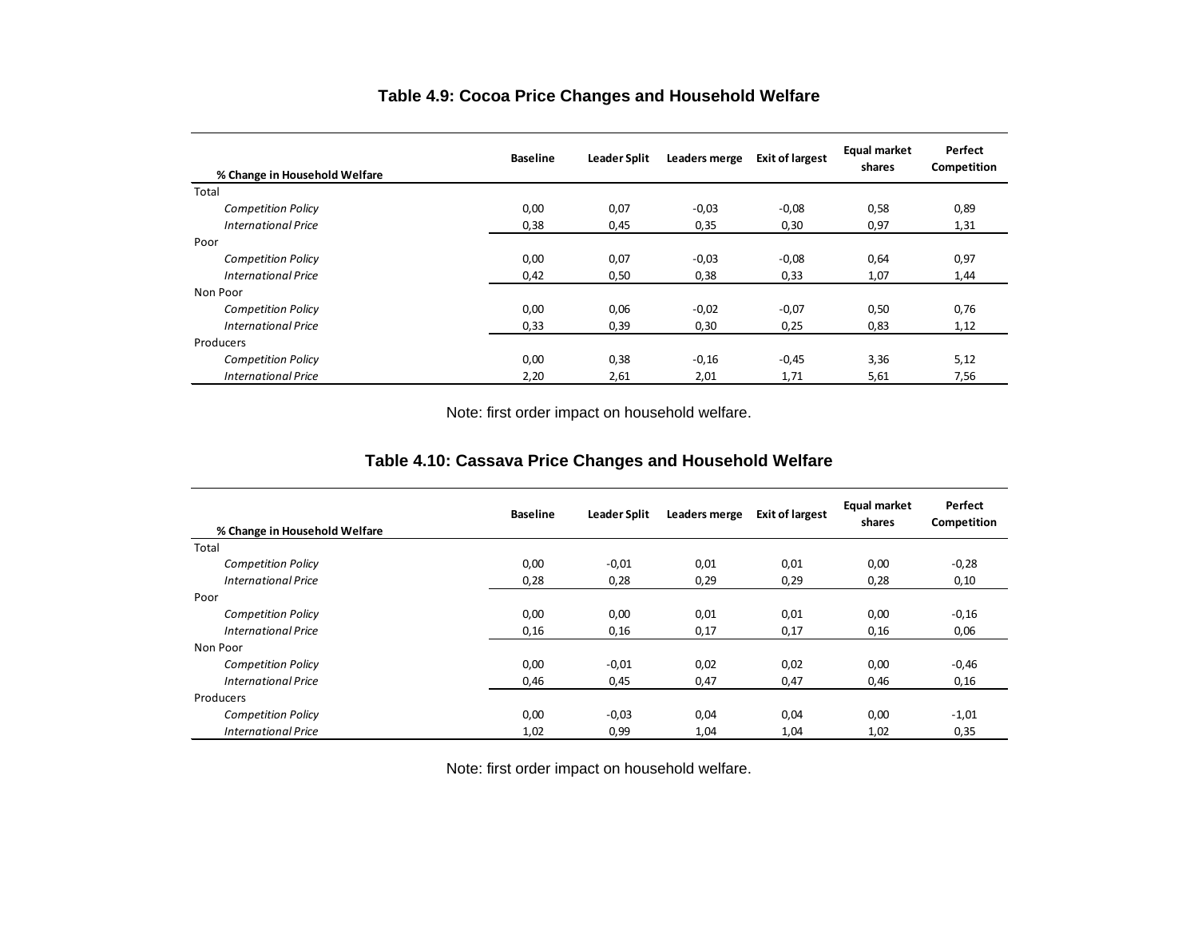### Table 4.9: Cocoa Price Changes and Household Welfare

| % Change in Household Welfare | Baseline | Leader Split | Leaders merge | Exit of largest | Equal market shares | Perfect Competition |
|---|---|---|---|---|---|---|
| Total | | | | | | |
| *Competition Policy* | 0,00 | 0,07 | -0,03 | -0,08 | 0,58 | 0,89 |
| *International Price* | 0,38 | 0,45 | 0,35 | 0,30 | 0,97 | 1,31 |
| Poor | | | | | | |
| *Competition Policy* | 0,00 | 0,07 | -0,03 | -0,08 | 0,64 | 0,97 |
| *International Price* | 0,42 | 0,50 | 0,38 | 0,33 | 1,07 | 1,44 |
| Non Poor | | | | | | |
| *Competition Policy* | 0,00 | 0,06 | -0,02 | -0,07 | 0,50 | 0,76 |
| *International Price* | 0,33 | 0,39 | 0,30 | 0,25 | 0,83 | 1,12 |
| Producers | | | | | | |
| *Competition Policy* | 0,00 | 0,38 | -0,16 | -0,45 | 3,36 | 5,12 |
| *International Price* | 2,20 | 2,61 | 2,01 | 1,71 | 5,61 | 7,56 |

Note: first order impact on household welfare.

### Table 4.10: Cassava Price Changes and Household Welfare

| % Change in Household Welfare | Baseline | Leader Split | Leaders merge | Exit of largest | Equal market shares | Perfect Competition |
|---|---|---|---|---|---|---|
| Total | | | | | | |
| *Competition Policy* | 0,00 | -0,01 | 0,01 | 0,01 | 0,00 | -0,28 |
| *International Price* | 0,28 | 0,28 | 0,29 | 0,29 | 0,28 | 0,10 |
| Poor | | | | | | |
| *Competition Policy* | 0,00 | 0,00 | 0,01 | 0,01 | 0,00 | -0,16 |
| *International Price* | 0,16 | 0,16 | 0,17 | 0,17 | 0,16 | 0,06 |
| Non Poor | | | | | | |
| *Competition Policy* | 0,00 | -0,01 | 0,02 | 0,02 | 0,00 | -0,46 |
| *International Price* | 0,46 | 0,45 | 0,47 | 0,47 | 0,46 | 0,16 |
| Producers | | | | | | |
| *Competition Policy* | 0,00 | -0,03 | 0,04 | 0,04 | 0,00 | -1,01 |
| *International Price* | 1,02 | 0,99 | 1,04 | 1,04 | 1,02 | 0,35 |

Note: first order impact on household welfare.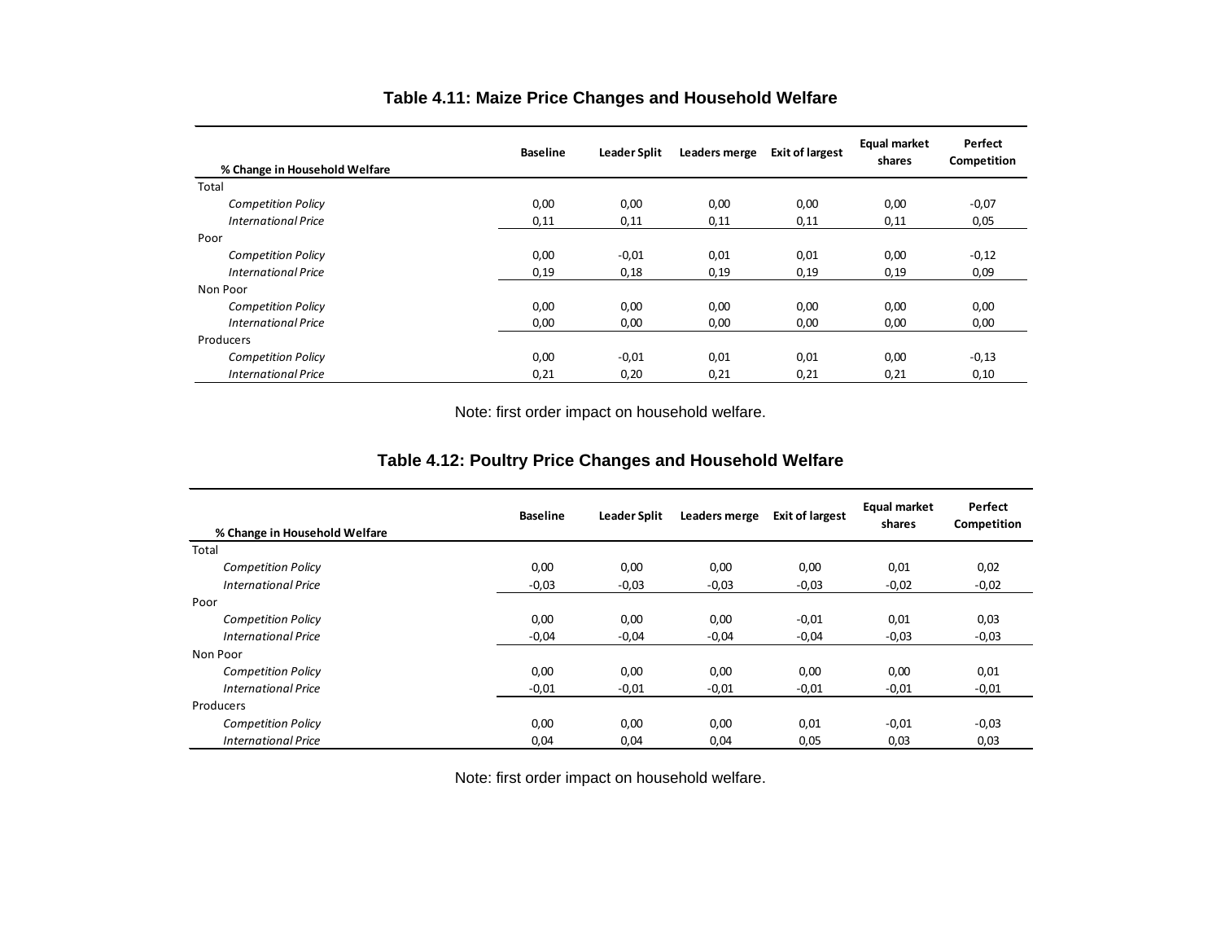**Table 4.11: Maize Price Changes and Household Welfare**

| % Change in Household Welfare | Baseline | Leader Split | Leaders merge | Exit of largest | Equal market shares | Perfect Competition |
|---|---|---|---|---|---|---|
| Total | | | | | | |
| *Competition Policy* | 0,00 | 0,00 | 0,00 | 0,00 | 0,00 | -0,07 |
| *International Price* | 0,11 | 0,11 | 0,11 | 0,11 | 0,11 | 0,05 |
| Poor | | | | | | |
| *Competition Policy* | 0,00 | -0,01 | 0,01 | 0,01 | 0,00 | -0,12 |
| *International Price* | 0,19 | 0,18 | 0,19 | 0,19 | 0,19 | 0,09 |
| Non Poor | | | | | | |
| *Competition Policy* | 0,00 | 0,00 | 0,00 | 0,00 | 0,00 | 0,00 |
| *International Price* | 0,00 | 0,00 | 0,00 | 0,00 | 0,00 | 0,00 |
| Producers | | | | | | |
| *Competition Policy* | 0,00 | -0,01 | 0,01 | 0,01 | 0,00 | -0,13 |
| *International Price* | 0,21 | 0,20 | 0,21 | 0,21 | 0,21 | 0,10 |

Note: first order impact on household welfare.

**Table 4.12: Poultry Price Changes and Household Welfare**

| % Change in Household Welfare | Baseline | Leader Split | Leaders merge | Exit of largest | Equal market shares | Perfect Competition |
|---|---|---|---|---|---|---|
| Total | | | | | | |
| *Competition Policy* | 0,00 | 0,00 | 0,00 | 0,00 | 0,01 | 0,02 |
| *International Price* | -0,03 | -0,03 | -0,03 | -0,03 | -0,02 | -0,02 |
| Poor | | | | | | |
| *Competition Policy* | 0,00 | 0,00 | 0,00 | -0,01 | 0,01 | 0,03 |
| *International Price* | -0,04 | -0,04 | -0,04 | -0,04 | -0,03 | -0,03 |
| Non Poor | | | | | | |
| *Competition Policy* | 0,00 | 0,00 | 0,00 | 0,00 | 0,00 | 0,01 |
| *International Price* | -0,01 | -0,01 | -0,01 | -0,01 | -0,01 | -0,01 |
| Producers | | | | | | |
| *Competition Policy* | 0,00 | 0,00 | 0,00 | 0,01 | -0,01 | -0,03 |
| *International Price* | 0,04 | 0,04 | 0,04 | 0,05 | 0,03 | 0,03 |

Note: first order impact on household welfare.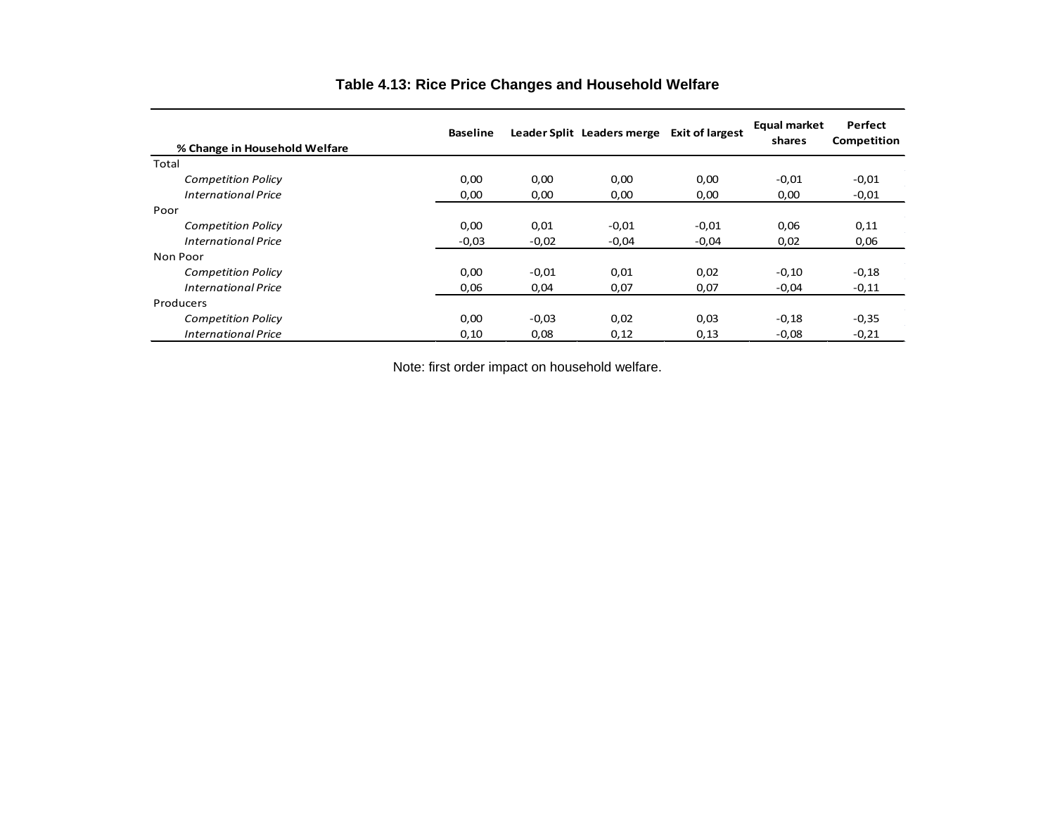**Table 4.13: Rice Price Changes and Household Welfare**

| % Change in Household Welfare | Baseline | Leader Split | Leaders merge | Exit of largest | Equal market shares | Perfect Competition |
|---|---|---|---|---|---|---|
| Total | | | | | | |
| *Competition Policy* | 0,00 | 0,00 | 0,00 | 0,00 | -0,01 | -0,01 |
| *International Price* | 0,00 | 0,00 | 0,00 | 0,00 | 0,00 | -0,01 |
| Poor | | | | | | |
| *Competition Policy* | 0,00 | 0,01 | -0,01 | -0,01 | 0,06 | 0,11 |
| *International Price* | -0,03 | -0,02 | -0,04 | -0,04 | 0,02 | 0,06 |
| Non Poor | | | | | | |
| *Competition Policy* | 0,00 | -0,01 | 0,01 | 0,02 | -0,10 | -0,18 |
| *International Price* | 0,06 | 0,04 | 0,07 | 0,07 | -0,04 | -0,11 |
| Producers | | | | | | |
| *Competition Policy* | 0,00 | -0,03 | 0,02 | 0,03 | -0,18 | -0,35 |
| *International Price* | 0,10 | 0,08 | 0,12 | 0,13 | -0,08 | -0,21 |

Note: first order impact on household welfare.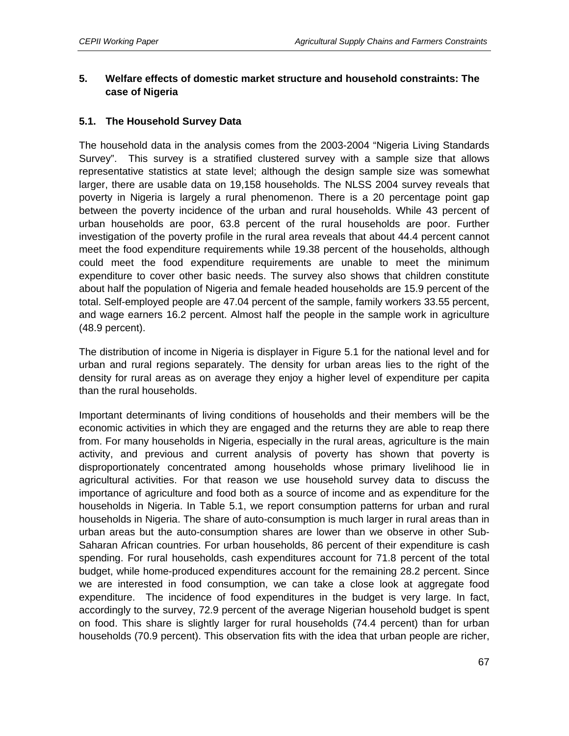## 5. Welfare effects of domestic market structure and household constraints: The case of Nigeria

### 5.1. The Household Survey Data

The household data in the analysis comes from the 2003-2004 "Nigeria Living Standards Survey". This survey is a stratified clustered survey with a sample size that allows representative statistics at state level; although the design sample size was somewhat larger, there are usable data on 19,158 households. The NLSS 2004 survey reveals that poverty in Nigeria is largely a rural phenomenon. There is a 20 percentage point gap between the poverty incidence of the urban and rural households. While 43 percent of urban households are poor, 63.8 percent of the rural households are poor. Further investigation of the poverty profile in the rural area reveals that about 44.4 percent cannot meet the food expenditure requirements while 19.38 percent of the households, although could meet the food expenditure requirements are unable to meet the minimum expenditure to cover other basic needs. The survey also shows that children constitute about half the population of Nigeria and female headed households are 15.9 percent of the total. Self-employed people are 47.04 percent of the sample, family workers 33.55 percent, and wage earners 16.2 percent. Almost half the people in the sample work in agriculture (48.9 percent).

The distribution of income in Nigeria is displayer in Figure 5.1 for the national level and for urban and rural regions separately. The density for urban areas lies to the right of the density for rural areas as on average they enjoy a higher level of expenditure per capita than the rural households.

Important determinants of living conditions of households and their members will be the economic activities in which they are engaged and the returns they are able to reap there from. For many households in Nigeria, especially in the rural areas, agriculture is the main activity, and previous and current analysis of poverty has shown that poverty is disproportionately concentrated among households whose primary livelihood lie in agricultural activities. For that reason we use household survey data to discuss the importance of agriculture and food both as a source of income and as expenditure for the households in Nigeria. In Table 5.1, we report consumption patterns for urban and rural households in Nigeria. The share of auto-consumption is much larger in rural areas than in urban areas but the auto-consumption shares are lower than we observe in other Sub-Saharan African countries. For urban households, 86 percent of their expenditure is cash spending. For rural households, cash expenditures account for 71.8 percent of the total budget, while home-produced expenditures account for the remaining 28.2 percent. Since we are interested in food consumption, we can take a close look at aggregate food expenditure. The incidence of food expenditures in the budget is very large. In fact, accordingly to the survey, 72.9 percent of the average Nigerian household budget is spent on food. This share is slightly larger for rural households (74.4 percent) than for urban households (70.9 percent). This observation fits with the idea that urban people are richer,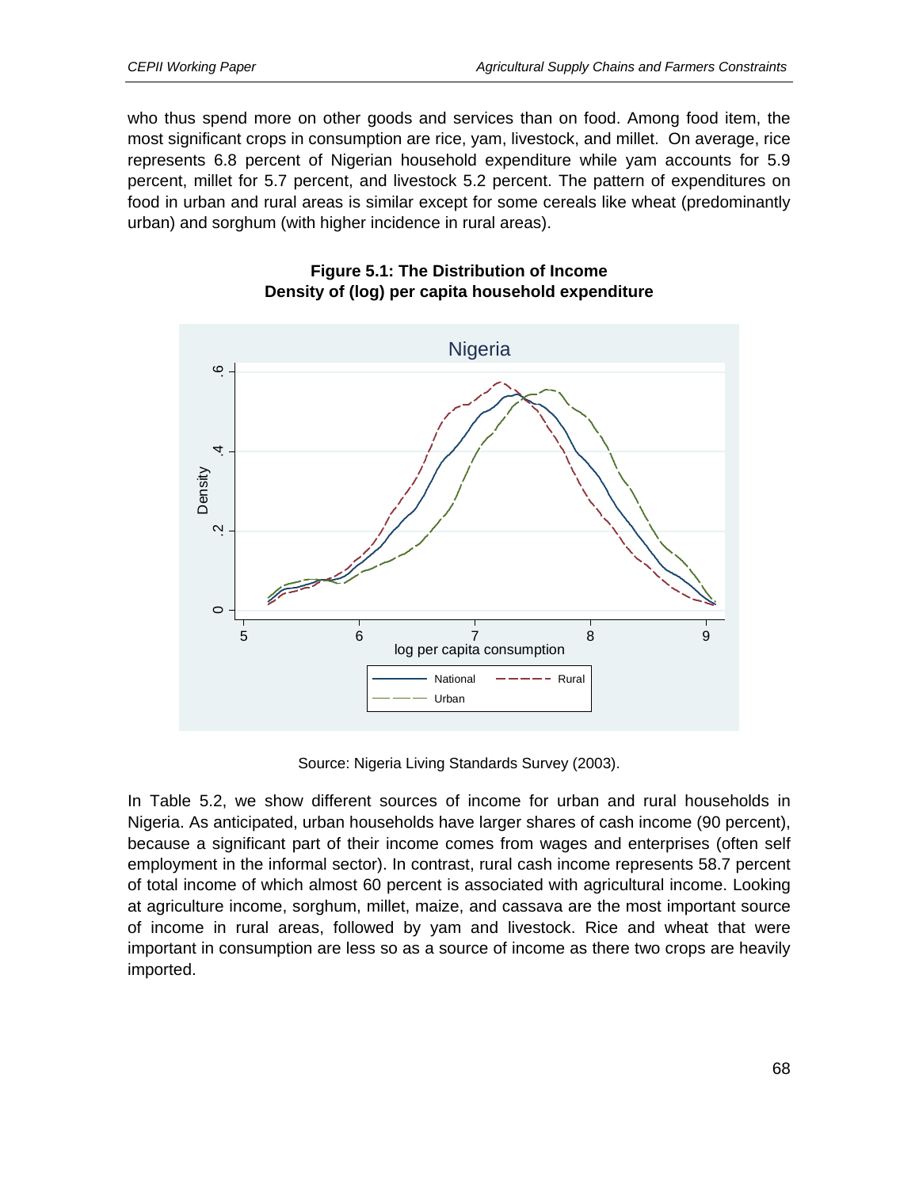who thus spend more on other goods and services than on food. Among food item, the most significant crops in consumption are rice, yam, livestock, and millet. On average, rice represents 6.8 percent of Nigerian household expenditure while yam accounts for 5.9 percent, millet for 5.7 percent, and livestock 5.2 percent. The pattern of expenditures on food in urban and rural areas is similar except for some cereals like wheat (predominantly urban) and sorghum (with higher incidence in rural areas).

**Figure 5.1: The Distribution of Income**
**Density of (log) per capita household expenditure**

Source: Nigeria Living Standards Survey (2003).

In Table 5.2, we show different sources of income for urban and rural households in Nigeria. As anticipated, urban households have larger shares of cash income (90 percent), because a significant part of their income comes from wages and enterprises (often self employment in the informal sector). In contrast, rural cash income represents 58.7 percent of total income of which almost 60 percent is associated with agricultural income. Looking at agriculture income, sorghum, millet, maize, and cassava are the most important source of income in rural areas, followed by yam and livestock. Rice and wheat that were important in consumption are less so as a source of income as there two crops are heavily imported.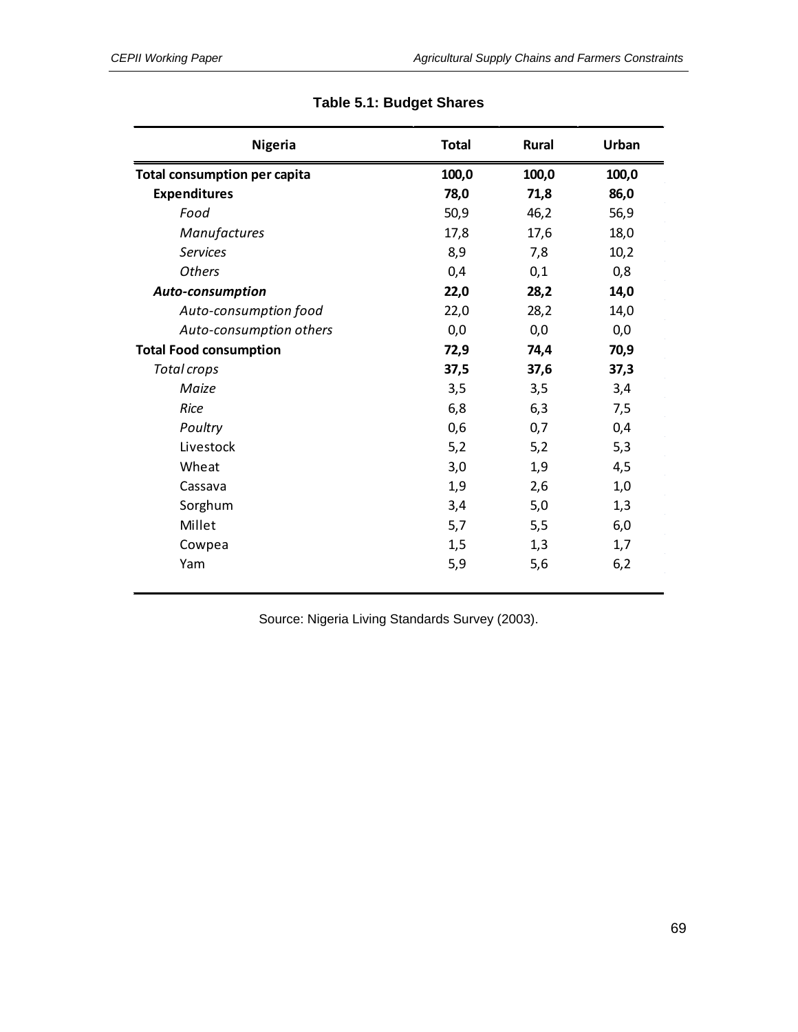**Table 5.1: Budget Shares**

| Nigeria | Total | Rural | Urban |
|---|---|---|---|
| **Total consumption per capita** | **100,0** | **100,0** | **100,0** |
| **Expenditures** | **78,0** | **71,8** | **86,0** |
| *Food* | 50,9 | 46,2 | 56,9 |
| *Manufactures* | 17,8 | 17,6 | 18,0 |
| *Services* | 8,9 | 7,8 | 10,2 |
| *Others* | 0,4 | 0,1 | 0,8 |
| ***Auto-consumption*** | **22,0** | **28,2** | **14,0** |
| *Auto-consumption food* | 22,0 | 28,2 | 14,0 |
| *Auto-consumption others* | 0,0 | 0,0 | 0,0 |
| **Total Food consumption** | **72,9** | **74,4** | **70,9** |
| *Total crops* | **37,5** | **37,6** | **37,3** |
| *Maize* | 3,5 | 3,5 | 3,4 |
| *Rice* | 6,8 | 6,3 | 7,5 |
| *Poultry* | 0,6 | 0,7 | 0,4 |
| Livestock | 5,2 | 5,2 | 5,3 |
| Wheat | 3,0 | 1,9 | 4,5 |
| Cassava | 1,9 | 2,6 | 1,0 |
| Sorghum | 3,4 | 5,0 | 1,3 |
| Millet | 5,7 | 5,5 | 6,0 |
| Cowpea | 1,5 | 1,3 | 1,7 |
| Yam | 5,9 | 5,6 | 6,2 |

Source: Nigeria Living Standards Survey (2003).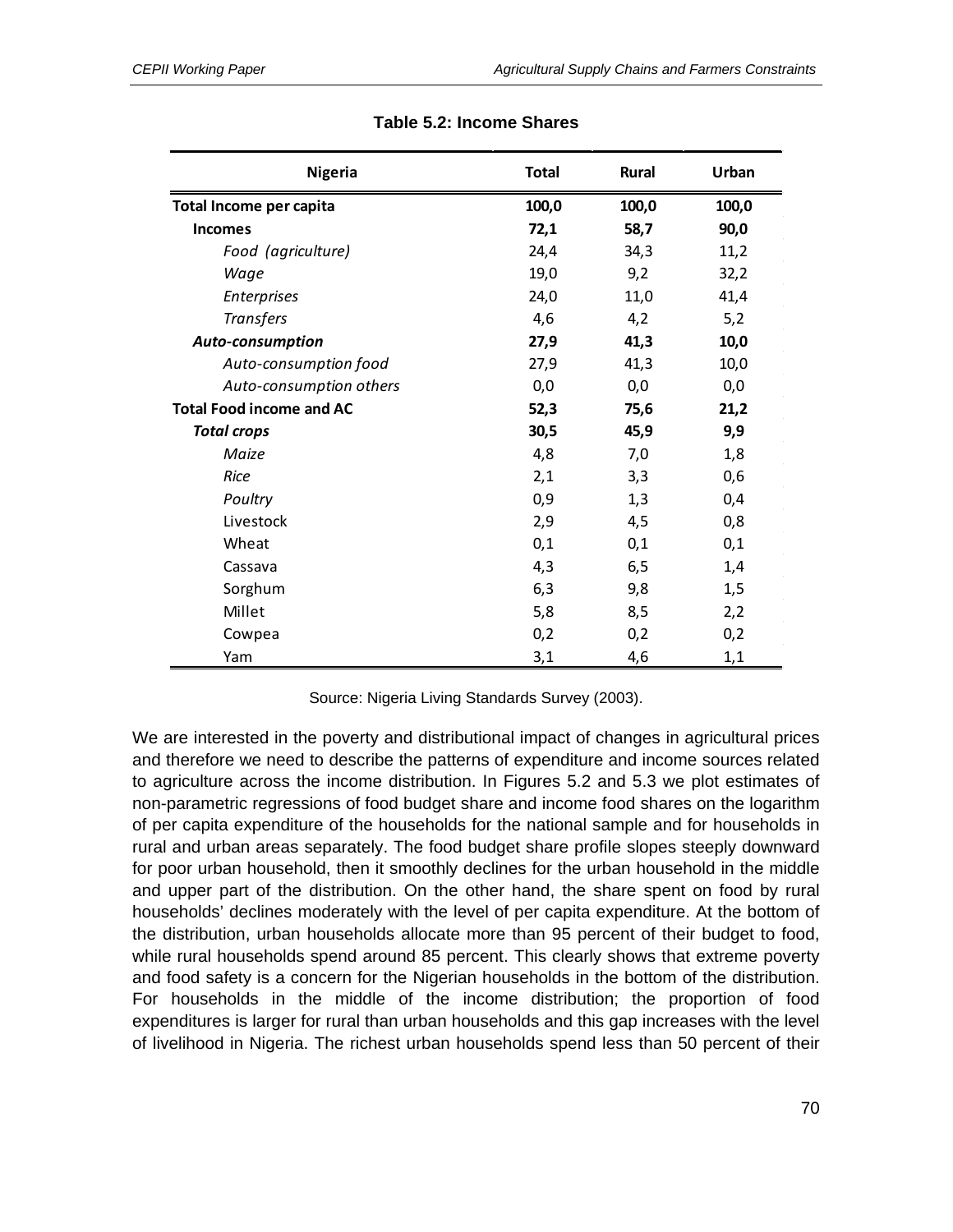**Table 5.2: Income Shares**

| Nigeria | Total | Rural | Urban |
|---|---|---|---|
| **Total Income per capita** | **100,0** | **100,0** | **100,0** |
| **Incomes** | **72,1** | **58,7** | **90,0** |
| *Food (agriculture)* | 24,4 | 34,3 | 11,2 |
| *Wage* | 19,0 | 9,2 | 32,2 |
| *Enterprises* | 24,0 | 11,0 | 41,4 |
| *Transfers* | 4,6 | 4,2 | 5,2 |
| ***Auto-consumption*** | **27,9** | **41,3** | **10,0** |
| *Auto-consumption food* | 27,9 | 41,3 | 10,0 |
| *Auto-consumption others* | 0,0 | 0,0 | 0,0 |
| **Total Food income and AC** | **52,3** | **75,6** | **21,2** |
| ***Total crops*** | **30,5** | **45,9** | **9,9** |
| *Maize* | 4,8 | 7,0 | 1,8 |
| *Rice* | 2,1 | 3,3 | 0,6 |
| *Poultry* | 0,9 | 1,3 | 0,4 |
| Livestock | 2,9 | 4,5 | 0,8 |
| Wheat | 0,1 | 0,1 | 0,1 |
| Cassava | 4,3 | 6,5 | 1,4 |
| Sorghum | 6,3 | 9,8 | 1,5 |
| Millet | 5,8 | 8,5 | 2,2 |
| Cowpea | 0,2 | 0,2 | 0,2 |
| Yam | 3,1 | 4,6 | 1,1 |

Source: Nigeria Living Standards Survey (2003).

We are interested in the poverty and distributional impact of changes in agricultural prices and therefore we need to describe the patterns of expenditure and income sources related to agriculture across the income distribution. In Figures 5.2 and 5.3 we plot estimates of non-parametric regressions of food budget share and income food shares on the logarithm of per capita expenditure of the households for the national sample and for households in rural and urban areas separately. The food budget share profile slopes steeply downward for poor urban household, then it smoothly declines for the urban household in the middle and upper part of the distribution. On the other hand, the share spent on food by rural households' declines moderately with the level of per capita expenditure. At the bottom of the distribution, urban households allocate more than 95 percent of their budget to food, while rural households spend around 85 percent. This clearly shows that extreme poverty and food safety is a concern for the Nigerian households in the bottom of the distribution. For households in the middle of the income distribution; the proportion of food expenditures is larger for rural than urban households and this gap increases with the level of livelihood in Nigeria. The richest urban households spend less than 50 percent of their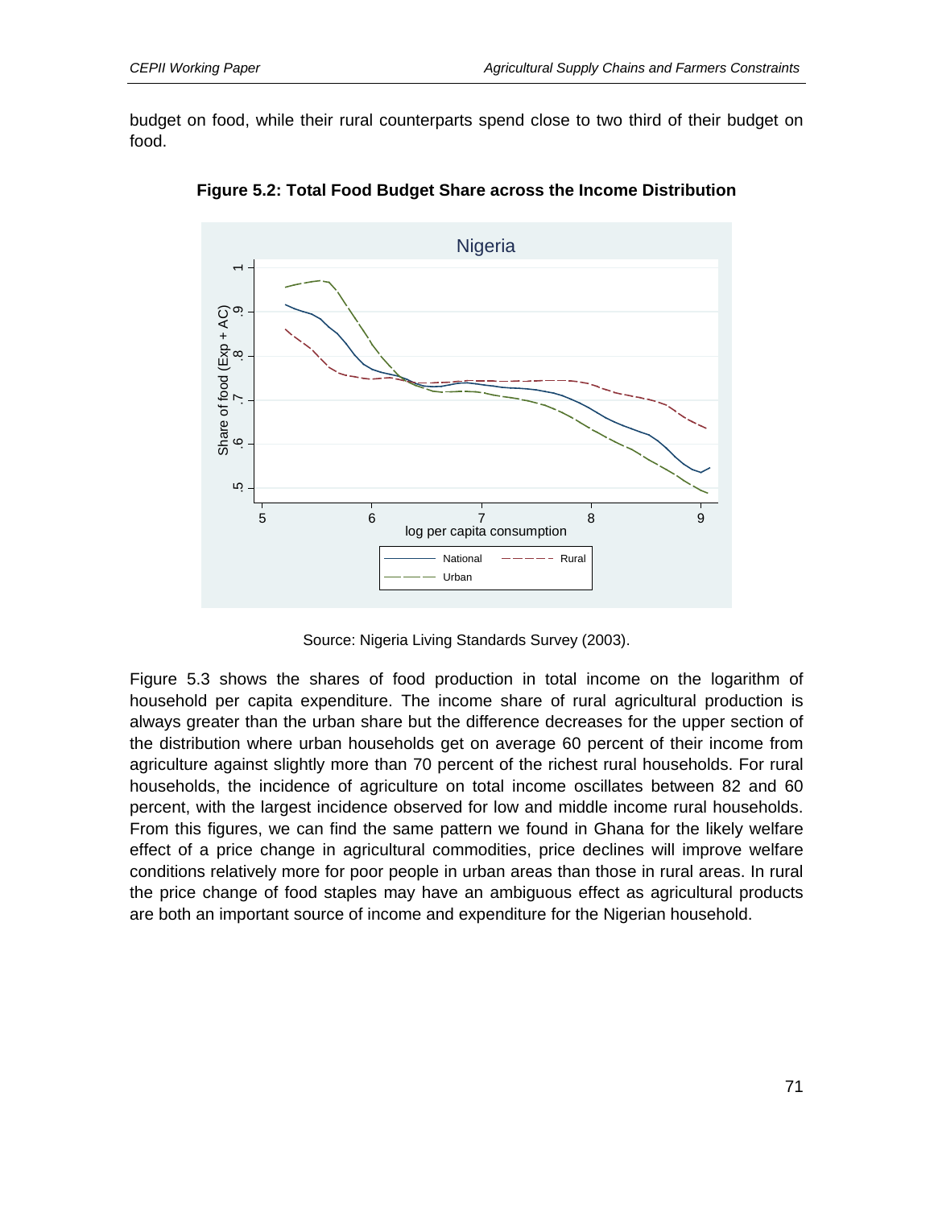budget on food, while their rural counterparts spend close to two third of their budget on food.

**Figure 5.2: Total Food Budget Share across the Income Distribution**

Source: Nigeria Living Standards Survey (2003).

Figure 5.3 shows the shares of food production in total income on the logarithm of household per capita expenditure. The income share of rural agricultural production is always greater than the urban share but the difference decreases for the upper section of the distribution where urban households get on average 60 percent of their income from agriculture against slightly more than 70 percent of the richest rural households. For rural households, the incidence of agriculture on total income oscillates between 82 and 60 percent, with the largest incidence observed for low and middle income rural households. From this figures, we can find the same pattern we found in Ghana for the likely welfare effect of a price change in agricultural commodities, price declines will improve welfare conditions relatively more for poor people in urban areas than those in rural areas. In rural the price change of food staples may have an ambiguous effect as agricultural products are both an important source of income and expenditure for the Nigerian household.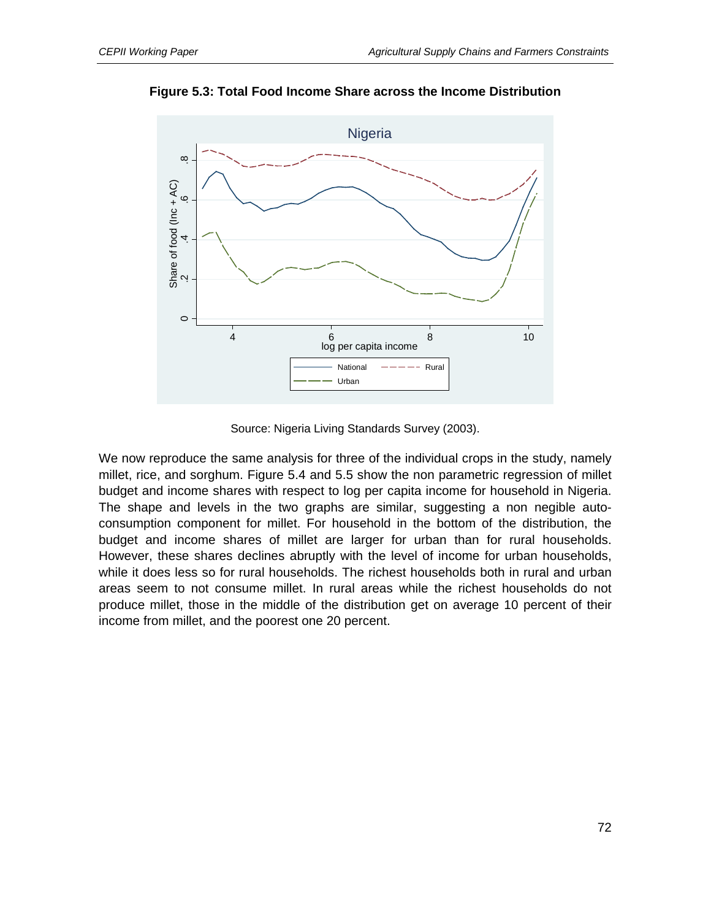**Figure 5.3: Total Food Income Share across the Income Distribution**

Source: Nigeria Living Standards Survey (2003).

We now reproduce the same analysis for three of the individual crops in the study, namely millet, rice, and sorghum. Figure 5.4 and 5.5 show the non parametric regression of millet budget and income shares with respect to log per capita income for household in Nigeria. The shape and levels in the two graphs are similar, suggesting a non negible auto-consumption component for millet. For household in the bottom of the distribution, the budget and income shares of millet are larger for urban than for rural households. However, these shares declines abruptly with the level of income for urban households, while it does less so for rural households. The richest households both in rural and urban areas seem to not consume millet. In rural areas while the richest households do not produce millet, those in the middle of the distribution get on average 10 percent of their income from millet, and the poorest one 20 percent.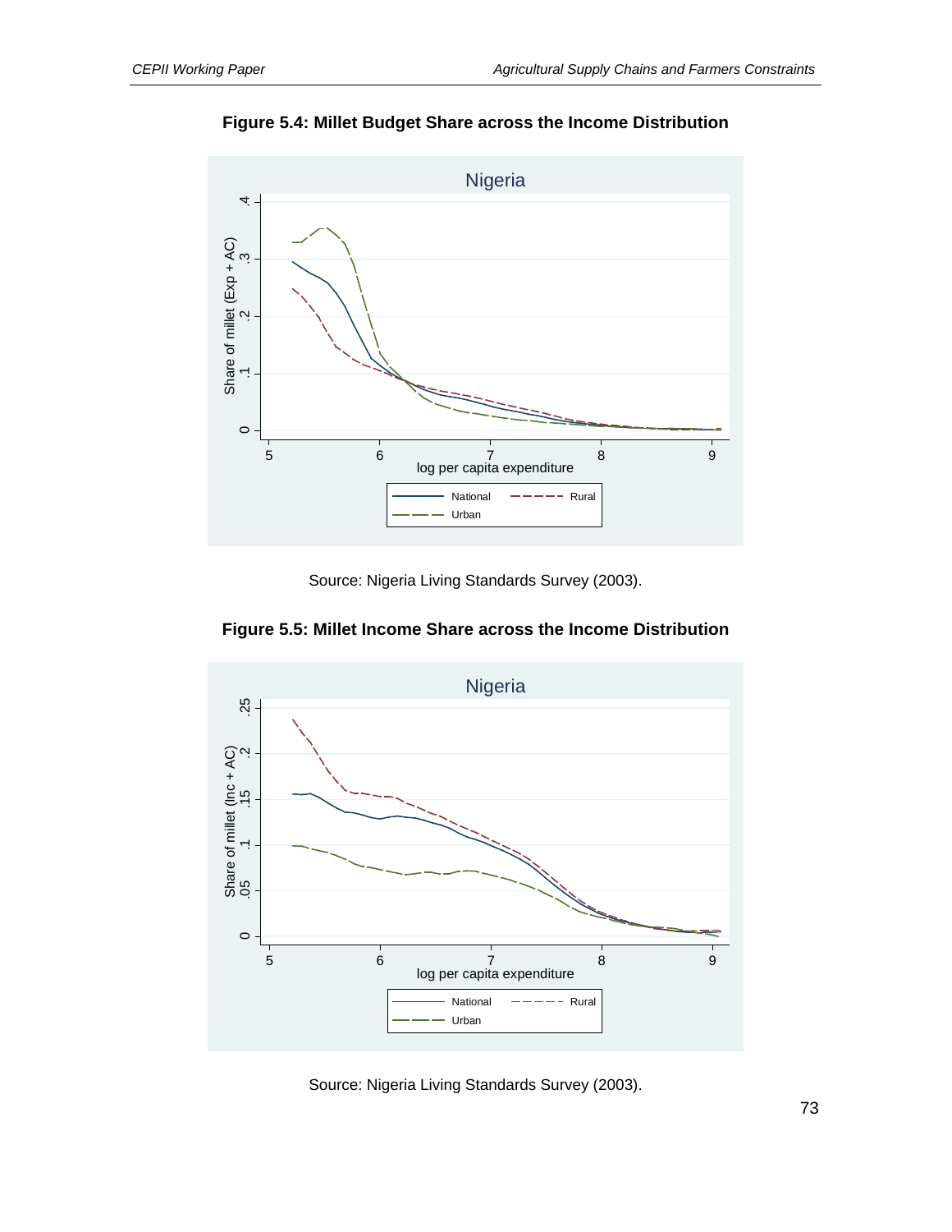**Figure 5.4: Millet Budget Share across the Income Distribution**

Source: Nigeria Living Standards Survey (2003).

**Figure 5.5: Millet Income Share across the Income Distribution**

Source: Nigeria Living Standards Survey (2003).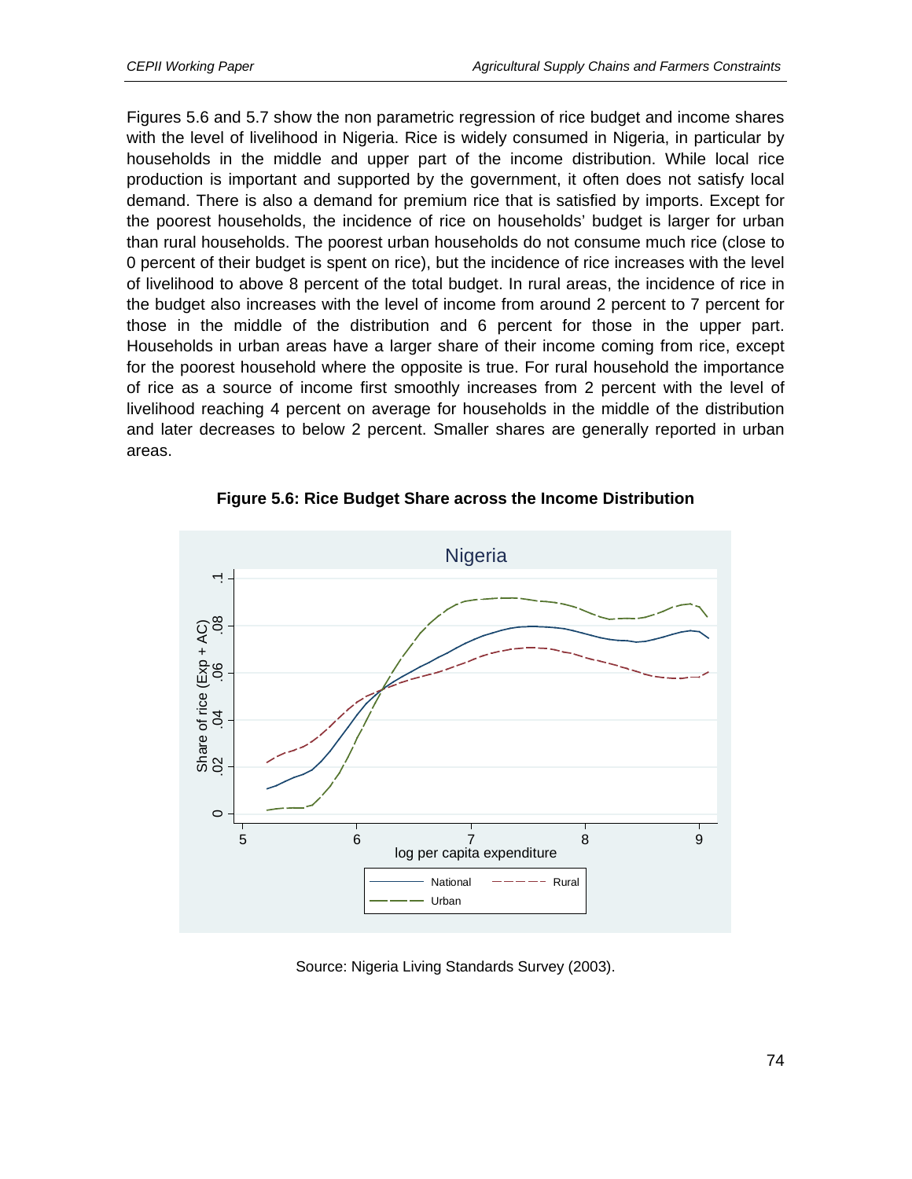Figures 5.6 and 5.7 show the non parametric regression of rice budget and income shares with the level of livelihood in Nigeria. Rice is widely consumed in Nigeria, in particular by households in the middle and upper part of the income distribution. While local rice production is important and supported by the government, it often does not satisfy local demand. There is also a demand for premium rice that is satisfied by imports. Except for the poorest households, the incidence of rice on households' budget is larger for urban than rural households. The poorest urban households do not consume much rice (close to 0 percent of their budget is spent on rice), but the incidence of rice increases with the level of livelihood to above 8 percent of the total budget. In rural areas, the incidence of rice in the budget also increases with the level of income from around 2 percent to 7 percent for those in the middle of the distribution and 6 percent for those in the upper part. Households in urban areas have a larger share of their income coming from rice, except for the poorest household where the opposite is true. For rural household the importance of rice as a source of income first smoothly increases from 2 percent with the level of livelihood reaching 4 percent on average for households in the middle of the distribution and later decreases to below 2 percent. Smaller shares are generally reported in urban areas.

**Figure 5.6: Rice Budget Share across the Income Distribution**

Source: Nigeria Living Standards Survey (2003).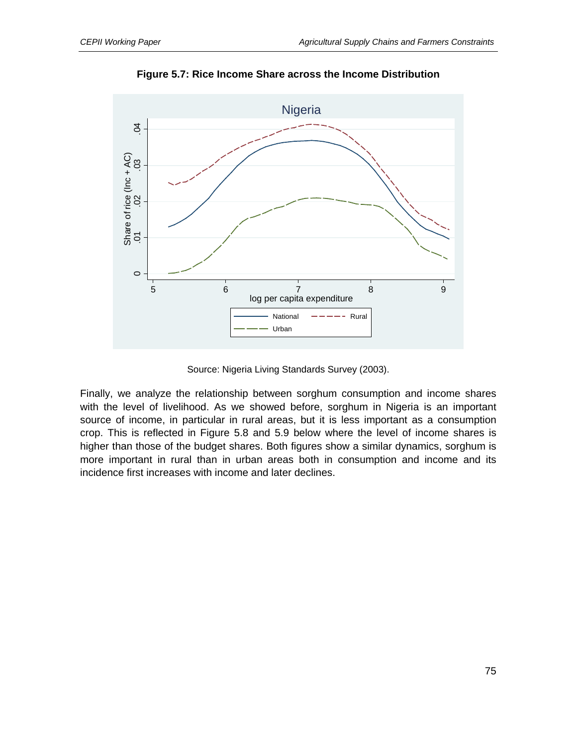**Figure 5.7: Rice Income Share across the Income Distribution**

Source: Nigeria Living Standards Survey (2003).

Finally, we analyze the relationship between sorghum consumption and income shares with the level of livelihood. As we showed before, sorghum in Nigeria is an important source of income, in particular in rural areas, but it is less important as a consumption crop. This is reflected in Figure 5.8 and 5.9 below where the level of income shares is higher than those of the budget shares. Both figures show a similar dynamics, sorghum is more important in rural than in urban areas both in consumption and income and its incidence first increases with income and later declines.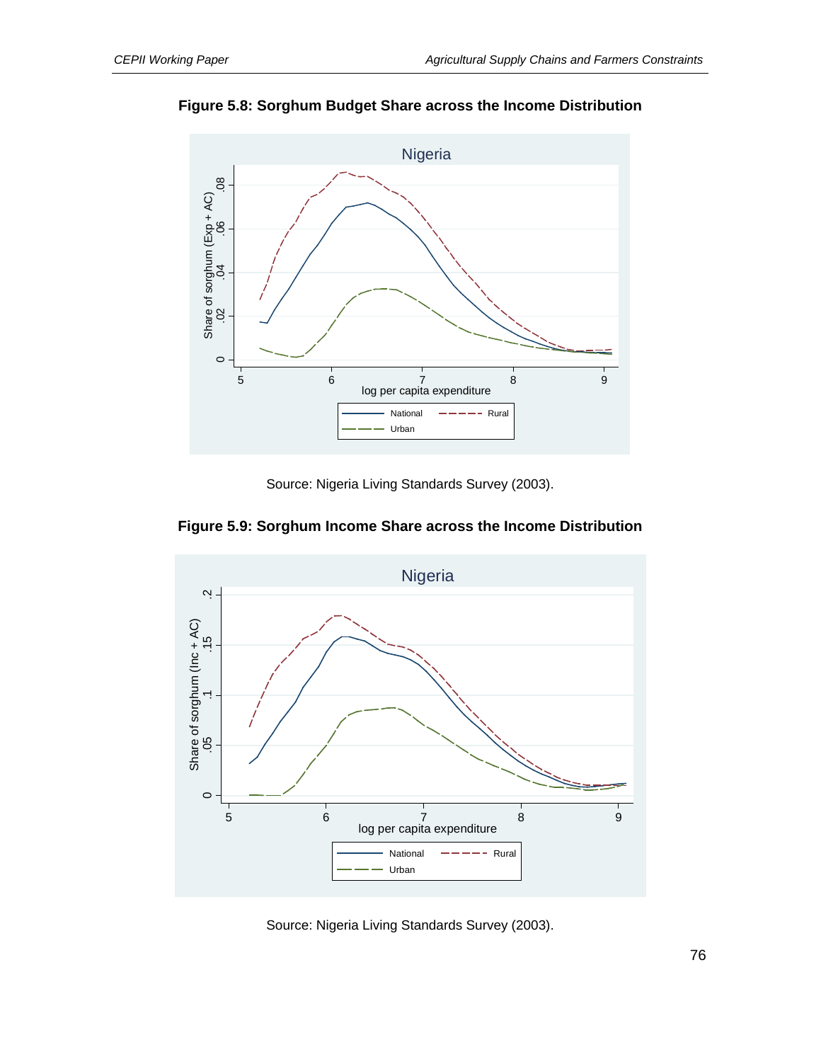**Figure 5.8: Sorghum Budget Share across the Income Distribution**

Source: Nigeria Living Standards Survey (2003).

**Figure 5.9: Sorghum Income Share across the Income Distribution**

Source: Nigeria Living Standards Survey (2003).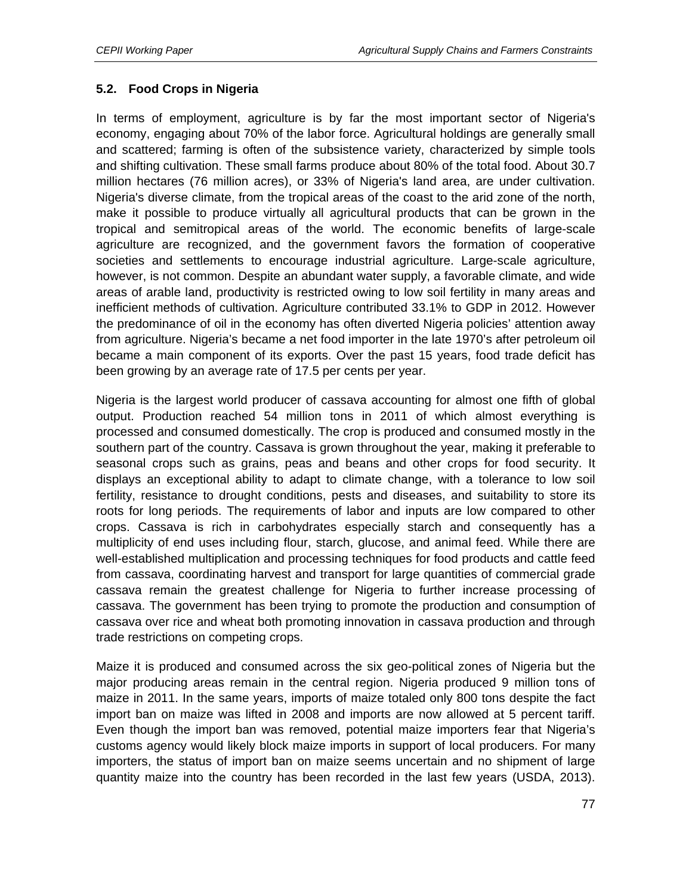### 5.2. Food Crops in Nigeria

In terms of employment, agriculture is by far the most important sector of Nigeria's economy, engaging about 70% of the labor force. Agricultural holdings are generally small and scattered; farming is often of the subsistence variety, characterized by simple tools and shifting cultivation. These small farms produce about 80% of the total food. About 30.7 million hectares (76 million acres), or 33% of Nigeria's land area, are under cultivation. Nigeria's diverse climate, from the tropical areas of the coast to the arid zone of the north, make it possible to produce virtually all agricultural products that can be grown in the tropical and semitropical areas of the world. The economic benefits of large-scale agriculture are recognized, and the government favors the formation of cooperative societies and settlements to encourage industrial agriculture. Large-scale agriculture, however, is not common. Despite an abundant water supply, a favorable climate, and wide areas of arable land, productivity is restricted owing to low soil fertility in many areas and inefficient methods of cultivation. Agriculture contributed 33.1% to GDP in 2012. However the predominance of oil in the economy has often diverted Nigeria policies' attention away from agriculture. Nigeria's became a net food importer in the late 1970's after petroleum oil became a main component of its exports. Over the past 15 years, food trade deficit has been growing by an average rate of 17.5 per cents per year.

Nigeria is the largest world producer of cassava accounting for almost one fifth of global output. Production reached 54 million tons in 2011 of which almost everything is processed and consumed domestically. The crop is produced and consumed mostly in the southern part of the country. Cassava is grown throughout the year, making it preferable to seasonal crops such as grains, peas and beans and other crops for food security. It displays an exceptional ability to adapt to climate change, with a tolerance to low soil fertility, resistance to drought conditions, pests and diseases, and suitability to store its roots for long periods. The requirements of labor and inputs are low compared to other crops. Cassava is rich in carbohydrates especially starch and consequently has a multiplicity of end uses including flour, starch, glucose, and animal feed. While there are well-established multiplication and processing techniques for food products and cattle feed from cassava, coordinating harvest and transport for large quantities of commercial grade cassava remain the greatest challenge for Nigeria to further increase processing of cassava. The government has been trying to promote the production and consumption of cassava over rice and wheat both promoting innovation in cassava production and through trade restrictions on competing crops.

Maize it is produced and consumed across the six geo-political zones of Nigeria but the major producing areas remain in the central region. Nigeria produced 9 million tons of maize in 2011. In the same years, imports of maize totaled only 800 tons despite the fact import ban on maize was lifted in 2008 and imports are now allowed at 5 percent tariff. Even though the import ban was removed, potential maize importers fear that Nigeria's customs agency would likely block maize imports in support of local producers. For many importers, the status of import ban on maize seems uncertain and no shipment of large quantity maize into the country has been recorded in the last few years (USDA, 2013).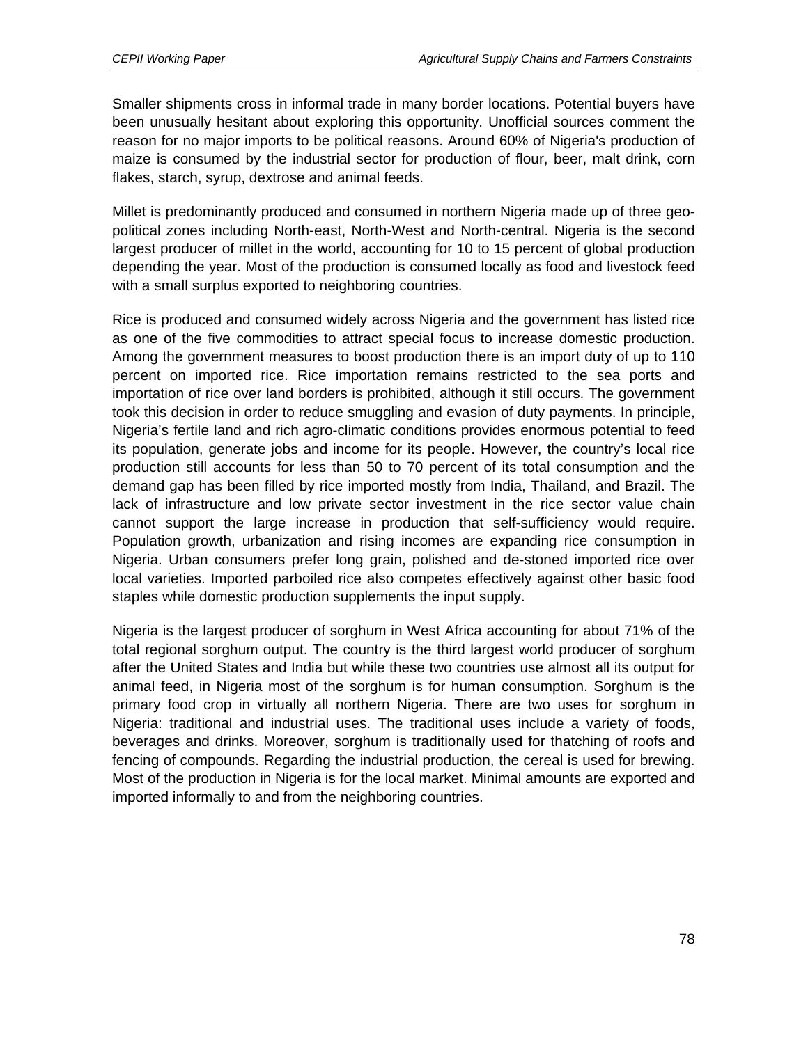Smaller shipments cross in informal trade in many border locations. Potential buyers have been unusually hesitant about exploring this opportunity. Unofficial sources comment the reason for no major imports to be political reasons. Around 60% of Nigeria's production of maize is consumed by the industrial sector for production of flour, beer, malt drink, corn flakes, starch, syrup, dextrose and animal feeds.

Millet is predominantly produced and consumed in northern Nigeria made up of three geo-political zones including North-east, North-West and North-central. Nigeria is the second largest producer of millet in the world, accounting for 10 to 15 percent of global production depending the year. Most of the production is consumed locally as food and livestock feed with a small surplus exported to neighboring countries.

Rice is produced and consumed widely across Nigeria and the government has listed rice as one of the five commodities to attract special focus to increase domestic production. Among the government measures to boost production there is an import duty of up to 110 percent on imported rice. Rice importation remains restricted to the sea ports and importation of rice over land borders is prohibited, although it still occurs. The government took this decision in order to reduce smuggling and evasion of duty payments. In principle, Nigeria's fertile land and rich agro-climatic conditions provides enormous potential to feed its population, generate jobs and income for its people. However, the country's local rice production still accounts for less than 50 to 70 percent of its total consumption and the demand gap has been filled by rice imported mostly from India, Thailand, and Brazil. The lack of infrastructure and low private sector investment in the rice sector value chain cannot support the large increase in production that self-sufficiency would require. Population growth, urbanization and rising incomes are expanding rice consumption in Nigeria. Urban consumers prefer long grain, polished and de-stoned imported rice over local varieties. Imported parboiled rice also competes effectively against other basic food staples while domestic production supplements the input supply.

Nigeria is the largest producer of sorghum in West Africa accounting for about 71% of the total regional sorghum output. The country is the third largest world producer of sorghum after the United States and India but while these two countries use almost all its output for animal feed, in Nigeria most of the sorghum is for human consumption. Sorghum is the primary food crop in virtually all northern Nigeria. There are two uses for sorghum in Nigeria: traditional and industrial uses. The traditional uses include a variety of foods, beverages and drinks. Moreover, sorghum is traditionally used for thatching of roofs and fencing of compounds. Regarding the industrial production, the cereal is used for brewing. Most of the production in Nigeria is for the local market. Minimal amounts are exported and imported informally to and from the neighboring countries.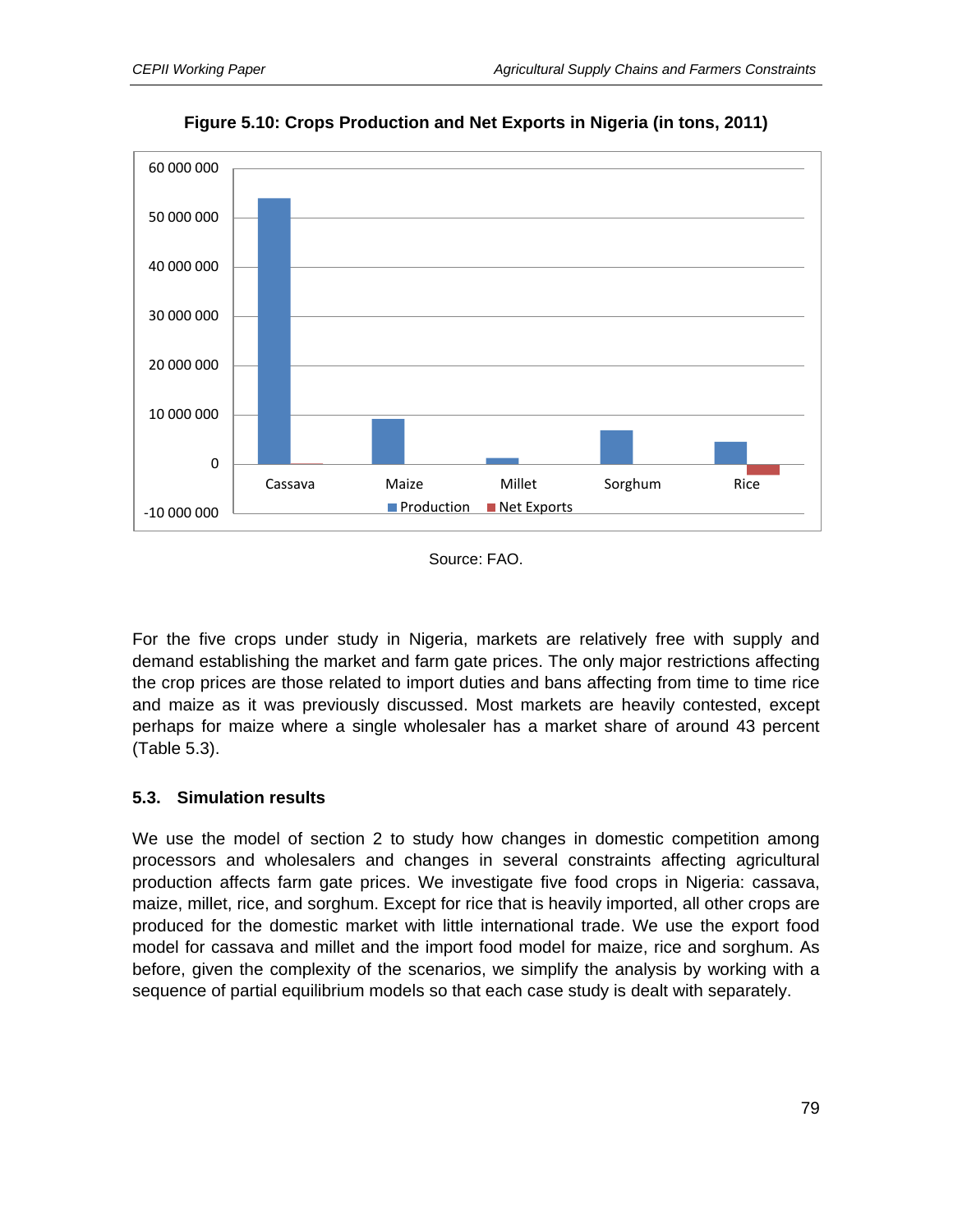**Figure 5.10: Crops Production and Net Exports in Nigeria (in tons, 2011)**

Source: FAO.

For the five crops under study in Nigeria, markets are relatively free with supply and demand establishing the market and farm gate prices. The only major restrictions affecting the crop prices are those related to import duties and bans affecting from time to time rice and maize as it was previously discussed. Most markets are heavily contested, except perhaps for maize where a single wholesaler has a market share of around 43 percent (Table 5.3).

### 5.3. Simulation results

We use the model of section 2 to study how changes in domestic competition among processors and wholesalers and changes in several constraints affecting agricultural production affects farm gate prices. We investigate five food crops in Nigeria: cassava, maize, millet, rice, and sorghum. Except for rice that is heavily imported, all other crops are produced for the domestic market with little international trade. We use the export food model for cassava and millet and the import food model for maize, rice and sorghum. As before, given the complexity of the scenarios, we simplify the analysis by working with a sequence of partial equilibrium models so that each case study is dealt with separately.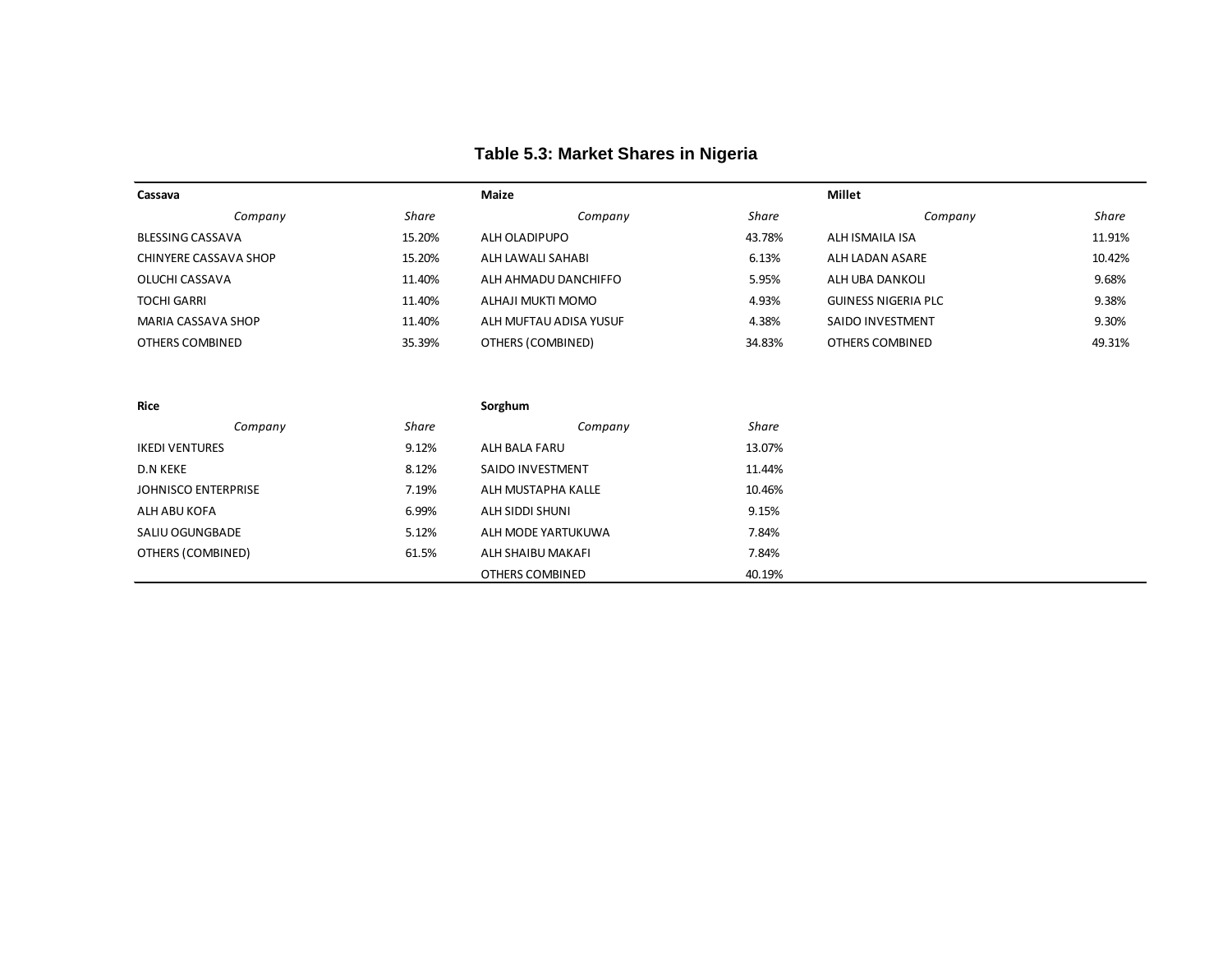## Table 5.3: Market Shares in Nigeria

**Cassava**

| *Company* | *Share* |
|---|---|
| BLESSING CASSAVA | 15.20% |
| CHINYERE CASSAVA SHOP | 15.20% |
| OLUCHI CASSAVA | 11.40% |
| TOCHI GARRI | 11.40% |
| MARIA CASSAVA SHOP | 11.40% |
| OTHERS COMBINED | 35.39% |

**Maize**

| *Company* | *Share* |
|---|---|
| ALH OLADIPUPO | 43.78% |
| ALH LAWALI SAHABI | 6.13% |
| ALH AHMADU DANCHIFFO | 5.95% |
| ALHAJI MUKTI MOMO | 4.93% |
| ALH MUFTAU ADISA YUSUF | 4.38% |
| OTHERS (COMBINED) | 34.83% |

**Millet**

| *Company* | *Share* |
|---|---|
| ALH ISMAILA ISA | 11.91% |
| ALH LADAN ASARE | 10.42% |
| ALH UBA DANKOLI | 9.68% |
| GUINESS NIGERIA PLC | 9.38% |
| SAIDO INVESTMENT | 9.30% |
| OTHERS COMBINED | 49.31% |

**Rice**

| *Company* | *Share* |
|---|---|
| IKEDI VENTURES | 9.12% |
| D.N KEKE | 8.12% |
| JOHNISCO ENTERPRISE | 7.19% |
| ALH ABU KOFA | 6.99% |
| SALIU OGUNGBADE | 5.12% |
| OTHERS (COMBINED) | 61.5% |

**Sorghum**

| *Company* | *Share* |
|---|---|
| ALH BALA FARU | 13.07% |
| SAIDO INVESTMENT | 11.44% |
| ALH MUSTAPHA KALLE | 10.46% |
| ALH SIDDI SHUNI | 9.15% |
| ALH MODE YARTUKUWA | 7.84% |
| ALH SHAIBU MAKAFI | 7.84% |
| OTHERS COMBINED | 40.19% |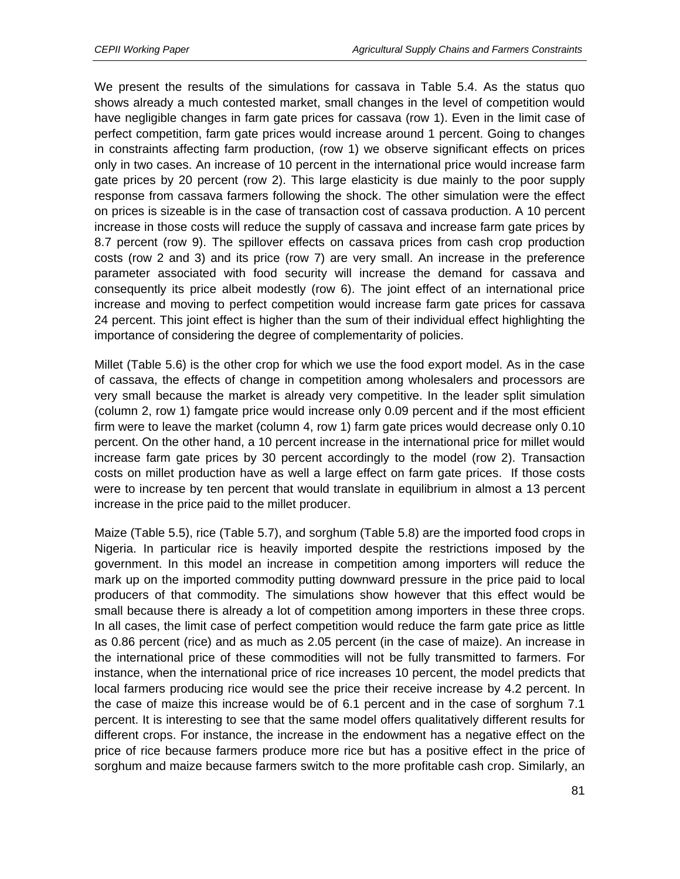We present the results of the simulations for cassava in Table 5.4. As the status quo shows already a much contested market, small changes in the level of competition would have negligible changes in farm gate prices for cassava (row 1). Even in the limit case of perfect competition, farm gate prices would increase around 1 percent. Going to changes in constraints affecting farm production, (row 1) we observe significant effects on prices only in two cases. An increase of 10 percent in the international price would increase farm gate prices by 20 percent (row 2). This large elasticity is due mainly to the poor supply response from cassava farmers following the shock. The other simulation were the effect on prices is sizeable is in the case of transaction cost of cassava production. A 10 percent increase in those costs will reduce the supply of cassava and increase farm gate prices by 8.7 percent (row 9). The spillover effects on cassava prices from cash crop production costs (row 2 and 3) and its price (row 7) are very small. An increase in the preference parameter associated with food security will increase the demand for cassava and consequently its price albeit modestly (row 6). The joint effect of an international price increase and moving to perfect competition would increase farm gate prices for cassava 24 percent. This joint effect is higher than the sum of their individual effect highlighting the importance of considering the degree of complementarity of policies.

Millet (Table 5.6) is the other crop for which we use the food export model. As in the case of cassava, the effects of change in competition among wholesalers and processors are very small because the market is already very competitive. In the leader split simulation (column 2, row 1) famgate price would increase only 0.09 percent and if the most efficient firm were to leave the market (column 4, row 1) farm gate prices would decrease only 0.10 percent. On the other hand, a 10 percent increase in the international price for millet would increase farm gate prices by 30 percent accordingly to the model (row 2). Transaction costs on millet production have as well a large effect on farm gate prices. If those costs were to increase by ten percent that would translate in equilibrium in almost a 13 percent increase in the price paid to the millet producer.

Maize (Table 5.5), rice (Table 5.7), and sorghum (Table 5.8) are the imported food crops in Nigeria. In particular rice is heavily imported despite the restrictions imposed by the government. In this model an increase in competition among importers will reduce the mark up on the imported commodity putting downward pressure in the price paid to local producers of that commodity. The simulations show however that this effect would be small because there is already a lot of competition among importers in these three crops. In all cases, the limit case of perfect competition would reduce the farm gate price as little as 0.86 percent (rice) and as much as 2.05 percent (in the case of maize). An increase in the international price of these commodities will not be fully transmitted to farmers. For instance, when the international price of rice increases 10 percent, the model predicts that local farmers producing rice would see the price their receive increase by 4.2 percent. In the case of maize this increase would be of 6.1 percent and in the case of sorghum 7.1 percent. It is interesting to see that the same model offers qualitatively different results for different crops. For instance, the increase in the endowment has a negative effect on the price of rice because farmers produce more rice but has a positive effect in the price of sorghum and maize because farmers switch to the more profitable cash crop. Similarly, an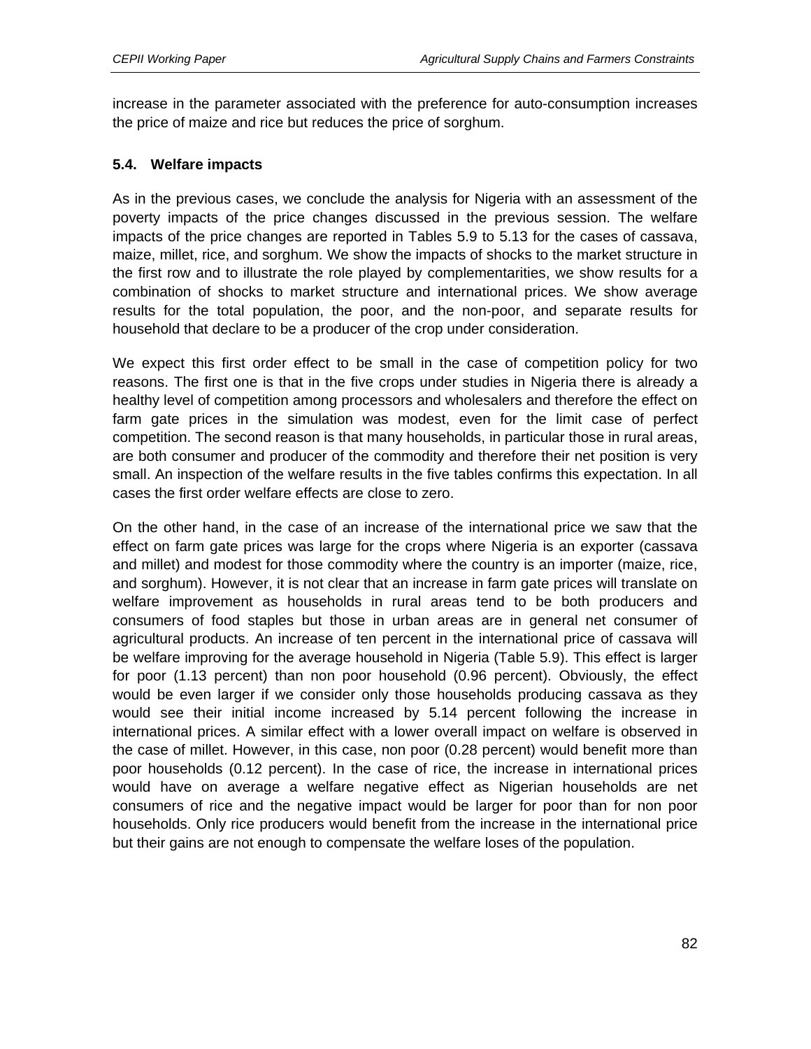increase in the parameter associated with the preference for auto-consumption increases the price of maize and rice but reduces the price of sorghum.

### 5.4. Welfare impacts

As in the previous cases, we conclude the analysis for Nigeria with an assessment of the poverty impacts of the price changes discussed in the previous session. The welfare impacts of the price changes are reported in Tables 5.9 to 5.13 for the cases of cassava, maize, millet, rice, and sorghum. We show the impacts of shocks to the market structure in the first row and to illustrate the role played by complementarities, we show results for a combination of shocks to market structure and international prices. We show average results for the total population, the poor, and the non-poor, and separate results for household that declare to be a producer of the crop under consideration.

We expect this first order effect to be small in the case of competition policy for two reasons. The first one is that in the five crops under studies in Nigeria there is already a healthy level of competition among processors and wholesalers and therefore the effect on farm gate prices in the simulation was modest, even for the limit case of perfect competition. The second reason is that many households, in particular those in rural areas, are both consumer and producer of the commodity and therefore their net position is very small. An inspection of the welfare results in the five tables confirms this expectation. In all cases the first order welfare effects are close to zero.

On the other hand, in the case of an increase of the international price we saw that the effect on farm gate prices was large for the crops where Nigeria is an exporter (cassava and millet) and modest for those commodity where the country is an importer (maize, rice, and sorghum). However, it is not clear that an increase in farm gate prices will translate on welfare improvement as households in rural areas tend to be both producers and consumers of food staples but those in urban areas are in general net consumer of agricultural products. An increase of ten percent in the international price of cassava will be welfare improving for the average household in Nigeria (Table 5.9). This effect is larger for poor (1.13 percent) than non poor household (0.96 percent). Obviously, the effect would be even larger if we consider only those households producing cassava as they would see their initial income increased by 5.14 percent following the increase in international prices. A similar effect with a lower overall impact on welfare is observed in the case of millet. However, in this case, non poor (0.28 percent) would benefit more than poor households (0.12 percent). In the case of rice, the increase in international prices would have on average a welfare negative effect as Nigerian households are net consumers of rice and the negative impact would be larger for poor than for non poor households. Only rice producers would benefit from the increase in the international price but their gains are not enough to compensate the welfare loses of the population.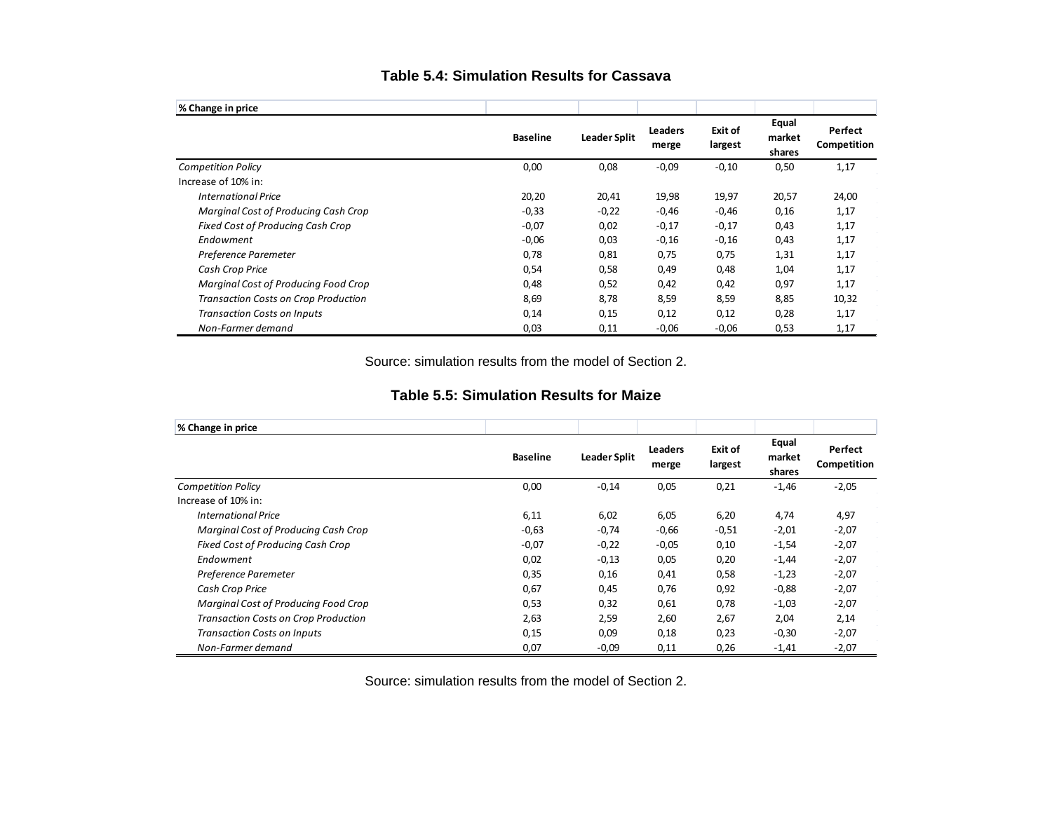**Table 5.4: Simulation Results for Cassava**

| % Change in price | | | | | | |
|---|---|---|---|---|---|---|
| | Baseline | Leader Split | Leaders merge | Exit of largest | Equal market shares | Perfect Competition |
| *Competition Policy* | 0,00 | 0,08 | -0,09 | -0,10 | 0,50 | 1,17 |
| Increase of 10% in: | | | | | | |
| *International Price* | 20,20 | 20,41 | 19,98 | 19,97 | 20,57 | 24,00 |
| *Marginal Cost of Producing Cash Crop* | -0,33 | -0,22 | -0,46 | -0,46 | 0,16 | 1,17 |
| *Fixed Cost of Producing Cash Crop* | -0,07 | 0,02 | -0,17 | -0,17 | 0,43 | 1,17 |
| *Endowment* | -0,06 | 0,03 | -0,16 | -0,16 | 0,43 | 1,17 |
| *Preference Paremeter* | 0,78 | 0,81 | 0,75 | 0,75 | 1,31 | 1,17 |
| *Cash Crop Price* | 0,54 | 0,58 | 0,49 | 0,48 | 1,04 | 1,17 |
| *Marginal Cost of Producing Food Crop* | 0,48 | 0,52 | 0,42 | 0,42 | 0,97 | 1,17 |
| *Transaction Costs on Crop Production* | 8,69 | 8,78 | 8,59 | 8,59 | 8,85 | 10,32 |
| *Transaction Costs on Inputs* | 0,14 | 0,15 | 0,12 | 0,12 | 0,28 | 1,17 |
| *Non-Farmer demand* | 0,03 | 0,11 | -0,06 | -0,06 | 0,53 | 1,17 |

Source: simulation results from the model of Section 2.

**Table 5.5: Simulation Results for Maize**

| % Change in price | | | | | | |
|---|---|---|---|---|---|---|
| | Baseline | Leader Split | Leaders merge | Exit of largest | Equal market shares | Perfect Competition |
| *Competition Policy* | 0,00 | -0,14 | 0,05 | 0,21 | -1,46 | -2,05 |
| Increase of 10% in: | | | | | | |
| *International Price* | 6,11 | 6,02 | 6,05 | 6,20 | 4,74 | 4,97 |
| *Marginal Cost of Producing Cash Crop* | -0,63 | -0,74 | -0,66 | -0,51 | -2,01 | -2,07 |
| *Fixed Cost of Producing Cash Crop* | -0,07 | -0,22 | -0,05 | 0,10 | -1,54 | -2,07 |
| *Endowment* | 0,02 | -0,13 | 0,05 | 0,20 | -1,44 | -2,07 |
| *Preference Paremeter* | 0,35 | 0,16 | 0,41 | 0,58 | -1,23 | -2,07 |
| *Cash Crop Price* | 0,67 | 0,45 | 0,76 | 0,92 | -0,88 | -2,07 |
| *Marginal Cost of Producing Food Crop* | 0,53 | 0,32 | 0,61 | 0,78 | -1,03 | -2,07 |
| *Transaction Costs on Crop Production* | 2,63 | 2,59 | 2,60 | 2,67 | 2,04 | 2,14 |
| *Transaction Costs on Inputs* | 0,15 | 0,09 | 0,18 | 0,23 | -0,30 | -2,07 |
| *Non-Farmer demand* | 0,07 | -0,09 | 0,11 | 0,26 | -1,41 | -2,07 |

Source: simulation results from the model of Section 2.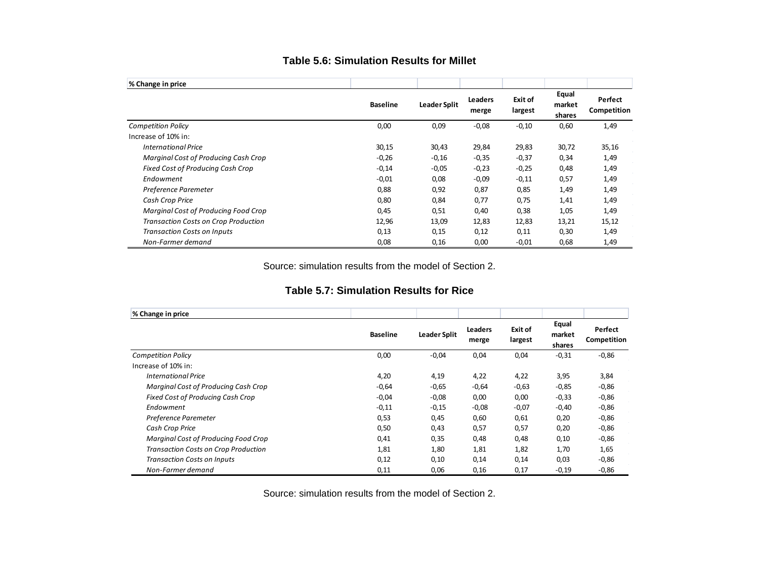### Table 5.6: Simulation Results for Millet

| % Change in price | Baseline | Leader Split | Leaders merge | Exit of largest | Equal market shares | Perfect Competition |
|---|---|---|---|---|---|---|
| *Competition Policy* | 0,00 | 0,09 | -0,08 | -0,10 | 0,60 | 1,49 |
| Increase of 10% in: | | | | | | |
| *International Price* | 30,15 | 30,43 | 29,84 | 29,83 | 30,72 | 35,16 |
| *Marginal Cost of Producing Cash Crop* | -0,26 | -0,16 | -0,35 | -0,37 | 0,34 | 1,49 |
| *Fixed Cost of Producing Cash Crop* | -0,14 | -0,05 | -0,23 | -0,25 | 0,48 | 1,49 |
| *Endowment* | -0,01 | 0,08 | -0,09 | -0,11 | 0,57 | 1,49 |
| *Preference Paremeter* | 0,88 | 0,92 | 0,87 | 0,85 | 1,49 | 1,49 |
| *Cash Crop Price* | 0,80 | 0,84 | 0,77 | 0,75 | 1,41 | 1,49 |
| *Marginal Cost of Producing Food Crop* | 0,45 | 0,51 | 0,40 | 0,38 | 1,05 | 1,49 |
| *Transaction Costs on Crop Production* | 12,96 | 13,09 | 12,83 | 12,83 | 13,21 | 15,12 |
| *Transaction Costs on Inputs* | 0,13 | 0,15 | 0,12 | 0,11 | 0,30 | 1,49 |
| *Non-Farmer demand* | 0,08 | 0,16 | 0,00 | -0,01 | 0,68 | 1,49 |

Source: simulation results from the model of Section 2.

### Table 5.7: Simulation Results for Rice

| % Change in price | Baseline | Leader Split | Leaders merge | Exit of largest | Equal market shares | Perfect Competition |
|---|---|---|---|---|---|---|
| *Competition Policy* | 0,00 | -0,04 | 0,04 | 0,04 | -0,31 | -0,86 |
| Increase of 10% in: | | | | | | |
| *International Price* | 4,20 | 4,19 | 4,22 | 4,22 | 3,95 | 3,84 |
| *Marginal Cost of Producing Cash Crop* | -0,64 | -0,65 | -0,64 | -0,63 | -0,85 | -0,86 |
| *Fixed Cost of Producing Cash Crop* | -0,04 | -0,08 | 0,00 | 0,00 | -0,33 | -0,86 |
| *Endowment* | -0,11 | -0,15 | -0,08 | -0,07 | -0,40 | -0,86 |
| *Preference Paremeter* | 0,53 | 0,45 | 0,60 | 0,61 | 0,20 | -0,86 |
| *Cash Crop Price* | 0,50 | 0,43 | 0,57 | 0,57 | 0,20 | -0,86 |
| *Marginal Cost of Producing Food Crop* | 0,41 | 0,35 | 0,48 | 0,48 | 0,10 | -0,86 |
| *Transaction Costs on Crop Production* | 1,81 | 1,80 | 1,81 | 1,82 | 1,70 | 1,65 |
| *Transaction Costs on Inputs* | 0,12 | 0,10 | 0,14 | 0,14 | 0,03 | -0,86 |
| *Non-Farmer demand* | 0,11 | 0,06 | 0,16 | 0,17 | -0,19 | -0,86 |

Source: simulation results from the model of Section 2.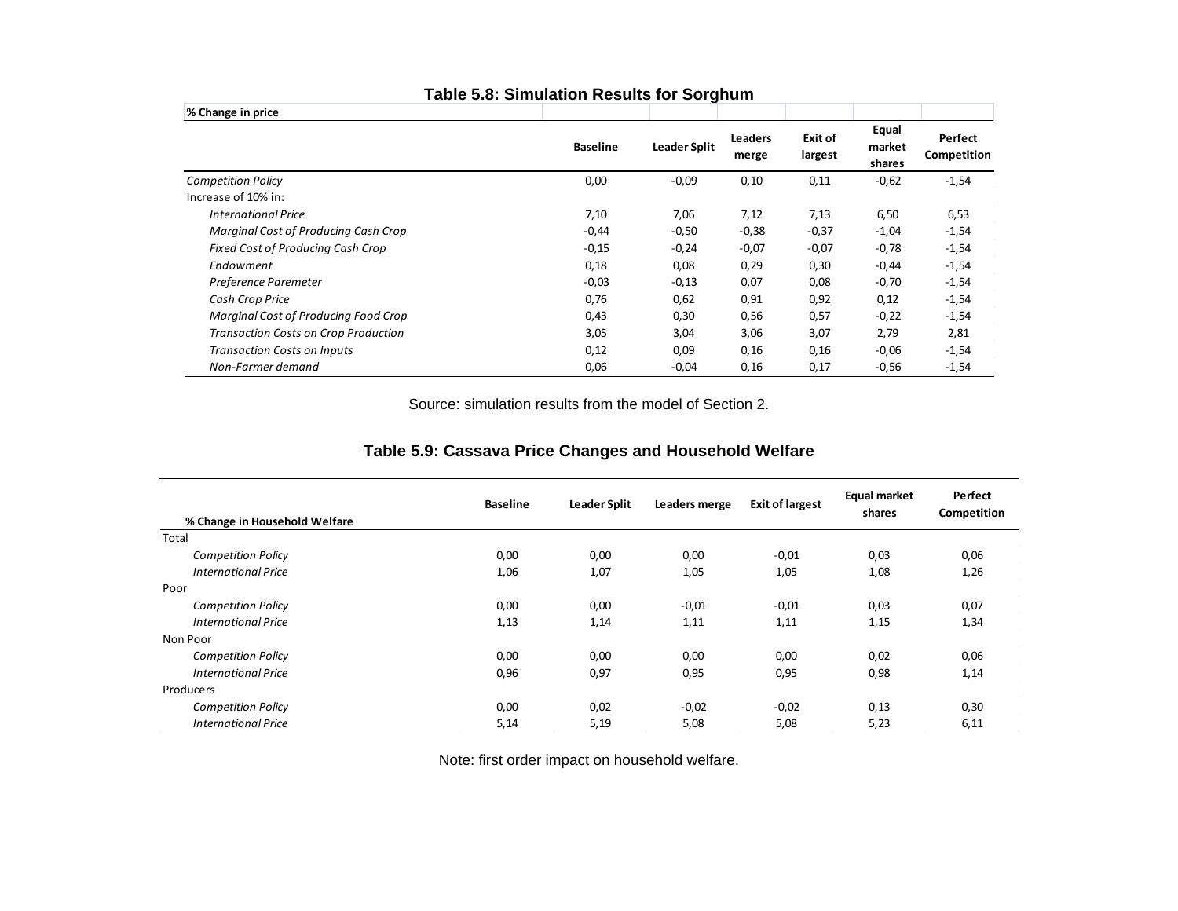**Table 5.8: Simulation Results for Sorghum**

| % Change in price | Baseline | Leader Split | Leaders merge | Exit of largest | Equal market shares | Perfect Competition |
|---|---|---|---|---|---|---|
| *Competition Policy* | 0,00 | -0,09 | 0,10 | 0,11 | -0,62 | -1,54 |
| Increase of 10% in: | | | | | | |
| *International Price* | 7,10 | 7,06 | 7,12 | 7,13 | 6,50 | 6,53 |
| *Marginal Cost of Producing Cash Crop* | -0,44 | -0,50 | -0,38 | -0,37 | -1,04 | -1,54 |
| *Fixed Cost of Producing Cash Crop* | -0,15 | -0,24 | -0,07 | -0,07 | -0,78 | -1,54 |
| *Endowment* | 0,18 | 0,08 | 0,29 | 0,30 | -0,44 | -1,54 |
| *Preference Paremeter* | -0,03 | -0,13 | 0,07 | 0,08 | -0,70 | -1,54 |
| *Cash Crop Price* | 0,76 | 0,62 | 0,91 | 0,92 | 0,12 | -1,54 |
| *Marginal Cost of Producing Food Crop* | 0,43 | 0,30 | 0,56 | 0,57 | -0,22 | -1,54 |
| *Transaction Costs on Crop Production* | 3,05 | 3,04 | 3,06 | 3,07 | 2,79 | 2,81 |
| *Transaction Costs on Inputs* | 0,12 | 0,09 | 0,16 | 0,16 | -0,06 | -1,54 |
| *Non-Farmer demand* | 0,06 | -0,04 | 0,16 | 0,17 | -0,56 | -1,54 |

Source: simulation results from the model of Section 2.

**Table 5.9: Cassava Price Changes and Household Welfare**

| % Change in Household Welfare | Baseline | Leader Split | Leaders merge | Exit of largest | Equal market shares | Perfect Competition |
|---|---|---|---|---|---|---|
| Total | | | | | | |
| *Competition Policy* | 0,00 | 0,00 | 0,00 | -0,01 | 0,03 | 0,06 |
| *International Price* | 1,06 | 1,07 | 1,05 | 1,05 | 1,08 | 1,26 |
| Poor | | | | | | |
| *Competition Policy* | 0,00 | 0,00 | -0,01 | -0,01 | 0,03 | 0,07 |
| *International Price* | 1,13 | 1,14 | 1,11 | 1,11 | 1,15 | 1,34 |
| Non Poor | | | | | | |
| *Competition Policy* | 0,00 | 0,00 | 0,00 | 0,00 | 0,02 | 0,06 |
| *International Price* | 0,96 | 0,97 | 0,95 | 0,95 | 0,98 | 1,14 |
| Producers | | | | | | |
| *Competition Policy* | 0,00 | 0,02 | -0,02 | -0,02 | 0,13 | 0,30 |
| *International Price* | 5,14 | 5,19 | 5,08 | 5,08 | 5,23 | 6,11 |

Note: first order impact on household welfare.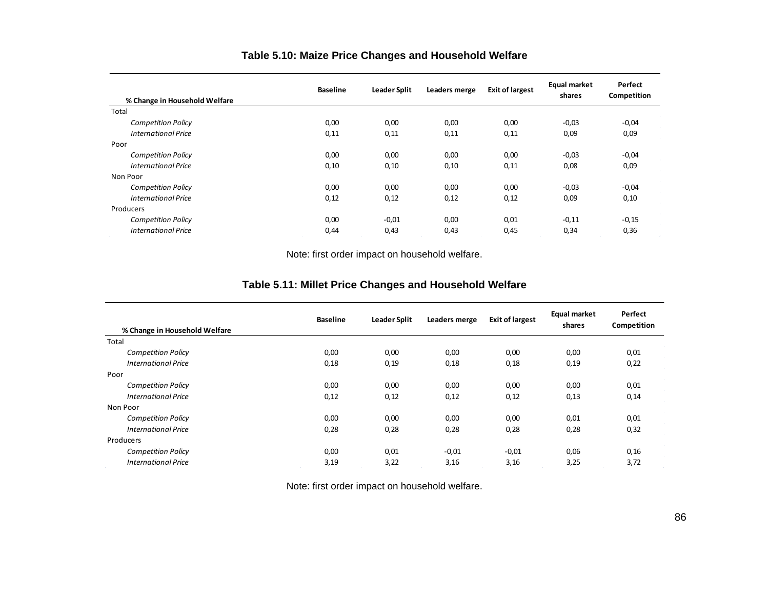**Table 5.10: Maize Price Changes and Household Welfare**

| % Change in Household Welfare | Baseline | Leader Split | Leaders merge | Exit of largest | Equal market shares | Perfect Competition |
|---|---|---|---|---|---|---|
| Total | | | | | | |
| *Competition Policy* | 0,00 | 0,00 | 0,00 | 0,00 | -0,03 | -0,04 |
| *International Price* | 0,11 | 0,11 | 0,11 | 0,11 | 0,09 | 0,09 |
| Poor | | | | | | |
| *Competition Policy* | 0,00 | 0,00 | 0,00 | 0,00 | -0,03 | -0,04 |
| *International Price* | 0,10 | 0,10 | 0,10 | 0,11 | 0,08 | 0,09 |
| Non Poor | | | | | | |
| *Competition Policy* | 0,00 | 0,00 | 0,00 | 0,00 | -0,03 | -0,04 |
| *International Price* | 0,12 | 0,12 | 0,12 | 0,12 | 0,09 | 0,10 |
| Producers | | | | | | |
| *Competition Policy* | 0,00 | -0,01 | 0,00 | 0,01 | -0,11 | -0,15 |
| *International Price* | 0,44 | 0,43 | 0,43 | 0,45 | 0,34 | 0,36 |

Note: first order impact on household welfare.

**Table 5.11: Millet Price Changes and Household Welfare**

| % Change in Household Welfare | Baseline | Leader Split | Leaders merge | Exit of largest | Equal market shares | Perfect Competition |
|---|---|---|---|---|---|---|
| Total | | | | | | |
| *Competition Policy* | 0,00 | 0,00 | 0,00 | 0,00 | 0,00 | 0,01 |
| *International Price* | 0,18 | 0,19 | 0,18 | 0,18 | 0,19 | 0,22 |
| Poor | | | | | | |
| *Competition Policy* | 0,00 | 0,00 | 0,00 | 0,00 | 0,00 | 0,01 |
| *International Price* | 0,12 | 0,12 | 0,12 | 0,12 | 0,13 | 0,14 |
| Non Poor | | | | | | |
| *Competition Policy* | 0,00 | 0,00 | 0,00 | 0,00 | 0,01 | 0,01 |
| *International Price* | 0,28 | 0,28 | 0,28 | 0,28 | 0,28 | 0,32 |
| Producers | | | | | | |
| *Competition Policy* | 0,00 | 0,01 | -0,01 | -0,01 | 0,06 | 0,16 |
| *International Price* | 3,19 | 3,22 | 3,16 | 3,16 | 3,25 | 3,72 |

Note: first order impact on household welfare.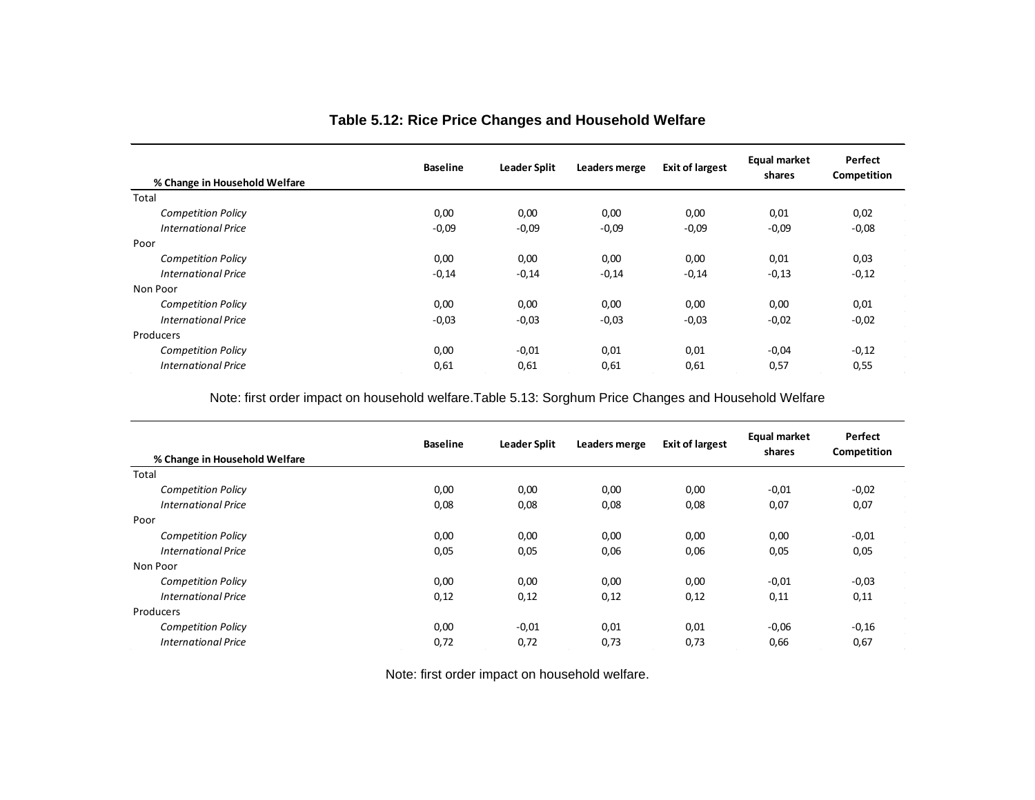**Table 5.12: Rice Price Changes and Household Welfare**

| % Change in Household Welfare | Baseline | Leader Split | Leaders merge | Exit of largest | Equal market shares | Perfect Competition |
|---|---|---|---|---|---|---|
| Total | | | | | | |
| *Competition Policy* | 0,00 | 0,00 | 0,00 | 0,00 | 0,01 | 0,02 |
| *International Price* | -0,09 | -0,09 | -0,09 | -0,09 | -0,09 | -0,08 |
| Poor | | | | | | |
| *Competition Policy* | 0,00 | 0,00 | 0,00 | 0,00 | 0,01 | 0,03 |
| *International Price* | -0,14 | -0,14 | -0,14 | -0,14 | -0,13 | -0,12 |
| Non Poor | | | | | | |
| *Competition Policy* | 0,00 | 0,00 | 0,00 | 0,00 | 0,00 | 0,01 |
| *International Price* | -0,03 | -0,03 | -0,03 | -0,03 | -0,02 | -0,02 |
| Producers | | | | | | |
| *Competition Policy* | 0,00 | -0,01 | 0,01 | 0,01 | -0,04 | -0,12 |
| *International Price* | 0,61 | 0,61 | 0,61 | 0,61 | 0,57 | 0,55 |

Note: first order impact on household welfare.

**Table 5.13: Sorghum Price Changes and Household Welfare**

| % Change in Household Welfare | Baseline | Leader Split | Leaders merge | Exit of largest | Equal market shares | Perfect Competition |
|---|---|---|---|---|---|---|
| Total | | | | | | |
| *Competition Policy* | 0,00 | 0,00 | 0,00 | 0,00 | -0,01 | -0,02 |
| *International Price* | 0,08 | 0,08 | 0,08 | 0,08 | 0,07 | 0,07 |
| Poor | | | | | | |
| *Competition Policy* | 0,00 | 0,00 | 0,00 | 0,00 | 0,00 | -0,01 |
| *International Price* | 0,05 | 0,05 | 0,06 | 0,06 | 0,05 | 0,05 |
| Non Poor | | | | | | |
| *Competition Policy* | 0,00 | 0,00 | 0,00 | 0,00 | -0,01 | -0,03 |
| *International Price* | 0,12 | 0,12 | 0,12 | 0,12 | 0,11 | 0,11 |
| Producers | | | | | | |
| *Competition Policy* | 0,00 | -0,01 | 0,01 | 0,01 | -0,06 | -0,16 |
| *International Price* | 0,72 | 0,72 | 0,73 | 0,73 | 0,66 | 0,67 |

Note: first order impact on household welfare.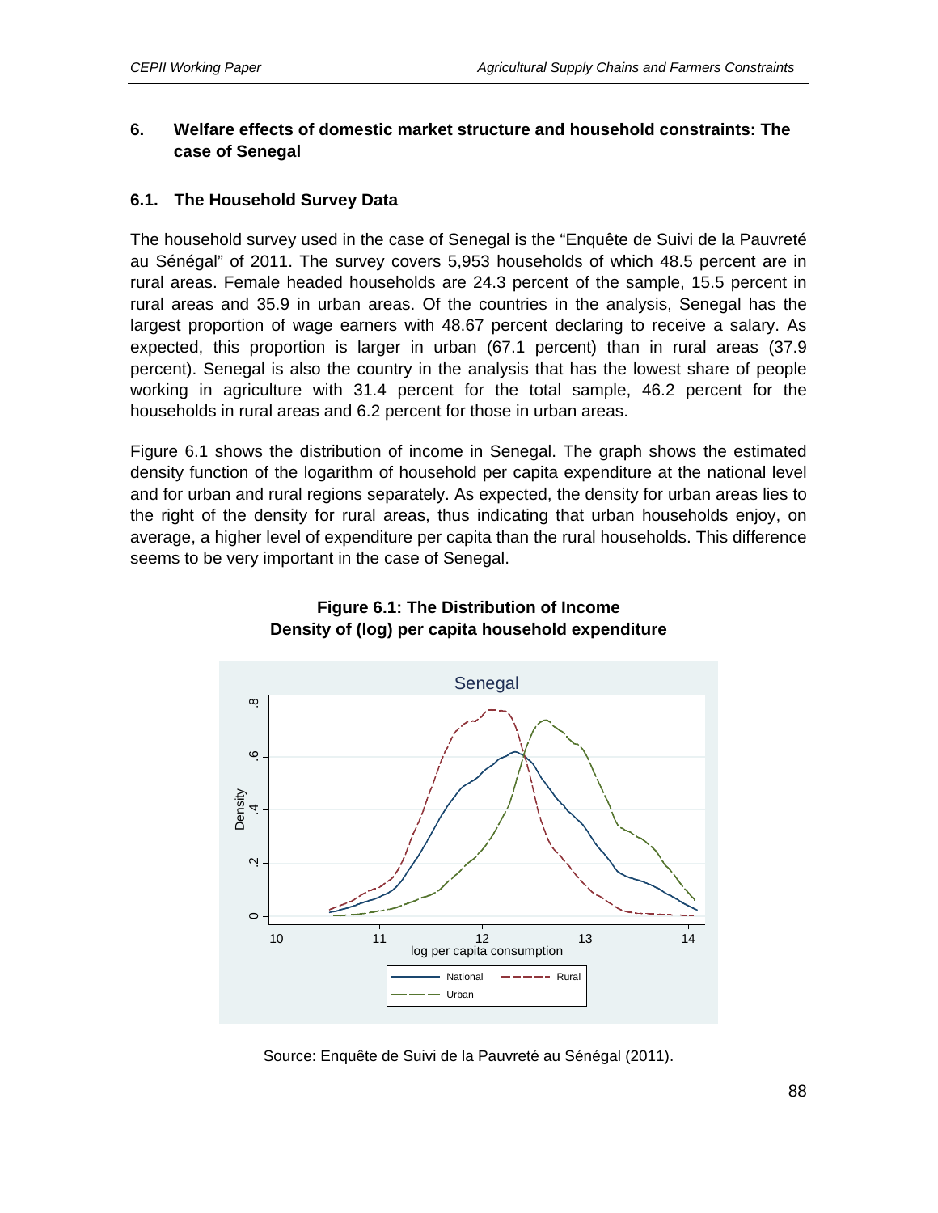## 6. Welfare effects of domestic market structure and household constraints: The case of Senegal

### 6.1. The Household Survey Data

The household survey used in the case of Senegal is the "Enquête de Suivi de la Pauvreté au Sénégal" of 2011. The survey covers 5,953 households of which 48.5 percent are in rural areas. Female headed households are 24.3 percent of the sample, 15.5 percent in rural areas and 35.9 in urban areas. Of the countries in the analysis, Senegal has the largest proportion of wage earners with 48.67 percent declaring to receive a salary. As expected, this proportion is larger in urban (67.1 percent) than in rural areas (37.9 percent). Senegal is also the country in the analysis that has the lowest share of people working in agriculture with 31.4 percent for the total sample, 46.2 percent for the households in rural areas and 6.2 percent for those in urban areas.

Figure 6.1 shows the distribution of income in Senegal. The graph shows the estimated density function of the logarithm of household per capita expenditure at the national level and for urban and rural regions separately. As expected, the density for urban areas lies to the right of the density for rural areas, thus indicating that urban households enjoy, on average, a higher level of expenditure per capita than the rural households. This difference seems to be very important in the case of Senegal.

**Figure 6.1: The Distribution of Income**
**Density of (log) per capita household expenditure**

Source: Enquête de Suivi de la Pauvreté au Sénégal (2011).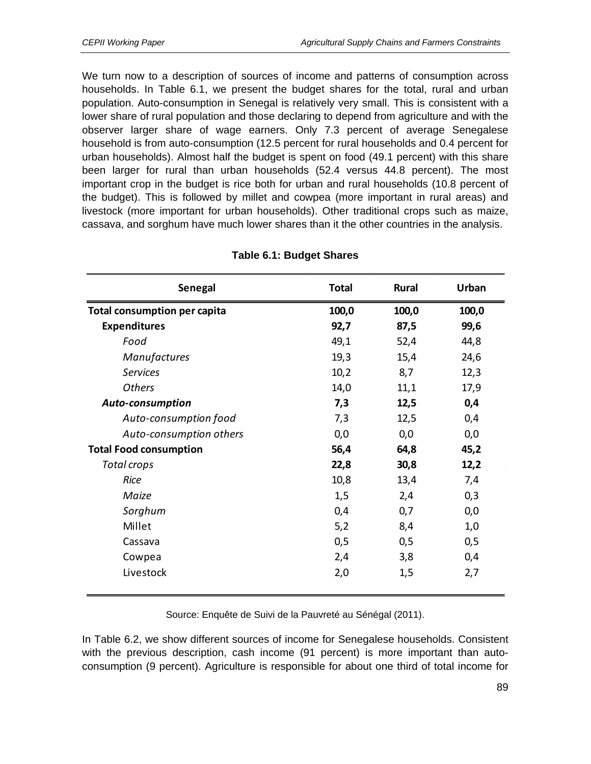We turn now to a description of sources of income and patterns of consumption across households. In Table 6.1, we present the budget shares for the total, rural and urban population. Auto-consumption in Senegal is relatively very small. This is consistent with a lower share of rural population and those declaring to depend from agriculture and with the observer larger share of wage earners. Only 7.3 percent of average Senegalese household is from auto-consumption (12.5 percent for rural households and 0.4 percent for urban households). Almost half the budget is spent on food (49.1 percent) with this share been larger for rural than urban households (52.4 versus 44.8 percent). The most important crop in the budget is rice both for urban and rural households (10.8 percent of the budget). This is followed by millet and cowpea (more important in rural areas) and livestock (more important for urban households). Other traditional crops such as maize, cassava, and sorghum have much lower shares than it the other countries in the analysis.

**Table 6.1: Budget Shares**

| Senegal | Total | Rural | Urban |
|---|---|---|---|
| **Total consumption per capita** | **100,0** | **100,0** | **100,0** |
| **Expenditures** | **92,7** | **87,5** | **99,6** |
| *Food* | 49,1 | 52,4 | 44,8 |
| *Manufactures* | 19,3 | 15,4 | 24,6 |
| *Services* | 10,2 | 8,7 | 12,3 |
| *Others* | 14,0 | 11,1 | 17,9 |
| ***Auto-consumption*** | **7,3** | **12,5** | **0,4** |
| *Auto-consumption food* | 7,3 | 12,5 | 0,4 |
| *Auto-consumption others* | 0,0 | 0,0 | 0,0 |
| **Total Food consumption** | **56,4** | **64,8** | **45,2** |
| *Total crops* | **22,8** | **30,8** | **12,2** |
| *Rice* | 10,8 | 13,4 | 7,4 |
| *Maize* | 1,5 | 2,4 | 0,3 |
| *Sorghum* | 0,4 | 0,7 | 0,0 |
| Millet | 5,2 | 8,4 | 1,0 |
| Cassava | 0,5 | 0,5 | 0,5 |
| Cowpea | 2,4 | 3,8 | 0,4 |
| Livestock | 2,0 | 1,5 | 2,7 |

Source: Enquête de Suivi de la Pauvreté au Sénégal (2011).

In Table 6.2, we show different sources of income for Senegalese households. Consistent with the previous description, cash income (91 percent) is more important than auto-consumption (9 percent). Agriculture is responsible for about one third of total income for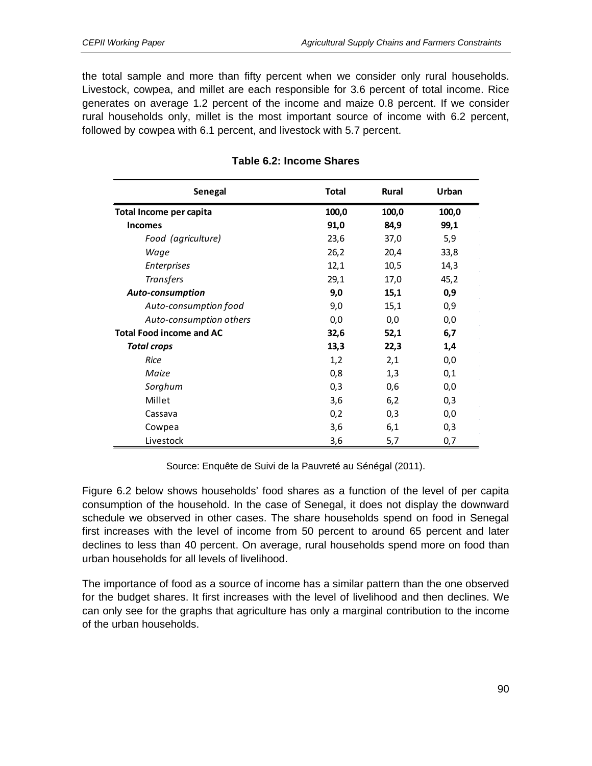the total sample and more than fifty percent when we consider only rural households. Livestock, cowpea, and millet are each responsible for 3.6 percent of total income. Rice generates on average 1.2 percent of the income and maize 0.8 percent. If we consider rural households only, millet is the most important source of income with 6.2 percent, followed by cowpea with 6.1 percent, and livestock with 5.7 percent.

**Table 6.2: Income Shares**

| Senegal | Total | Rural | Urban |
|---|---|---|---|
| **Total Income per capita** | **100,0** | **100,0** | **100,0** |
| **Incomes** | **91,0** | **84,9** | **99,1** |
| *Food (agriculture)* | 23,6 | 37,0 | 5,9 |
| *Wage* | 26,2 | 20,4 | 33,8 |
| *Enterprises* | 12,1 | 10,5 | 14,3 |
| *Transfers* | 29,1 | 17,0 | 45,2 |
| ***Auto-consumption*** | **9,0** | **15,1** | **0,9** |
| *Auto-consumption food* | 9,0 | 15,1 | 0,9 |
| *Auto-consumption others* | 0,0 | 0,0 | 0,0 |
| **Total Food income and AC** | **32,6** | **52,1** | **6,7** |
| ***Total crops*** | **13,3** | **22,3** | **1,4** |
| *Rice* | 1,2 | 2,1 | 0,0 |
| *Maize* | 0,8 | 1,3 | 0,1 |
| *Sorghum* | 0,3 | 0,6 | 0,0 |
| Millet | 3,6 | 6,2 | 0,3 |
| Cassava | 0,2 | 0,3 | 0,0 |
| Cowpea | 3,6 | 6,1 | 0,3 |
| Livestock | 3,6 | 5,7 | 0,7 |

Source: Enquête de Suivi de la Pauvreté au Sénégal (2011).

Figure 6.2 below shows households' food shares as a function of the level of per capita consumption of the household. In the case of Senegal, it does not display the downward schedule we observed in other cases. The share households spend on food in Senegal first increases with the level of income from 50 percent to around 65 percent and later declines to less than 40 percent. On average, rural households spend more on food than urban households for all levels of livelihood.

The importance of food as a source of income has a similar pattern than the one observed for the budget shares. It first increases with the level of livelihood and then declines. We can only see for the graphs that agriculture has only a marginal contribution to the income of the urban households.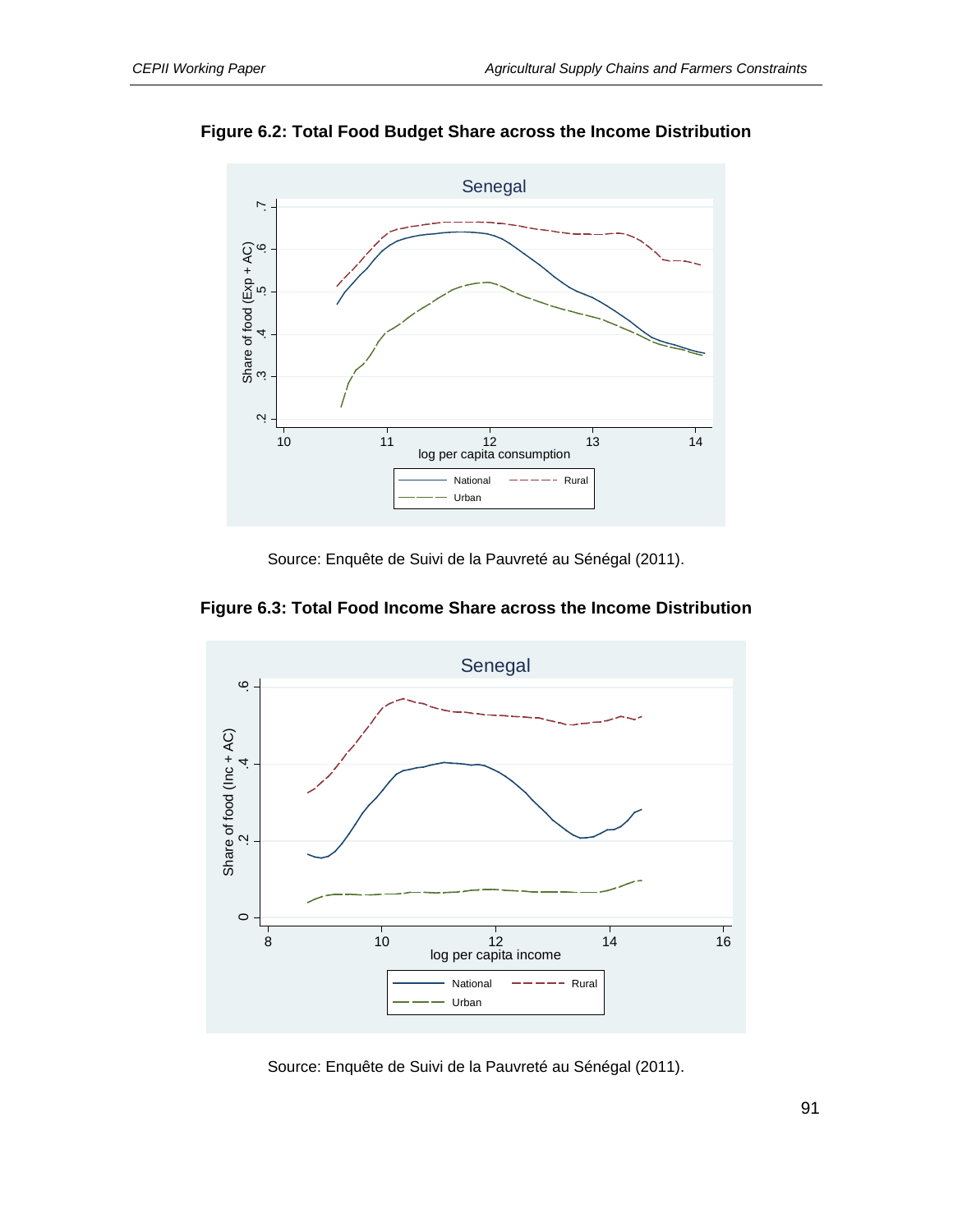**Figure 6.2: Total Food Budget Share across the Income Distribution**

Source: Enquête de Suivi de la Pauvreté au Sénégal (2011).

**Figure 6.3: Total Food Income Share across the Income Distribution**

Source: Enquête de Suivi de la Pauvreté au Sénégal (2011).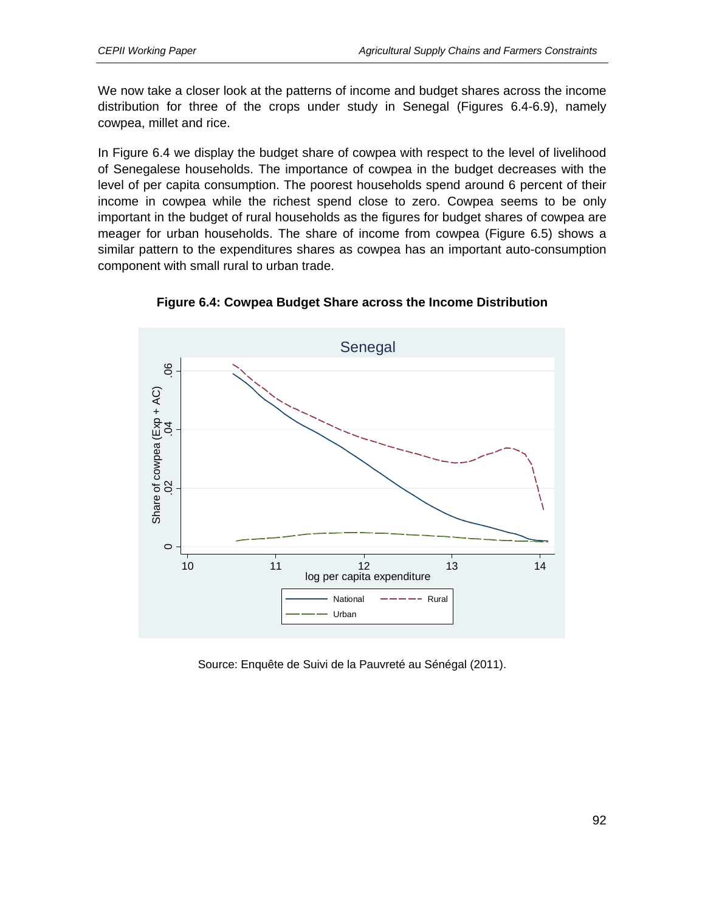We now take a closer look at the patterns of income and budget shares across the income distribution for three of the crops under study in Senegal (Figures 6.4-6.9), namely cowpea, millet and rice.

In Figure 6.4 we display the budget share of cowpea with respect to the level of livelihood of Senegalese households. The importance of cowpea in the budget decreases with the level of per capita consumption. The poorest households spend around 6 percent of their income in cowpea while the richest spend close to zero. Cowpea seems to be only important in the budget of rural households as the figures for budget shares of cowpea are meager for urban households. The share of income from cowpea (Figure 6.5) shows a similar pattern to the expenditures shares as cowpea has an important auto-consumption component with small rural to urban trade.

**Figure 6.4: Cowpea Budget Share across the Income Distribution**

Source: Enquête de Suivi de la Pauvreté au Sénégal (2011).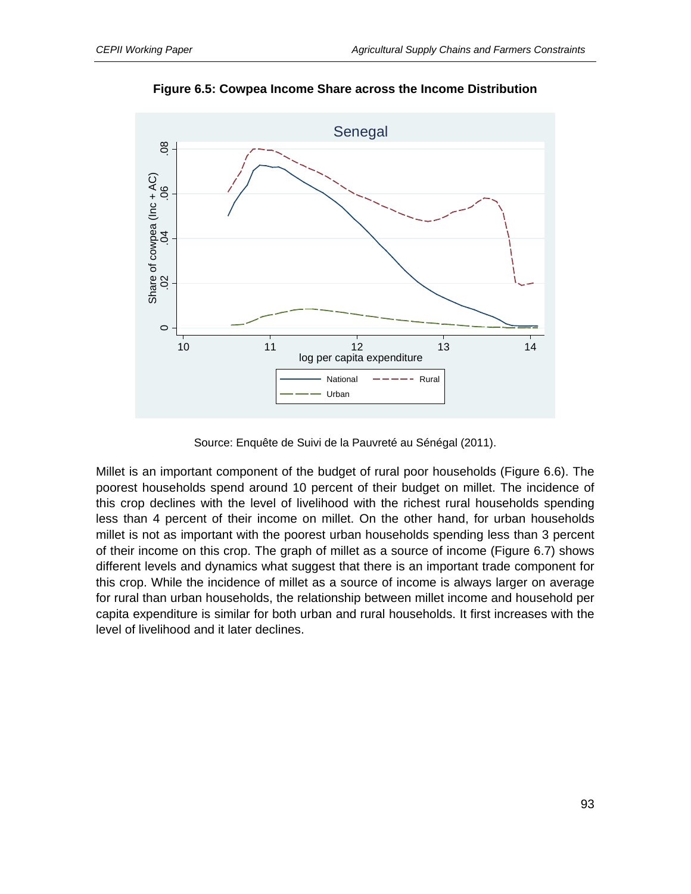**Figure 6.5: Cowpea Income Share across the Income Distribution**

Source: Enquête de Suivi de la Pauvreté au Sénégal (2011).

Millet is an important component of the budget of rural poor households (Figure 6.6). The poorest households spend around 10 percent of their budget on millet. The incidence of this crop declines with the level of livelihood with the richest rural households spending less than 4 percent of their income on millet. On the other hand, for urban households millet is not as important with the poorest urban households spending less than 3 percent of their income on this crop. The graph of millet as a source of income (Figure 6.7) shows different levels and dynamics what suggest that there is an important trade component for this crop. While the incidence of millet as a source of income is always larger on average for rural than urban households, the relationship between millet income and household per capita expenditure is similar for both urban and rural households. It first increases with the level of livelihood and it later declines.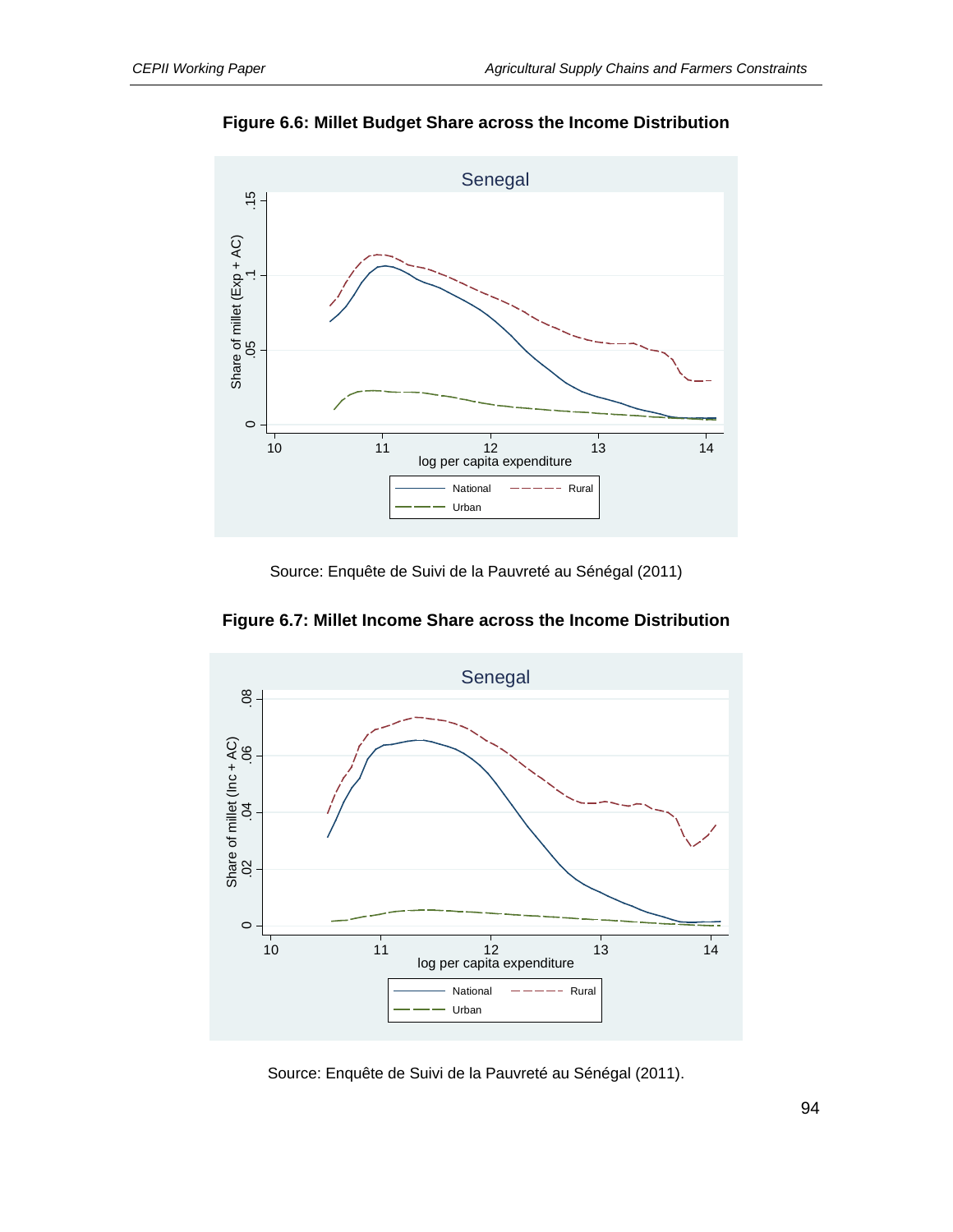**Figure 6.6: Millet Budget Share across the Income Distribution**

Source: Enquête de Suivi de la Pauvreté au Sénégal (2011)

**Figure 6.7: Millet Income Share across the Income Distribution**

Source: Enquête de Suivi de la Pauvreté au Sénégal (2011).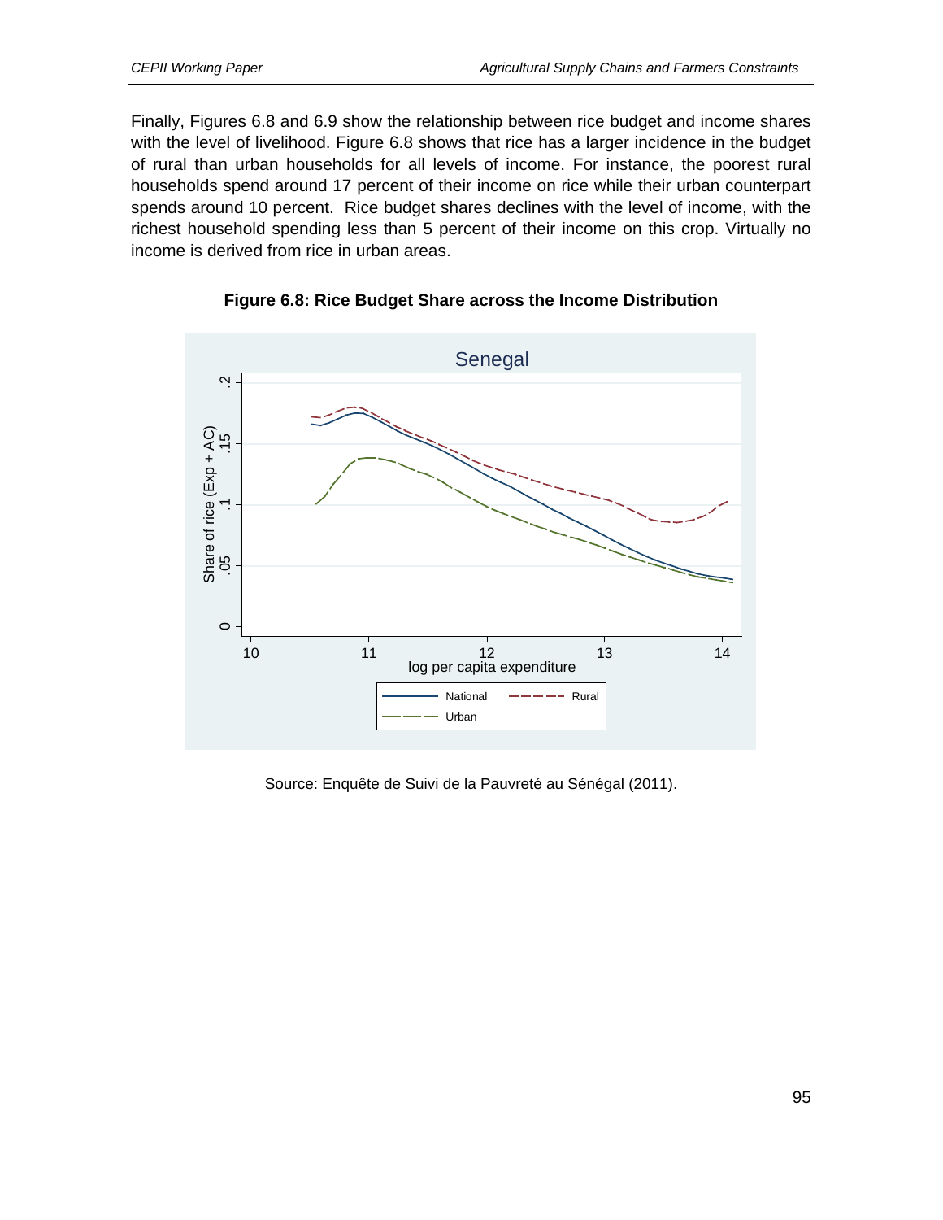Finally, Figures 6.8 and 6.9 show the relationship between rice budget and income shares with the level of livelihood. Figure 6.8 shows that rice has a larger incidence in the budget of rural than urban households for all levels of income. For instance, the poorest rural households spend around 17 percent of their income on rice while their urban counterpart spends around 10 percent. Rice budget shares declines with the level of income, with the richest household spending less than 5 percent of their income on this crop. Virtually no income is derived from rice in urban areas.

**Figure 6.8: Rice Budget Share across the Income Distribution**

Source: Enquête de Suivi de la Pauvreté au Sénégal (2011).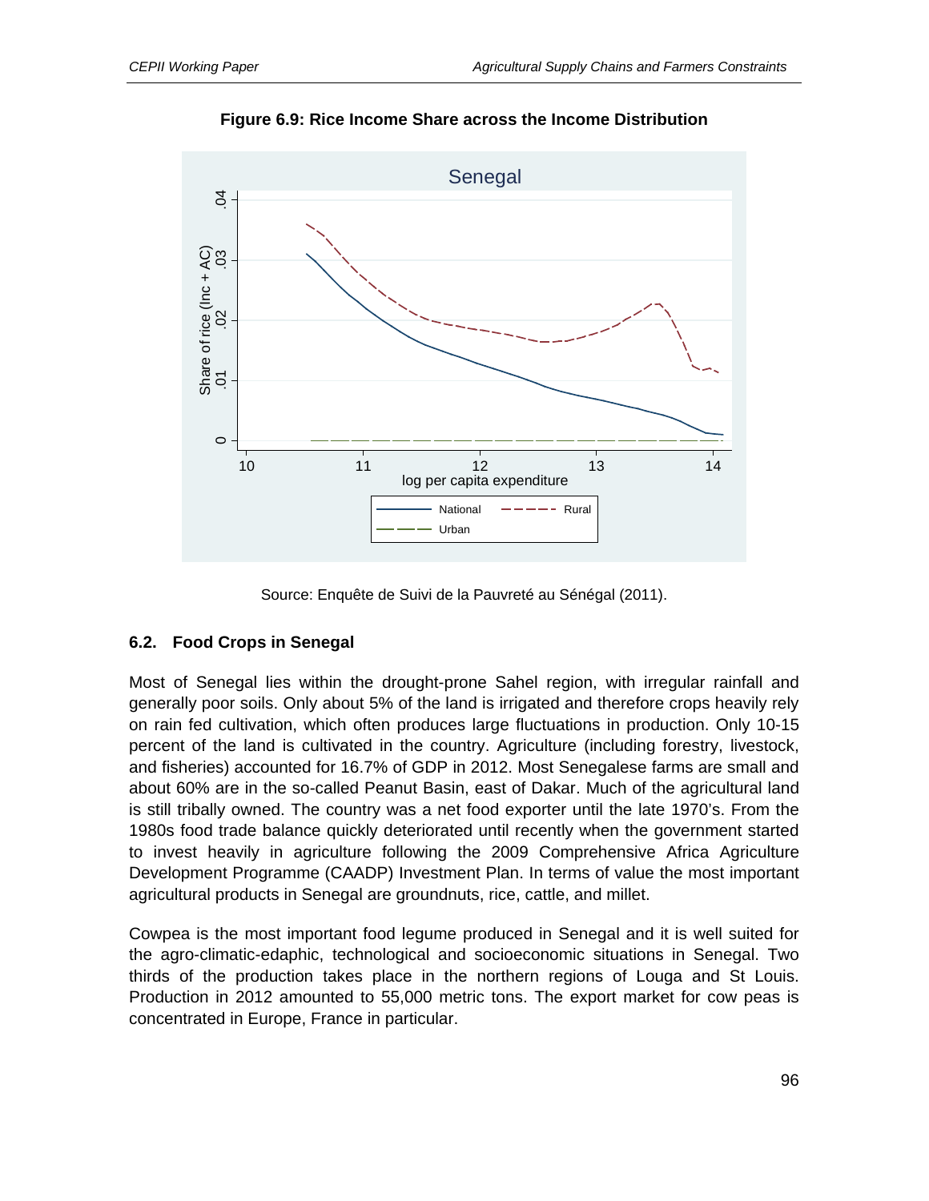**Figure 6.9: Rice Income Share across the Income Distribution**

Source: Enquête de Suivi de la Pauvreté au Sénégal (2011).

## 6.2. Food Crops in Senegal

Most of Senegal lies within the drought-prone Sahel region, with irregular rainfall and generally poor soils. Only about 5% of the land is irrigated and therefore crops heavily rely on rain fed cultivation, which often produces large fluctuations in production. Only 10-15 percent of the land is cultivated in the country. Agriculture (including forestry, livestock, and fisheries) accounted for 16.7% of GDP in 2012. Most Senegalese farms are small and about 60% are in the so-called Peanut Basin, east of Dakar. Much of the agricultural land is still tribally owned. The country was a net food exporter until the late 1970's. From the 1980s food trade balance quickly deteriorated until recently when the government started to invest heavily in agriculture following the 2009 Comprehensive Africa Agriculture Development Programme (CAADP) Investment Plan. In terms of value the most important agricultural products in Senegal are groundnuts, rice, cattle, and millet.

Cowpea is the most important food legume produced in Senegal and it is well suited for the agro-climatic-edaphic, technological and socioeconomic situations in Senegal. Two thirds of the production takes place in the northern regions of Louga and St Louis. Production in 2012 amounted to 55,000 metric tons. The export market for cow peas is concentrated in Europe, France in particular.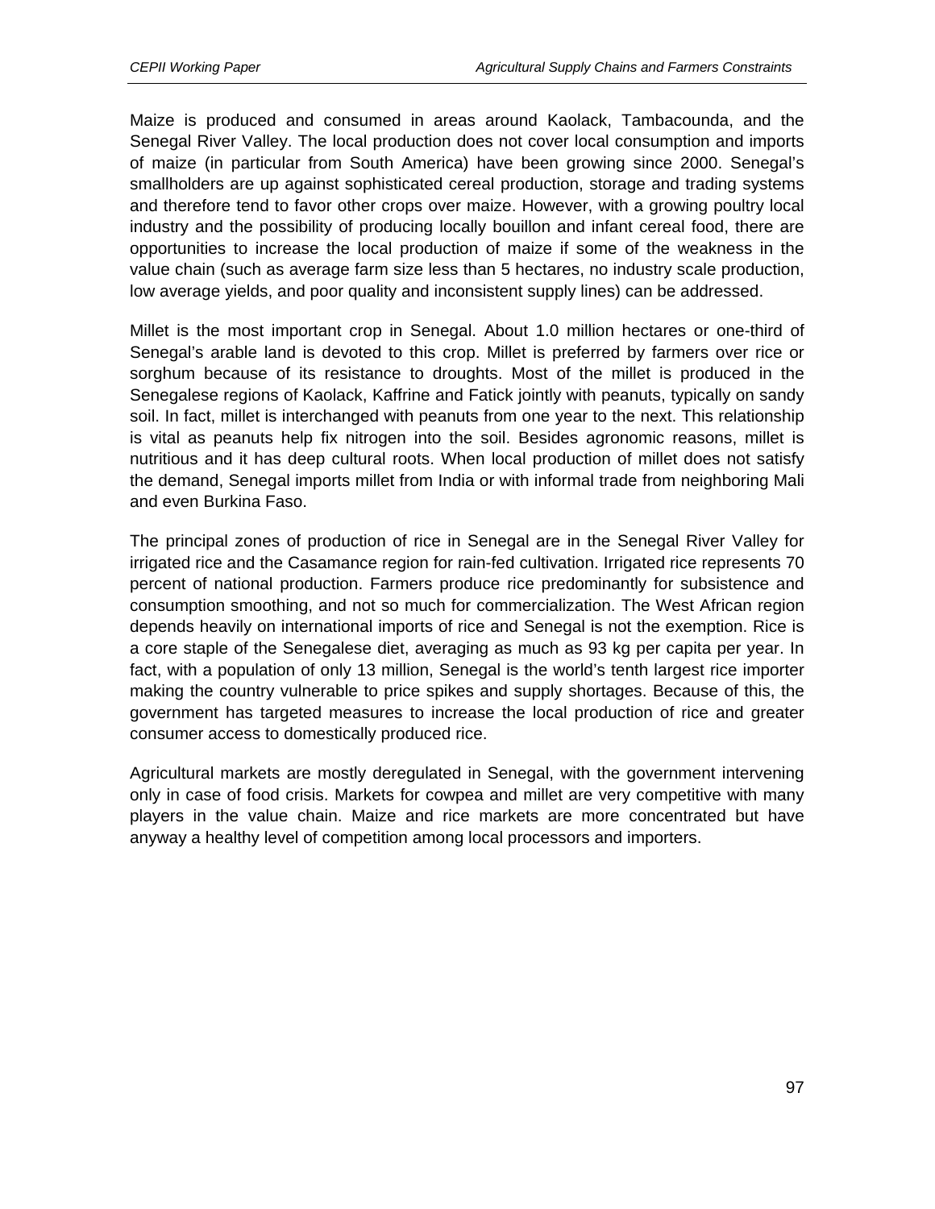Maize is produced and consumed in areas around Kaolack, Tambacounda, and the Senegal River Valley. The local production does not cover local consumption and imports of maize (in particular from South America) have been growing since 2000. Senegal's smallholders are up against sophisticated cereal production, storage and trading systems and therefore tend to favor other crops over maize. However, with a growing poultry local industry and the possibility of producing locally bouillon and infant cereal food, there are opportunities to increase the local production of maize if some of the weakness in the value chain (such as average farm size less than 5 hectares, no industry scale production, low average yields, and poor quality and inconsistent supply lines) can be addressed.

Millet is the most important crop in Senegal. About 1.0 million hectares or one-third of Senegal's arable land is devoted to this crop. Millet is preferred by farmers over rice or sorghum because of its resistance to droughts. Most of the millet is produced in the Senegalese regions of Kaolack, Kaffrine and Fatick jointly with peanuts, typically on sandy soil. In fact, millet is interchanged with peanuts from one year to the next. This relationship is vital as peanuts help fix nitrogen into the soil. Besides agronomic reasons, millet is nutritious and it has deep cultural roots. When local production of millet does not satisfy the demand, Senegal imports millet from India or with informal trade from neighboring Mali and even Burkina Faso.

The principal zones of production of rice in Senegal are in the Senegal River Valley for irrigated rice and the Casamance region for rain-fed cultivation. Irrigated rice represents 70 percent of national production. Farmers produce rice predominantly for subsistence and consumption smoothing, and not so much for commercialization. The West African region depends heavily on international imports of rice and Senegal is not the exemption. Rice is a core staple of the Senegalese diet, averaging as much as 93 kg per capita per year. In fact, with a population of only 13 million, Senegal is the world's tenth largest rice importer making the country vulnerable to price spikes and supply shortages. Because of this, the government has targeted measures to increase the local production of rice and greater consumer access to domestically produced rice.

Agricultural markets are mostly deregulated in Senegal, with the government intervening only in case of food crisis. Markets for cowpea and millet are very competitive with many players in the value chain. Maize and rice markets are more concentrated but have anyway a healthy level of competition among local processors and importers.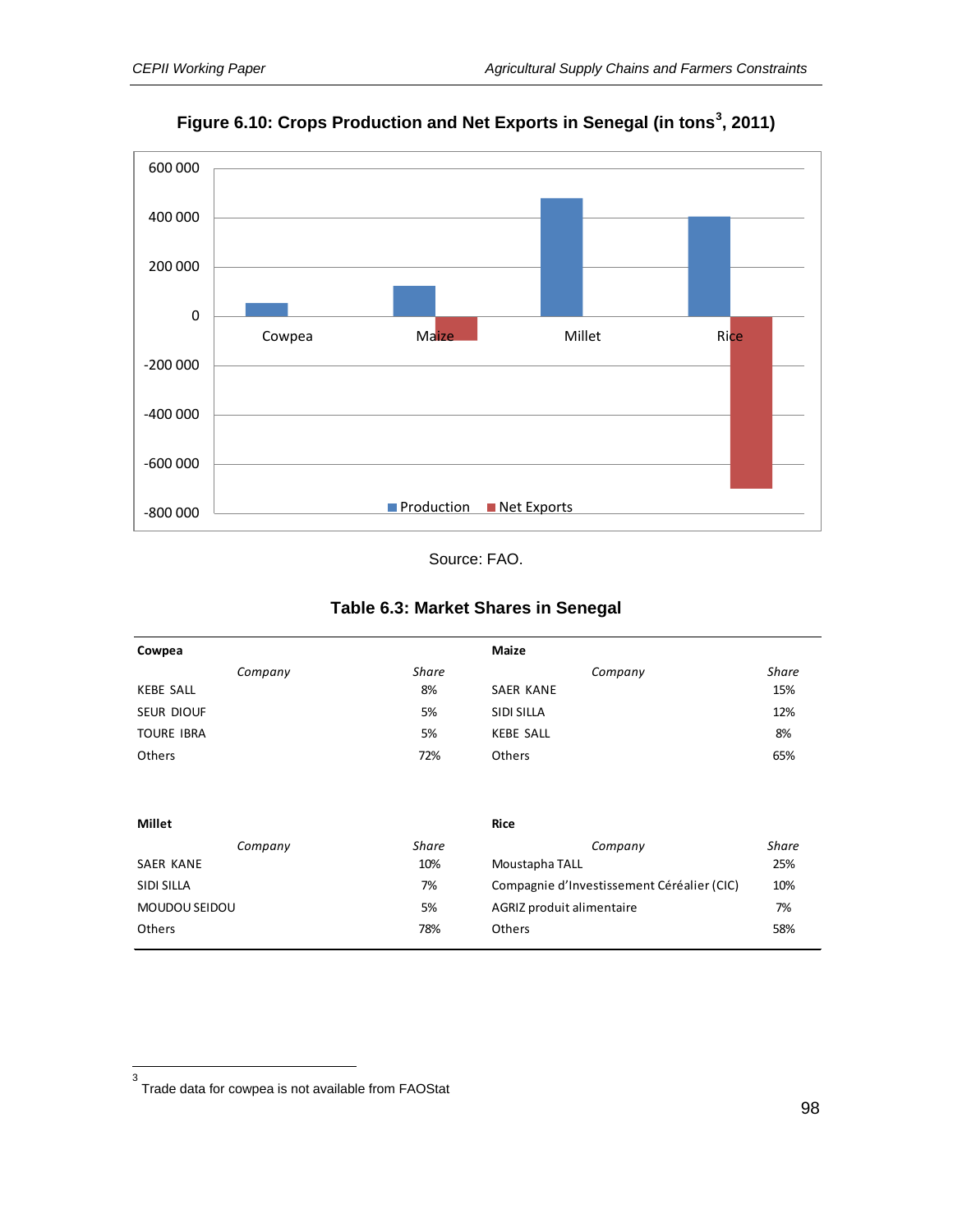**Figure 6.10: Crops Production and Net Exports in Senegal (in tons[3], 2011)**

Source: FAO.

**Table 6.3: Market Shares in Senegal**

| **Cowpea** | | **Maize** | |
|---|---|---|---|
| *Company* | *Share* | *Company* | *Share* |
| KEBE SALL | 8% | SAER KANE | 15% |
| SEUR DIOUF | 5% | SIDI SILLA | 12% |
| TOURE IBRA | 5% | KEBE SALL | 8% |
| Others | 72% | Others | 65% |
| **Millet** | | **Rice** | |
| *Company* | *Share* | *Company* | *Share* |
| SAER KANE | 10% | Moustapha TALL | 25% |
| SIDI SILLA | 7% | Compagnie d'Investissement Céréalier (CIC) | 10% |
| MOUDOU SEIDOU | 5% | AGRIZ produit alimentaire | 7% |
| Others | 78% | Others | 58% |

[3] Trade data for cowpea is not available from FAOStat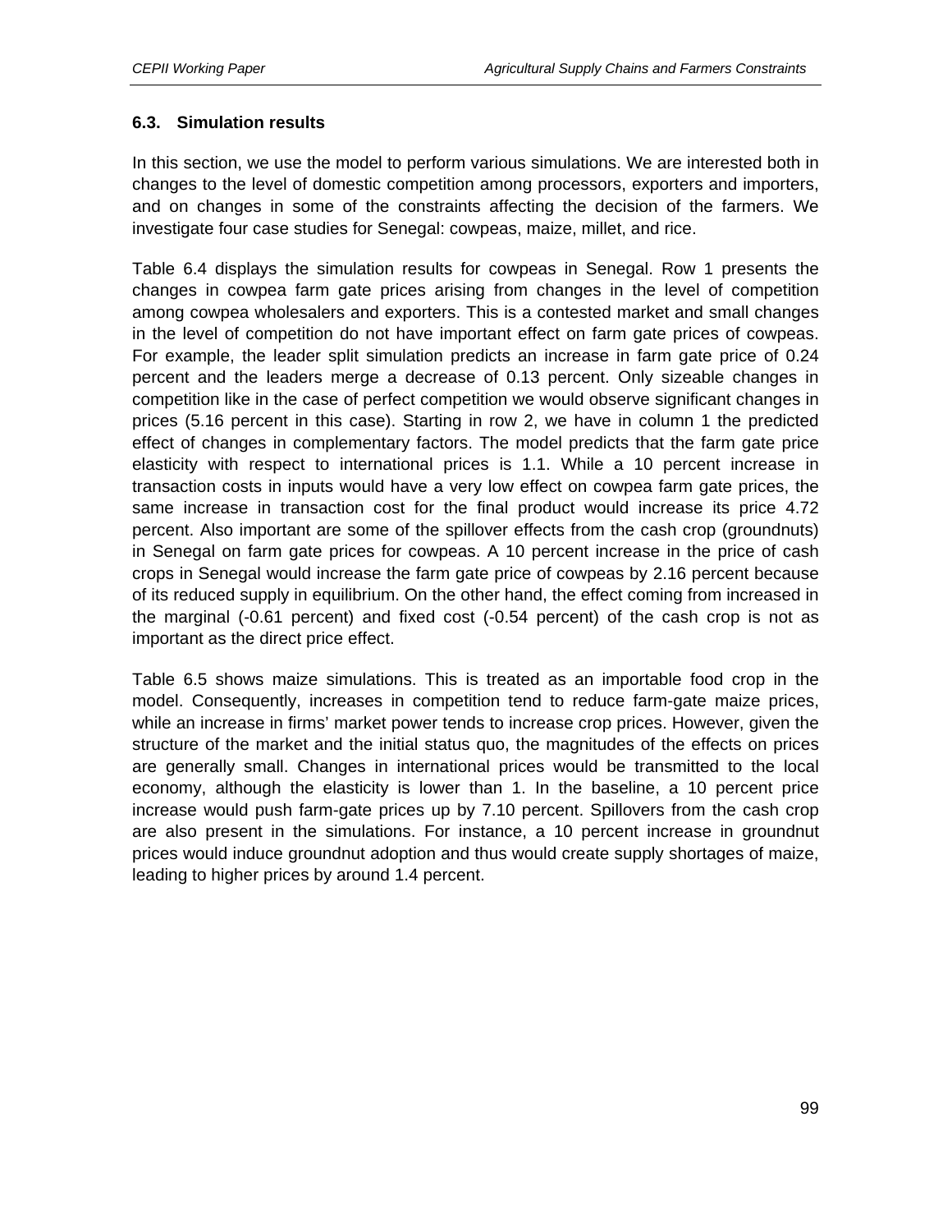### 6.3. Simulation results

In this section, we use the model to perform various simulations. We are interested both in changes to the level of domestic competition among processors, exporters and importers, and on changes in some of the constraints affecting the decision of the farmers. We investigate four case studies for Senegal: cowpeas, maize, millet, and rice.

Table 6.4 displays the simulation results for cowpeas in Senegal. Row 1 presents the changes in cowpea farm gate prices arising from changes in the level of competition among cowpea wholesalers and exporters. This is a contested market and small changes in the level of competition do not have important effect on farm gate prices of cowpeas. For example, the leader split simulation predicts an increase in farm gate price of 0.24 percent and the leaders merge a decrease of 0.13 percent. Only sizeable changes in competition like in the case of perfect competition we would observe significant changes in prices (5.16 percent in this case). Starting in row 2, we have in column 1 the predicted effect of changes in complementary factors. The model predicts that the farm gate price elasticity with respect to international prices is 1.1. While a 10 percent increase in transaction costs in inputs would have a very low effect on cowpea farm gate prices, the same increase in transaction cost for the final product would increase its price 4.72 percent. Also important are some of the spillover effects from the cash crop (groundnuts) in Senegal on farm gate prices for cowpeas. A 10 percent increase in the price of cash crops in Senegal would increase the farm gate price of cowpeas by 2.16 percent because of its reduced supply in equilibrium. On the other hand, the effect coming from increased in the marginal (-0.61 percent) and fixed cost (-0.54 percent) of the cash crop is not as important as the direct price effect.

Table 6.5 shows maize simulations. This is treated as an importable food crop in the model. Consequently, increases in competition tend to reduce farm-gate maize prices, while an increase in firms' market power tends to increase crop prices. However, given the structure of the market and the initial status quo, the magnitudes of the effects on prices are generally small. Changes in international prices would be transmitted to the local economy, although the elasticity is lower than 1. In the baseline, a 10 percent price increase would push farm-gate prices up by 7.10 percent. Spillovers from the cash crop are also present in the simulations. For instance, a 10 percent increase in groundnut prices would induce groundnut adoption and thus would create supply shortages of maize, leading to higher prices by around 1.4 percent.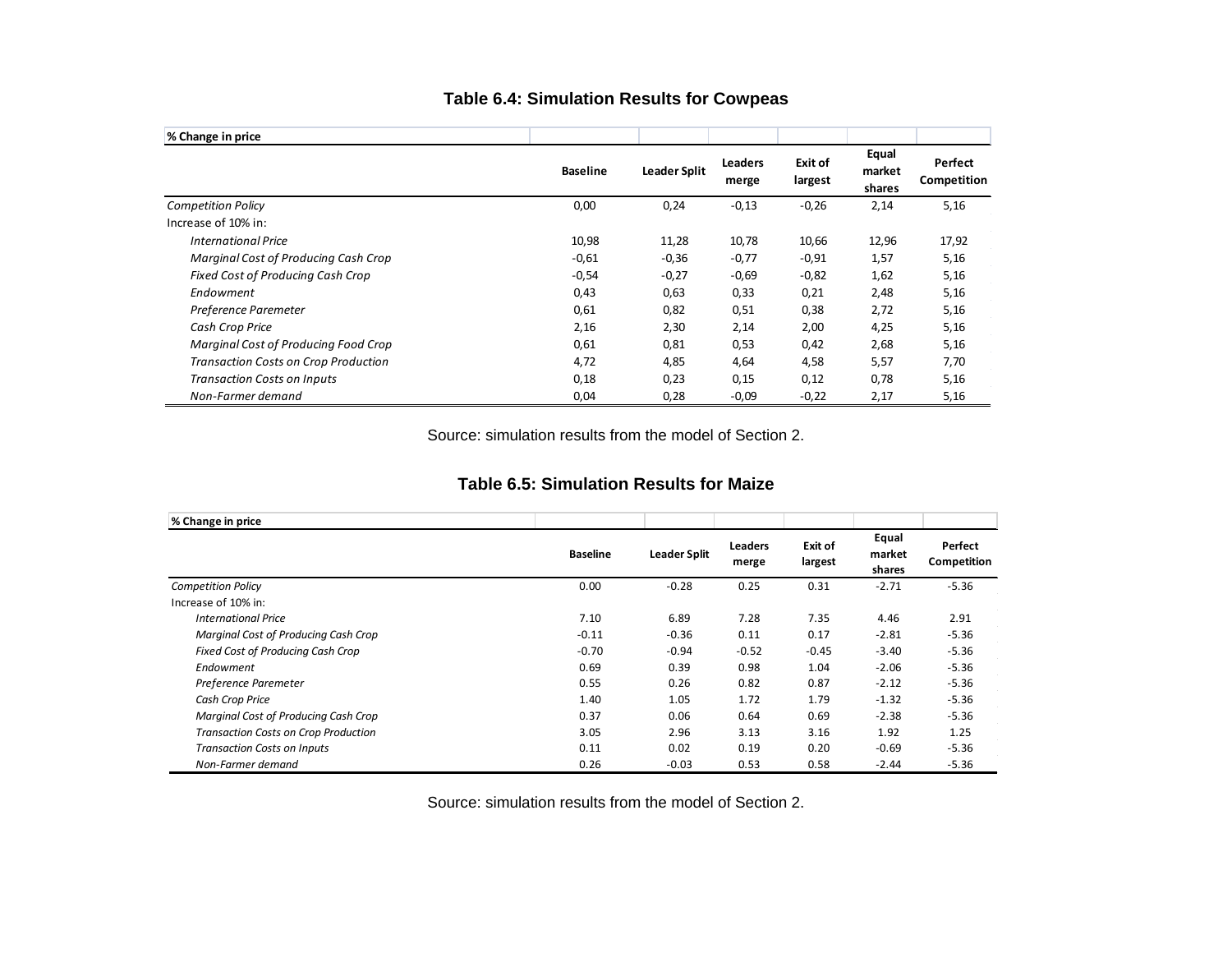### Table 6.4: Simulation Results for Cowpeas

| % Change in price | Baseline | Leader Split | Leaders merge | Exit of largest | Equal market shares | Perfect Competition |
|---|---|---|---|---|---|---|
| *Competition Policy* | 0,00 | 0,24 | -0,13 | -0,26 | 2,14 | 5,16 |
| Increase of 10% in: | | | | | | |
| *International Price* | 10,98 | 11,28 | 10,78 | 10,66 | 12,96 | 17,92 |
| *Marginal Cost of Producing Cash Crop* | -0,61 | -0,36 | -0,77 | -0,91 | 1,57 | 5,16 |
| *Fixed Cost of Producing Cash Crop* | -0,54 | -0,27 | -0,69 | -0,82 | 1,62 | 5,16 |
| *Endowment* | 0,43 | 0,63 | 0,33 | 0,21 | 2,48 | 5,16 |
| *Preference Paremeter* | 0,61 | 0,82 | 0,51 | 0,38 | 2,72 | 5,16 |
| *Cash Crop Price* | 2,16 | 2,30 | 2,14 | 2,00 | 4,25 | 5,16 |
| *Marginal Cost of Producing Food Crop* | 0,61 | 0,81 | 0,53 | 0,42 | 2,68 | 5,16 |
| *Transaction Costs on Crop Production* | 4,72 | 4,85 | 4,64 | 4,58 | 5,57 | 7,70 |
| *Transaction Costs on Inputs* | 0,18 | 0,23 | 0,15 | 0,12 | 0,78 | 5,16 |
| *Non-Farmer demand* | 0,04 | 0,28 | -0,09 | -0,22 | 2,17 | 5,16 |

Source: simulation results from the model of Section 2.

### Table 6.5: Simulation Results for Maize

| % Change in price | Baseline | Leader Split | Leaders merge | Exit of largest | Equal market shares | Perfect Competition |
|---|---|---|---|---|---|---|
| *Competition Policy* | 0.00 | -0.28 | 0.25 | 0.31 | -2.71 | -5.36 |
| Increase of 10% in: | | | | | | |
| *International Price* | 7.10 | 6.89 | 7.28 | 7.35 | 4.46 | 2.91 |
| *Marginal Cost of Producing Cash Crop* | -0.11 | -0.36 | 0.11 | 0.17 | -2.81 | -5.36 |
| *Fixed Cost of Producing Cash Crop* | -0.70 | -0.94 | -0.52 | -0.45 | -3.40 | -5.36 |
| *Endowment* | 0.69 | 0.39 | 0.98 | 1.04 | -2.06 | -5.36 |
| *Preference Paremeter* | 0.55 | 0.26 | 0.82 | 0.87 | -2.12 | -5.36 |
| *Cash Crop Price* | 1.40 | 1.05 | 1.72 | 1.79 | -1.32 | -5.36 |
| *Marginal Cost of Producing Cash Crop* | 0.37 | 0.06 | 0.64 | 0.69 | -2.38 | -5.36 |
| *Transaction Costs on Crop Production* | 3.05 | 2.96 | 3.13 | 3.16 | 1.92 | 1.25 |
| *Transaction Costs on Inputs* | 0.11 | 0.02 | 0.19 | 0.20 | -0.69 | -5.36 |
| *Non-Farmer demand* | 0.26 | -0.03 | 0.53 | 0.58 | -2.44 | -5.36 |

Source: simulation results from the model of Section 2.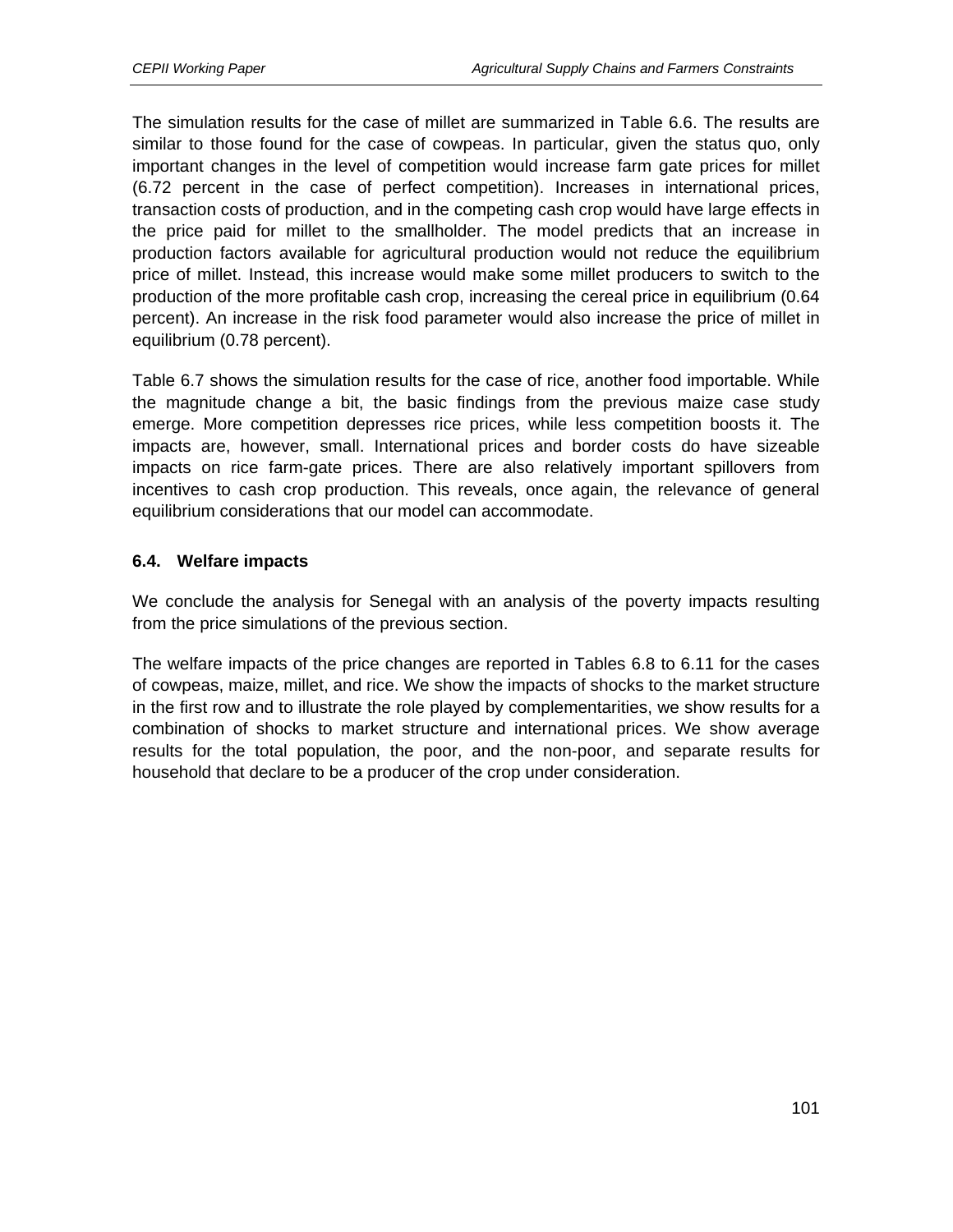The simulation results for the case of millet are summarized in Table 6.6. The results are similar to those found for the case of cowpeas. In particular, given the status quo, only important changes in the level of competition would increase farm gate prices for millet (6.72 percent in the case of perfect competition). Increases in international prices, transaction costs of production, and in the competing cash crop would have large effects in the price paid for millet to the smallholder. The model predicts that an increase in production factors available for agricultural production would not reduce the equilibrium price of millet. Instead, this increase would make some millet producers to switch to the production of the more profitable cash crop, increasing the cereal price in equilibrium (0.64 percent). An increase in the risk food parameter would also increase the price of millet in equilibrium (0.78 percent).

Table 6.7 shows the simulation results for the case of rice, another food importable. While the magnitude change a bit, the basic findings from the previous maize case study emerge. More competition depresses rice prices, while less competition boosts it. The impacts are, however, small. International prices and border costs do have sizeable impacts on rice farm-gate prices. There are also relatively important spillovers from incentives to cash crop production. This reveals, once again, the relevance of general equilibrium considerations that our model can accommodate.

### 6.4. Welfare impacts

We conclude the analysis for Senegal with an analysis of the poverty impacts resulting from the price simulations of the previous section.

The welfare impacts of the price changes are reported in Tables 6.8 to 6.11 for the cases of cowpeas, maize, millet, and rice. We show the impacts of shocks to the market structure in the first row and to illustrate the role played by complementarities, we show results for a combination of shocks to market structure and international prices. We show average results for the total population, the poor, and the non-poor, and separate results for household that declare to be a producer of the crop under consideration.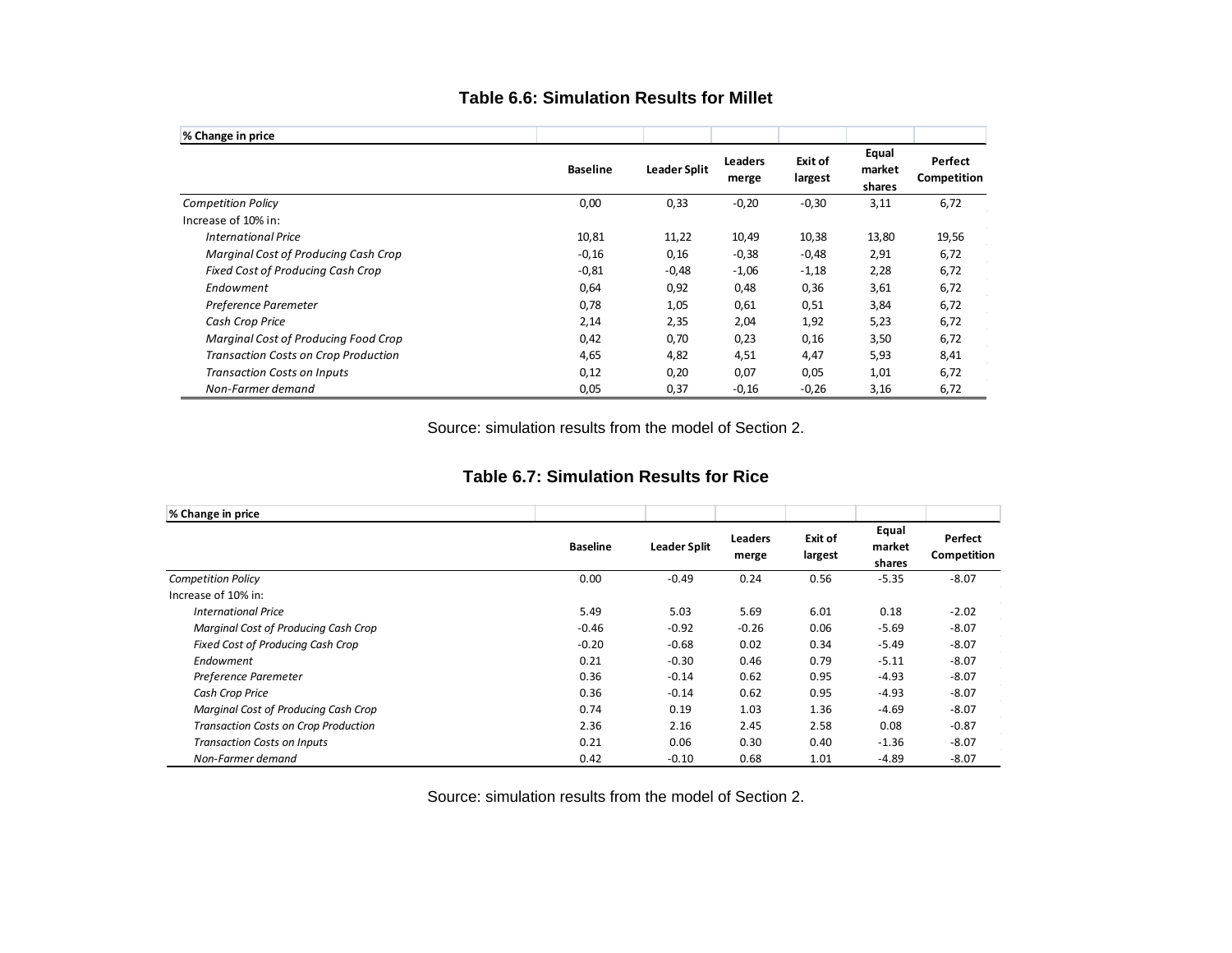### Table 6.6: Simulation Results for Millet

| % Change in price | Baseline | Leader Split | Leaders merge | Exit of largest | Equal market shares | Perfect Competition |
|---|---|---|---|---|---|---|
| *Competition Policy* | 0,00 | 0,33 | -0,20 | -0,30 | 3,11 | 6,72 |
| Increase of 10% in: | | | | | | |
| *International Price* | 10,81 | 11,22 | 10,49 | 10,38 | 13,80 | 19,56 |
| *Marginal Cost of Producing Cash Crop* | -0,16 | 0,16 | -0,38 | -0,48 | 2,91 | 6,72 |
| *Fixed Cost of Producing Cash Crop* | -0,81 | -0,48 | -1,06 | -1,18 | 2,28 | 6,72 |
| *Endowment* | 0,64 | 0,92 | 0,48 | 0,36 | 3,61 | 6,72 |
| *Preference Paremeter* | 0,78 | 1,05 | 0,61 | 0,51 | 3,84 | 6,72 |
| *Cash Crop Price* | 2,14 | 2,35 | 2,04 | 1,92 | 5,23 | 6,72 |
| *Marginal Cost of Producing Food Crop* | 0,42 | 0,70 | 0,23 | 0,16 | 3,50 | 6,72 |
| *Transaction Costs on Crop Production* | 4,65 | 4,82 | 4,51 | 4,47 | 5,93 | 8,41 |
| *Transaction Costs on Inputs* | 0,12 | 0,20 | 0,07 | 0,05 | 1,01 | 6,72 |
| *Non-Farmer demand* | 0,05 | 0,37 | -0,16 | -0,26 | 3,16 | 6,72 |

Source: simulation results from the model of Section 2.

### Table 6.7: Simulation Results for Rice

| % Change in price | Baseline | Leader Split | Leaders merge | Exit of largest | Equal market shares | Perfect Competition |
|---|---|---|---|---|---|---|
| *Competition Policy* | 0.00 | -0.49 | 0.24 | 0.56 | -5.35 | -8.07 |
| Increase of 10% in: | | | | | | |
| *International Price* | 5.49 | 5.03 | 5.69 | 6.01 | 0.18 | -2.02 |
| *Marginal Cost of Producing Cash Crop* | -0.46 | -0.92 | -0.26 | 0.06 | -5.69 | -8.07 |
| *Fixed Cost of Producing Cash Crop* | -0.20 | -0.68 | 0.02 | 0.34 | -5.49 | -8.07 |
| *Endowment* | 0.21 | -0.30 | 0.46 | 0.79 | -5.11 | -8.07 |
| *Preference Paremeter* | 0.36 | -0.14 | 0.62 | 0.95 | -4.93 | -8.07 |
| *Cash Crop Price* | 0.36 | -0.14 | 0.62 | 0.95 | -4.93 | -8.07 |
| *Marginal Cost of Producing Cash Crop* | 0.74 | 0.19 | 1.03 | 1.36 | -4.69 | -8.07 |
| *Transaction Costs on Crop Production* | 2.36 | 2.16 | 2.45 | 2.58 | 0.08 | -0.87 |
| *Transaction Costs on Inputs* | 0.21 | 0.06 | 0.30 | 0.40 | -1.36 | -8.07 |
| *Non-Farmer demand* | 0.42 | -0.10 | 0.68 | 1.01 | -4.89 | -8.07 |

Source: simulation results from the model of Section 2.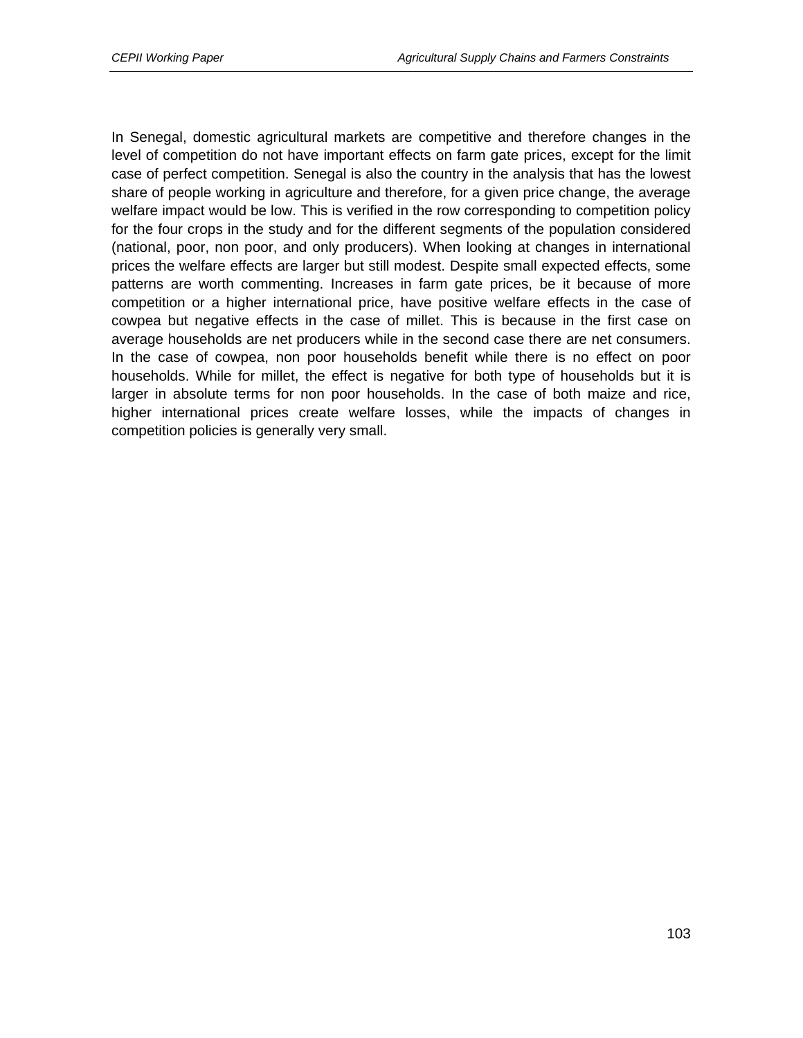In Senegal, domestic agricultural markets are competitive and therefore changes in the level of competition do not have important effects on farm gate prices, except for the limit case of perfect competition. Senegal is also the country in the analysis that has the lowest share of people working in agriculture and therefore, for a given price change, the average welfare impact would be low. This is verified in the row corresponding to competition policy for the four crops in the study and for the different segments of the population considered (national, poor, non poor, and only producers). When looking at changes in international prices the welfare effects are larger but still modest. Despite small expected effects, some patterns are worth commenting. Increases in farm gate prices, be it because of more competition or a higher international price, have positive welfare effects in the case of cowpea but negative effects in the case of millet. This is because in the first case on average households are net producers while in the second case there are net consumers. In the case of cowpea, non poor households benefit while there is no effect on poor households. While for millet, the effect is negative for both type of households but it is larger in absolute terms for non poor households. In the case of both maize and rice, higher international prices create welfare losses, while the impacts of changes in competition policies is generally very small.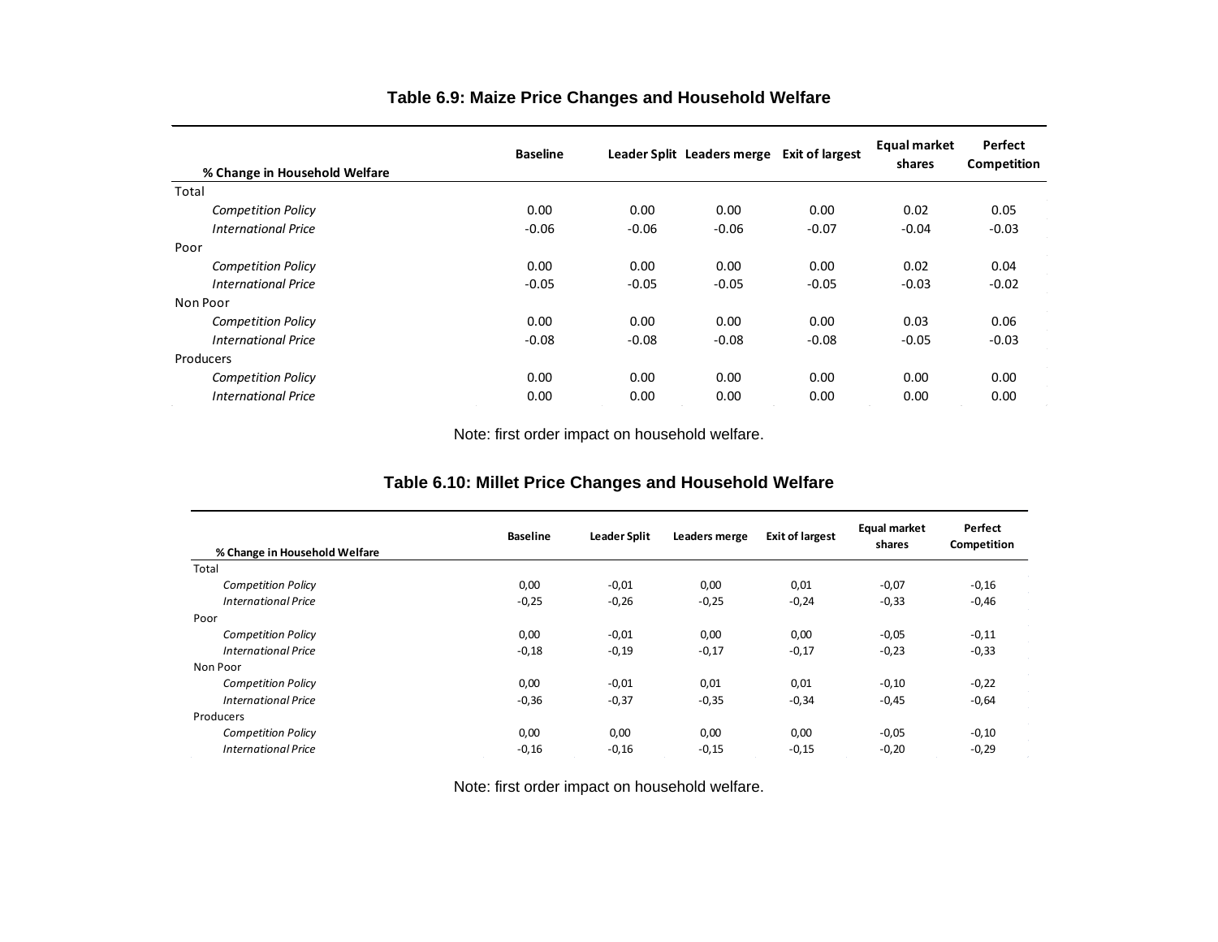**Table 6.9: Maize Price Changes and Household Welfare**

| % Change in Household Welfare | Baseline | Leader Split | Leaders merge | Exit of largest | Equal market shares | Perfect Competition |
|---|---|---|---|---|---|---|
| Total | | | | | | |
| *Competition Policy* | 0.00 | 0.00 | 0.00 | 0.00 | 0.02 | 0.05 |
| *International Price* | -0.06 | -0.06 | -0.06 | -0.07 | -0.04 | -0.03 |
| Poor | | | | | | |
| *Competition Policy* | 0.00 | 0.00 | 0.00 | 0.00 | 0.02 | 0.04 |
| *International Price* | -0.05 | -0.05 | -0.05 | -0.05 | -0.03 | -0.02 |
| Non Poor | | | | | | |
| *Competition Policy* | 0.00 | 0.00 | 0.00 | 0.00 | 0.03 | 0.06 |
| *International Price* | -0.08 | -0.08 | -0.08 | -0.08 | -0.05 | -0.03 |
| Producers | | | | | | |
| *Competition Policy* | 0.00 | 0.00 | 0.00 | 0.00 | 0.00 | 0.00 |
| *International Price* | 0.00 | 0.00 | 0.00 | 0.00 | 0.00 | 0.00 |

Note: first order impact on household welfare.

**Table 6.10: Millet Price Changes and Household Welfare**

| % Change in Household Welfare | Baseline | Leader Split | Leaders merge | Exit of largest | Equal market shares | Perfect Competition |
|---|---|---|---|---|---|---|
| Total | | | | | | |
| *Competition Policy* | 0,00 | -0,01 | 0,00 | 0,01 | -0,07 | -0,16 |
| *International Price* | -0,25 | -0,26 | -0,25 | -0,24 | -0,33 | -0,46 |
| Poor | | | | | | |
| *Competition Policy* | 0,00 | -0,01 | 0,00 | 0,00 | -0,05 | -0,11 |
| *International Price* | -0,18 | -0,19 | -0,17 | -0,17 | -0,23 | -0,33 |
| Non Poor | | | | | | |
| *Competition Policy* | 0,00 | -0,01 | 0,01 | 0,01 | -0,10 | -0,22 |
| *International Price* | -0,36 | -0,37 | -0,35 | -0,34 | -0,45 | -0,64 |
| Producers | | | | | | |
| *Competition Policy* | 0,00 | 0,00 | 0,00 | 0,00 | -0,05 | -0,10 |
| *International Price* | -0,16 | -0,16 | -0,15 | -0,15 | -0,20 | -0,29 |

Note: first order impact on household welfare.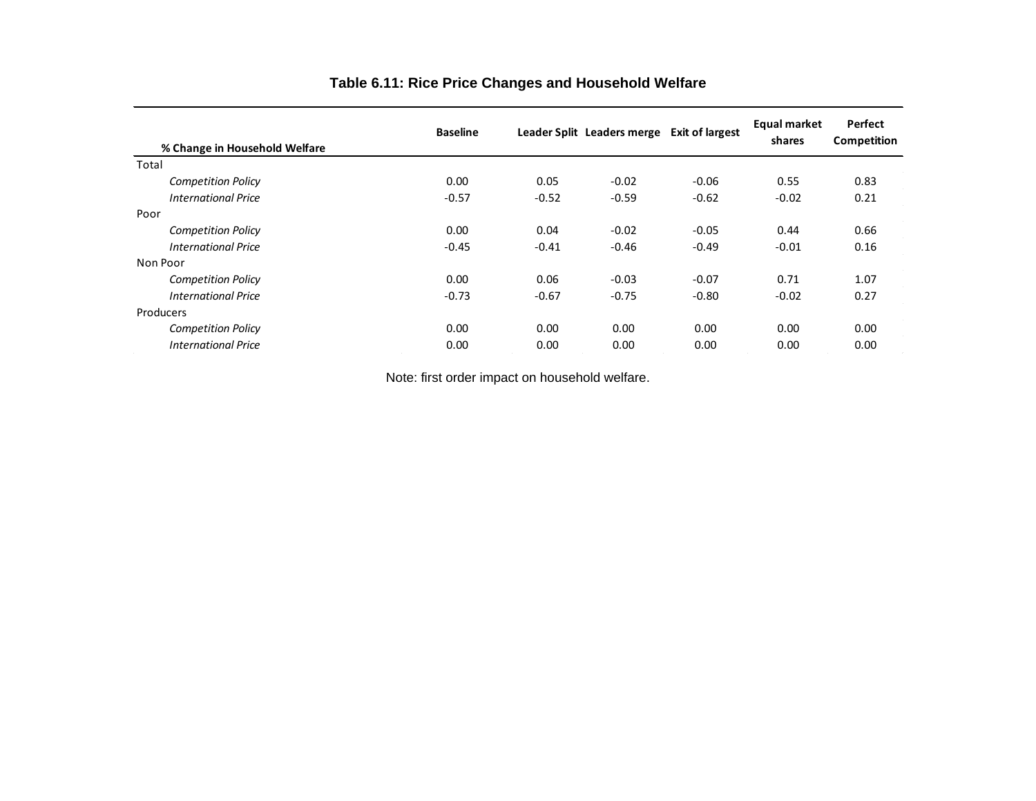**Table 6.11: Rice Price Changes and Household Welfare**

| % Change in Household Welfare | Baseline | Leader Split | Leaders merge | Exit of largest | Equal market shares | Perfect Competition |
|---|---|---|---|---|---|---|
| Total | | | | | | |
| *Competition Policy* | 0.00 | 0.05 | -0.02 | -0.06 | 0.55 | 0.83 |
| *International Price* | -0.57 | -0.52 | -0.59 | -0.62 | -0.02 | 0.21 |
| Poor | | | | | | |
| *Competition Policy* | 0.00 | 0.04 | -0.02 | -0.05 | 0.44 | 0.66 |
| *International Price* | -0.45 | -0.41 | -0.46 | -0.49 | -0.01 | 0.16 |
| Non Poor | | | | | | |
| *Competition Policy* | 0.00 | 0.06 | -0.03 | -0.07 | 0.71 | 1.07 |
| *International Price* | -0.73 | -0.67 | -0.75 | -0.80 | -0.02 | 0.27 |
| Producers | | | | | | |
| *Competition Policy* | 0.00 | 0.00 | 0.00 | 0.00 | 0.00 | 0.00 |
| *International Price* | 0.00 | 0.00 | 0.00 | 0.00 | 0.00 | 0.00 |

Note: first order impact on household welfare.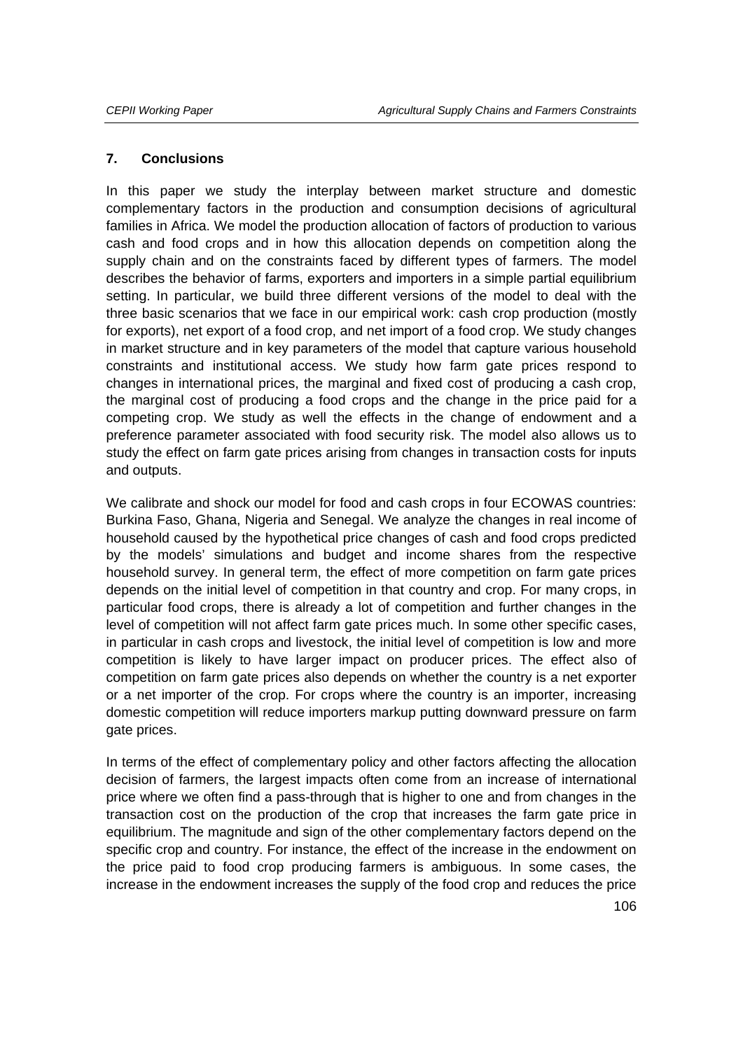## 7. Conclusions

In this paper we study the interplay between market structure and domestic complementary factors in the production and consumption decisions of agricultural families in Africa. We model the production allocation of factors of production to various cash and food crops and in how this allocation depends on competition along the supply chain and on the constraints faced by different types of farmers. The model describes the behavior of farms, exporters and importers in a simple partial equilibrium setting. In particular, we build three different versions of the model to deal with the three basic scenarios that we face in our empirical work: cash crop production (mostly for exports), net export of a food crop, and net import of a food crop. We study changes in market structure and in key parameters of the model that capture various household constraints and institutional access. We study how farm gate prices respond to changes in international prices, the marginal and fixed cost of producing a cash crop, the marginal cost of producing a food crops and the change in the price paid for a competing crop. We study as well the effects in the change of endowment and a preference parameter associated with food security risk. The model also allows us to study the effect on farm gate prices arising from changes in transaction costs for inputs and outputs.

We calibrate and shock our model for food and cash crops in four ECOWAS countries: Burkina Faso, Ghana, Nigeria and Senegal. We analyze the changes in real income of household caused by the hypothetical price changes of cash and food crops predicted by the models' simulations and budget and income shares from the respective household survey. In general term, the effect of more competition on farm gate prices depends on the initial level of competition in that country and crop. For many crops, in particular food crops, there is already a lot of competition and further changes in the level of competition will not affect farm gate prices much. In some other specific cases, in particular in cash crops and livestock, the initial level of competition is low and more competition is likely to have larger impact on producer prices. The effect also of competition on farm gate prices also depends on whether the country is a net exporter or a net importer of the crop. For crops where the country is an importer, increasing domestic competition will reduce importers markup putting downward pressure on farm gate prices.

In terms of the effect of complementary policy and other factors affecting the allocation decision of farmers, the largest impacts often come from an increase of international price where we often find a pass-through that is higher to one and from changes in the transaction cost on the production of the crop that increases the farm gate price in equilibrium. The magnitude and sign of the other complementary factors depend on the specific crop and country. For instance, the effect of the increase in the endowment on the price paid to food crop producing farmers is ambiguous. In some cases, the increase in the endowment increases the supply of the food crop and reduces the price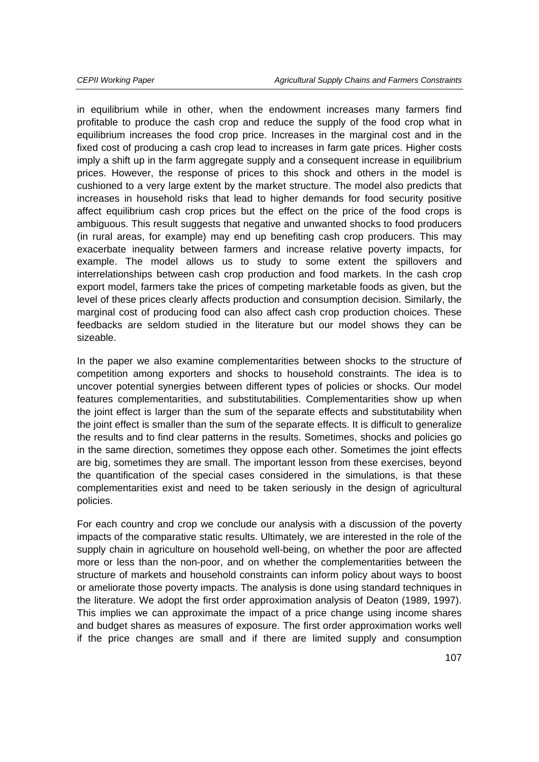in equilibrium while in other, when the endowment increases many farmers find profitable to produce the cash crop and reduce the supply of the food crop what in equilibrium increases the food crop price. Increases in the marginal cost and in the fixed cost of producing a cash crop lead to increases in farm gate prices. Higher costs imply a shift up in the farm aggregate supply and a consequent increase in equilibrium prices. However, the response of prices to this shock and others in the model is cushioned to a very large extent by the market structure. The model also predicts that increases in household risks that lead to higher demands for food security positive affect equilibrium cash crop prices but the effect on the price of the food crops is ambiguous. This result suggests that negative and unwanted shocks to food producers (in rural areas, for example) may end up benefiting cash crop producers. This may exacerbate inequality between farmers and increase relative poverty impacts, for example. The model allows us to study to some extent the spillovers and interrelationships between cash crop production and food markets. In the cash crop export model, farmers take the prices of competing marketable foods as given, but the level of these prices clearly affects production and consumption decision. Similarly, the marginal cost of producing food can also affect cash crop production choices. These feedbacks are seldom studied in the literature but our model shows they can be sizeable.

In the paper we also examine complementarities between shocks to the structure of competition among exporters and shocks to household constraints. The idea is to uncover potential synergies between different types of policies or shocks. Our model features complementarities, and substitutabilities. Complementarities show up when the joint effect is larger than the sum of the separate effects and substitutability when the joint effect is smaller than the sum of the separate effects. It is difficult to generalize the results and to find clear patterns in the results. Sometimes, shocks and policies go in the same direction, sometimes they oppose each other. Sometimes the joint effects are big, sometimes they are small. The important lesson from these exercises, beyond the quantification of the special cases considered in the simulations, is that these complementarities exist and need to be taken seriously in the design of agricultural policies.

For each country and crop we conclude our analysis with a discussion of the poverty impacts of the comparative static results. Ultimately, we are interested in the role of the supply chain in agriculture on household well-being, on whether the poor are affected more or less than the non-poor, and on whether the complementarities between the structure of markets and household constraints can inform policy about ways to boost or ameliorate those poverty impacts. The analysis is done using standard techniques in the literature. We adopt the first order approximation analysis of Deaton (1989, 1997). This implies we can approximate the impact of a price change using income shares and budget shares as measures of exposure. The first order approximation works well if the price changes are small and if there are limited supply and consumption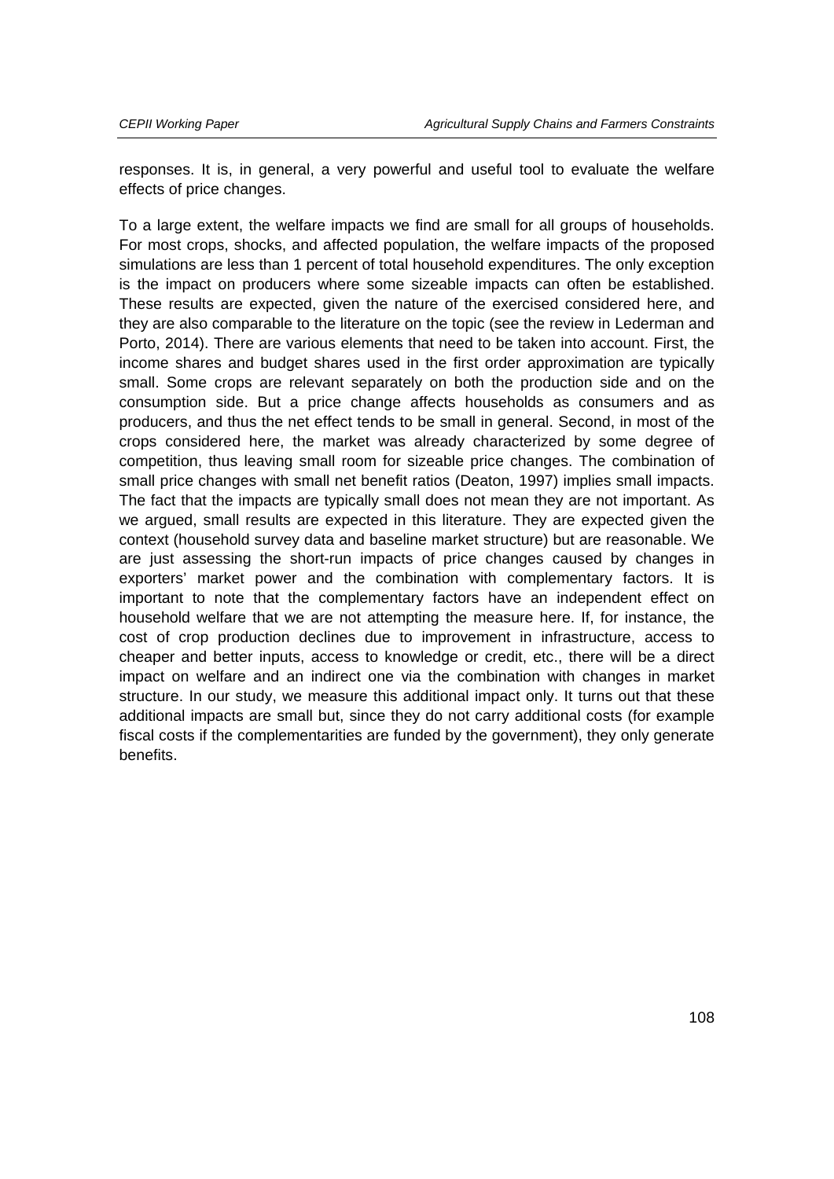responses. It is, in general, a very powerful and useful tool to evaluate the welfare effects of price changes.

To a large extent, the welfare impacts we find are small for all groups of households. For most crops, shocks, and affected population, the welfare impacts of the proposed simulations are less than 1 percent of total household expenditures. The only exception is the impact on producers where some sizeable impacts can often be established. These results are expected, given the nature of the exercised considered here, and they are also comparable to the literature on the topic (see the review in Lederman and Porto, 2014). There are various elements that need to be taken into account. First, the income shares and budget shares used in the first order approximation are typically small. Some crops are relevant separately on both the production side and on the consumption side. But a price change affects households as consumers and as producers, and thus the net effect tends to be small in general. Second, in most of the crops considered here, the market was already characterized by some degree of competition, thus leaving small room for sizeable price changes. The combination of small price changes with small net benefit ratios (Deaton, 1997) implies small impacts. The fact that the impacts are typically small does not mean they are not important. As we argued, small results are expected in this literature. They are expected given the context (household survey data and baseline market structure) but are reasonable. We are just assessing the short-run impacts of price changes caused by changes in exporters' market power and the combination with complementary factors. It is important to note that the complementary factors have an independent effect on household welfare that we are not attempting the measure here. If, for instance, the cost of crop production declines due to improvement in infrastructure, access to cheaper and better inputs, access to knowledge or credit, etc., there will be a direct impact on welfare and an indirect one via the combination with changes in market structure. In our study, we measure this additional impact only. It turns out that these additional impacts are small but, since they do not carry additional costs (for example fiscal costs if the complementarities are funded by the government), they only generate benefits.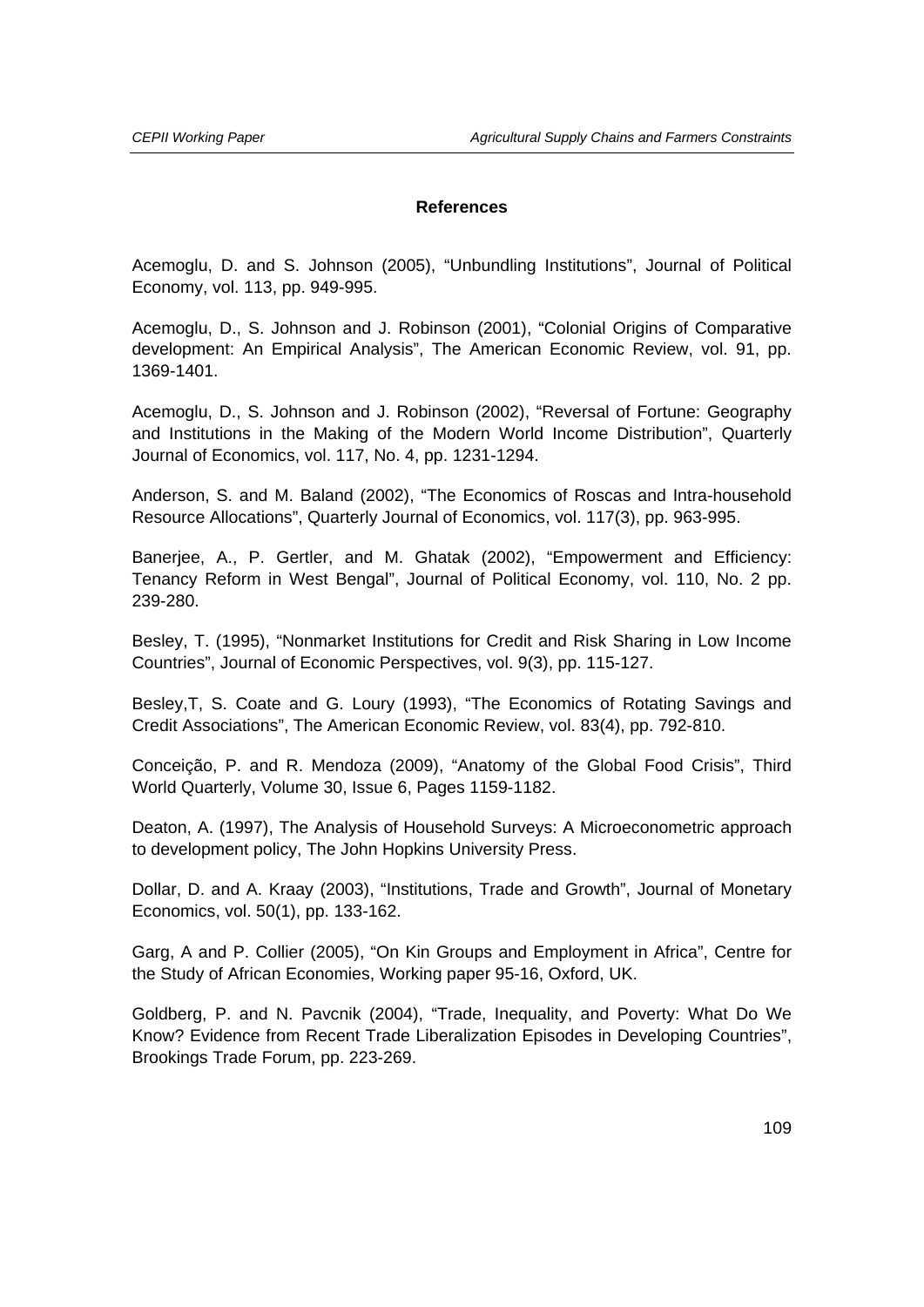## References

Acemoglu, D. and S. Johnson (2005), "Unbundling Institutions", Journal of Political Economy, vol. 113, pp. 949-995.

Acemoglu, D., S. Johnson and J. Robinson (2001), "Colonial Origins of Comparative development: An Empirical Analysis", The American Economic Review, vol. 91, pp. 1369-1401.

Acemoglu, D., S. Johnson and J. Robinson (2002), "Reversal of Fortune: Geography and Institutions in the Making of the Modern World Income Distribution", Quarterly Journal of Economics, vol. 117, No. 4, pp. 1231-1294.

Anderson, S. and M. Baland (2002), "The Economics of Roscas and Intra-household Resource Allocations", Quarterly Journal of Economics, vol. 117(3), pp. 963-995.

Banerjee, A., P. Gertler, and M. Ghatak (2002), "Empowerment and Efficiency: Tenancy Reform in West Bengal", Journal of Political Economy, vol. 110, No. 2 pp. 239-280.

Besley, T. (1995), "Nonmarket Institutions for Credit and Risk Sharing in Low Income Countries", Journal of Economic Perspectives, vol. 9(3), pp. 115-127.

Besley,T, S. Coate and G. Loury (1993), "The Economics of Rotating Savings and Credit Associations", The American Economic Review, vol. 83(4), pp. 792-810.

Conceição, P. and R. Mendoza (2009), "Anatomy of the Global Food Crisis", Third World Quarterly, Volume 30, Issue 6, Pages 1159-1182.

Deaton, A. (1997), The Analysis of Household Surveys: A Microeconometric approach to development policy, The John Hopkins University Press.

Dollar, D. and A. Kraay (2003), "Institutions, Trade and Growth", Journal of Monetary Economics, vol. 50(1), pp. 133-162.

Garg, A and P. Collier (2005), "On Kin Groups and Employment in Africa", Centre for the Study of African Economies, Working paper 95-16, Oxford, UK.

Goldberg, P. and N. Pavcnik (2004), "Trade, Inequality, and Poverty: What Do We Know? Evidence from Recent Trade Liberalization Episodes in Developing Countries", Brookings Trade Forum, pp. 223-269.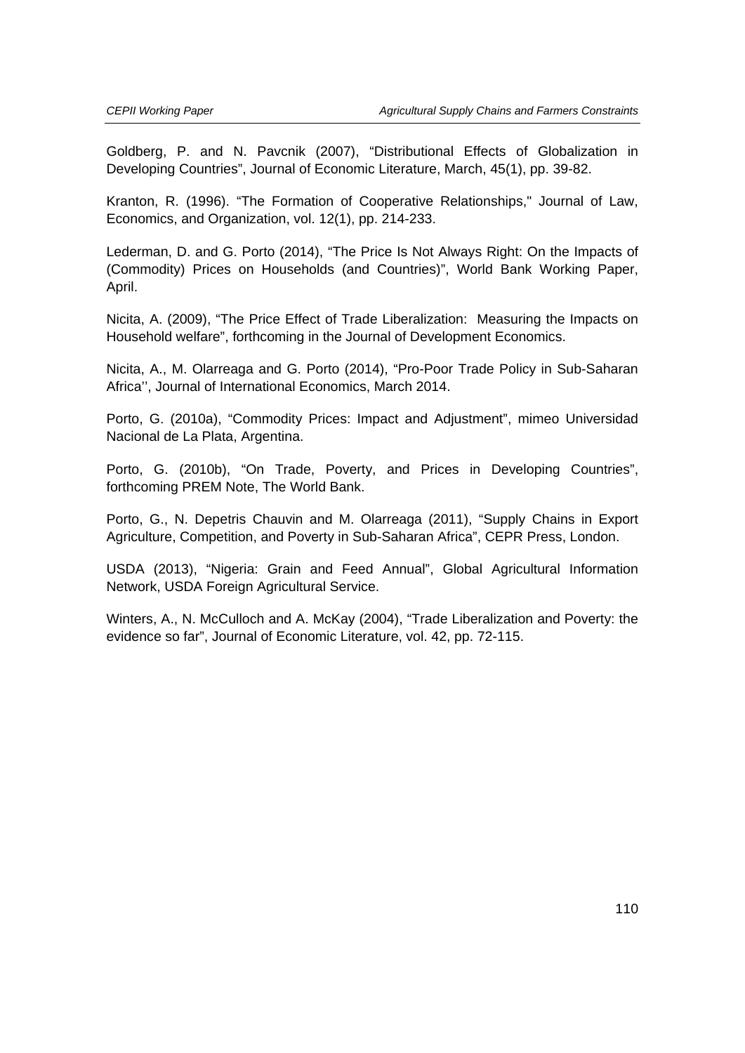Goldberg, P. and N. Pavcnik (2007), “Distributional Effects of Globalization in Developing Countries”, Journal of Economic Literature, March, 45(1), pp. 39-82.

Kranton, R. (1996). “The Formation of Cooperative Relationships," Journal of Law, Economics, and Organization, vol. 12(1), pp. 214-233.

Lederman, D. and G. Porto (2014), “The Price Is Not Always Right: On the Impacts of (Commodity) Prices on Households (and Countries)”, World Bank Working Paper, April.

Nicita, A. (2009), “The Price Effect of Trade Liberalization: Measuring the Impacts on Household welfare”, forthcoming in the Journal of Development Economics.

Nicita, A., M. Olarreaga and G. Porto (2014), “Pro-Poor Trade Policy in Sub-Saharan Africa'', Journal of International Economics, March 2014.

Porto, G. (2010a), “Commodity Prices: Impact and Adjustment”, mimeo Universidad Nacional de La Plata, Argentina.

Porto, G. (2010b), “On Trade, Poverty, and Prices in Developing Countries”, forthcoming PREM Note, The World Bank.

Porto, G., N. Depetris Chauvin and M. Olarreaga (2011), “Supply Chains in Export Agriculture, Competition, and Poverty in Sub-Saharan Africa”, CEPR Press, London.

USDA (2013), “Nigeria: Grain and Feed Annual”, Global Agricultural Information Network, USDA Foreign Agricultural Service.

Winters, A., N. McCulloch and A. McKay (2004), “Trade Liberalization and Poverty: the evidence so far”, Journal of Economic Literature, vol. 42, pp. 72-115.